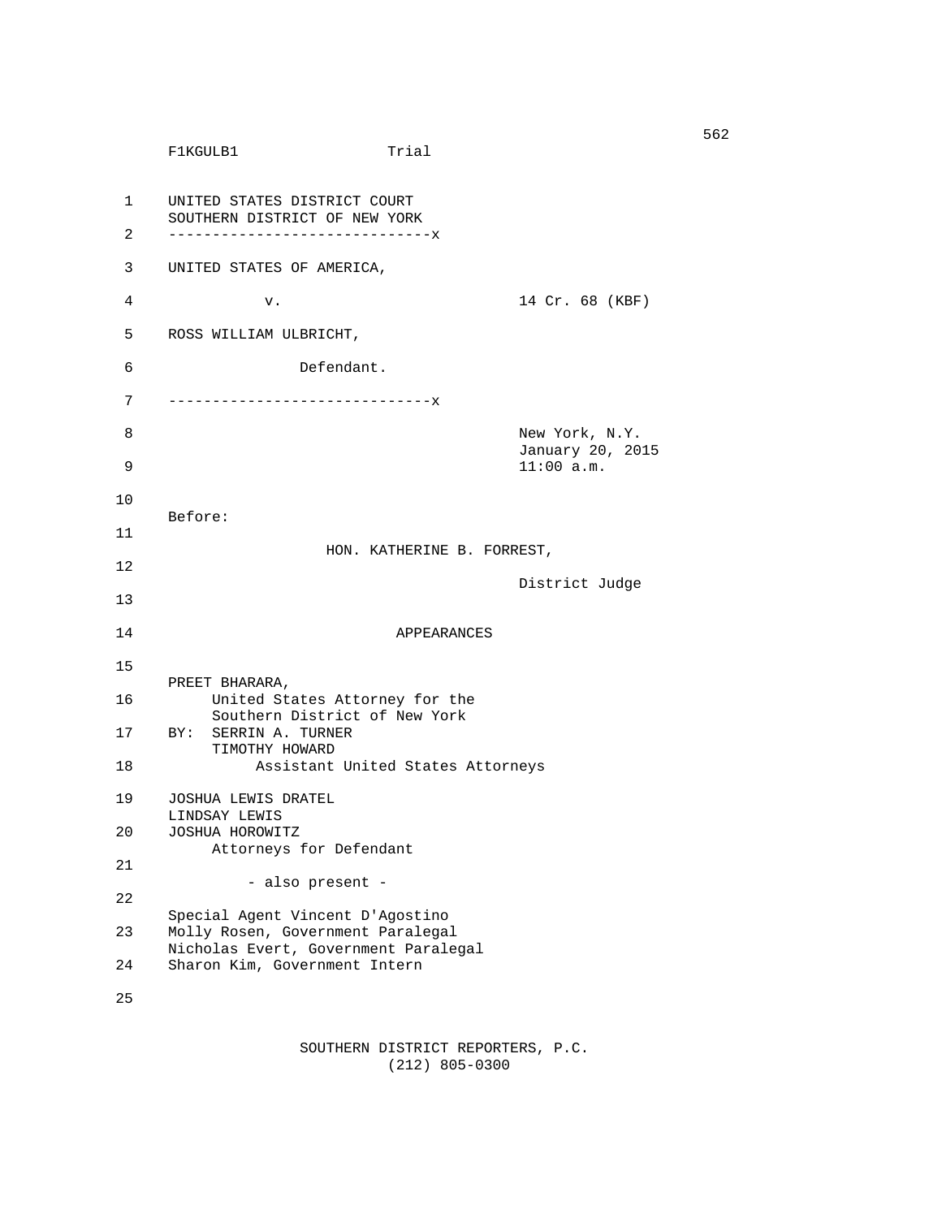UNITED STATES DISTRICT COURT
SOUTHERN DISTRICT OF NEW YORK

------------------------------x

UNITED STATES OF AMERICA,

v. 14 Cr. 68 (KBF)

ROSS WILLIAM ULBRICHT,

Defendant.

------------------------------x

New York, N.Y.
January 20, 2015
11:00 a.m.

Before:

HON. KATHERINE B. FORREST,

District Judge

APPEARANCES

PREET BHARARA,
United States Attorney for the
Southern District of New York
BY: SERRIN A. TURNER
TIMOTHY HOWARD
Assistant United States Attorneys

JOSHUA LEWIS DRATEL
LINDSAY LEWIS
JOSHUA HOROWITZ
Attorneys for Defendant

- also present -

Special Agent Vincent D'Agostino
Molly Rosen, Government Paralegal
Nicholas Evert, Government Paralegal
Sharon Kim, Government Intern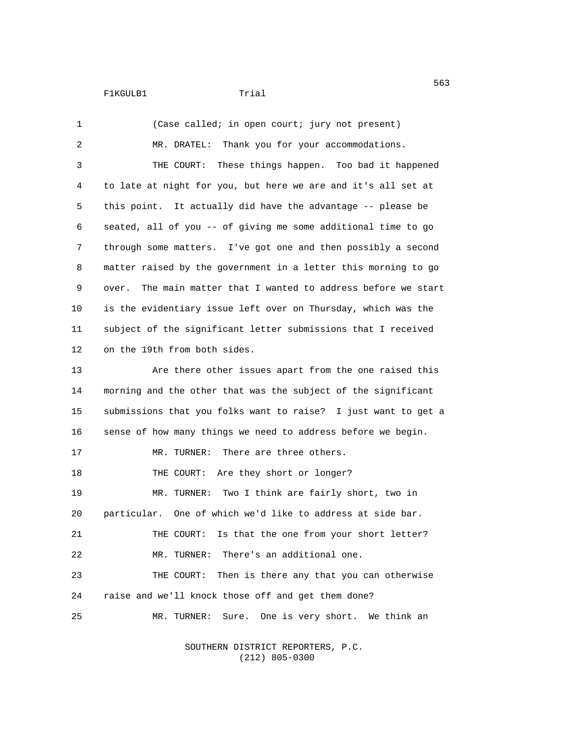1 (Case called; in open court; jury not present)

2 MR. DRATEL: Thank you for your accommodations.

3 THE COURT: These things happen. Too bad it happened

4 to late at night for you, but here we are and it's all set at

5 this point. It actually did have the advantage -- please be

6 seated, all of you -- of giving me some additional time to go

7 through some matters. I've got one and then possibly a second

8 matter raised by the government in a letter this morning to go

9 over. The main matter that I wanted to address before we start

10 is the evidentiary issue left over on Thursday, which was the

11 subject of the significant letter submissions that I received

12 on the 19th from both sides.

13 Are there other issues apart from the one raised this

14 morning and the other that was the subject of the significant

15 submissions that you folks want to raise? I just want to get a

16 sense of how many things we need to address before we begin.

17 MR. TURNER: There are three others.

18 THE COURT: Are they short or longer?

19 MR. TURNER: Two I think are fairly short, two in

20 particular. One of which we'd like to address at side bar.

21 THE COURT: Is that the one from your short letter?

22 MR. TURNER: There's an additional one.

23 THE COURT: Then is there any that you can otherwise

24 raise and we'll knock those off and get them done?

25 MR. TURNER: Sure. One is very short. We think an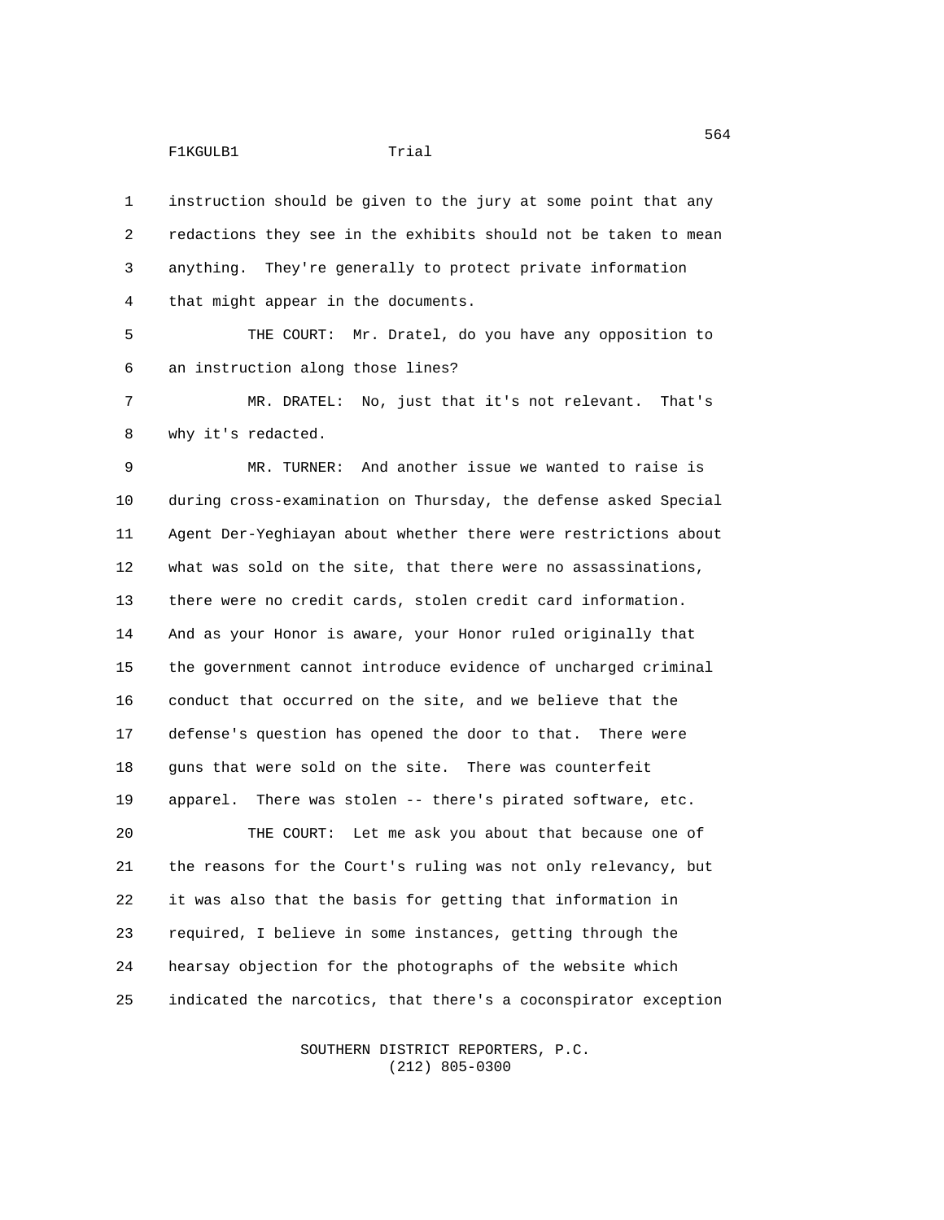instruction should be given to the jury at some point that any redactions they see in the exhibits should not be taken to mean anything. They're generally to protect private information that might appear in the documents.

THE COURT: Mr. Dratel, do you have any opposition to an instruction along those lines?

MR. DRATEL: No, just that it's not relevant. That's why it's redacted.

MR. TURNER: And another issue we wanted to raise is during cross-examination on Thursday, the defense asked Special Agent Der-Yeghiayan about whether there were restrictions about what was sold on the site, that there were no assassinations, there were no credit cards, stolen credit card information. And as your Honor is aware, your Honor ruled originally that the government cannot introduce evidence of uncharged criminal conduct that occurred on the site, and we believe that the defense's question has opened the door to that. There were guns that were sold on the site. There was counterfeit apparel. There was stolen -- there's pirated software, etc.

THE COURT: Let me ask you about that because one of the reasons for the Court's ruling was not only relevancy, but it was also that the basis for getting that information in required, I believe in some instances, getting through the hearsay objection for the photographs of the website which indicated the narcotics, that there's a coconspirator exception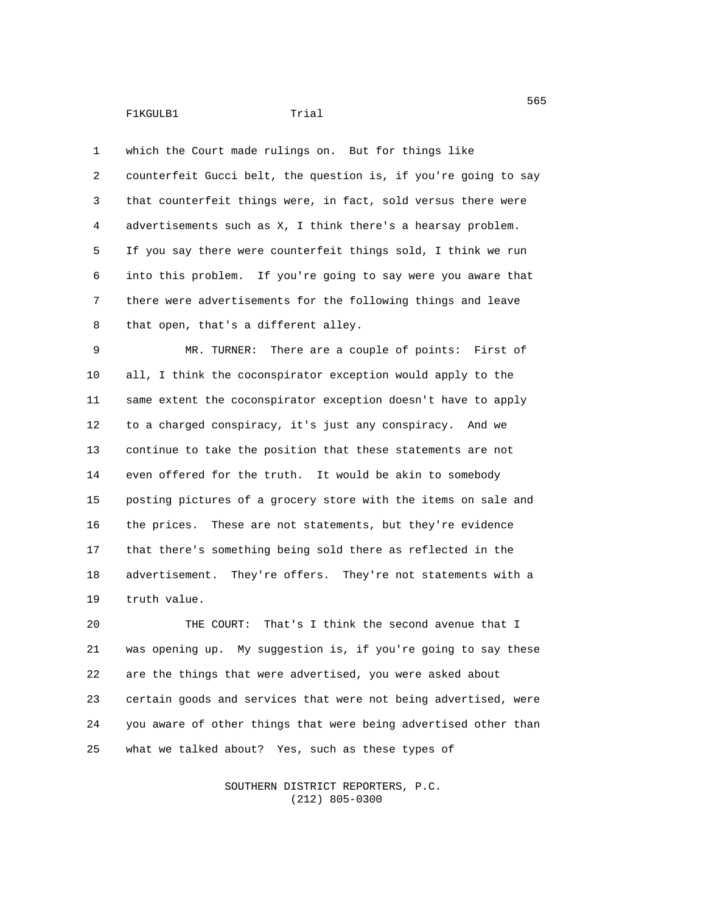which the Court made rulings on. But for things like counterfeit Gucci belt, the question is, if you're going to say that counterfeit things were, in fact, sold versus there were advertisements such as X, I think there's a hearsay problem. If you say there were counterfeit things sold, I think we run into this problem. If you're going to say were you aware that there were advertisements for the following things and leave that open, that's a different alley.

MR. TURNER: There are a couple of points: First of all, I think the coconspirator exception would apply to the same extent the coconspirator exception doesn't have to apply to a charged conspiracy, it's just any conspiracy. And we continue to take the position that these statements are not even offered for the truth. It would be akin to somebody posting pictures of a grocery store with the items on sale and the prices. These are not statements, but they're evidence that there's something being sold there as reflected in the advertisement. They're offers. They're not statements with a truth value.

THE COURT: That's I think the second avenue that I was opening up. My suggestion is, if you're going to say these are the things that were advertised, you were asked about certain goods and services that were not being advertised, were you aware of other things that were being advertised other than what we talked about? Yes, such as these types of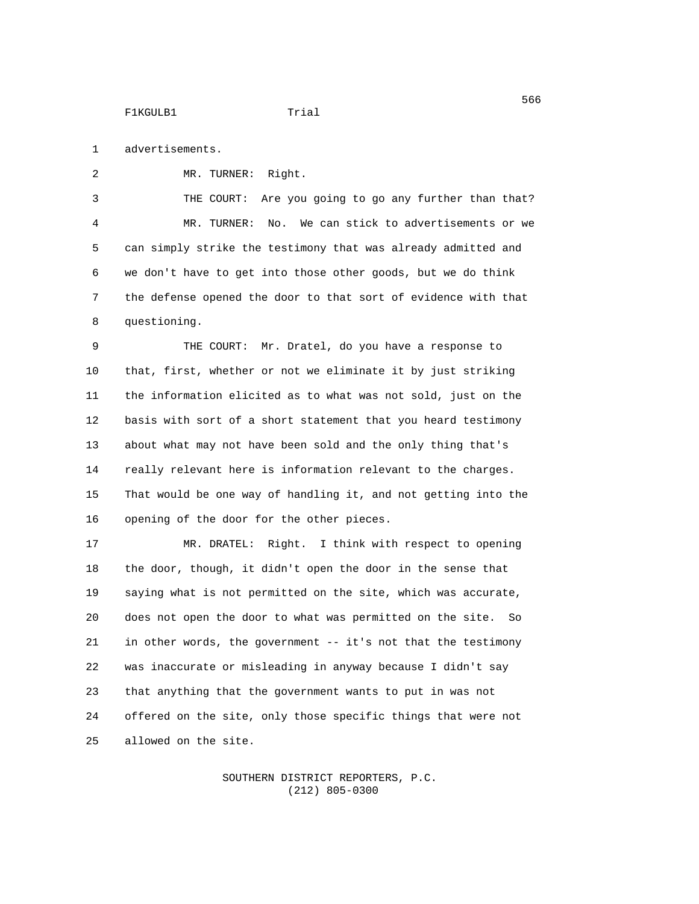advertisements.

MR. TURNER: Right.

THE COURT: Are you going to go any further than that?

MR. TURNER: No. We can stick to advertisements or we can simply strike the testimony that was already admitted and we don't have to get into those other goods, but we do think the defense opened the door to that sort of evidence with that questioning.

THE COURT: Mr. Dratel, do you have a response to that, first, whether or not we eliminate it by just striking the information elicited as to what was not sold, just on the basis with sort of a short statement that you heard testimony about what may not have been sold and the only thing that's really relevant here is information relevant to the charges. That would be one way of handling it, and not getting into the opening of the door for the other pieces.

MR. DRATEL: Right. I think with respect to opening the door, though, it didn't open the door in the sense that saying what is not permitted on the site, which was accurate, does not open the door to what was permitted on the site. So in other words, the government -- it's not that the testimony was inaccurate or misleading in anyway because I didn't say that anything that the government wants to put in was not offered on the site, only those specific things that were not allowed on the site.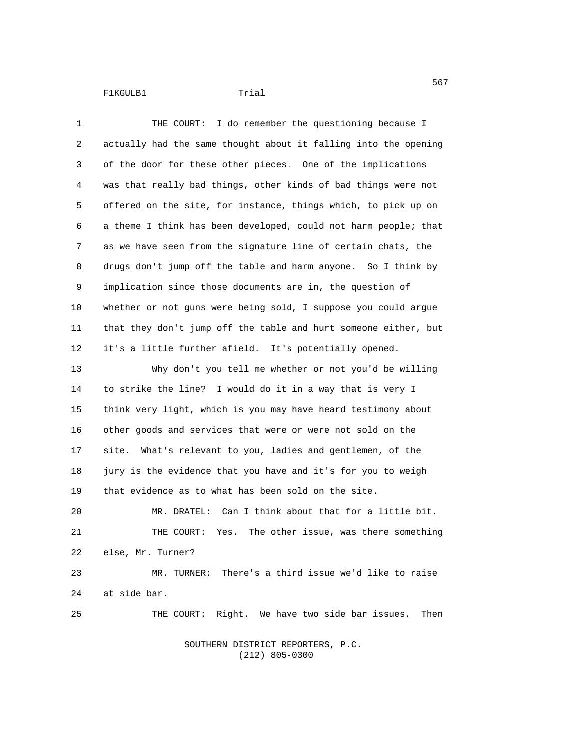THE COURT: I do remember the questioning because I actually had the same thought about it falling into the opening of the door for these other pieces. One of the implications was that really bad things, other kinds of bad things were not offered on the site, for instance, things which, to pick up on a theme I think has been developed, could not harm people; that as we have seen from the signature line of certain chats, the drugs don't jump off the table and harm anyone. So I think by implication since those documents are in, the question of whether or not guns were being sold, I suppose you could argue that they don't jump off the table and hurt someone either, but it's a little further afield. It's potentially opened.

Why don't you tell me whether or not you'd be willing to strike the line? I would do it in a way that is very I think very light, which is you may have heard testimony about other goods and services that were or were not sold on the site. What's relevant to you, ladies and gentlemen, of the jury is the evidence that you have and it's for you to weigh that evidence as to what has been sold on the site.

MR. DRATEL: Can I think about that for a little bit.

THE COURT: Yes. The other issue, was there something else, Mr. Turner?

MR. TURNER: There's a third issue we'd like to raise at side bar.

THE COURT: Right. We have two side bar issues. Then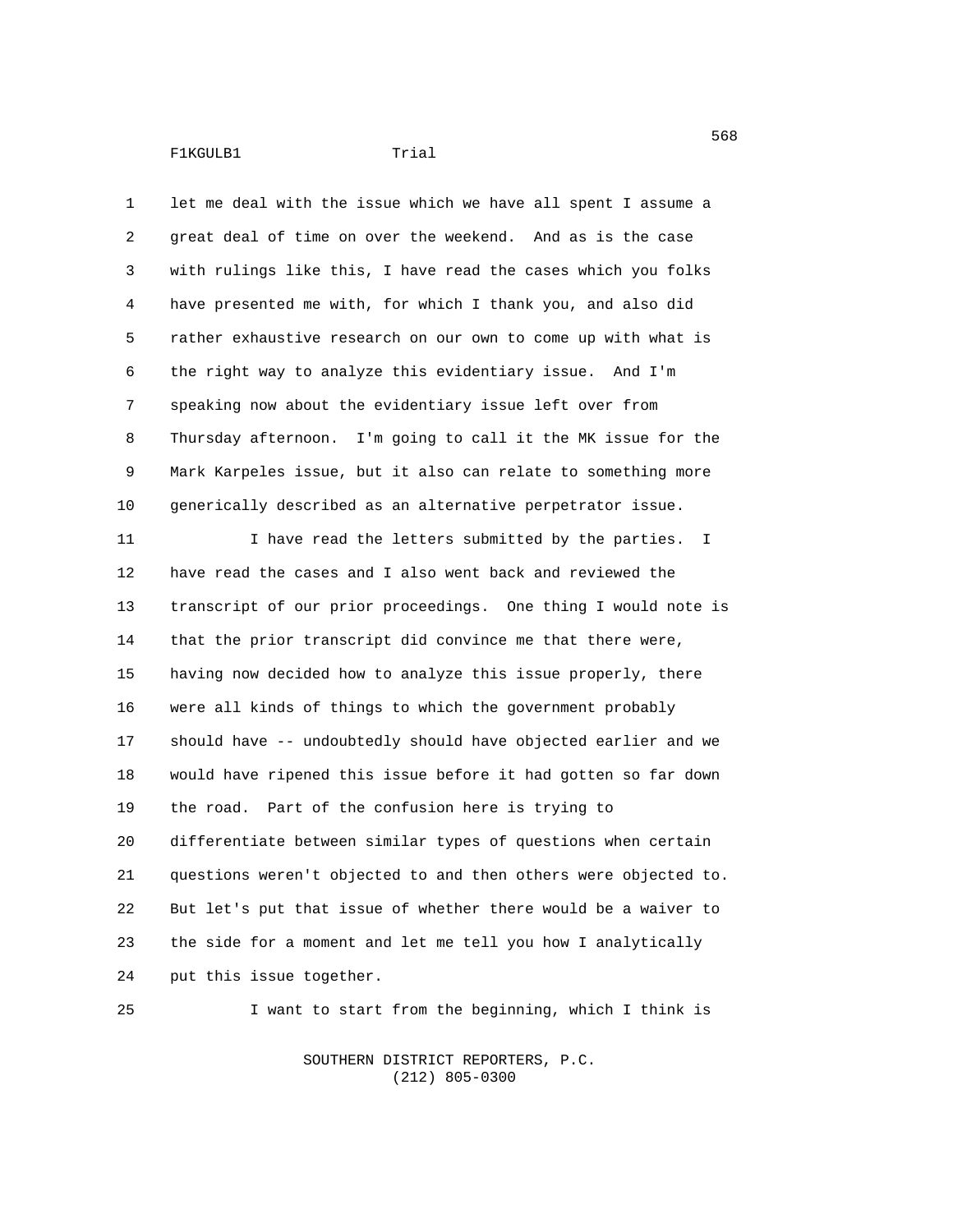1 let me deal with the issue which we have all spent I assume a
2 great deal of time on over the weekend. And as is the case
3 with rulings like this, I have read the cases which you folks
4 have presented me with, for which I thank you, and also did
5 rather exhaustive research on our own to come up with what is
6 the right way to analyze this evidentiary issue. And I'm
7 speaking now about the evidentiary issue left over from
8 Thursday afternoon. I'm going to call it the MK issue for the
9 Mark Karpeles issue, but it also can relate to something more
10 generically described as an alternative perpetrator issue.

11 I have read the letters submitted by the parties. I
12 have read the cases and I also went back and reviewed the
13 transcript of our prior proceedings. One thing I would note is
14 that the prior transcript did convince me that there were,
15 having now decided how to analyze this issue properly, there
16 were all kinds of things to which the government probably
17 should have -- undoubtedly should have objected earlier and we
18 would have ripened this issue before it had gotten so far down
19 the road. Part of the confusion here is trying to
20 differentiate between similar types of questions when certain
21 questions weren't objected to and then others were objected to.
22 But let's put that issue of whether there would be a waiver to
23 the side for a moment and let me tell you how I analytically
24 put this issue together.

25 I want to start from the beginning, which I think is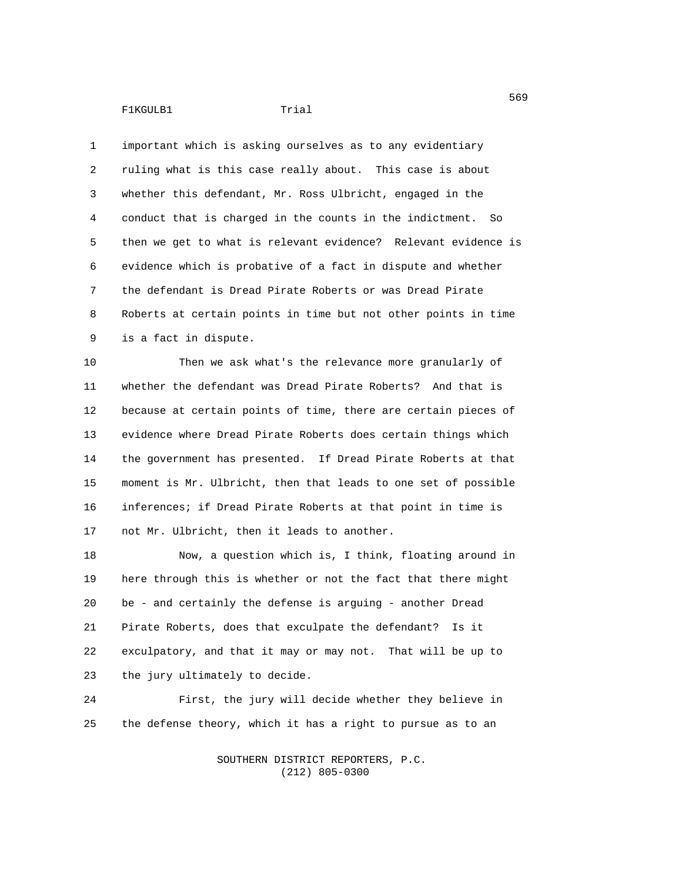important which is asking ourselves as to any evidentiary ruling what is this case really about. This case is about whether this defendant, Mr. Ross Ulbricht, engaged in the conduct that is charged in the counts in the indictment. So then we get to what is relevant evidence? Relevant evidence is evidence which is probative of a fact in dispute and whether the defendant is Dread Pirate Roberts or was Dread Pirate Roberts at certain points in time but not other points in time is a fact in dispute.

Then we ask what's the relevance more granularly of whether the defendant was Dread Pirate Roberts? And that is because at certain points of time, there are certain pieces of evidence where Dread Pirate Roberts does certain things which the government has presented. If Dread Pirate Roberts at that moment is Mr. Ulbricht, then that leads to one set of possible inferences; if Dread Pirate Roberts at that point in time is not Mr. Ulbricht, then it leads to another.

Now, a question which is, I think, floating around in here through this is whether or not the fact that there might be - and certainly the defense is arguing - another Dread Pirate Roberts, does that exculpate the defendant? Is it exculpatory, and that it may or may not. That will be up to the jury ultimately to decide.

First, the jury will decide whether they believe in the defense theory, which it has a right to pursue as to an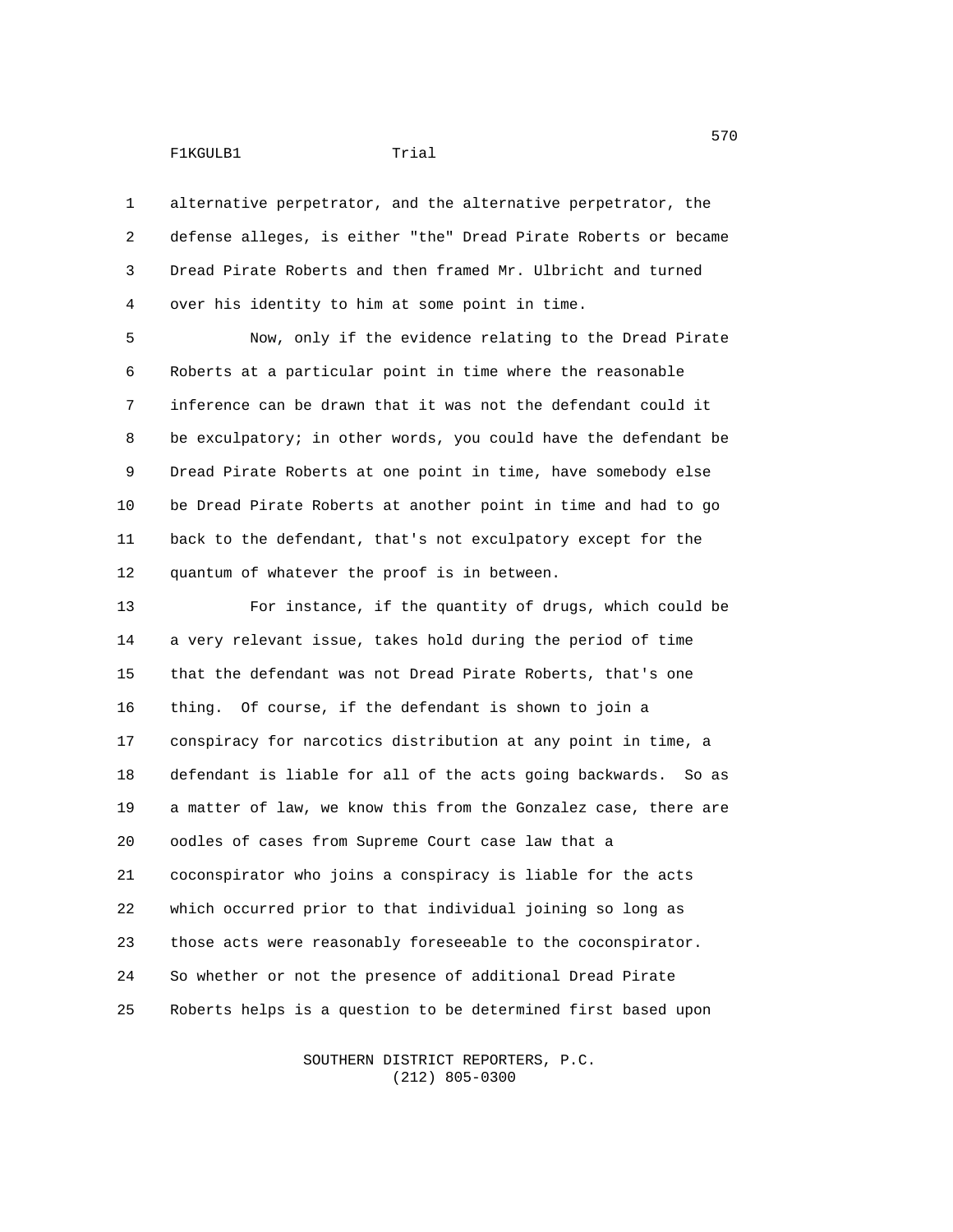alternative perpetrator, and the alternative perpetrator, the defense alleges, is either "the" Dread Pirate Roberts or became Dread Pirate Roberts and then framed Mr. Ulbricht and turned over his identity to him at some point in time.

Now, only if the evidence relating to the Dread Pirate Roberts at a particular point in time where the reasonable inference can be drawn that it was not the defendant could it be exculpatory; in other words, you could have the defendant be Dread Pirate Roberts at one point in time, have somebody else be Dread Pirate Roberts at another point in time and had to go back to the defendant, that's not exculpatory except for the quantum of whatever the proof is in between.

For instance, if the quantity of drugs, which could be a very relevant issue, takes hold during the period of time that the defendant was not Dread Pirate Roberts, that's one thing. Of course, if the defendant is shown to join a conspiracy for narcotics distribution at any point in time, a defendant is liable for all of the acts going backwards. So as a matter of law, we know this from the Gonzalez case, there are oodles of cases from Supreme Court case law that a coconspirator who joins a conspiracy is liable for the acts which occurred prior to that individual joining so long as those acts were reasonably foreseeable to the coconspirator. So whether or not the presence of additional Dread Pirate Roberts helps is a question to be determined first based upon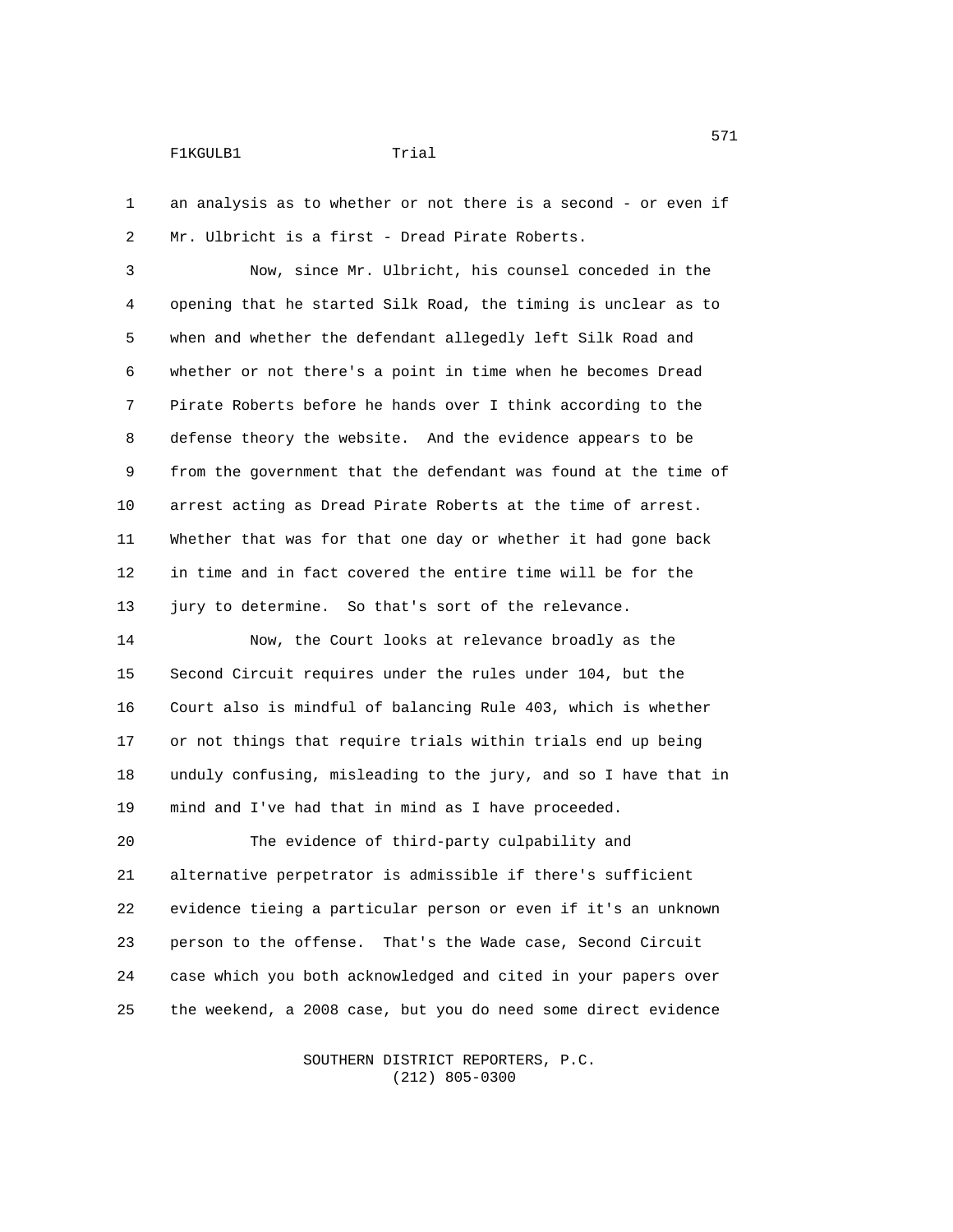an analysis as to whether or not there is a second - or even if Mr. Ulbricht is a first - Dread Pirate Roberts.

Now, since Mr. Ulbricht, his counsel conceded in the opening that he started Silk Road, the timing is unclear as to when and whether the defendant allegedly left Silk Road and whether or not there's a point in time when he becomes Dread Pirate Roberts before he hands over I think according to the defense theory the website. And the evidence appears to be from the government that the defendant was found at the time of arrest acting as Dread Pirate Roberts at the time of arrest. Whether that was for that one day or whether it had gone back in time and in fact covered the entire time will be for the jury to determine. So that's sort of the relevance.

Now, the Court looks at relevance broadly as the Second Circuit requires under the rules under 104, but the Court also is mindful of balancing Rule 403, which is whether or not things that require trials within trials end up being unduly confusing, misleading to the jury, and so I have that in mind and I've had that in mind as I have proceeded.

The evidence of third-party culpability and alternative perpetrator is admissible if there's sufficient evidence tieing a particular person or even if it's an unknown person to the offense. That's the Wade case, Second Circuit case which you both acknowledged and cited in your papers over the weekend, a 2008 case, but you do need some direct evidence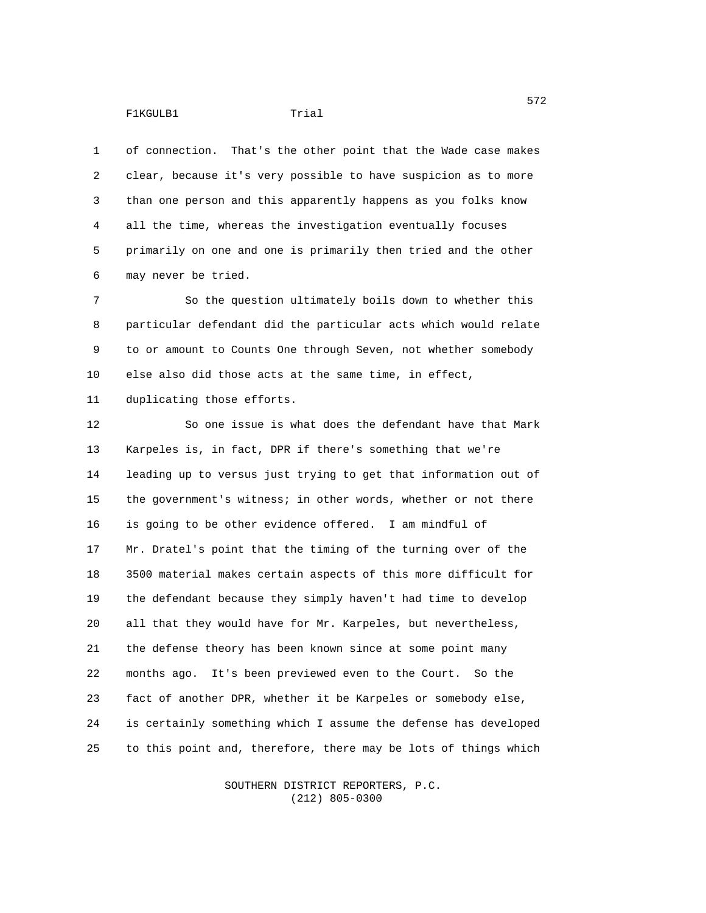of connection. That's the other point that the Wade case makes clear, because it's very possible to have suspicion as to more than one person and this apparently happens as you folks know all the time, whereas the investigation eventually focuses primarily on one and one is primarily then tried and the other may never be tried.

So the question ultimately boils down to whether this particular defendant did the particular acts which would relate to or amount to Counts One through Seven, not whether somebody else also did those acts at the same time, in effect, duplicating those efforts.

So one issue is what does the defendant have that Mark Karpeles is, in fact, DPR if there's something that we're leading up to versus just trying to get that information out of the government's witness; in other words, whether or not there is going to be other evidence offered. I am mindful of Mr. Dratel's point that the timing of the turning over of the 3500 material makes certain aspects of this more difficult for the defendant because they simply haven't had time to develop all that they would have for Mr. Karpeles, but nevertheless, the defense theory has been known since at some point many months ago. It's been previewed even to the Court. So the fact of another DPR, whether it be Karpeles or somebody else, is certainly something which I assume the defense has developed to this point and, therefore, there may be lots of things which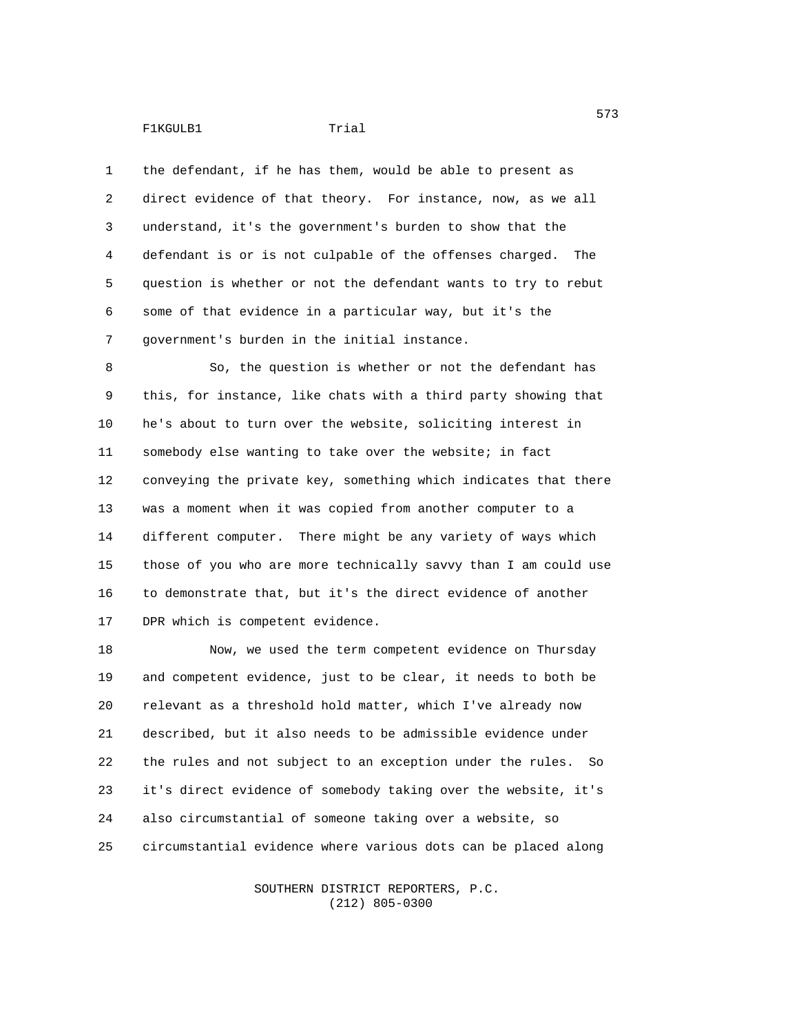the defendant, if he has them, would be able to present as direct evidence of that theory. For instance, now, as we all understand, it's the government's burden to show that the defendant is or is not culpable of the offenses charged. The question is whether or not the defendant wants to try to rebut some of that evidence in a particular way, but it's the government's burden in the initial instance.

So, the question is whether or not the defendant has this, for instance, like chats with a third party showing that he's about to turn over the website, soliciting interest in somebody else wanting to take over the website; in fact conveying the private key, something which indicates that there was a moment when it was copied from another computer to a different computer. There might be any variety of ways which those of you who are more technically savvy than I am could use to demonstrate that, but it's the direct evidence of another DPR which is competent evidence.

Now, we used the term competent evidence on Thursday and competent evidence, just to be clear, it needs to both be relevant as a threshold hold matter, which I've already now described, but it also needs to be admissible evidence under the rules and not subject to an exception under the rules. So it's direct evidence of somebody taking over the website, it's also circumstantial of someone taking over a website, so circumstantial evidence where various dots can be placed along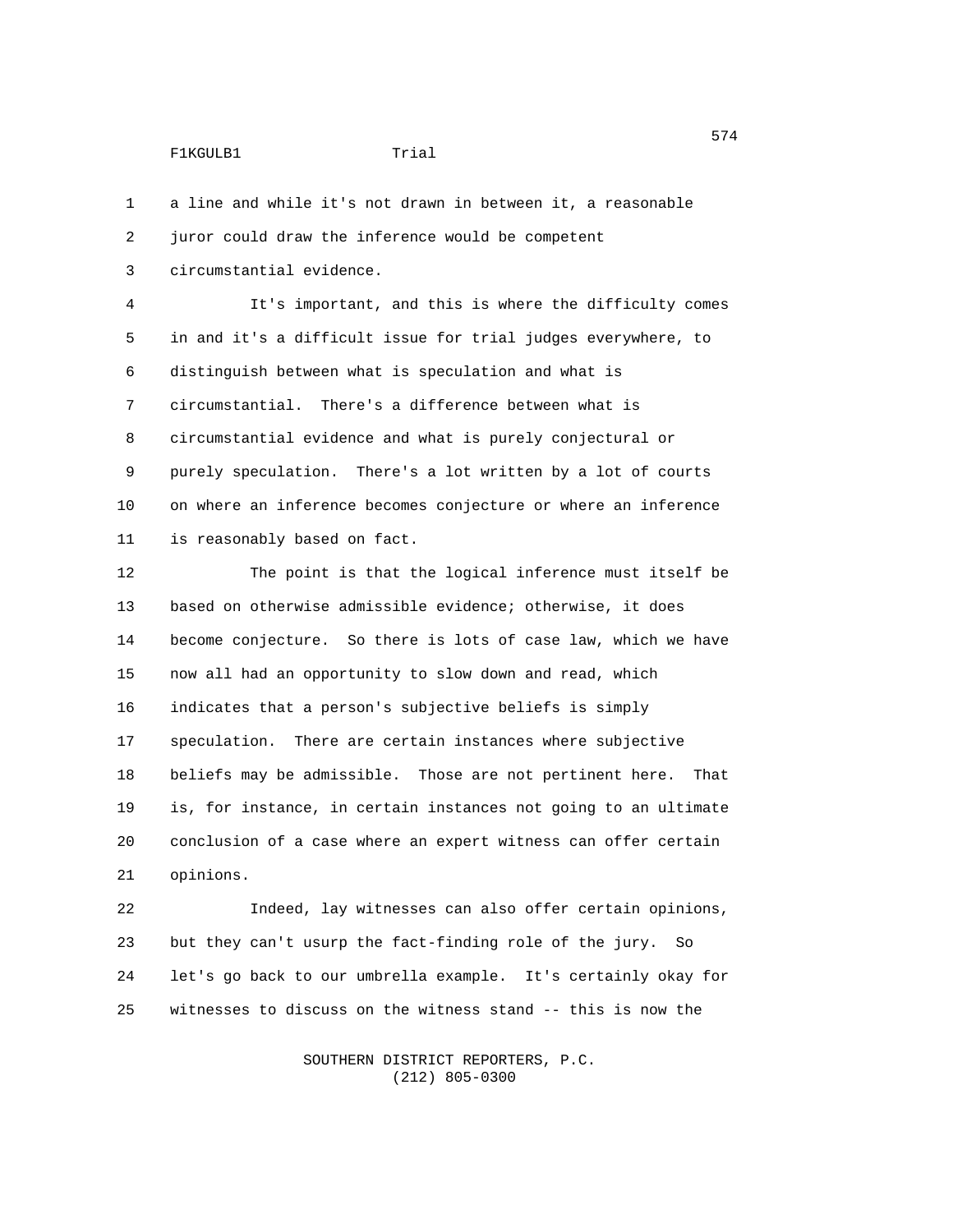a line and while it's not drawn in between it, a reasonable juror could draw the inference would be competent circumstantial evidence.

It's important, and this is where the difficulty comes in and it's a difficult issue for trial judges everywhere, to distinguish between what is speculation and what is circumstantial. There's a difference between what is circumstantial evidence and what is purely conjectural or purely speculation. There's a lot written by a lot of courts on where an inference becomes conjecture or where an inference is reasonably based on fact.

The point is that the logical inference must itself be based on otherwise admissible evidence; otherwise, it does become conjecture. So there is lots of case law, which we have now all had an opportunity to slow down and read, which indicates that a person's subjective beliefs is simply speculation. There are certain instances where subjective beliefs may be admissible. Those are not pertinent here. That is, for instance, in certain instances not going to an ultimate conclusion of a case where an expert witness can offer certain opinions.

Indeed, lay witnesses can also offer certain opinions, but they can't usurp the fact-finding role of the jury. So let's go back to our umbrella example. It's certainly okay for witnesses to discuss on the witness stand -- this is now the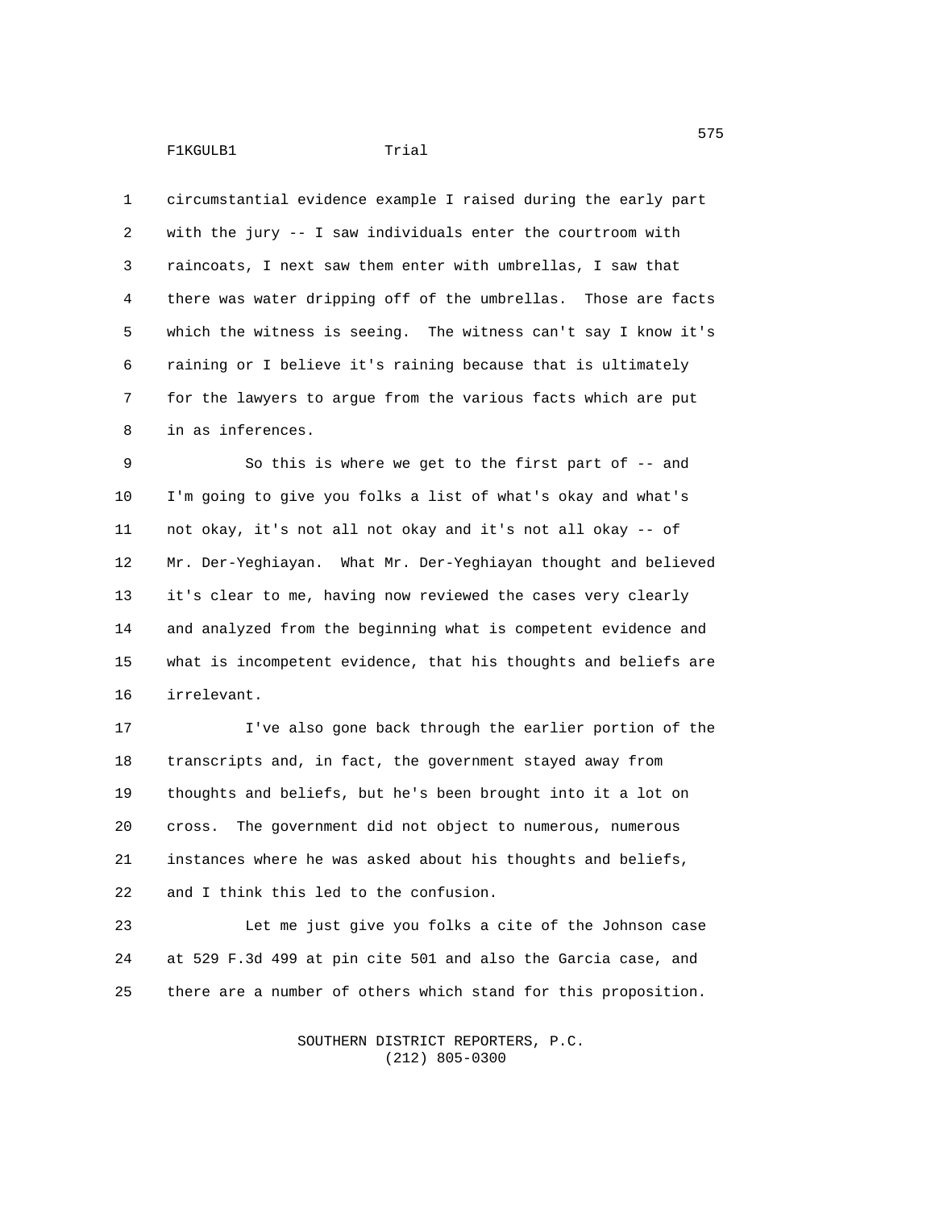circumstantial evidence example I raised during the early part with the jury -- I saw individuals enter the courtroom with raincoats, I next saw them enter with umbrellas, I saw that there was water dripping off of the umbrellas. Those are facts which the witness is seeing. The witness can't say I know it's raining or I believe it's raining because that is ultimately for the lawyers to argue from the various facts which are put in as inferences.

So this is where we get to the first part of -- and I'm going to give you folks a list of what's okay and what's not okay, it's not all not okay and it's not all okay -- of Mr. Der-Yeghiayan. What Mr. Der-Yeghiayan thought and believed it's clear to me, having now reviewed the cases very clearly and analyzed from the beginning what is competent evidence and what is incompetent evidence, that his thoughts and beliefs are irrelevant.

I've also gone back through the earlier portion of the transcripts and, in fact, the government stayed away from thoughts and beliefs, but he's been brought into it a lot on cross. The government did not object to numerous, numerous instances where he was asked about his thoughts and beliefs, and I think this led to the confusion.

Let me just give you folks a cite of the Johnson case at 529 F.3d 499 at pin cite 501 and also the Garcia case, and there are a number of others which stand for this proposition.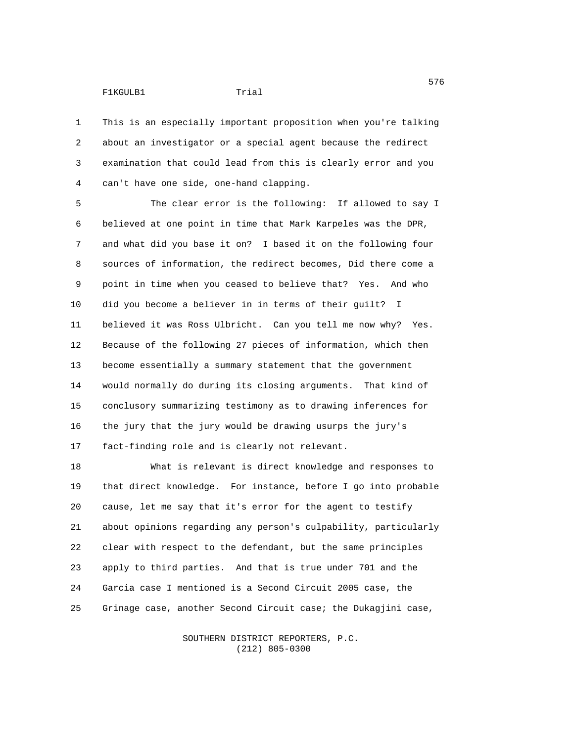This is an especially important proposition when you're talking about an investigator or a special agent because the redirect examination that could lead from this is clearly error and you can't have one side, one-hand clapping.

The clear error is the following: If allowed to say I believed at one point in time that Mark Karpeles was the DPR, and what did you base it on? I based it on the following four sources of information, the redirect becomes, Did there come a point in time when you ceased to believe that? Yes. And who did you become a believer in in terms of their guilt? I believed it was Ross Ulbricht. Can you tell me now why? Yes. Because of the following 27 pieces of information, which then become essentially a summary statement that the government would normally do during its closing arguments. That kind of conclusory summarizing testimony as to drawing inferences for the jury that the jury would be drawing usurps the jury's fact-finding role and is clearly not relevant.

What is relevant is direct knowledge and responses to that direct knowledge. For instance, before I go into probable cause, let me say that it's error for the agent to testify about opinions regarding any person's culpability, particularly clear with respect to the defendant, but the same principles apply to third parties. And that is true under 701 and the Garcia case I mentioned is a Second Circuit 2005 case, the Grinage case, another Second Circuit case; the Dukagjini case,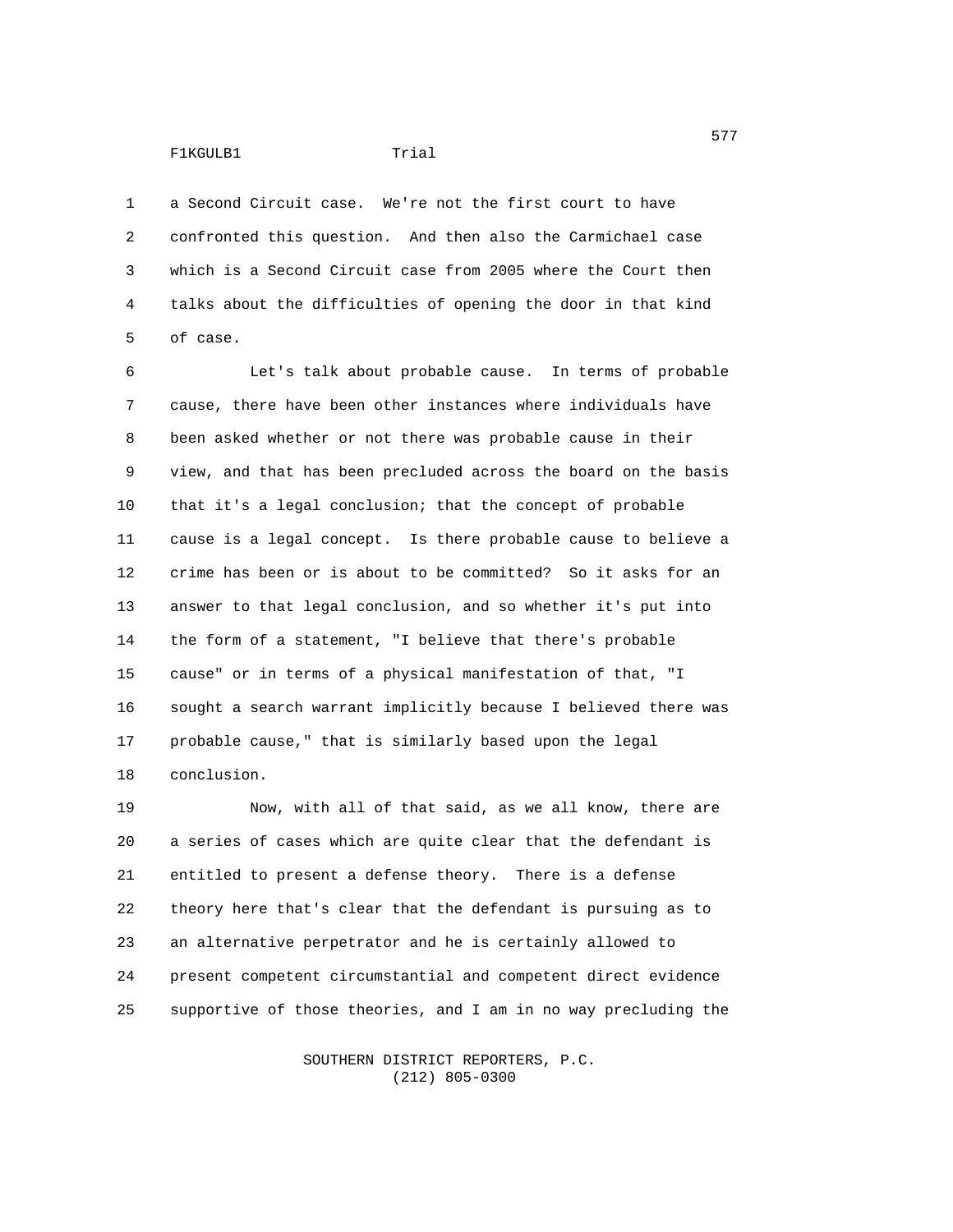a Second Circuit case. We're not the first court to have confronted this question. And then also the Carmichael case which is a Second Circuit case from 2005 where the Court then talks about the difficulties of opening the door in that kind of case.

Let's talk about probable cause. In terms of probable cause, there have been other instances where individuals have been asked whether or not there was probable cause in their view, and that has been precluded across the board on the basis that it's a legal conclusion; that the concept of probable cause is a legal concept. Is there probable cause to believe a crime has been or is about to be committed? So it asks for an answer to that legal conclusion, and so whether it's put into the form of a statement, "I believe that there's probable cause" or in terms of a physical manifestation of that, "I sought a search warrant implicitly because I believed there was probable cause," that is similarly based upon the legal conclusion.

Now, with all of that said, as we all know, there are a series of cases which are quite clear that the defendant is entitled to present a defense theory. There is a defense theory here that's clear that the defendant is pursuing as to an alternative perpetrator and he is certainly allowed to present competent circumstantial and competent direct evidence supportive of those theories, and I am in no way precluding the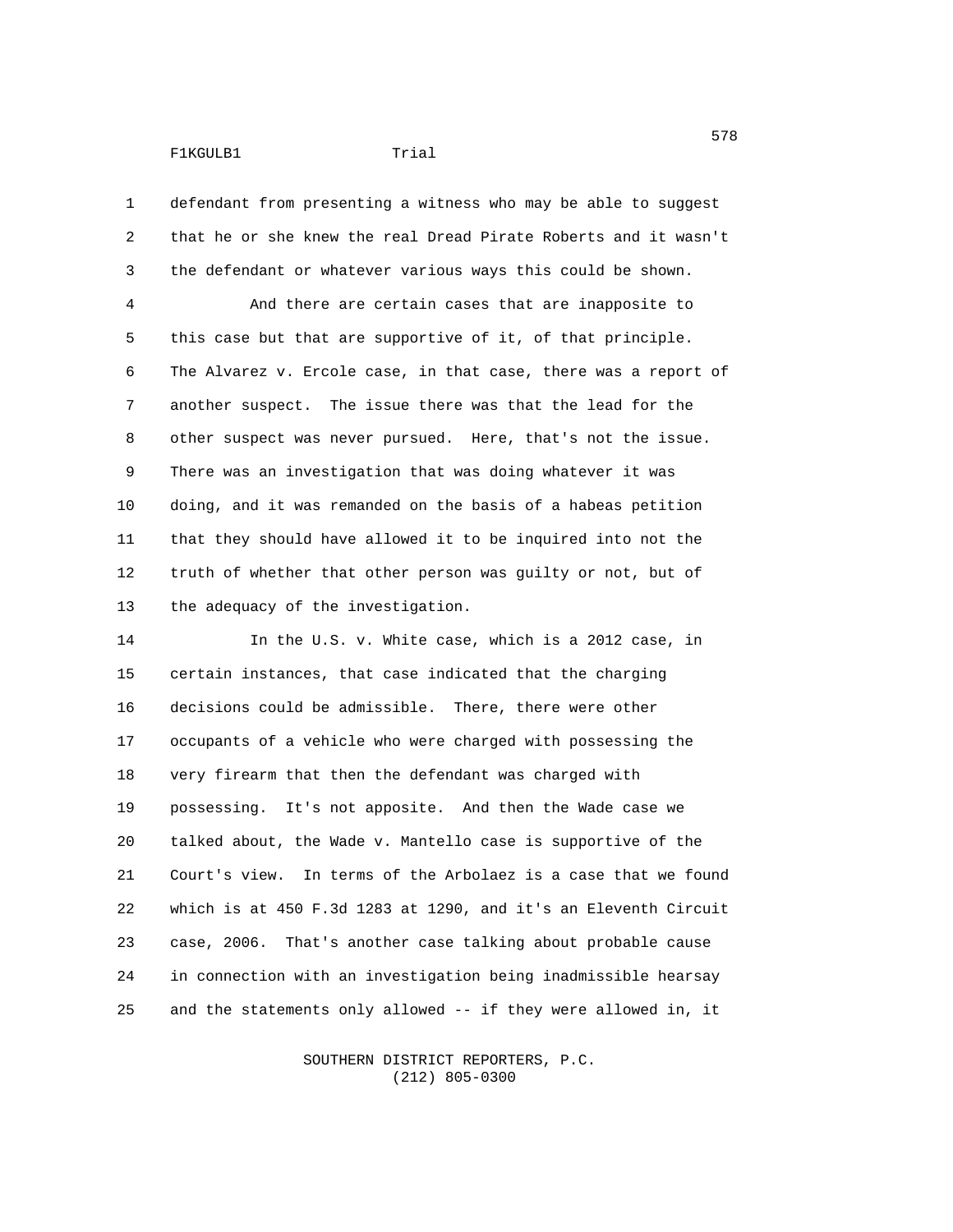defendant from presenting a witness who may be able to suggest that he or she knew the real Dread Pirate Roberts and it wasn't the defendant or whatever various ways this could be shown.

And there are certain cases that are inapposite to this case but that are supportive of it, of that principle. The Alvarez v. Ercole case, in that case, there was a report of another suspect. The issue there was that the lead for the other suspect was never pursued. Here, that's not the issue. There was an investigation that was doing whatever it was doing, and it was remanded on the basis of a habeas petition that they should have allowed it to be inquired into not the truth of whether that other person was guilty or not, but of the adequacy of the investigation.

In the U.S. v. White case, which is a 2012 case, in certain instances, that case indicated that the charging decisions could be admissible. There, there were other occupants of a vehicle who were charged with possessing the very firearm that then the defendant was charged with possessing. It's not apposite. And then the Wade case we talked about, the Wade v. Mantello case is supportive of the Court's view. In terms of the Arbolaez is a case that we found which is at 450 F.3d 1283 at 1290, and it's an Eleventh Circuit case, 2006. That's another case talking about probable cause in connection with an investigation being inadmissible hearsay and the statements only allowed -- if they were allowed in, it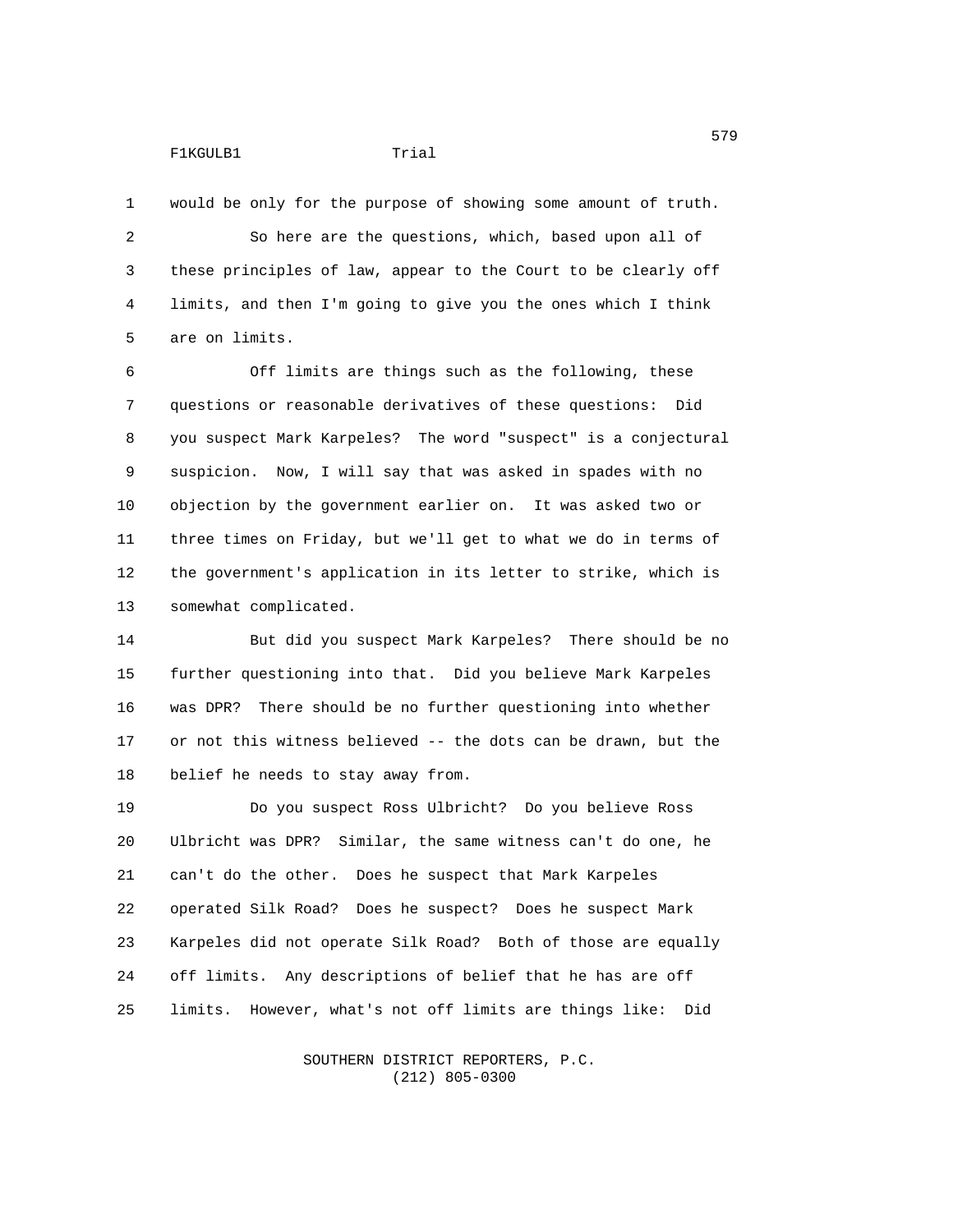would be only for the purpose of showing some amount of truth.

So here are the questions, which, based upon all of these principles of law, appear to the Court to be clearly off limits, and then I'm going to give you the ones which I think are on limits.

Off limits are things such as the following, these questions or reasonable derivatives of these questions: Did you suspect Mark Karpeles? The word "suspect" is a conjectural suspicion. Now, I will say that was asked in spades with no objection by the government earlier on. It was asked two or three times on Friday, but we'll get to what we do in terms of the government's application in its letter to strike, which is somewhat complicated.

But did you suspect Mark Karpeles? There should be no further questioning into that. Did you believe Mark Karpeles was DPR? There should be no further questioning into whether or not this witness believed -- the dots can be drawn, but the belief he needs to stay away from.

Do you suspect Ross Ulbricht? Do you believe Ross Ulbricht was DPR? Similar, the same witness can't do one, he can't do the other. Does he suspect that Mark Karpeles operated Silk Road? Does he suspect? Does he suspect Mark Karpeles did not operate Silk Road? Both of those are equally off limits. Any descriptions of belief that he has are off limits. However, what's not off limits are things like: Did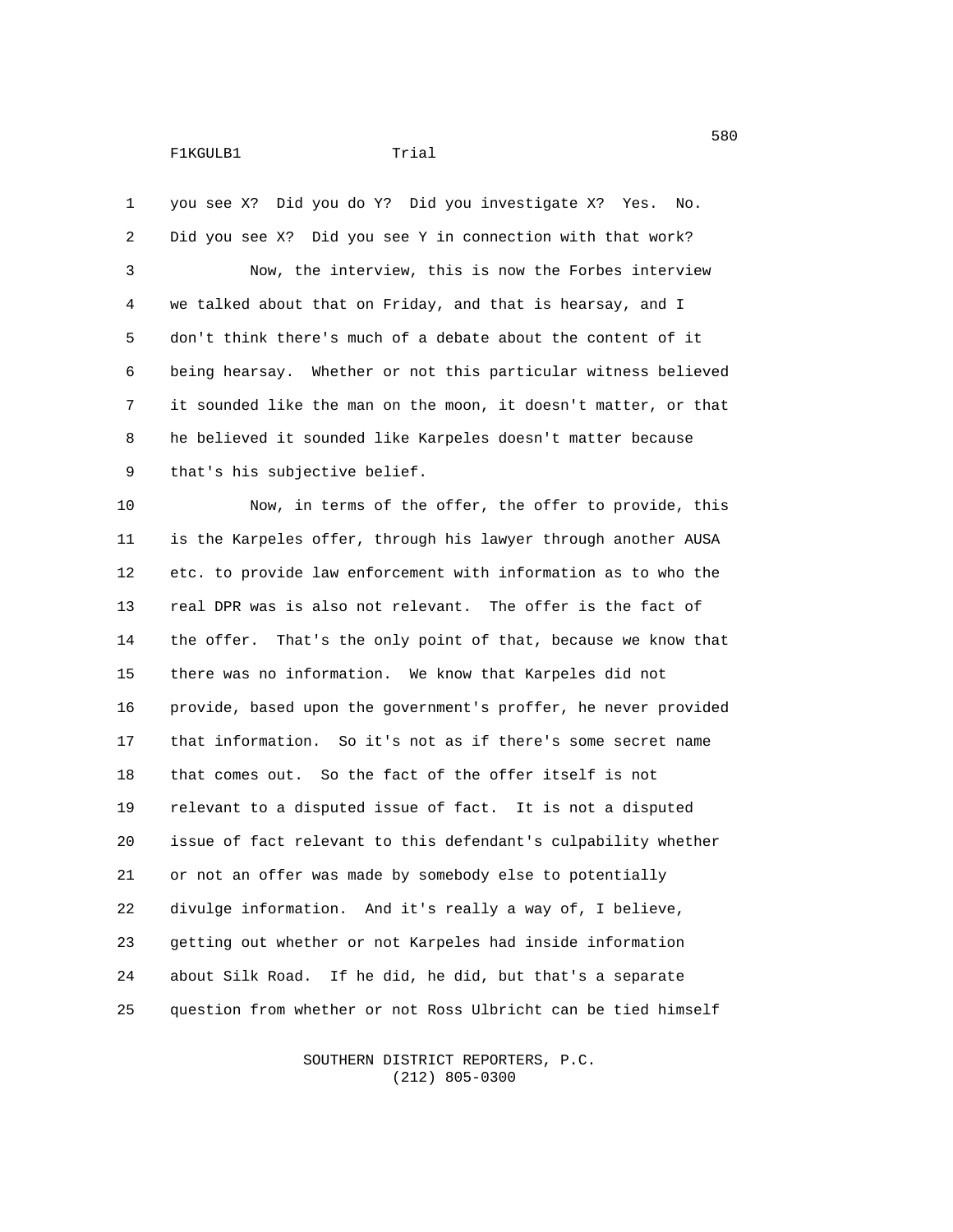you see X? Did you do Y? Did you investigate X? Yes. No. Did you see X? Did you see Y in connection with that work?

Now, the interview, this is now the Forbes interview we talked about that on Friday, and that is hearsay, and I don't think there's much of a debate about the content of it being hearsay. Whether or not this particular witness believed it sounded like the man on the moon, it doesn't matter, or that he believed it sounded like Karpeles doesn't matter because that's his subjective belief.

Now, in terms of the offer, the offer to provide, this is the Karpeles offer, through his lawyer through another AUSA etc. to provide law enforcement with information as to who the real DPR was is also not relevant. The offer is the fact of the offer. That's the only point of that, because we know that there was no information. We know that Karpeles did not provide, based upon the government's proffer, he never provided that information. So it's not as if there's some secret name that comes out. So the fact of the offer itself is not relevant to a disputed issue of fact. It is not a disputed issue of fact relevant to this defendant's culpability whether or not an offer was made by somebody else to potentially divulge information. And it's really a way of, I believe, getting out whether or not Karpeles had inside information about Silk Road. If he did, he did, but that's a separate question from whether or not Ross Ulbricht can be tied himself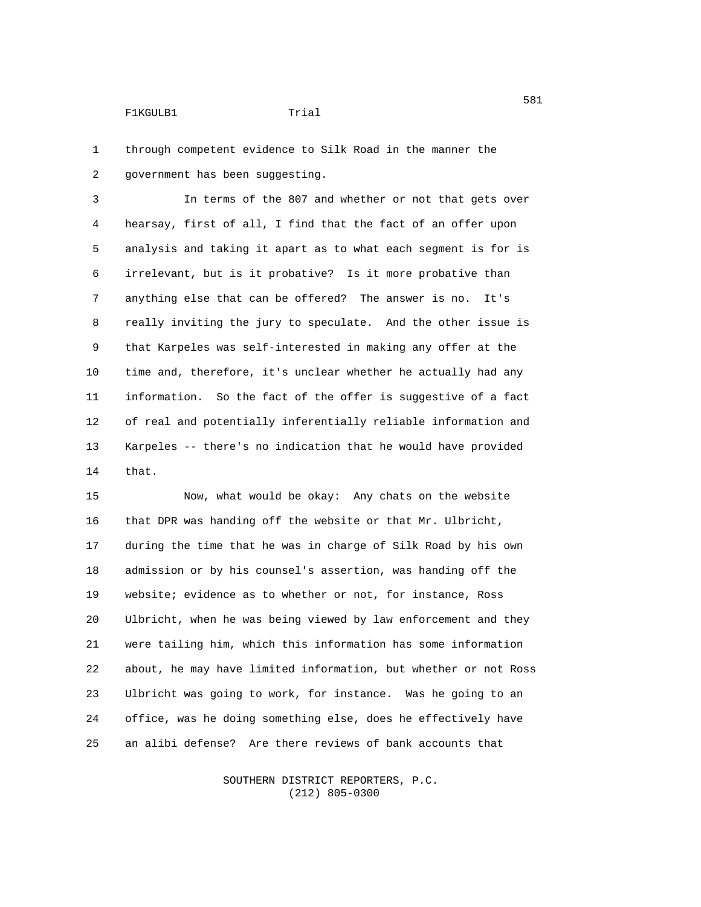through competent evidence to Silk Road in the manner the government has been suggesting.

In terms of the 807 and whether or not that gets over hearsay, first of all, I find that the fact of an offer upon analysis and taking it apart as to what each segment is for is irrelevant, but is it probative? Is it more probative than anything else that can be offered? The answer is no. It's really inviting the jury to speculate. And the other issue is that Karpeles was self-interested in making any offer at the time and, therefore, it's unclear whether he actually had any information. So the fact of the offer is suggestive of a fact of real and potentially inferentially reliable information and Karpeles -- there's no indication that he would have provided that.

Now, what would be okay: Any chats on the website that DPR was handing off the website or that Mr. Ulbricht, during the time that he was in charge of Silk Road by his own admission or by his counsel's assertion, was handing off the website; evidence as to whether or not, for instance, Ross Ulbricht, when he was being viewed by law enforcement and they were tailing him, which this information has some information about, he may have limited information, but whether or not Ross Ulbricht was going to work, for instance. Was he going to an office, was he doing something else, does he effectively have an alibi defense? Are there reviews of bank accounts that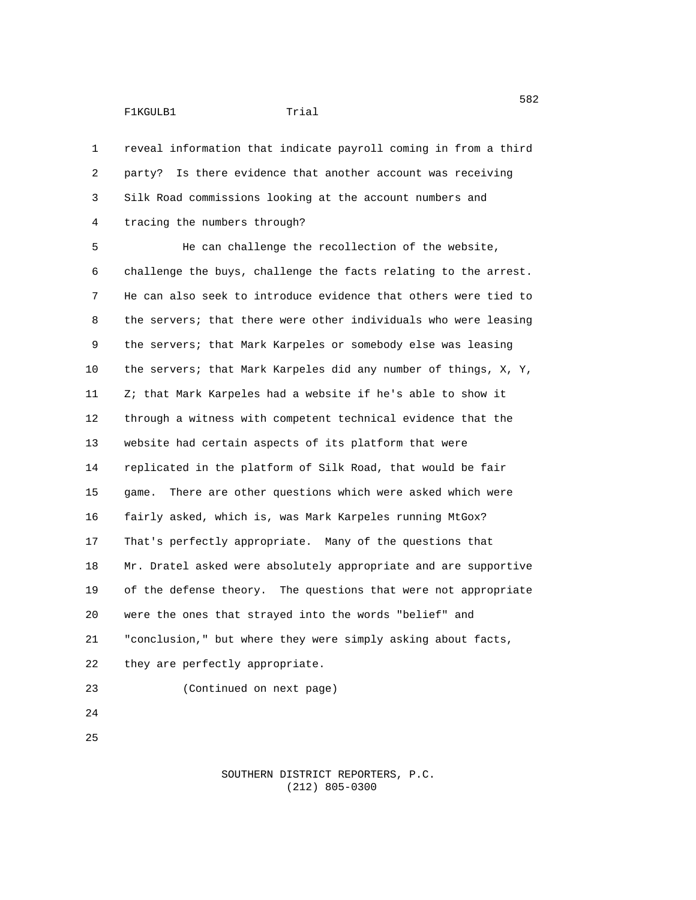reveal information that indicate payroll coming in from a third party? Is there evidence that another account was receiving Silk Road commissions looking at the account numbers and tracing the numbers through?

He can challenge the recollection of the website, challenge the buys, challenge the facts relating to the arrest. He can also seek to introduce evidence that others were tied to the servers; that there were other individuals who were leasing the servers; that Mark Karpeles or somebody else was leasing the servers; that Mark Karpeles did any number of things, X, Y, Z; that Mark Karpeles had a website if he's able to show it through a witness with competent technical evidence that the website had certain aspects of its platform that were replicated in the platform of Silk Road, that would be fair game. There are other questions which were asked which were fairly asked, which is, was Mark Karpeles running MtGox? That's perfectly appropriate. Many of the questions that Mr. Dratel asked were absolutely appropriate and are supportive of the defense theory. The questions that were not appropriate were the ones that strayed into the words "belief" and "conclusion," but where they were simply asking about facts, they are perfectly appropriate.

(Continued on next page)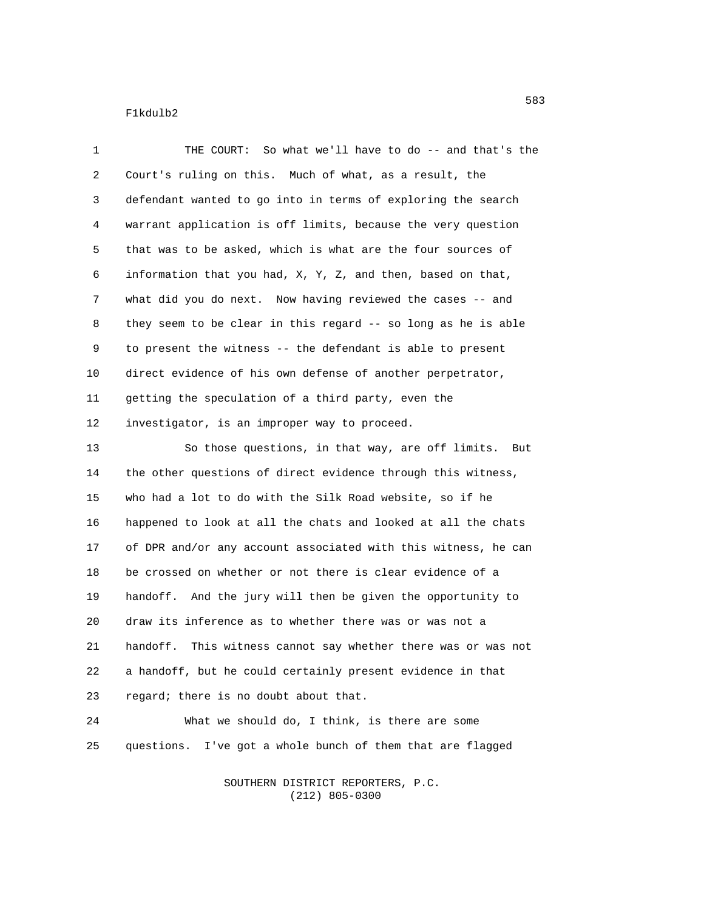THE COURT: So what we'll have to do -- and that's the Court's ruling on this. Much of what, as a result, the defendant wanted to go into in terms of exploring the search warrant application is off limits, because the very question that was to be asked, which is what are the four sources of information that you had, X, Y, Z, and then, based on that, what did you do next. Now having reviewed the cases -- and they seem to be clear in this regard -- so long as he is able to present the witness -- the defendant is able to present direct evidence of his own defense of another perpetrator, getting the speculation of a third party, even the investigator, is an improper way to proceed.

So those questions, in that way, are off limits. But the other questions of direct evidence through this witness, who had a lot to do with the Silk Road website, so if he happened to look at all the chats and looked at all the chats of DPR and/or any account associated with this witness, he can be crossed on whether or not there is clear evidence of a handoff. And the jury will then be given the opportunity to draw its inference as to whether there was or was not a handoff. This witness cannot say whether there was or was not a handoff, but he could certainly present evidence in that regard; there is no doubt about that.

What we should do, I think, is there are some questions. I've got a whole bunch of them that are flagged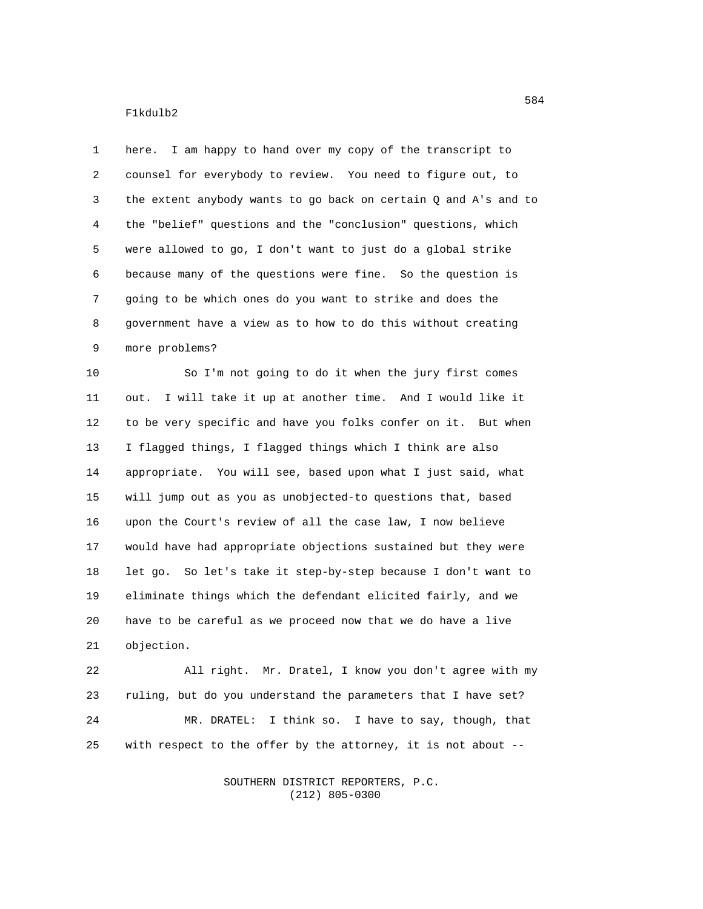here. I am happy to hand over my copy of the transcript to counsel for everybody to review. You need to figure out, to the extent anybody wants to go back on certain Q and A's and to the "belief" questions and the "conclusion" questions, which were allowed to go, I don't want to just do a global strike because many of the questions were fine. So the question is going to be which ones do you want to strike and does the government have a view as to how to do this without creating more problems?

So I'm not going to do it when the jury first comes out. I will take it up at another time. And I would like it to be very specific and have you folks confer on it. But when I flagged things, I flagged things which I think are also appropriate. You will see, based upon what I just said, what will jump out as you as unobjected-to questions that, based upon the Court's review of all the case law, I now believe would have had appropriate objections sustained but they were let go. So let's take it step-by-step because I don't want to eliminate things which the defendant elicited fairly, and we have to be careful as we proceed now that we do have a live objection.

All right. Mr. Dratel, I know you don't agree with my ruling, but do you understand the parameters that I have set?

MR. DRATEL: I think so. I have to say, though, that with respect to the offer by the attorney, it is not about --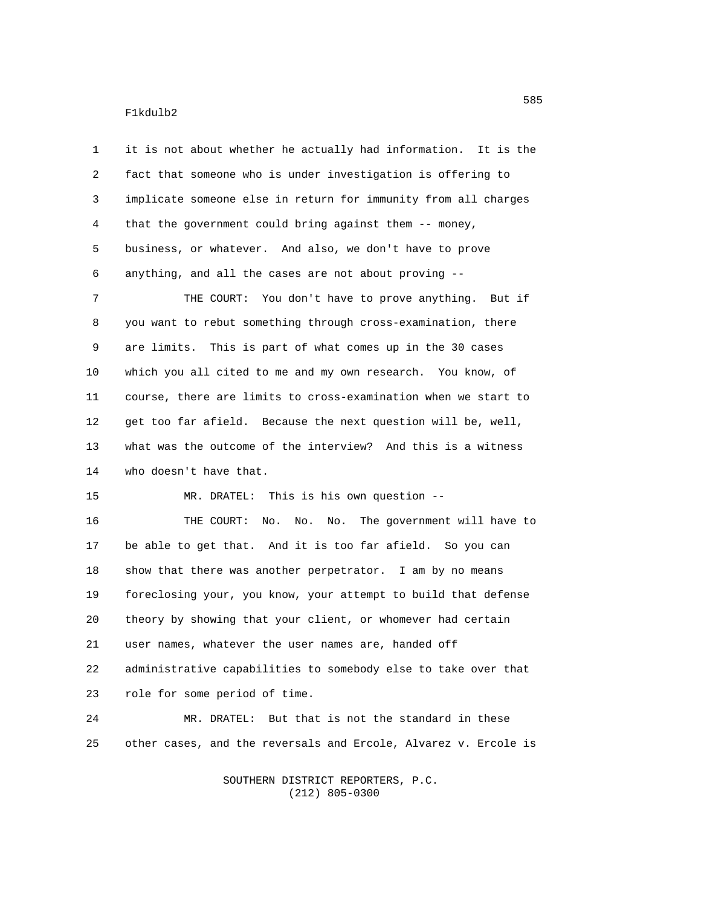it is not about whether he actually had information. It is the fact that someone who is under investigation is offering to implicate someone else in return for immunity from all charges that the government could bring against them -- money, business, or whatever. And also, we don't have to prove anything, and all the cases are not about proving --

THE COURT: You don't have to prove anything. But if you want to rebut something through cross-examination, there are limits. This is part of what comes up in the 30 cases which you all cited to me and my own research. You know, of course, there are limits to cross-examination when we start to get too far afield. Because the next question will be, well, what was the outcome of the interview? And this is a witness who doesn't have that.

MR. DRATEL: This is his own question --

THE COURT: No. No. No. The government will have to be able to get that. And it is too far afield. So you can show that there was another perpetrator. I am by no means foreclosing your, you know, your attempt to build that defense theory by showing that your client, or whomever had certain user names, whatever the user names are, handed off administrative capabilities to somebody else to take over that role for some period of time.

MR. DRATEL: But that is not the standard in these other cases, and the reversals and Ercole, Alvarez v. Ercole is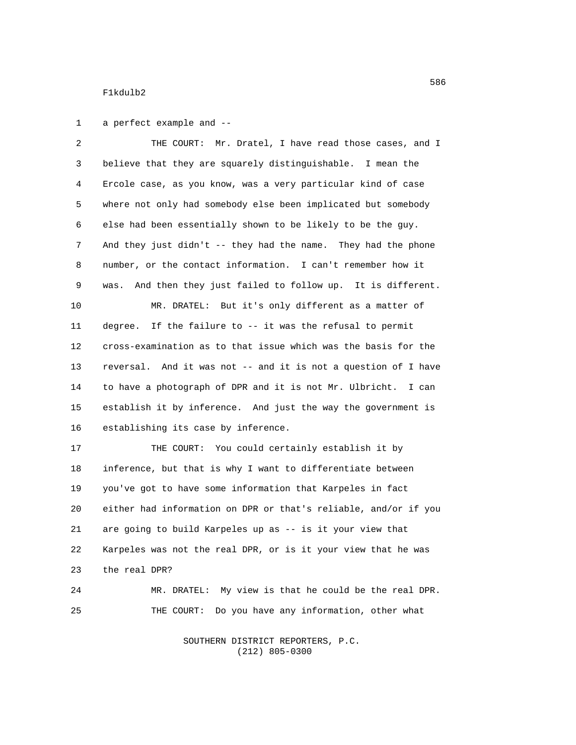1 a perfect example and --

2 THE COURT: Mr. Dratel, I have read those cases, and I
3 believe that they are squarely distinguishable. I mean the
4 Ercole case, as you know, was a very particular kind of case
5 where not only had somebody else been implicated but somebody
6 else had been essentially shown to be likely to be the guy.
7 And they just didn't -- they had the name. They had the phone
8 number, or the contact information. I can't remember how it
9 was. And then they just failed to follow up. It is different.

10 MR. DRATEL: But it's only different as a matter of
11 degree. If the failure to -- it was the refusal to permit
12 cross-examination as to that issue which was the basis for the
13 reversal. And it was not -- and it is not a question of I have
14 to have a photograph of DPR and it is not Mr. Ulbricht. I can
15 establish it by inference. And just the way the government is
16 establishing its case by inference.

17 THE COURT: You could certainly establish it by
18 inference, but that is why I want to differentiate between
19 you've got to have some information that Karpeles in fact
20 either had information on DPR or that's reliable, and/or if you
21 are going to build Karpeles up as -- is it your view that
22 Karpeles was not the real DPR, or is it your view that he was
23 the real DPR?

24 MR. DRATEL: My view is that he could be the real DPR.

25 THE COURT: Do you have any information, other what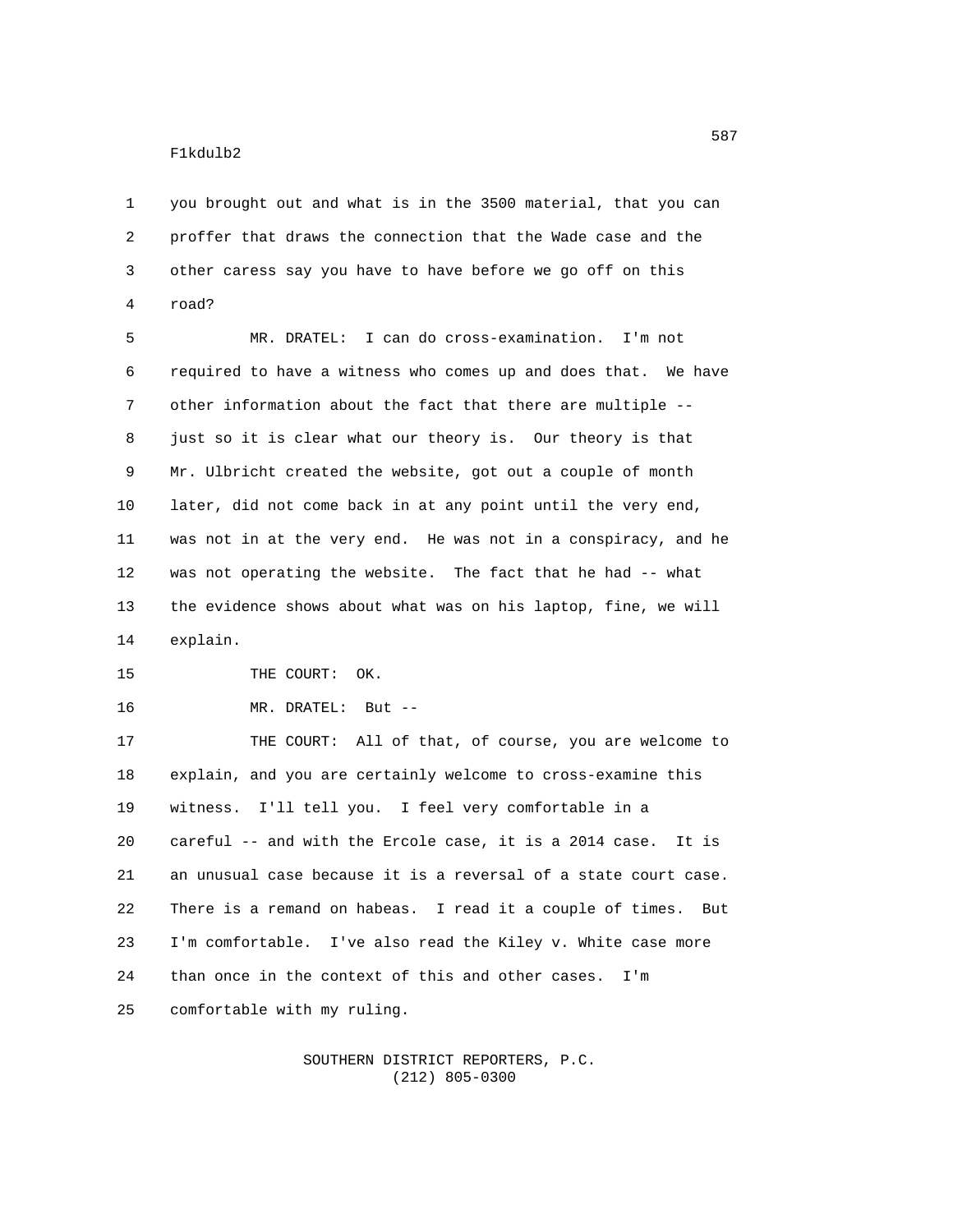you brought out and what is in the 3500 material, that you can proffer that draws the connection that the Wade case and the other caress say you have to have before we go off on this road?

MR. DRATEL: I can do cross-examination. I'm not required to have a witness who comes up and does that. We have other information about the fact that there are multiple -- just so it is clear what our theory is. Our theory is that Mr. Ulbricht created the website, got out a couple of month later, did not come back in at any point until the very end, was not in at the very end. He was not in a conspiracy, and he was not operating the website. The fact that he had -- what the evidence shows about what was on his laptop, fine, we will explain.

THE COURT: OK.

MR. DRATEL: But --

THE COURT: All of that, of course, you are welcome to explain, and you are certainly welcome to cross-examine this witness. I'll tell you. I feel very comfortable in a careful -- and with the Ercole case, it is a 2014 case. It is an unusual case because it is a reversal of a state court case. There is a remand on habeas. I read it a couple of times. But I'm comfortable. I've also read the Kiley v. White case more than once in the context of this and other cases. I'm comfortable with my ruling.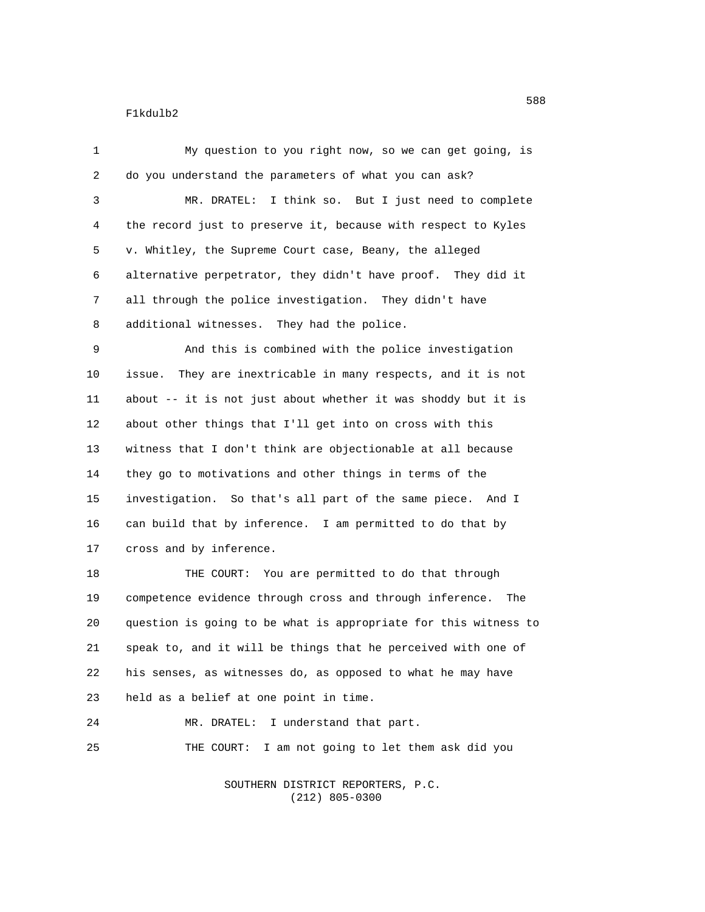My question to you right now, so we can get going, is do you understand the parameters of what you can ask?

MR. DRATEL: I think so. But I just need to complete the record just to preserve it, because with respect to Kyles v. Whitley, the Supreme Court case, Beany, the alleged alternative perpetrator, they didn't have proof. They did it all through the police investigation. They didn't have additional witnesses. They had the police.

And this is combined with the police investigation issue. They are inextricable in many respects, and it is not about -- it is not just about whether it was shoddy but it is about other things that I'll get into on cross with this witness that I don't think are objectionable at all because they go to motivations and other things in terms of the investigation. So that's all part of the same piece. And I can build that by inference. I am permitted to do that by cross and by inference.

THE COURT: You are permitted to do that through competence evidence through cross and through inference. The question is going to be what is appropriate for this witness to speak to, and it will be things that he perceived with one of his senses, as witnesses do, as opposed to what he may have held as a belief at one point in time.

MR. DRATEL: I understand that part.

THE COURT: I am not going to let them ask did you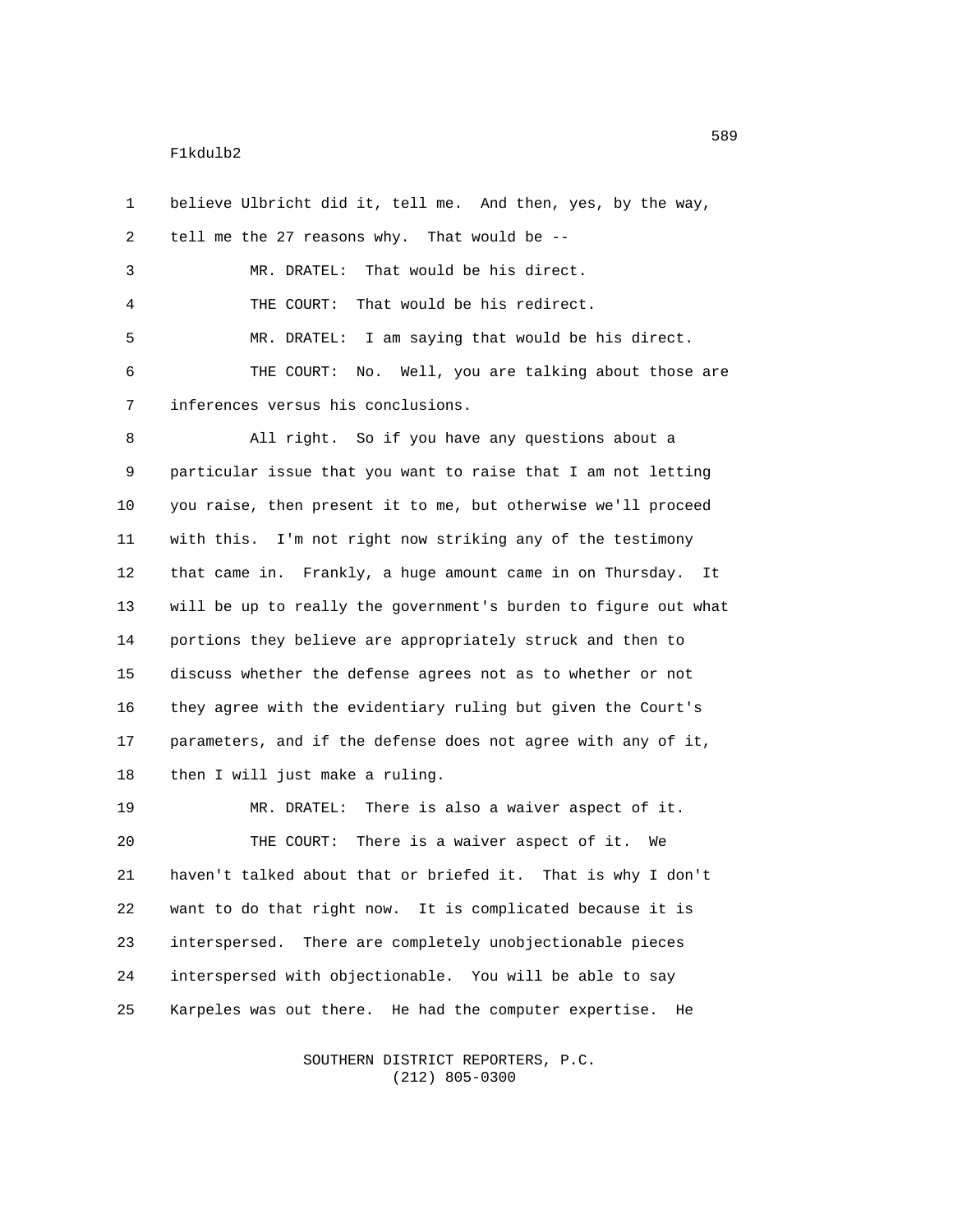1 believe Ulbricht did it, tell me. And then, yes, by the way,

2 tell me the 27 reasons why. That would be --

3 MR. DRATEL: That would be his direct.

4 THE COURT: That would be his redirect.

5 MR. DRATEL: I am saying that would be his direct.

6 THE COURT: No. Well, you are talking about those are

7 inferences versus his conclusions.

8 All right. So if you have any questions about a

9 particular issue that you want to raise that I am not letting

10 you raise, then present it to me, but otherwise we'll proceed

11 with this. I'm not right now striking any of the testimony

12 that came in. Frankly, a huge amount came in on Thursday. It

13 will be up to really the government's burden to figure out what

14 portions they believe are appropriately struck and then to

15 discuss whether the defense agrees not as to whether or not

16 they agree with the evidentiary ruling but given the Court's

17 parameters, and if the defense does not agree with any of it,

18 then I will just make a ruling.

19 MR. DRATEL: There is also a waiver aspect of it.

20 THE COURT: There is a waiver aspect of it. We

21 haven't talked about that or briefed it. That is why I don't

22 want to do that right now. It is complicated because it is

23 interspersed. There are completely unobjectionable pieces

24 interspersed with objectionable. You will be able to say

25 Karpeles was out there. He had the computer expertise. He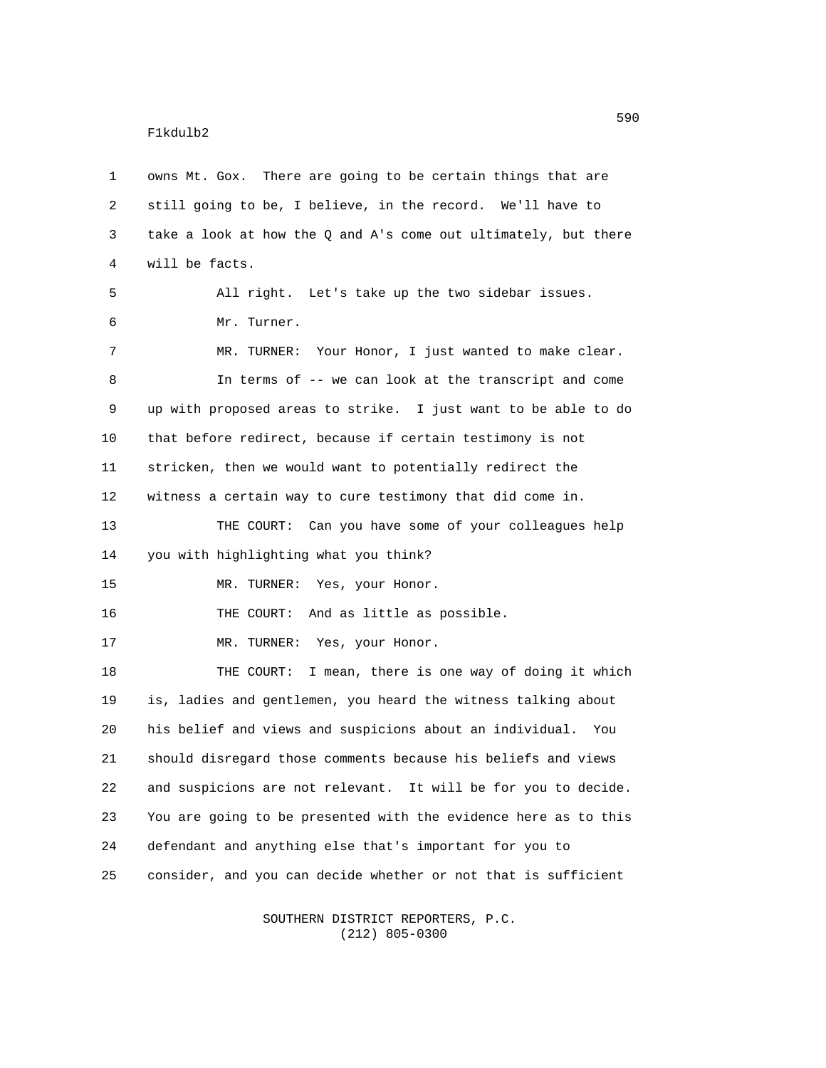owns Mt. Gox. There are going to be certain things that are still going to be, I believe, in the record. We'll have to take a look at how the Q and A's come out ultimately, but there will be facts.

All right. Let's take up the two sidebar issues.

Mr. Turner.

MR. TURNER: Your Honor, I just wanted to make clear.

In terms of -- we can look at the transcript and come up with proposed areas to strike. I just want to be able to do that before redirect, because if certain testimony is not stricken, then we would want to potentially redirect the witness a certain way to cure testimony that did come in.

THE COURT: Can you have some of your colleagues help you with highlighting what you think?

MR. TURNER: Yes, your Honor.

THE COURT: And as little as possible.

MR. TURNER: Yes, your Honor.

THE COURT: I mean, there is one way of doing it which is, ladies and gentlemen, you heard the witness talking about his belief and views and suspicions about an individual. You should disregard those comments because his beliefs and views and suspicions are not relevant. It will be for you to decide. You are going to be presented with the evidence here as to this defendant and anything else that's important for you to consider, and you can decide whether or not that is sufficient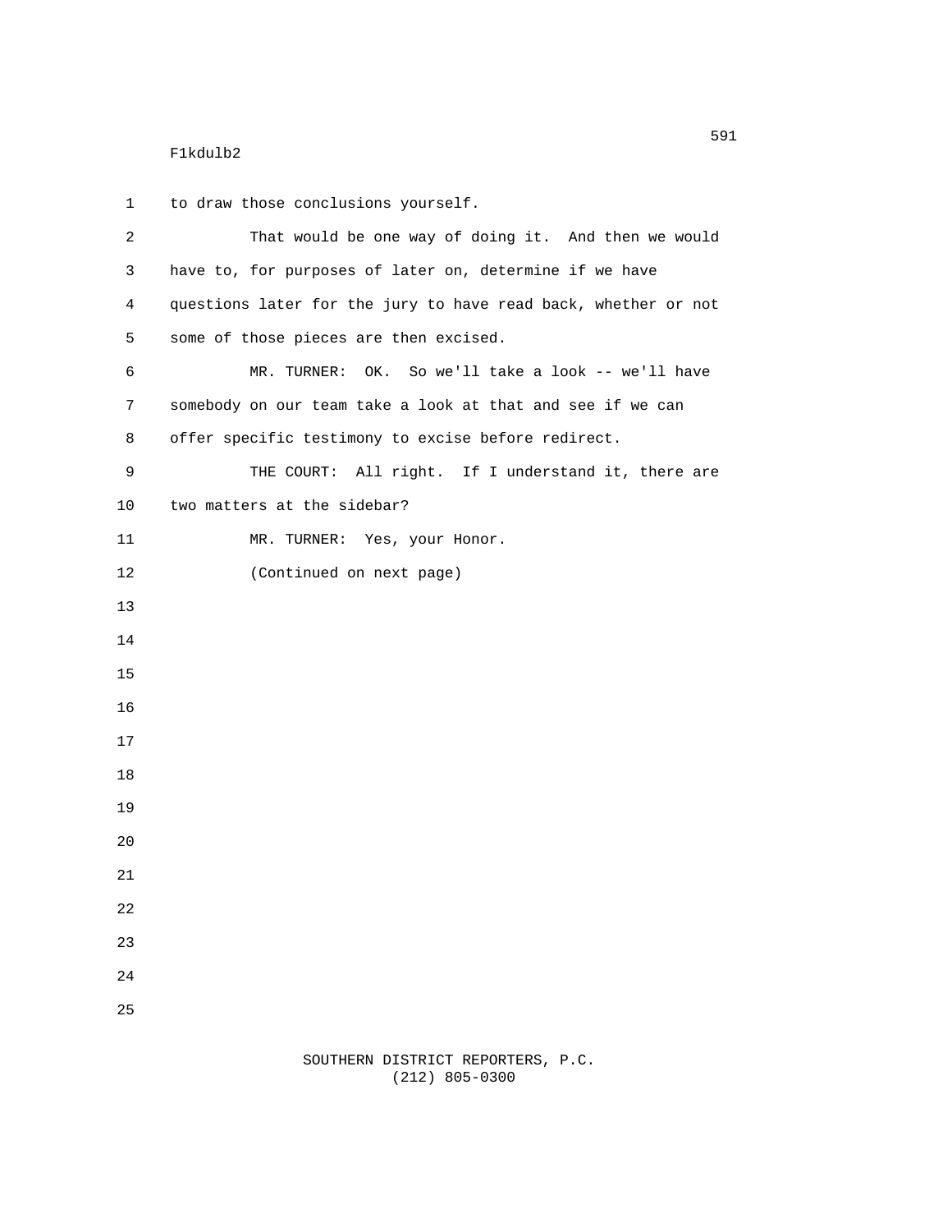to draw those conclusions yourself.

That would be one way of doing it. And then we would have to, for purposes of later on, determine if we have questions later for the jury to have read back, whether or not some of those pieces are then excised.

MR. TURNER: OK. So we'll take a look -- we'll have somebody on our team take a look at that and see if we can offer specific testimony to excise before redirect.

THE COURT: All right. If I understand it, there are two matters at the sidebar?

MR. TURNER: Yes, your Honor.

(Continued on next page)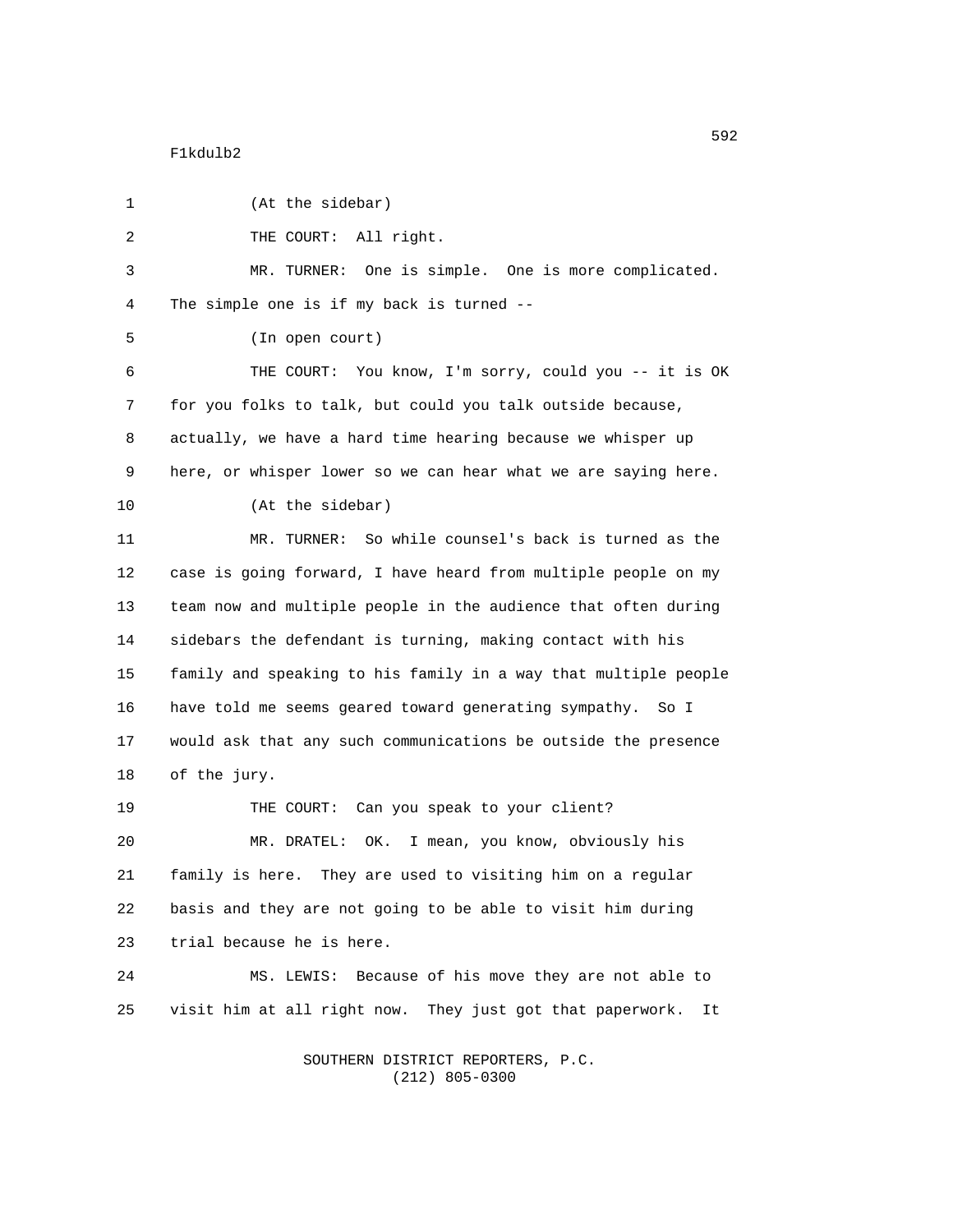1 (At the sidebar)

2 THE COURT: All right.

3 MR. TURNER: One is simple. One is more complicated.

4 The simple one is if my back is turned --

5 (In open court)

6 THE COURT: You know, I'm sorry, could you -- it is OK

7 for you folks to talk, but could you talk outside because,

8 actually, we have a hard time hearing because we whisper up

9 here, or whisper lower so we can hear what we are saying here.

10 (At the sidebar)

11 MR. TURNER: So while counsel's back is turned as the

12 case is going forward, I have heard from multiple people on my

13 team now and multiple people in the audience that often during

14 sidebars the defendant is turning, making contact with his

15 family and speaking to his family in a way that multiple people

16 have told me seems geared toward generating sympathy. So I

17 would ask that any such communications be outside the presence

18 of the jury.

19 THE COURT: Can you speak to your client?

20 MR. DRATEL: OK. I mean, you know, obviously his

21 family is here. They are used to visiting him on a regular

22 basis and they are not going to be able to visit him during

23 trial because he is here.

24 MS. LEWIS: Because of his move they are not able to

25 visit him at all right now. They just got that paperwork. It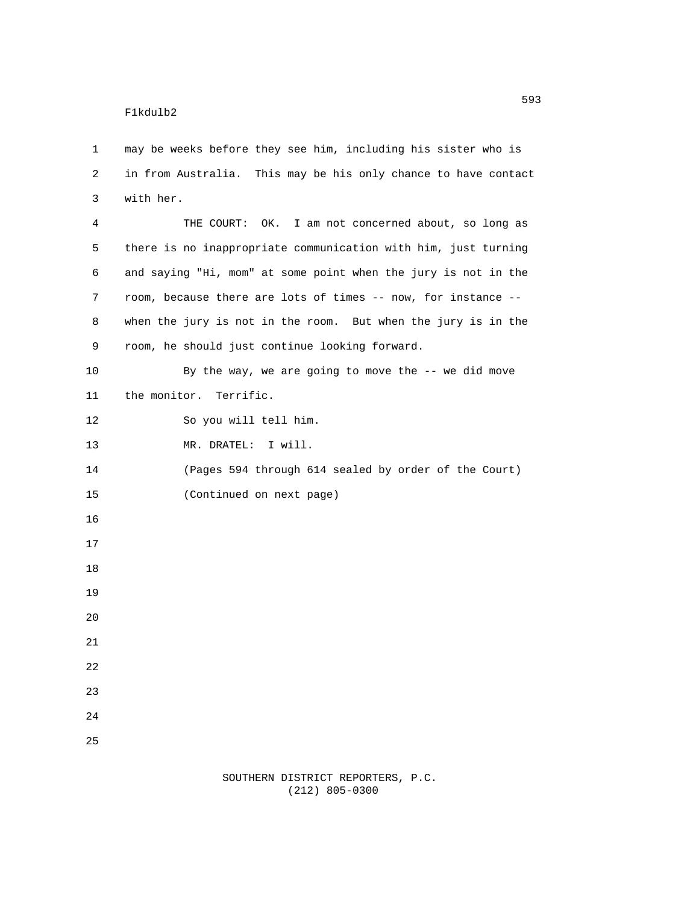may be weeks before they see him, including his sister who is in from Australia. This may be his only chance to have contact with her.

THE COURT: OK. I am not concerned about, so long as there is no inappropriate communication with him, just turning and saying "Hi, mom" at some point when the jury is not in the room, because there are lots of times -- now, for instance -- when the jury is not in the room. But when the jury is in the room, he should just continue looking forward.

By the way, we are going to move the -- we did move the monitor. Terrific.

So you will tell him.

MR. DRATEL: I will.

(Pages 594 through 614 sealed by order of the Court)

(Continued on next page)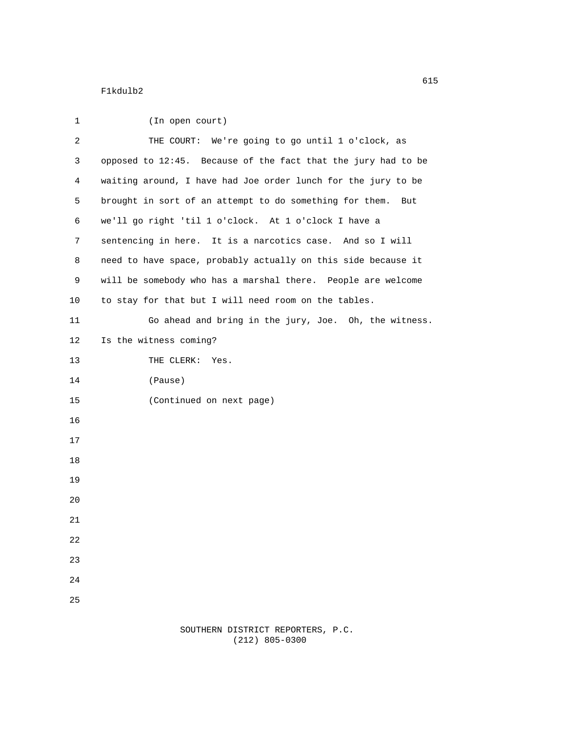(In open court)

THE COURT: We're going to go until 1 o'clock, as opposed to 12:45. Because of the fact that the jury had to be waiting around, I have had Joe order lunch for the jury to be brought in sort of an attempt to do something for them. But we'll go right 'til 1 o'clock. At 1 o'clock I have a sentencing in here. It is a narcotics case. And so I will need to have space, probably actually on this side because it will be somebody who has a marshal there. People are welcome to stay for that but I will need room on the tables.

Go ahead and bring in the jury, Joe. Oh, the witness. Is the witness coming?

THE CLERK: Yes.

(Pause)

(Continued on next page)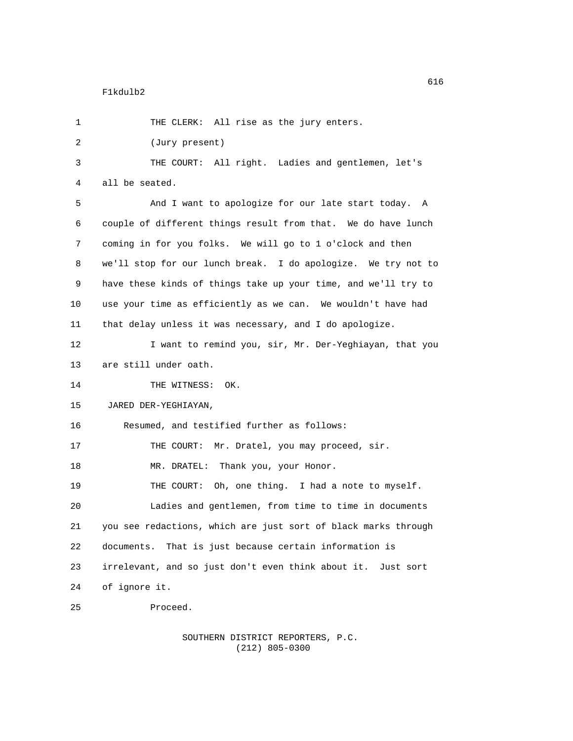THE CLERK: All rise as the jury enters.

(Jury present)

THE COURT: All right. Ladies and gentlemen, let's all be seated.

And I want to apologize for our late start today. A couple of different things result from that. We do have lunch coming in for you folks. We will go to 1 o'clock and then we'll stop for our lunch break. I do apologize. We try not to have these kinds of things take up your time, and we'll try to use your time as efficiently as we can. We wouldn't have had that delay unless it was necessary, and I do apologize.

I want to remind you, sir, Mr. Der-Yeghiayan, that you are still under oath.

THE WITNESS: OK.

JARED DER-YEGHIAYAN,

Resumed, and testified further as follows:

THE COURT: Mr. Dratel, you may proceed, sir.

MR. DRATEL: Thank you, your Honor.

THE COURT: Oh, one thing. I had a note to myself.

Ladies and gentlemen, from time to time in documents you see redactions, which are just sort of black marks through documents. That is just because certain information is irrelevant, and so just don't even think about it. Just sort of ignore it.

Proceed.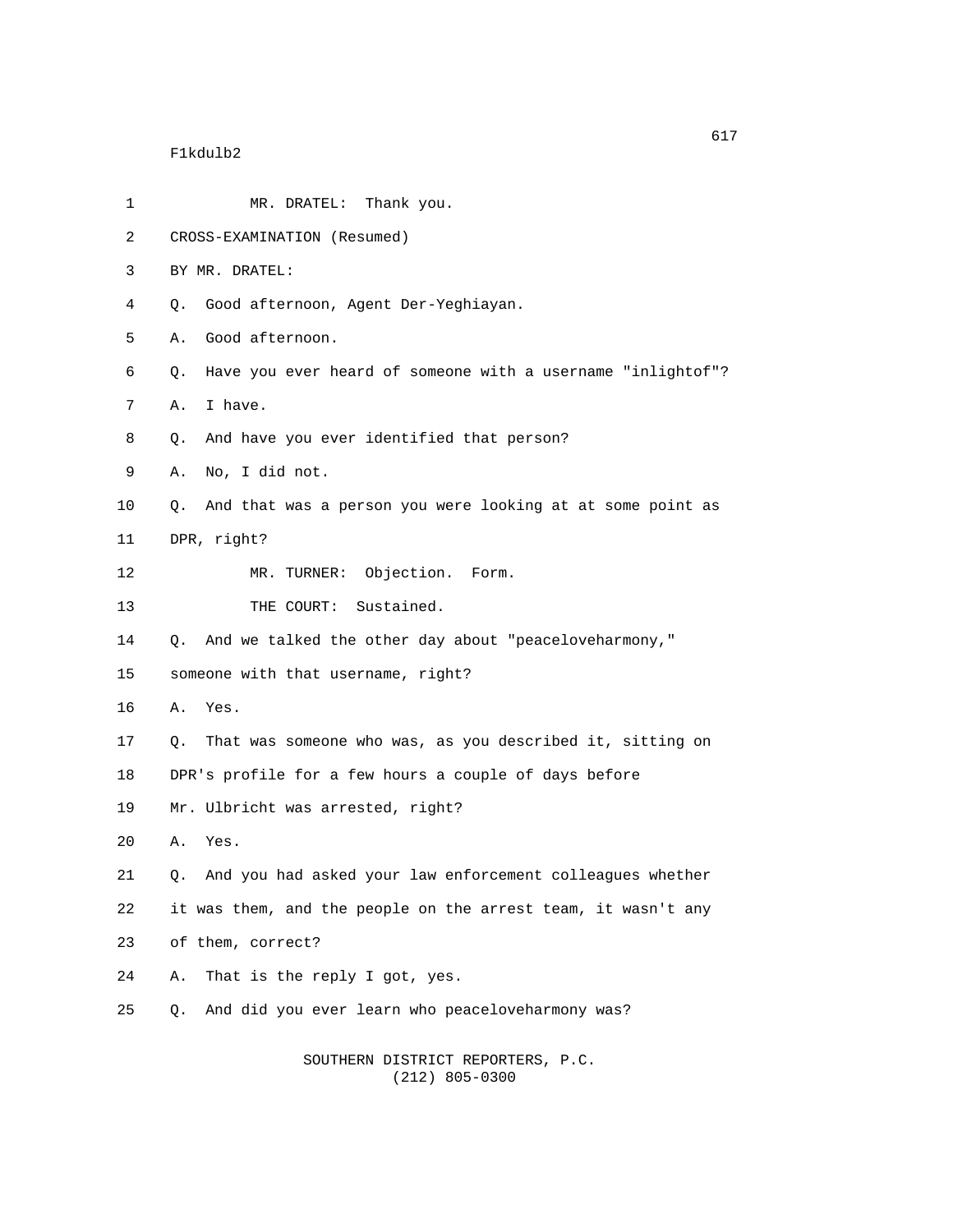MR. DRATEL: Thank you.

CROSS-EXAMINATION (Resumed)

BY MR. DRATEL:

Q. Good afternoon, Agent Der-Yeghiayan.

A. Good afternoon.

Q. Have you ever heard of someone with a username "inlightof"?

A. I have.

Q. And have you ever identified that person?

A. No, I did not.

Q. And that was a person you were looking at at some point as DPR, right?

MR. TURNER: Objection. Form.

THE COURT: Sustained.

Q. And we talked the other day about "peaceloveharmony," someone with that username, right?

A. Yes.

Q. That was someone who was, as you described it, sitting on DPR's profile for a few hours a couple of days before Mr. Ulbricht was arrested, right?

A. Yes.

Q. And you had asked your law enforcement colleagues whether it was them, and the people on the arrest team, it wasn't any of them, correct?

A. That is the reply I got, yes.

Q. And did you ever learn who peaceloveharmony was?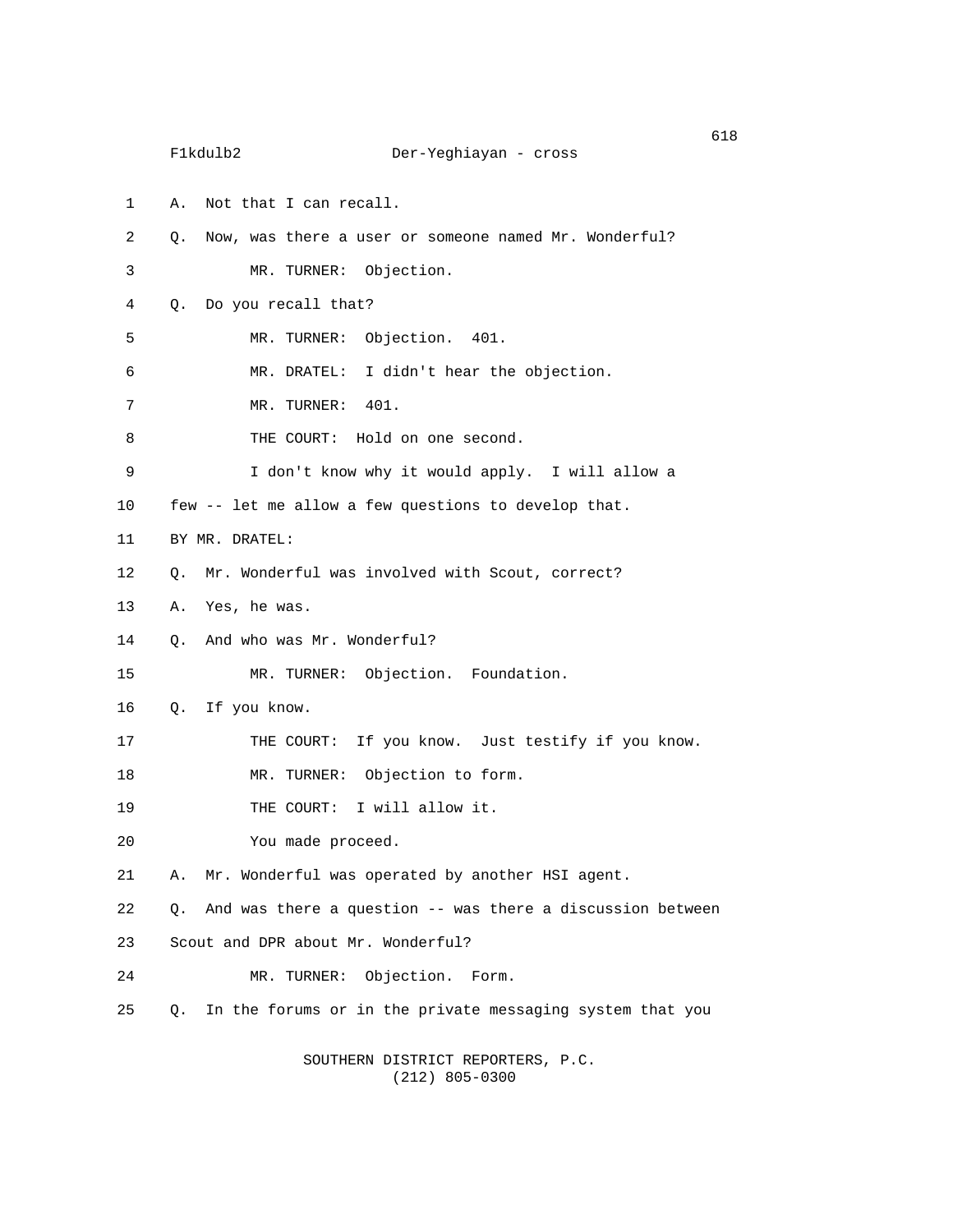A. Not that I can recall.

Q. Now, was there a user or someone named Mr. Wonderful?

MR. TURNER: Objection.

Q. Do you recall that?

MR. TURNER: Objection. 401.

MR. DRATEL: I didn't hear the objection.

MR. TURNER: 401.

THE COURT: Hold on one second.

I don't know why it would apply. I will allow a few -- let me allow a few questions to develop that.

BY MR. DRATEL:

Q. Mr. Wonderful was involved with Scout, correct?

A. Yes, he was.

Q. And who was Mr. Wonderful?

MR. TURNER: Objection. Foundation.

Q. If you know.

THE COURT: If you know. Just testify if you know.

MR. TURNER: Objection to form.

THE COURT: I will allow it.

You made proceed.

A. Mr. Wonderful was operated by another HSI agent.

Q. And was there a question -- was there a discussion between Scout and DPR about Mr. Wonderful?

MR. TURNER: Objection. Form.

Q. In the forums or in the private messaging system that you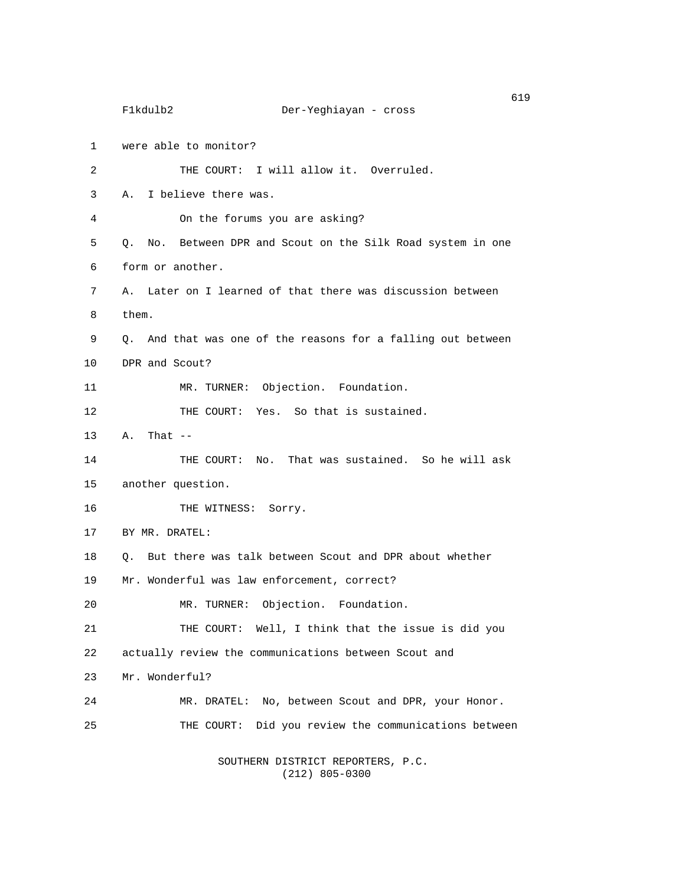1 were able to monitor?

2 THE COURT: I will allow it. Overruled.

3 A. I believe there was.

4 On the forums you are asking?

5 Q. No. Between DPR and Scout on the Silk Road system in one

6 form or another.

7 A. Later on I learned of that there was discussion between

8 them.

9 Q. And that was one of the reasons for a falling out between

10 DPR and Scout?

11 MR. TURNER: Objection. Foundation.

12 THE COURT: Yes. So that is sustained.

13 A. That --

14 THE COURT: No. That was sustained. So he will ask

15 another question.

16 THE WITNESS: Sorry.

17 BY MR. DRATEL:

18 Q. But there was talk between Scout and DPR about whether

19 Mr. Wonderful was law enforcement, correct?

20 MR. TURNER: Objection. Foundation.

21 THE COURT: Well, I think that the issue is did you

22 actually review the communications between Scout and

23 Mr. Wonderful?

24 MR. DRATEL: No, between Scout and DPR, your Honor.

25 THE COURT: Did you review the communications between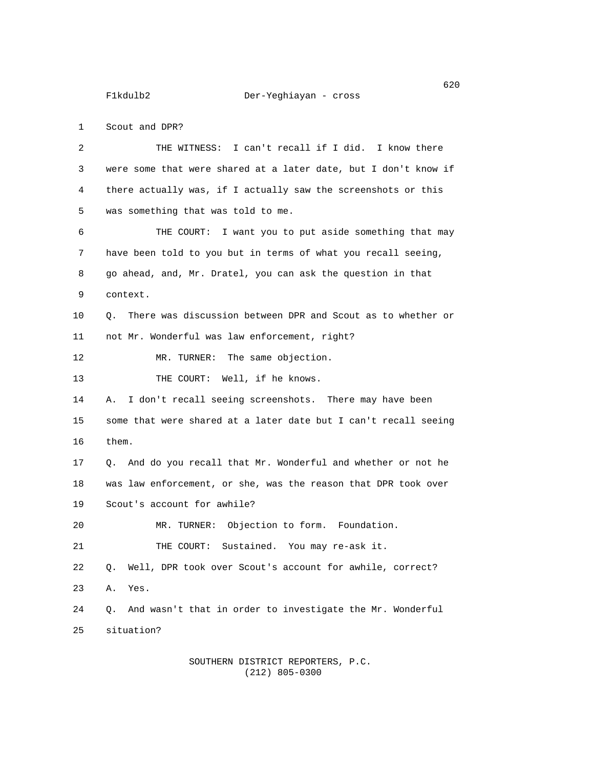Scout and DPR?

THE WITNESS: I can't recall if I did. I know there were some that were shared at a later date, but I don't know if there actually was, if I actually saw the screenshots or this was something that was told to me.

THE COURT: I want you to put aside something that may have been told to you but in terms of what you recall seeing, go ahead, and, Mr. Dratel, you can ask the question in that context.

Q. There was discussion between DPR and Scout as to whether or not Mr. Wonderful was law enforcement, right?

MR. TURNER: The same objection.

THE COURT: Well, if he knows.

A. I don't recall seeing screenshots. There may have been some that were shared at a later date but I can't recall seeing them.

Q. And do you recall that Mr. Wonderful and whether or not he was law enforcement, or she, was the reason that DPR took over Scout's account for awhile?

MR. TURNER: Objection to form. Foundation.

THE COURT: Sustained. You may re-ask it.

Q. Well, DPR took over Scout's account for awhile, correct?

A. Yes.

Q. And wasn't that in order to investigate the Mr. Wonderful situation?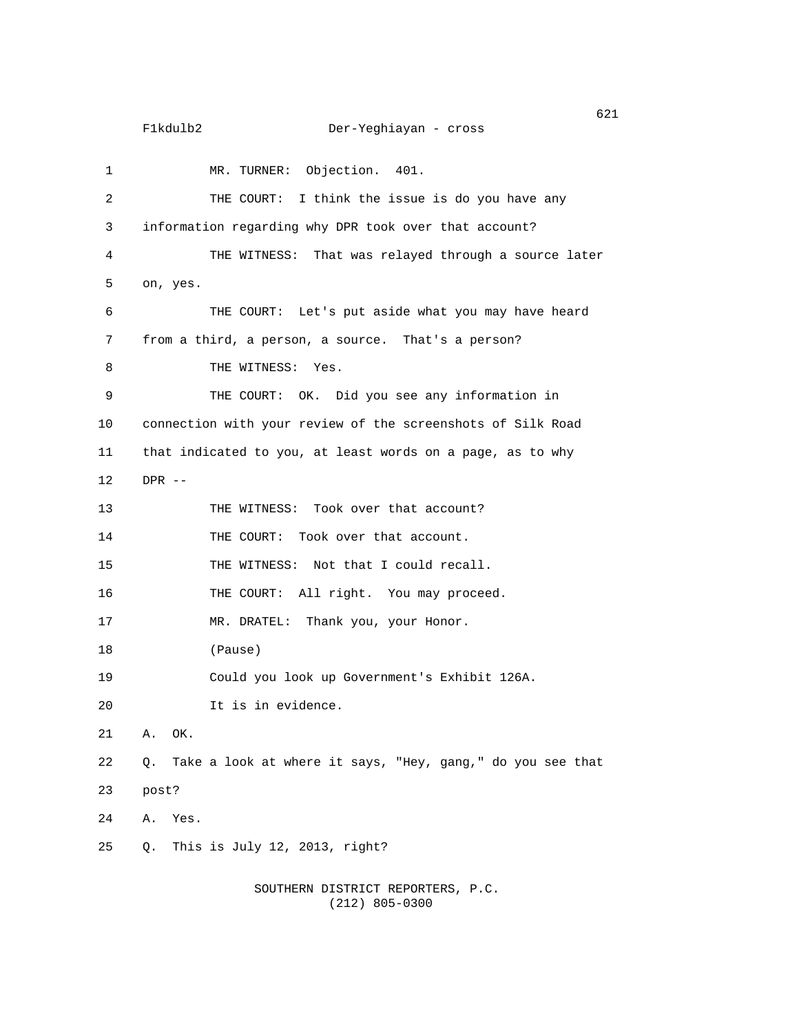MR. TURNER: Objection. 401.

THE COURT: I think the issue is do you have any information regarding why DPR took over that account?

THE WITNESS: That was relayed through a source later on, yes.

THE COURT: Let's put aside what you may have heard from a third, a person, a source. That's a person?

THE WITNESS: Yes.

THE COURT: OK. Did you see any information in connection with your review of the screenshots of Silk Road that indicated to you, at least words on a page, as to why DPR --

THE WITNESS: Took over that account?

THE COURT: Took over that account.

THE WITNESS: Not that I could recall.

THE COURT: All right. You may proceed.

MR. DRATEL: Thank you, your Honor.

(Pause)

Could you look up Government's Exhibit 126A.

It is in evidence.

A. OK.

Q. Take a look at where it says, "Hey, gang," do you see that post?

A. Yes.

Q. This is July 12, 2013, right?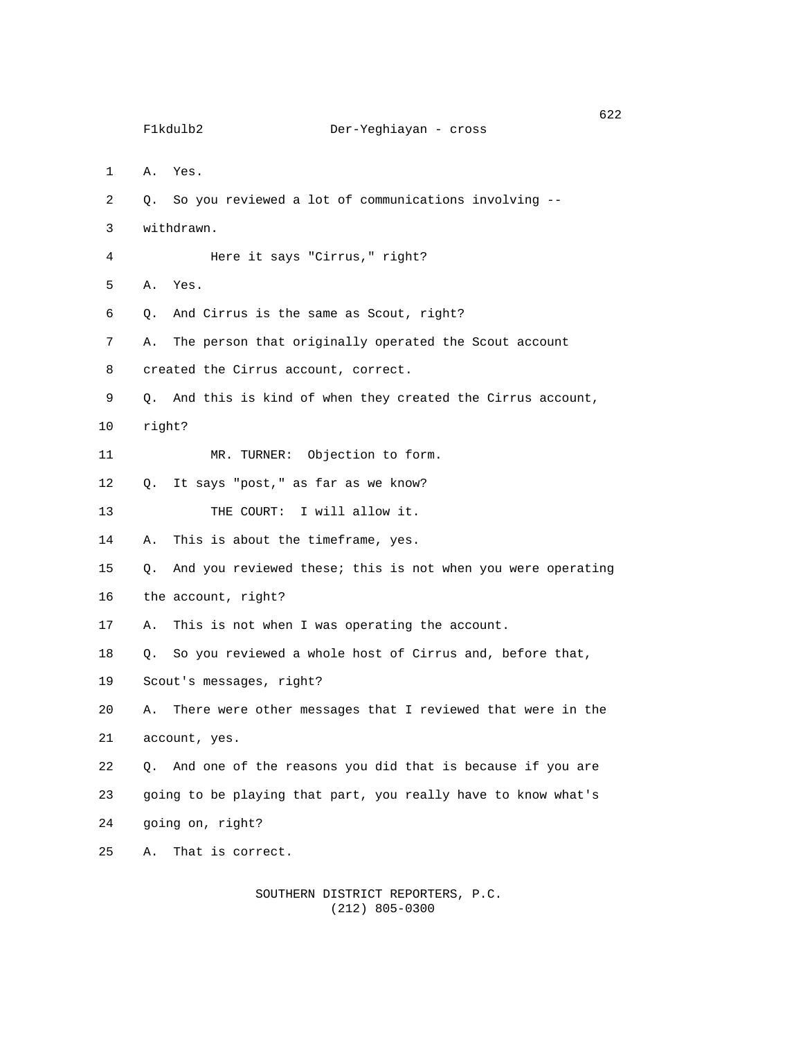A. Yes.

Q. So you reviewed a lot of communications involving -- withdrawn.

Here it says "Cirrus," right?

A. Yes.

Q. And Cirrus is the same as Scout, right?

A. The person that originally operated the Scout account created the Cirrus account, correct.

Q. And this is kind of when they created the Cirrus account, right?

MR. TURNER: Objection to form.

Q. It says "post," as far as we know?

THE COURT: I will allow it.

A. This is about the timeframe, yes.

Q. And you reviewed these; this is not when you were operating the account, right?

A. This is not when I was operating the account.

Q. So you reviewed a whole host of Cirrus and, before that, Scout's messages, right?

A. There were other messages that I reviewed that were in the account, yes.

Q. And one of the reasons you did that is because if you are going to be playing that part, you really have to know what's going on, right?

A. That is correct.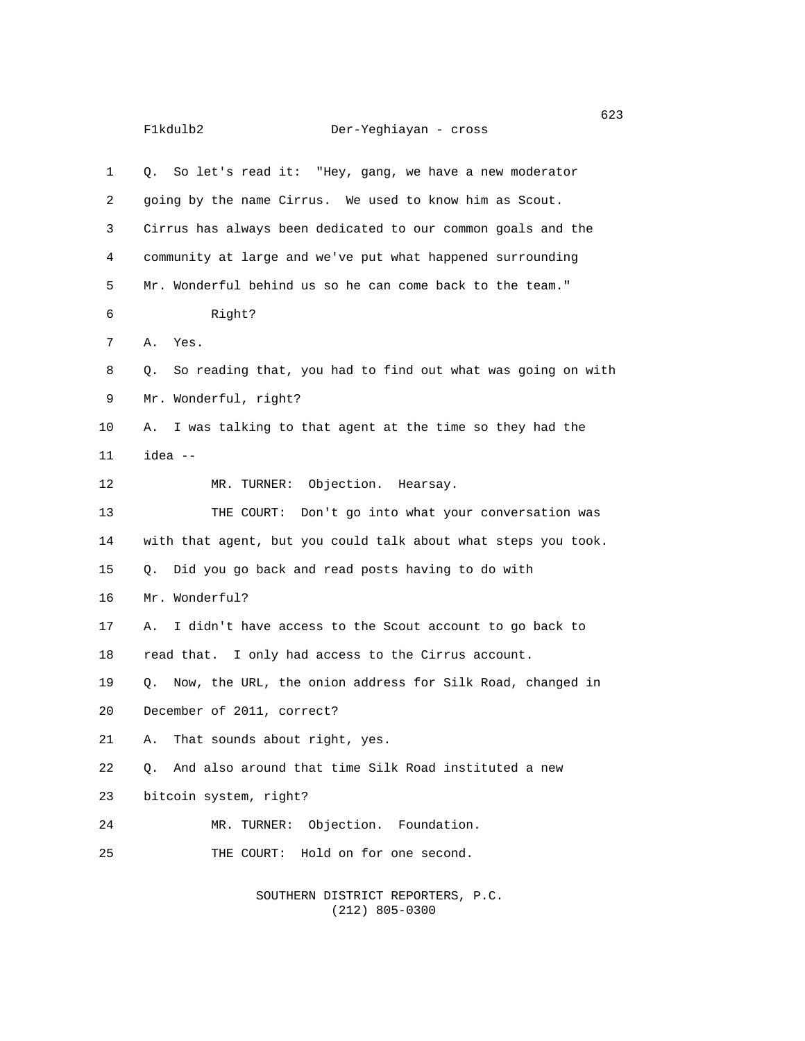Q. So let's read it: "Hey, gang, we have a new moderator going by the name Cirrus. We used to know him as Scout. Cirrus has always been dedicated to our common goals and the community at large and we've put what happened surrounding Mr. Wonderful behind us so he can come back to the team."

Right?

A. Yes.

Q. So reading that, you had to find out what was going on with Mr. Wonderful, right?

A. I was talking to that agent at the time so they had the idea --

MR. TURNER: Objection. Hearsay.

THE COURT: Don't go into what your conversation was with that agent, but you could talk about what steps you took.

Q. Did you go back and read posts having to do with Mr. Wonderful?

A. I didn't have access to the Scout account to go back to read that. I only had access to the Cirrus account.

Q. Now, the URL, the onion address for Silk Road, changed in December of 2011, correct?

A. That sounds about right, yes.

Q. And also around that time Silk Road instituted a new bitcoin system, right?

MR. TURNER: Objection. Foundation.

THE COURT: Hold on for one second.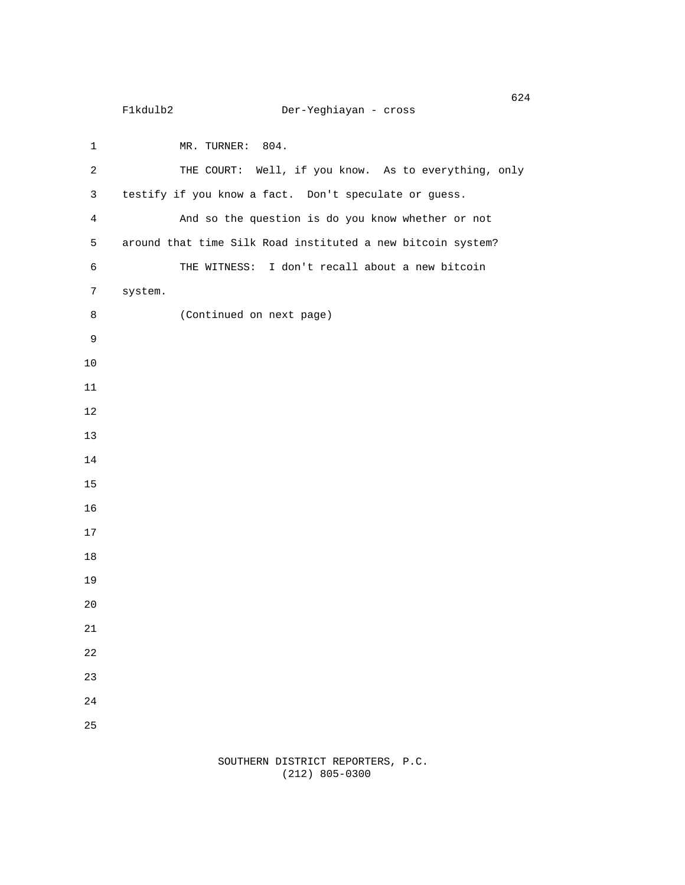MR. TURNER: 804.

THE COURT: Well, if you know. As to everything, only testify if you know a fact. Don't speculate or guess.

And so the question is do you know whether or not around that time Silk Road instituted a new bitcoin system?

THE WITNESS: I don't recall about a new bitcoin system.

(Continued on next page)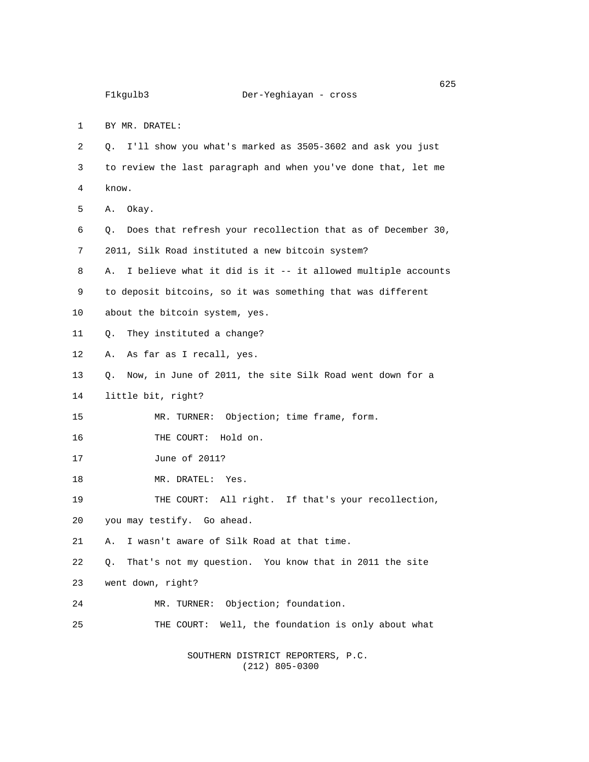BY MR. DRATEL:

Q. I'll show you what's marked as 3505-3602 and ask you just to review the last paragraph and when you've done that, let me know.

A. Okay.

Q. Does that refresh your recollection that as of December 30, 2011, Silk Road instituted a new bitcoin system?

A. I believe what it did is it -- it allowed multiple accounts to deposit bitcoins, so it was something that was different about the bitcoin system, yes.

Q. They instituted a change?

A. As far as I recall, yes.

Q. Now, in June of 2011, the site Silk Road went down for a little bit, right?

MR. TURNER: Objection; time frame, form.

THE COURT: Hold on.

June of 2011?

MR. DRATEL: Yes.

THE COURT: All right. If that's your recollection, you may testify. Go ahead.

A. I wasn't aware of Silk Road at that time.

Q. That's not my question. You know that in 2011 the site went down, right?

MR. TURNER: Objection; foundation.

THE COURT: Well, the foundation is only about what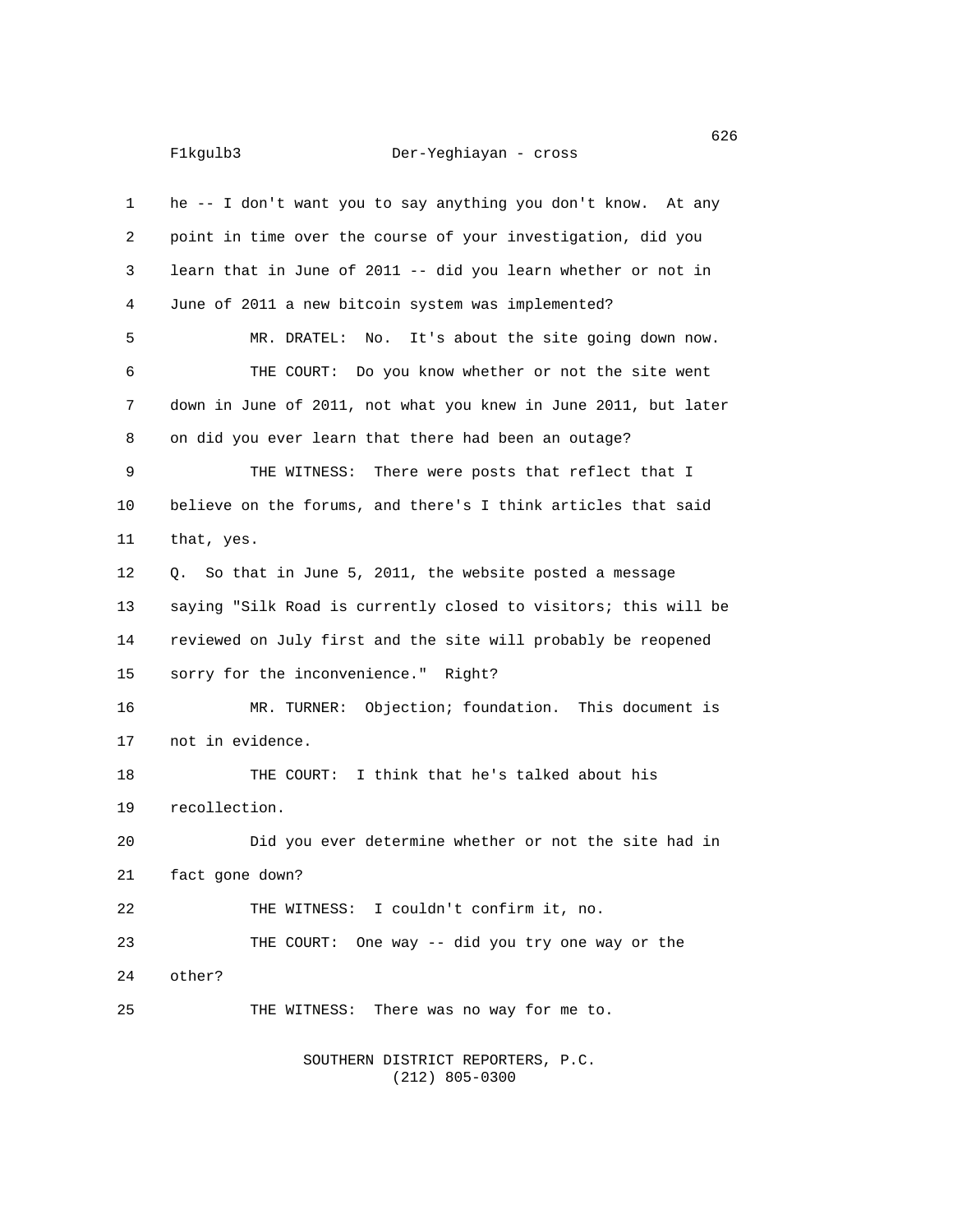he -- I don't want you to say anything you don't know. At any point in time over the course of your investigation, did you learn that in June of 2011 -- did you learn whether or not in June of 2011 a new bitcoin system was implemented?

MR. DRATEL: No. It's about the site going down now.

THE COURT: Do you know whether or not the site went down in June of 2011, not what you knew in June 2011, but later on did you ever learn that there had been an outage?

THE WITNESS: There were posts that reflect that I believe on the forums, and there's I think articles that said that, yes.

Q. So that in June 5, 2011, the website posted a message saying "Silk Road is currently closed to visitors; this will be reviewed on July first and the site will probably be reopened sorry for the inconvenience." Right?

MR. TURNER: Objection; foundation. This document is not in evidence.

THE COURT: I think that he's talked about his recollection.

Did you ever determine whether or not the site had in fact gone down?

THE WITNESS: I couldn't confirm it, no.

THE COURT: One way -- did you try one way or the other?

THE WITNESS: There was no way for me to.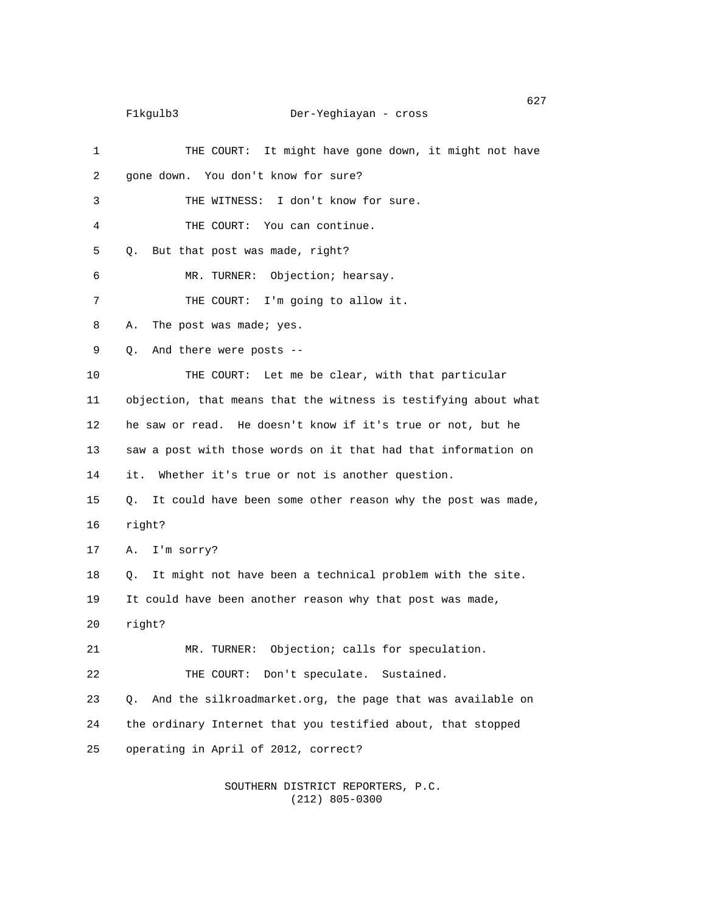1 THE COURT: It might have gone down, it might not have
2 gone down. You don't know for sure?
3 THE WITNESS: I don't know for sure.
4 THE COURT: You can continue.
5 Q. But that post was made, right?
6 MR. TURNER: Objection; hearsay.
7 THE COURT: I'm going to allow it.
8 A. The post was made; yes.
9 Q. And there were posts --
10 THE COURT: Let me be clear, with that particular
11 objection, that means that the witness is testifying about what
12 he saw or read. He doesn't know if it's true or not, but he
13 saw a post with those words on it that had that information on
14 it. Whether it's true or not is another question.
15 Q. It could have been some other reason why the post was made,
16 right?
17 A. I'm sorry?
18 Q. It might not have been a technical problem with the site.
19 It could have been another reason why that post was made,
20 right?
21 MR. TURNER: Objection; calls for speculation.
22 THE COURT: Don't speculate. Sustained.
23 Q. And the silkroadmarket.org, the page that was available on
24 the ordinary Internet that you testified about, that stopped
25 operating in April of 2012, correct?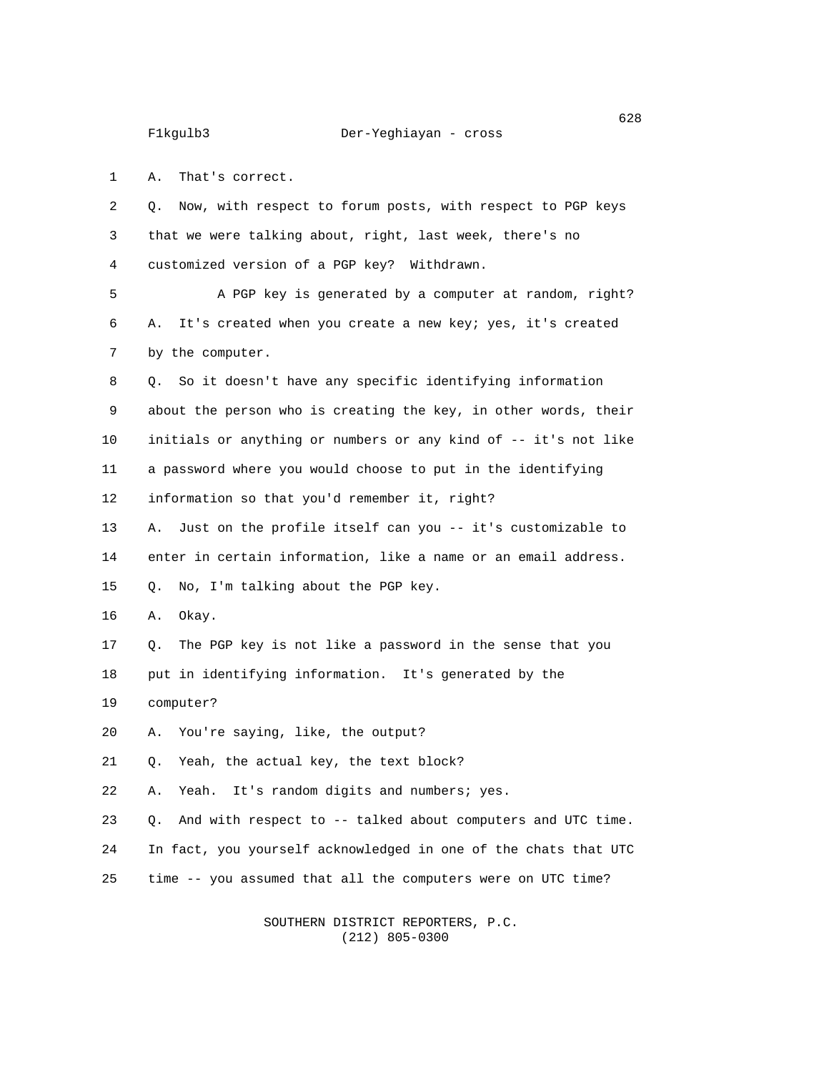1 A. That's correct.

2 Q. Now, with respect to forum posts, with respect to PGP keys

3 that we were talking about, right, last week, there's no

4 customized version of a PGP key? Withdrawn.

5 A PGP key is generated by a computer at random, right?

6 A. It's created when you create a new key; yes, it's created

7 by the computer.

8 Q. So it doesn't have any specific identifying information

9 about the person who is creating the key, in other words, their

10 initials or anything or numbers or any kind of -- it's not like

11 a password where you would choose to put in the identifying

12 information so that you'd remember it, right?

13 A. Just on the profile itself can you -- it's customizable to

14 enter in certain information, like a name or an email address.

15 Q. No, I'm talking about the PGP key.

16 A. Okay.

17 Q. The PGP key is not like a password in the sense that you

18 put in identifying information. It's generated by the

19 computer?

20 A. You're saying, like, the output?

21 Q. Yeah, the actual key, the text block?

22 A. Yeah. It's random digits and numbers; yes.

23 Q. And with respect to -- talked about computers and UTC time.

24 In fact, you yourself acknowledged in one of the chats that UTC

25 time -- you assumed that all the computers were on UTC time?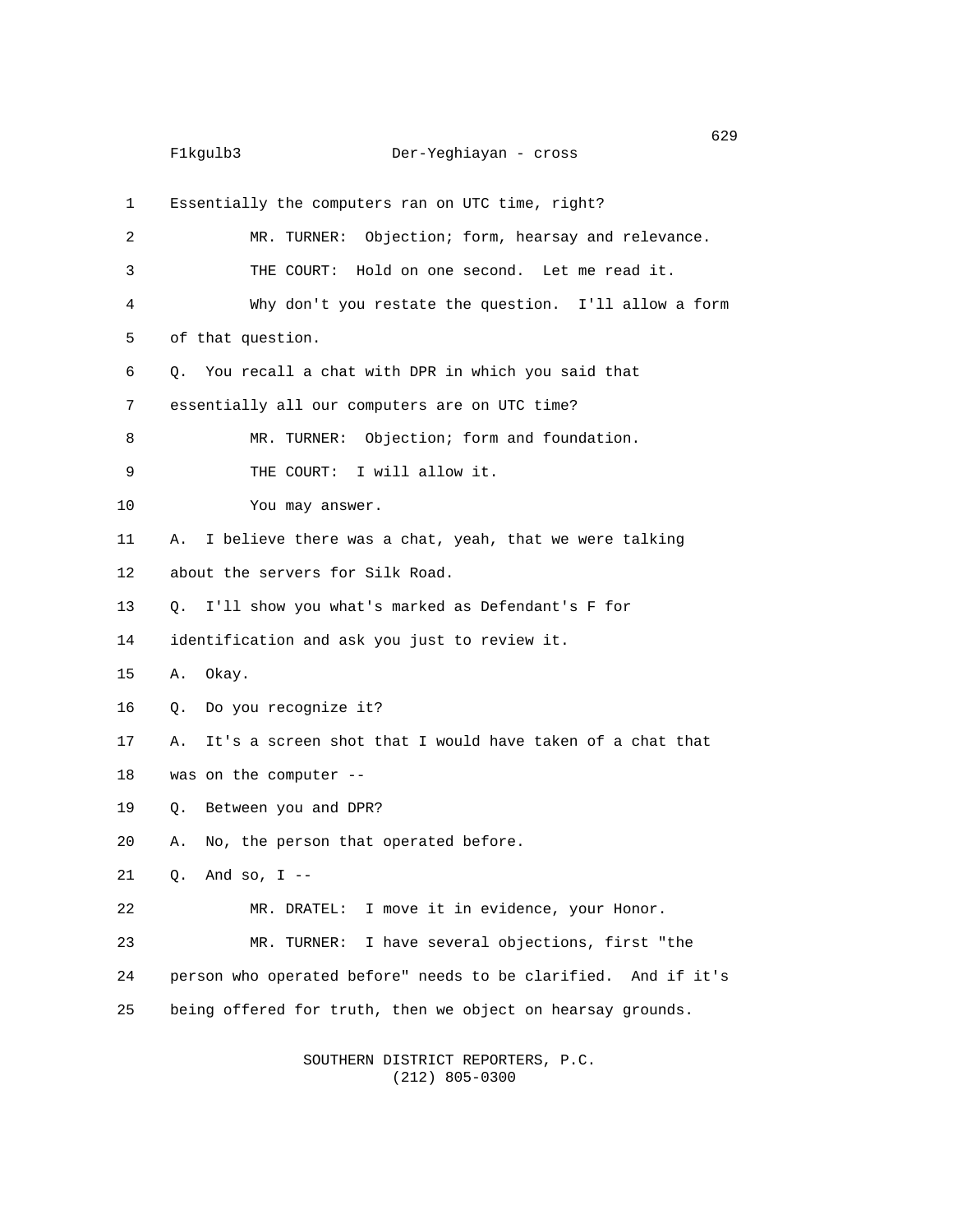Essentially the computers ran on UTC time, right?

MR. TURNER: Objection; form, hearsay and relevance.

THE COURT: Hold on one second. Let me read it.

Why don't you restate the question. I'll allow a form of that question.

Q. You recall a chat with DPR in which you said that essentially all our computers are on UTC time?

MR. TURNER: Objection; form and foundation.

THE COURT: I will allow it.

You may answer.

A. I believe there was a chat, yeah, that we were talking about the servers for Silk Road.

Q. I'll show you what's marked as Defendant's F for identification and ask you just to review it.

A. Okay.

Q. Do you recognize it?

A. It's a screen shot that I would have taken of a chat that was on the computer --

Q. Between you and DPR?

A. No, the person that operated before.

Q. And so, I --

MR. DRATEL: I move it in evidence, your Honor.

MR. TURNER: I have several objections, first "the person who operated before" needs to be clarified. And if it's being offered for truth, then we object on hearsay grounds.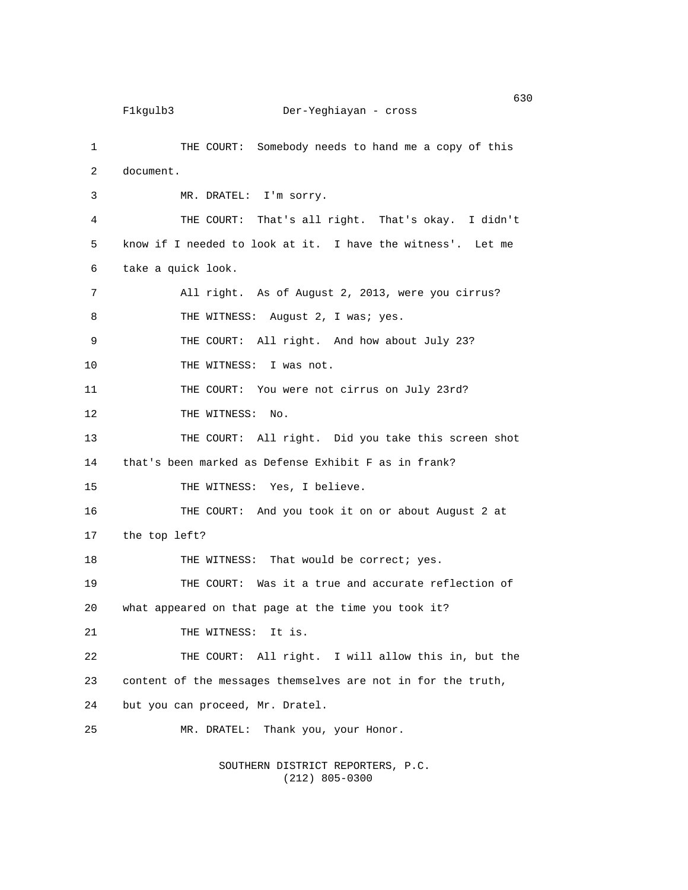1 THE COURT: Somebody needs to hand me a copy of this
2 document.
3 MR. DRATEL: I'm sorry.
4 THE COURT: That's all right. That's okay. I didn't
5 know if I needed to look at it. I have the witness'. Let me
6 take a quick look.
7 All right. As of August 2, 2013, were you cirrus?
8 THE WITNESS: August 2, I was; yes.
9 THE COURT: All right. And how about July 23?
10 THE WITNESS: I was not.
11 THE COURT: You were not cirrus on July 23rd?
12 THE WITNESS: No.
13 THE COURT: All right. Did you take this screen shot
14 that's been marked as Defense Exhibit F as in frank?
15 THE WITNESS: Yes, I believe.
16 THE COURT: And you took it on or about August 2 at
17 the top left?
18 THE WITNESS: That would be correct; yes.
19 THE COURT: Was it a true and accurate reflection of
20 what appeared on that page at the time you took it?
21 THE WITNESS: It is.
22 THE COURT: All right. I will allow this in, but the
23 content of the messages themselves are not in for the truth,
24 but you can proceed, Mr. Dratel.
25 MR. DRATEL: Thank you, your Honor.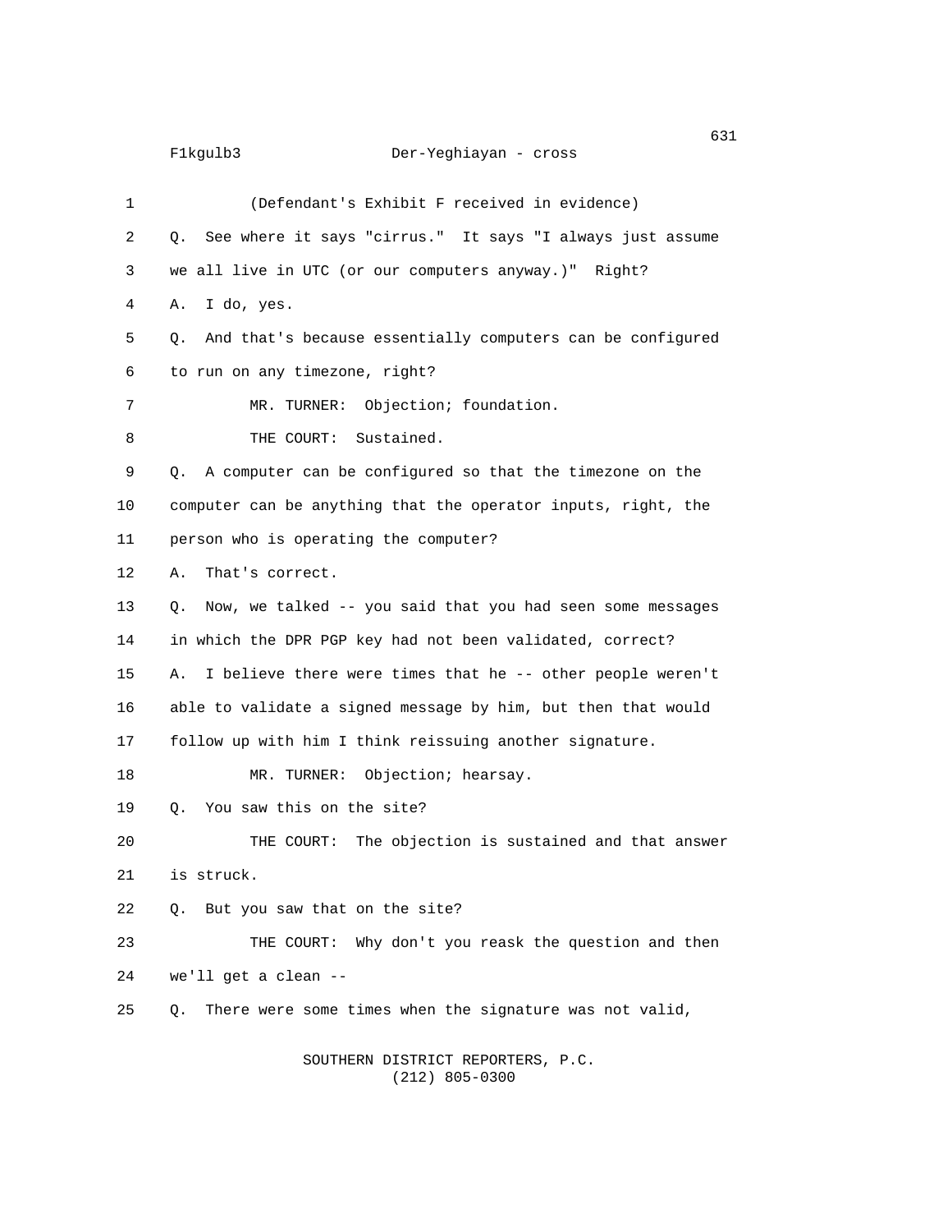(Defendant's Exhibit F received in evidence)

Q. See where it says "cirrus." It says "I always just assume we all live in UTC (or our computers anyway.)" Right?

A. I do, yes.

Q. And that's because essentially computers can be configured to run on any timezone, right?

MR. TURNER: Objection; foundation.

THE COURT: Sustained.

Q. A computer can be configured so that the timezone on the computer can be anything that the operator inputs, right, the person who is operating the computer?

A. That's correct.

Q. Now, we talked -- you said that you had seen some messages in which the DPR PGP key had not been validated, correct?

A. I believe there were times that he -- other people weren't able to validate a signed message by him, but then that would follow up with him I think reissuing another signature.

MR. TURNER: Objection; hearsay.

Q. You saw this on the site?

THE COURT: The objection is sustained and that answer is struck.

Q. But you saw that on the site?

THE COURT: Why don't you reask the question and then we'll get a clean --

Q. There were some times when the signature was not valid,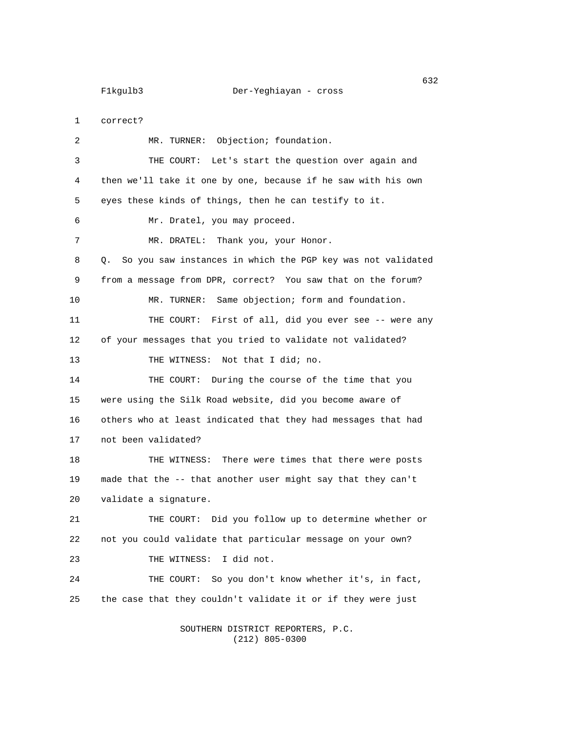1 correct?

2 MR. TURNER: Objection; foundation.

3 THE COURT: Let's start the question over again and

4 then we'll take it one by one, because if he saw with his own

5 eyes these kinds of things, then he can testify to it.

6 Mr. Dratel, you may proceed.

7 MR. DRATEL: Thank you, your Honor.

8 Q. So you saw instances in which the PGP key was not validated

9 from a message from DPR, correct? You saw that on the forum?

10 MR. TURNER: Same objection; form and foundation.

11 THE COURT: First of all, did you ever see -- were any

12 of your messages that you tried to validate not validated?

13 THE WITNESS: Not that I did; no.

14 THE COURT: During the course of the time that you

15 were using the Silk Road website, did you become aware of

16 others who at least indicated that they had messages that had

17 not been validated?

18 THE WITNESS: There were times that there were posts

19 made that the -- that another user might say that they can't

20 validate a signature.

21 THE COURT: Did you follow up to determine whether or

22 not you could validate that particular message on your own?

23 THE WITNESS: I did not.

24 THE COURT: So you don't know whether it's, in fact,

25 the case that they couldn't validate it or if they were just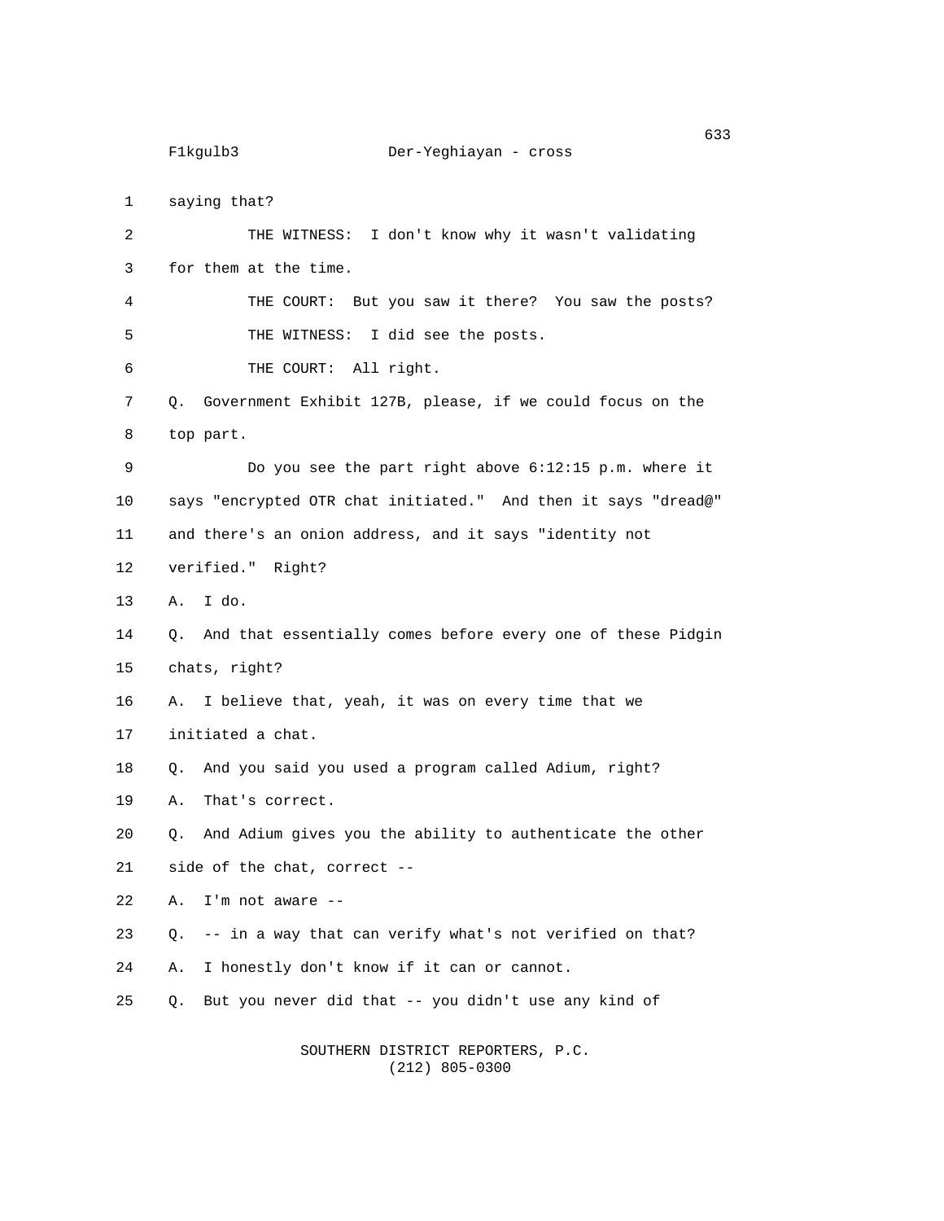saying that?

THE WITNESS: I don't know why it wasn't validating for them at the time.

THE COURT: But you saw it there? You saw the posts?

THE WITNESS: I did see the posts.

THE COURT: All right.

Q. Government Exhibit 127B, please, if we could focus on the top part.

Do you see the part right above 6:12:15 p.m. where it says "encrypted OTR chat initiated." And then it says "dread@" and there's an onion address, and it says "identity not verified." Right?

A. I do.

Q. And that essentially comes before every one of these Pidgin chats, right?

A. I believe that, yeah, it was on every time that we initiated a chat.

Q. And you said you used a program called Adium, right?

A. That's correct.

Q. And Adium gives you the ability to authenticate the other side of the chat, correct --

A. I'm not aware --

Q. -- in a way that can verify what's not verified on that?

A. I honestly don't know if it can or cannot.

Q. But you never did that -- you didn't use any kind of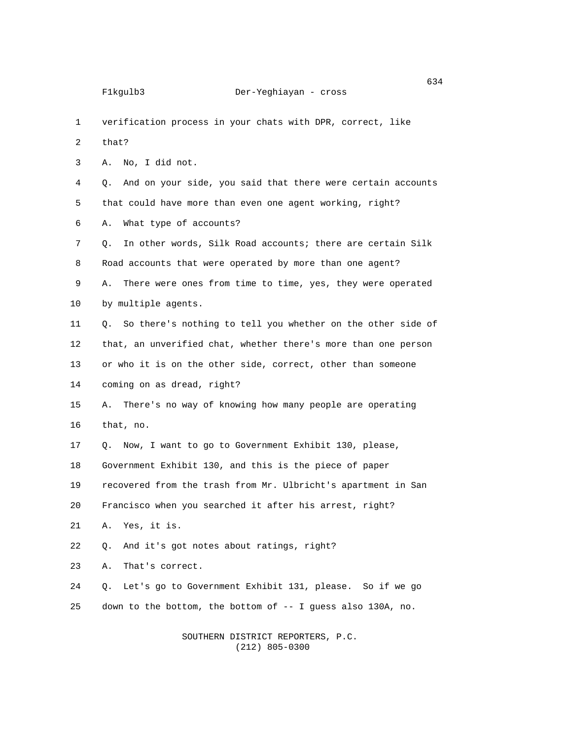1 verification process in your chats with DPR, correct, like

2 that?

3 A. No, I did not.

4 Q. And on your side, you said that there were certain accounts

5 that could have more than even one agent working, right?

6 A. What type of accounts?

7 Q. In other words, Silk Road accounts; there are certain Silk

8 Road accounts that were operated by more than one agent?

9 A. There were ones from time to time, yes, they were operated

10 by multiple agents.

11 Q. So there's nothing to tell you whether on the other side of

12 that, an unverified chat, whether there's more than one person

13 or who it is on the other side, correct, other than someone

14 coming on as dread, right?

15 A. There's no way of knowing how many people are operating

16 that, no.

17 Q. Now, I want to go to Government Exhibit 130, please,

18 Government Exhibit 130, and this is the piece of paper

19 recovered from the trash from Mr. Ulbricht's apartment in San

20 Francisco when you searched it after his arrest, right?

21 A. Yes, it is.

22 Q. And it's got notes about ratings, right?

23 A. That's correct.

24 Q. Let's go to Government Exhibit 131, please. So if we go

25 down to the bottom, the bottom of -- I guess also 130A, no.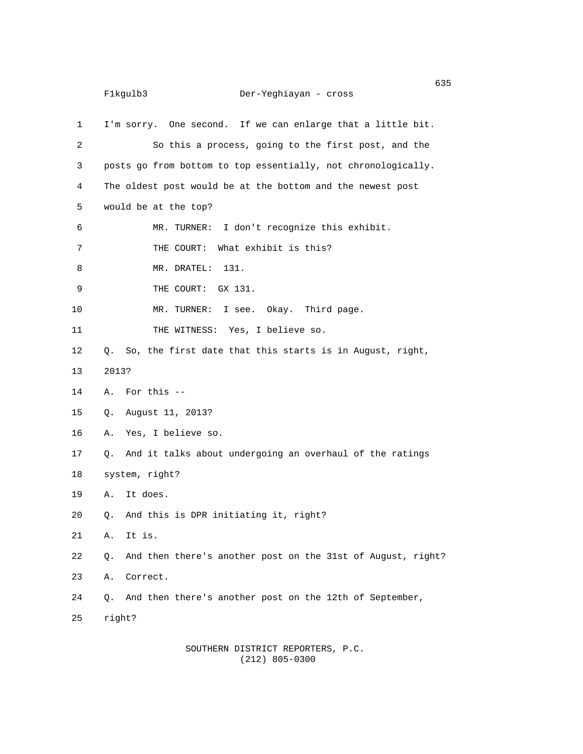I'm sorry. One second. If we can enlarge that a little bit.

So this a process, going to the first post, and the posts go from bottom to top essentially, not chronologically. The oldest post would be at the bottom and the newest post would be at the top?

MR. TURNER: I don't recognize this exhibit.

THE COURT: What exhibit is this?

MR. DRATEL: 131.

THE COURT: GX 131.

MR. TURNER: I see. Okay. Third page.

THE WITNESS: Yes, I believe so.

Q. So, the first date that this starts is in August, right, 2013?

A. For this --

Q. August 11, 2013?

A. Yes, I believe so.

Q. And it talks about undergoing an overhaul of the ratings system, right?

A. It does.

Q. And this is DPR initiating it, right?

A. It is.

Q. And then there's another post on the 31st of August, right?

A. Correct.

Q. And then there's another post on the 12th of September, right?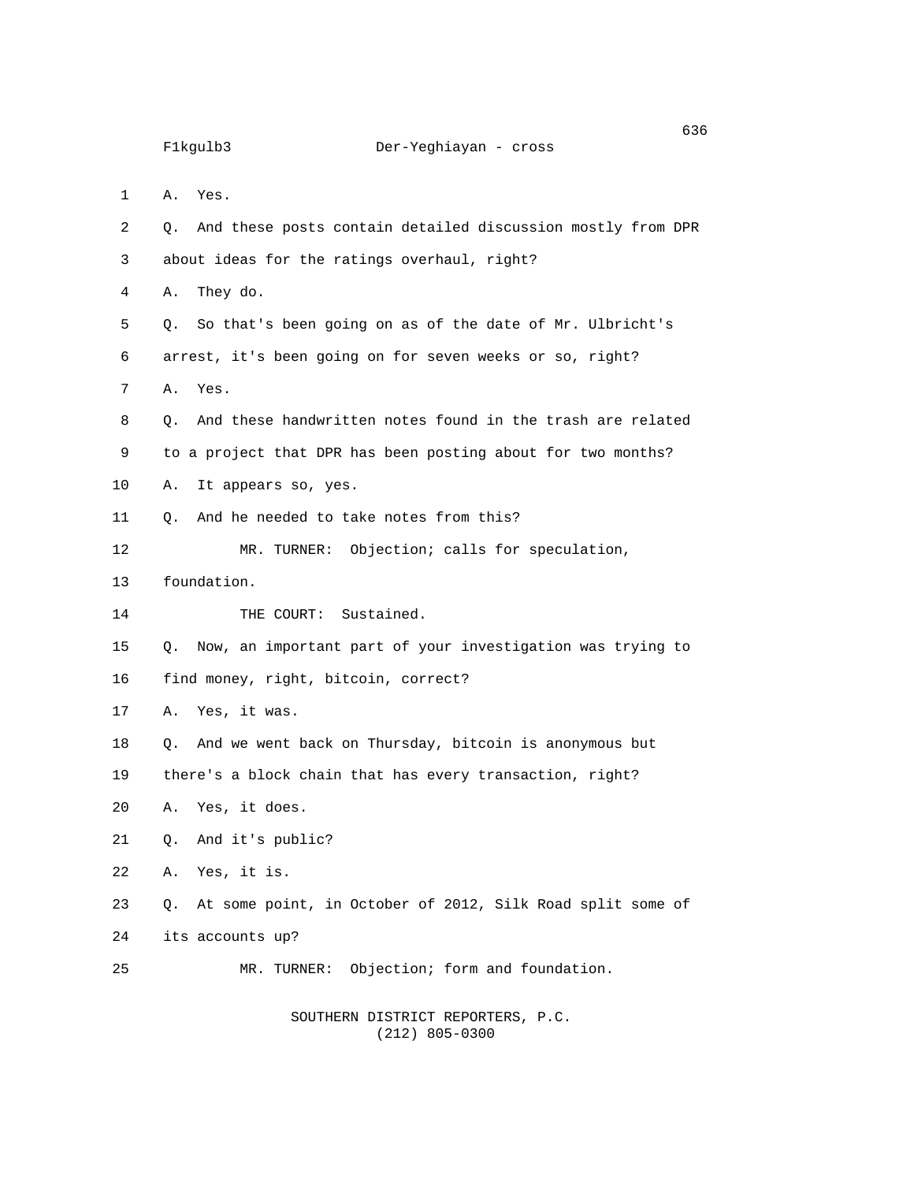1 A. Yes.

2 Q. And these posts contain detailed discussion mostly from DPR

3 about ideas for the ratings overhaul, right?

4 A. They do.

5 Q. So that's been going on as of the date of Mr. Ulbricht's

6 arrest, it's been going on for seven weeks or so, right?

7 A. Yes.

8 Q. And these handwritten notes found in the trash are related

9 to a project that DPR has been posting about for two months?

10 A. It appears so, yes.

11 Q. And he needed to take notes from this?

12 MR. TURNER: Objection; calls for speculation,

13 foundation.

14 THE COURT: Sustained.

15 Q. Now, an important part of your investigation was trying to

16 find money, right, bitcoin, correct?

17 A. Yes, it was.

18 Q. And we went back on Thursday, bitcoin is anonymous but

19 there's a block chain that has every transaction, right?

20 A. Yes, it does.

21 Q. And it's public?

22 A. Yes, it is.

23 Q. At some point, in October of 2012, Silk Road split some of

24 its accounts up?

25 MR. TURNER: Objection; form and foundation.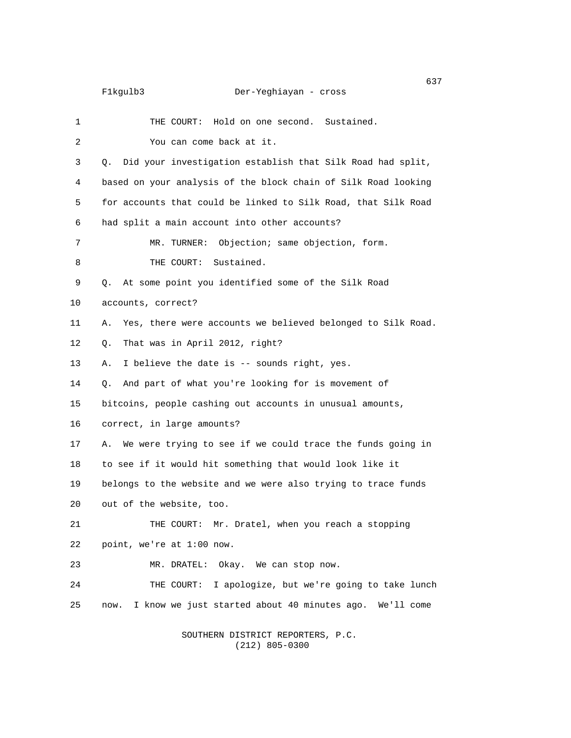1 THE COURT: Hold on one second. Sustained.

2 You can come back at it.

3 Q. Did your investigation establish that Silk Road had split,

4 based on your analysis of the block chain of Silk Road looking

5 for accounts that could be linked to Silk Road, that Silk Road

6 had split a main account into other accounts?

7 MR. TURNER: Objection; same objection, form.

8 THE COURT: Sustained.

9 Q. At some point you identified some of the Silk Road

10 accounts, correct?

11 A. Yes, there were accounts we believed belonged to Silk Road.

12 Q. That was in April 2012, right?

13 A. I believe the date is -- sounds right, yes.

14 Q. And part of what you're looking for is movement of

15 bitcoins, people cashing out accounts in unusual amounts,

16 correct, in large amounts?

17 A. We were trying to see if we could trace the funds going in

18 to see if it would hit something that would look like it

19 belongs to the website and we were also trying to trace funds

20 out of the website, too.

21 THE COURT: Mr. Dratel, when you reach a stopping

22 point, we're at 1:00 now.

23 MR. DRATEL: Okay. We can stop now.

24 THE COURT: I apologize, but we're going to take lunch

25 now. I know we just started about 40 minutes ago. We'll come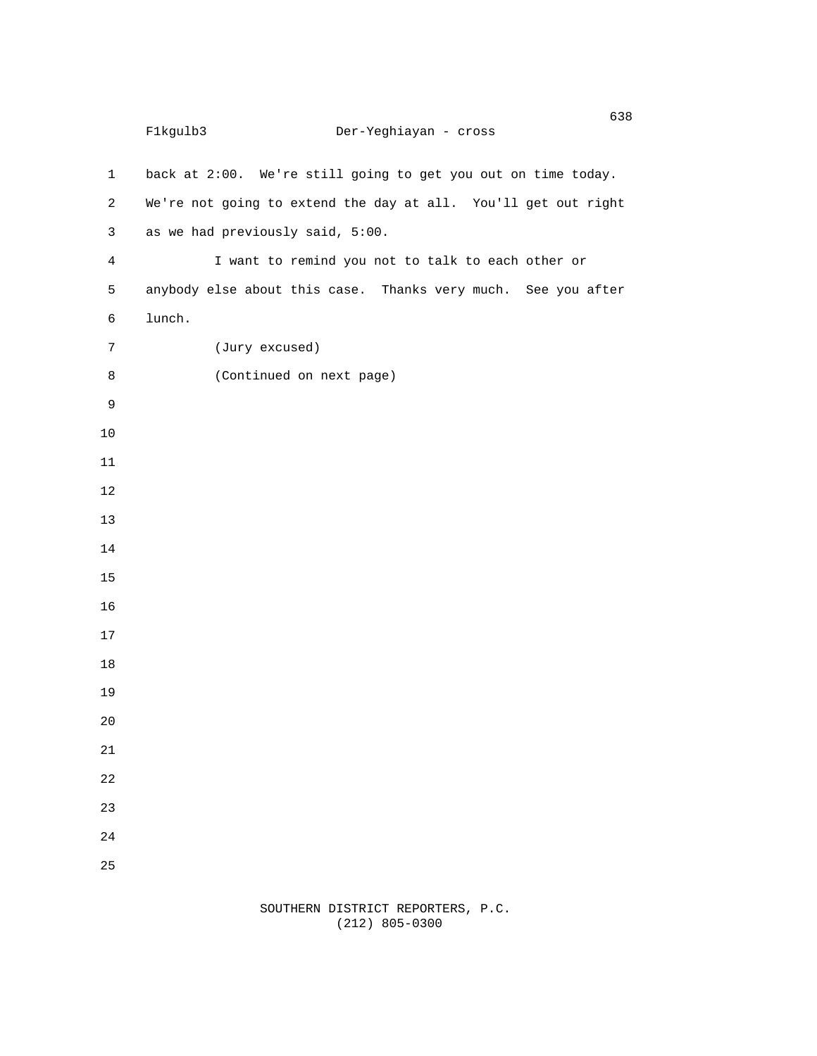back at 2:00. We're still going to get you out on time today. We're not going to extend the day at all. You'll get out right as we had previously said, 5:00.

I want to remind you not to talk to each other or anybody else about this case. Thanks very much. See you after lunch.

(Jury excused)

(Continued on next page)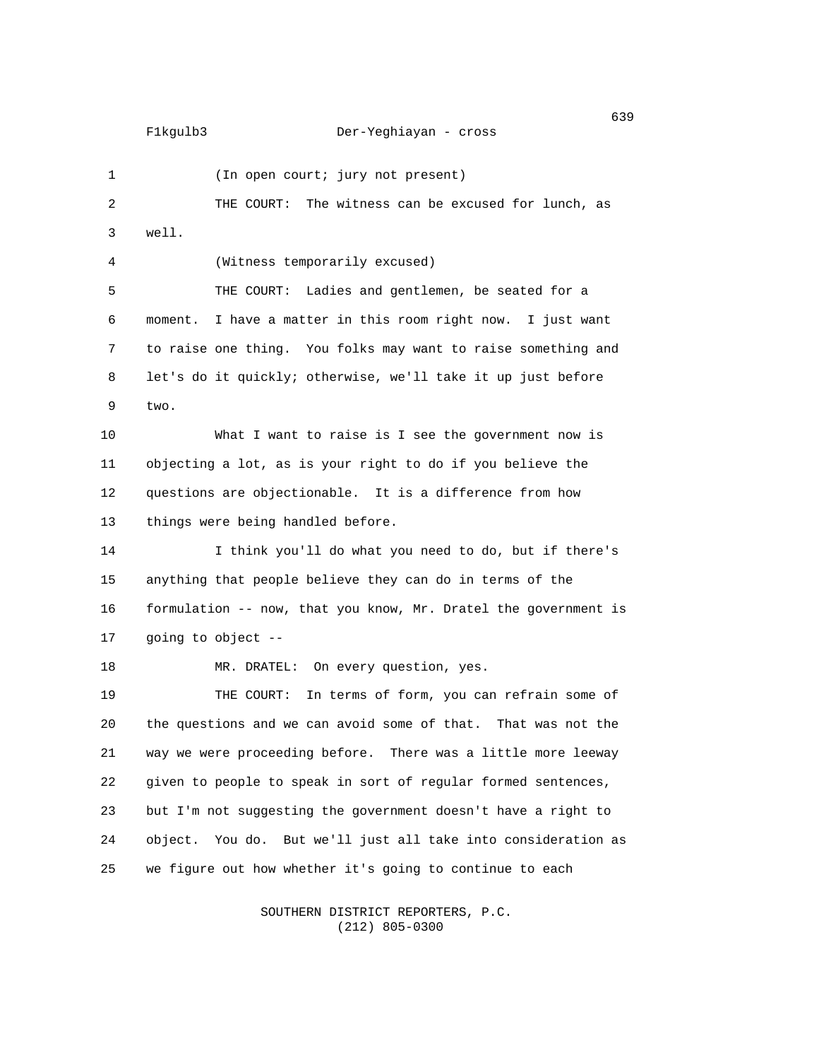(In open court; jury not present)

THE COURT: The witness can be excused for lunch, as well.

(Witness temporarily excused)

THE COURT: Ladies and gentlemen, be seated for a moment. I have a matter in this room right now. I just want to raise one thing. You folks may want to raise something and let's do it quickly; otherwise, we'll take it up just before two.

What I want to raise is I see the government now is objecting a lot, as is your right to do if you believe the questions are objectionable. It is a difference from how things were being handled before.

I think you'll do what you need to do, but if there's anything that people believe they can do in terms of the formulation -- now, that you know, Mr. Dratel the government is going to object --

MR. DRATEL: On every question, yes.

THE COURT: In terms of form, you can refrain some of the questions and we can avoid some of that. That was not the way we were proceeding before. There was a little more leeway given to people to speak in sort of regular formed sentences, but I'm not suggesting the government doesn't have a right to object. You do. But we'll just all take into consideration as we figure out how whether it's going to continue to each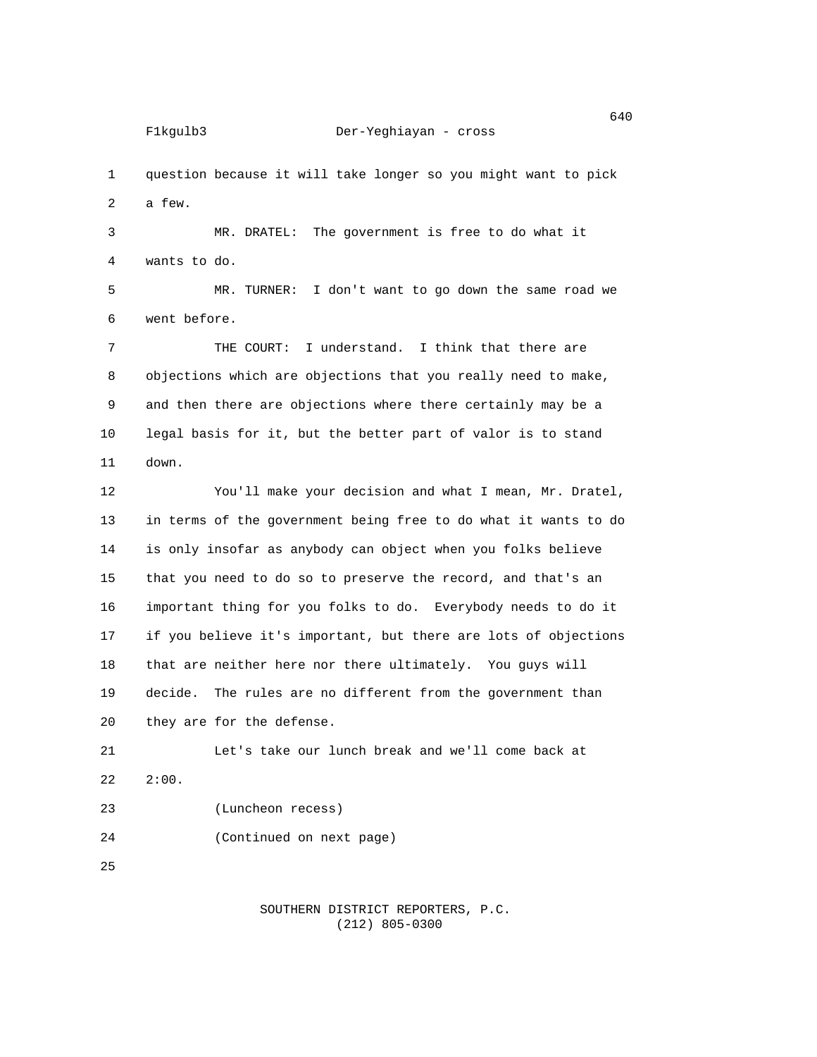question because it will take longer so you might want to pick a few.

MR. DRATEL: The government is free to do what it wants to do.

MR. TURNER: I don't want to go down the same road we went before.

THE COURT: I understand. I think that there are objections which are objections that you really need to make, and then there are objections where there certainly may be a legal basis for it, but the better part of valor is to stand down.

You'll make your decision and what I mean, Mr. Dratel, in terms of the government being free to do what it wants to do is only insofar as anybody can object when you folks believe that you need to do so to preserve the record, and that's an important thing for you folks to do. Everybody needs to do it if you believe it's important, but there are lots of objections that are neither here nor there ultimately. You guys will decide. The rules are no different from the government than they are for the defense.

Let's take our lunch break and we'll come back at 2:00.

(Luncheon recess)

(Continued on next page)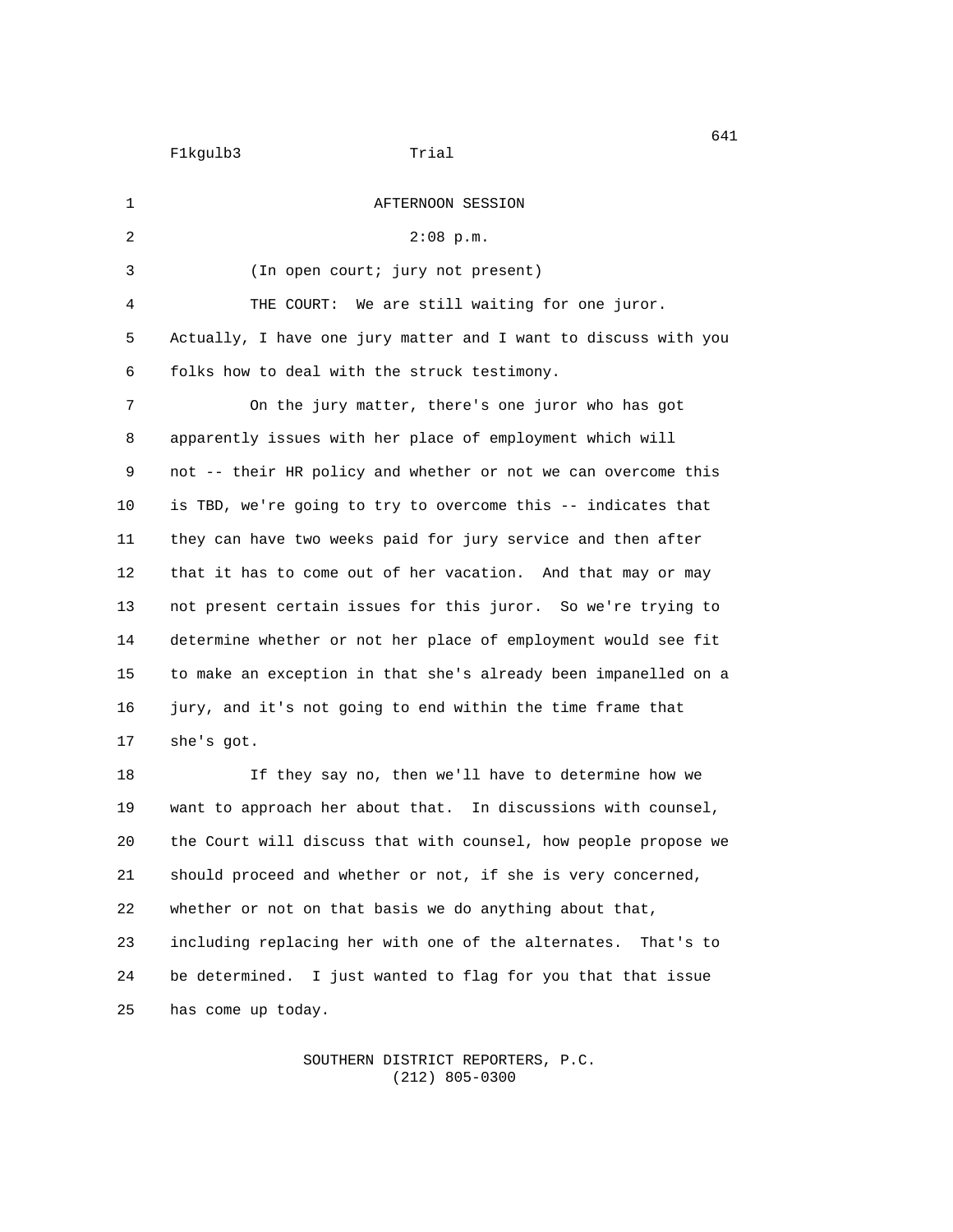AFTERNOON SESSION

2:08 p.m.

(In open court; jury not present)

THE COURT: We are still waiting for one juror. Actually, I have one jury matter and I want to discuss with you folks how to deal with the struck testimony.

On the jury matter, there's one juror who has got apparently issues with her place of employment which will not -- their HR policy and whether or not we can overcome this is TBD, we're going to try to overcome this -- indicates that they can have two weeks paid for jury service and then after that it has to come out of her vacation. And that may or may not present certain issues for this juror. So we're trying to determine whether or not her place of employment would see fit to make an exception in that she's already been impanelled on a jury, and it's not going to end within the time frame that she's got.

If they say no, then we'll have to determine how we want to approach her about that. In discussions with counsel, the Court will discuss that with counsel, how people propose we should proceed and whether or not, if she is very concerned, whether or not on that basis we do anything about that, including replacing her with one of the alternates. That's to be determined. I just wanted to flag for you that that issue has come up today.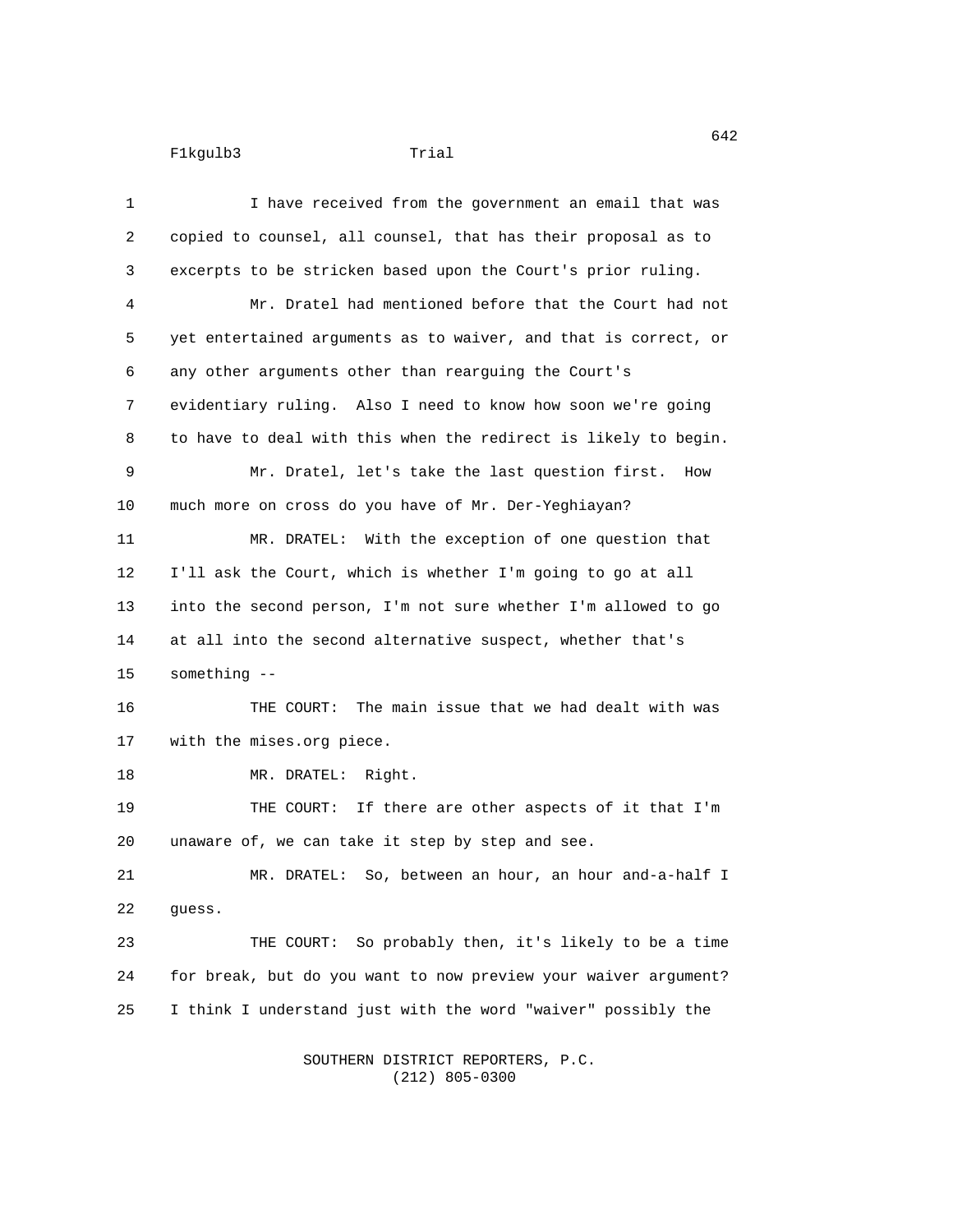I have received from the government an email that was copied to counsel, all counsel, that has their proposal as to excerpts to be stricken based upon the Court's prior ruling.

Mr. Dratel had mentioned before that the Court had not yet entertained arguments as to waiver, and that is correct, or any other arguments other than rearguing the Court's evidentiary ruling. Also I need to know how soon we're going to have to deal with this when the redirect is likely to begin.

Mr. Dratel, let's take the last question first. How much more on cross do you have of Mr. Der-Yeghiayan?

MR. DRATEL: With the exception of one question that I'll ask the Court, which is whether I'm going to go at all into the second person, I'm not sure whether I'm allowed to go at all into the second alternative suspect, whether that's something --

THE COURT: The main issue that we had dealt with was with the mises.org piece.

MR. DRATEL: Right.

THE COURT: If there are other aspects of it that I'm unaware of, we can take it step by step and see.

MR. DRATEL: So, between an hour, an hour and-a-half I guess.

THE COURT: So probably then, it's likely to be a time for break, but do you want to now preview your waiver argument? I think I understand just with the word "waiver" possibly the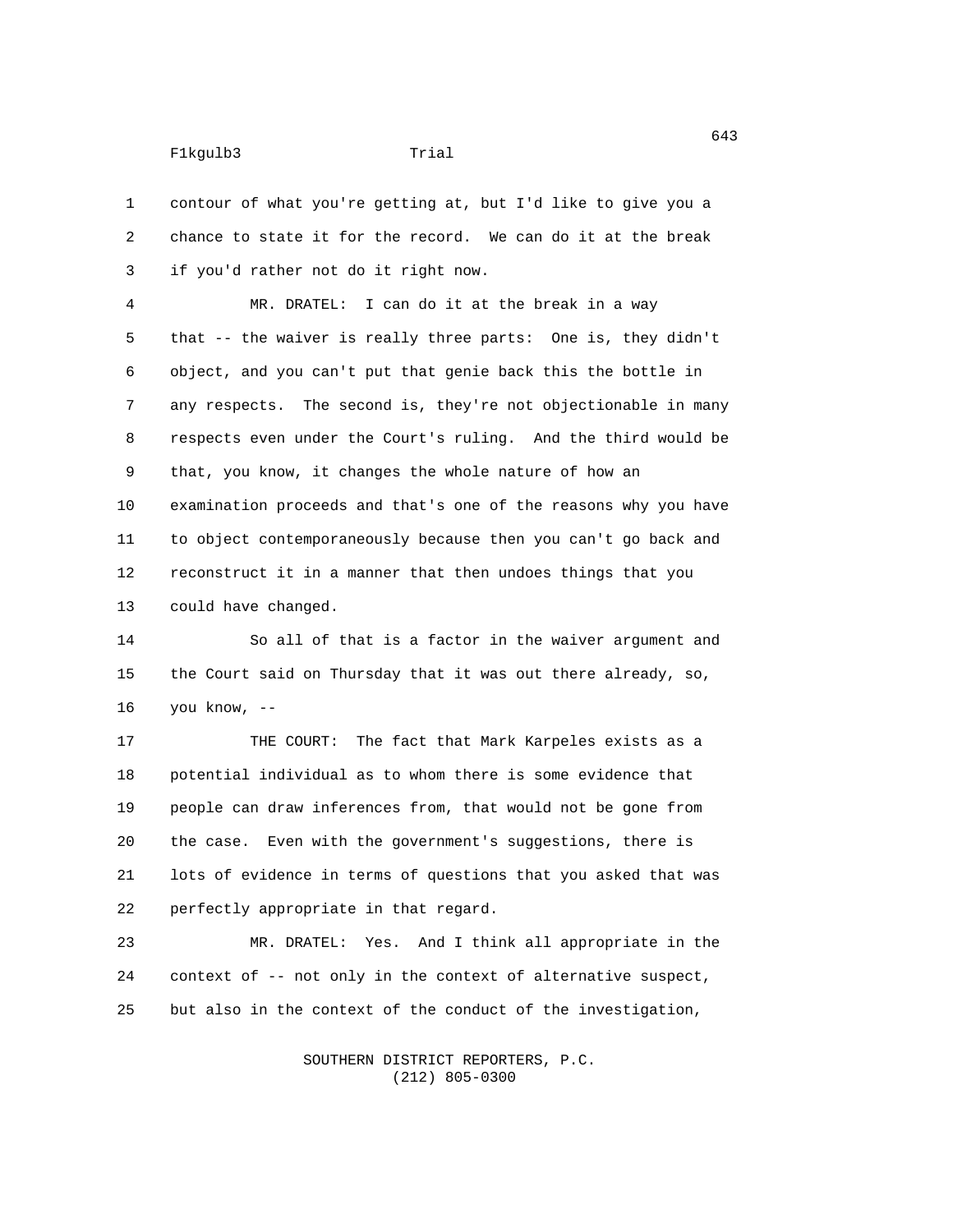contour of what you're getting at, but I'd like to give you a chance to state it for the record. We can do it at the break if you'd rather not do it right now.

MR. DRATEL: I can do it at the break in a way that -- the waiver is really three parts: One is, they didn't object, and you can't put that genie back this the bottle in any respects. The second is, they're not objectionable in many respects even under the Court's ruling. And the third would be that, you know, it changes the whole nature of how an examination proceeds and that's one of the reasons why you have to object contemporaneously because then you can't go back and reconstruct it in a manner that then undoes things that you could have changed.

So all of that is a factor in the waiver argument and the Court said on Thursday that it was out there already, so, you know, --

THE COURT: The fact that Mark Karpeles exists as a potential individual as to whom there is some evidence that people can draw inferences from, that would not be gone from the case. Even with the government's suggestions, there is lots of evidence in terms of questions that you asked that was perfectly appropriate in that regard.

MR. DRATEL: Yes. And I think all appropriate in the context of -- not only in the context of alternative suspect, but also in the context of the conduct of the investigation,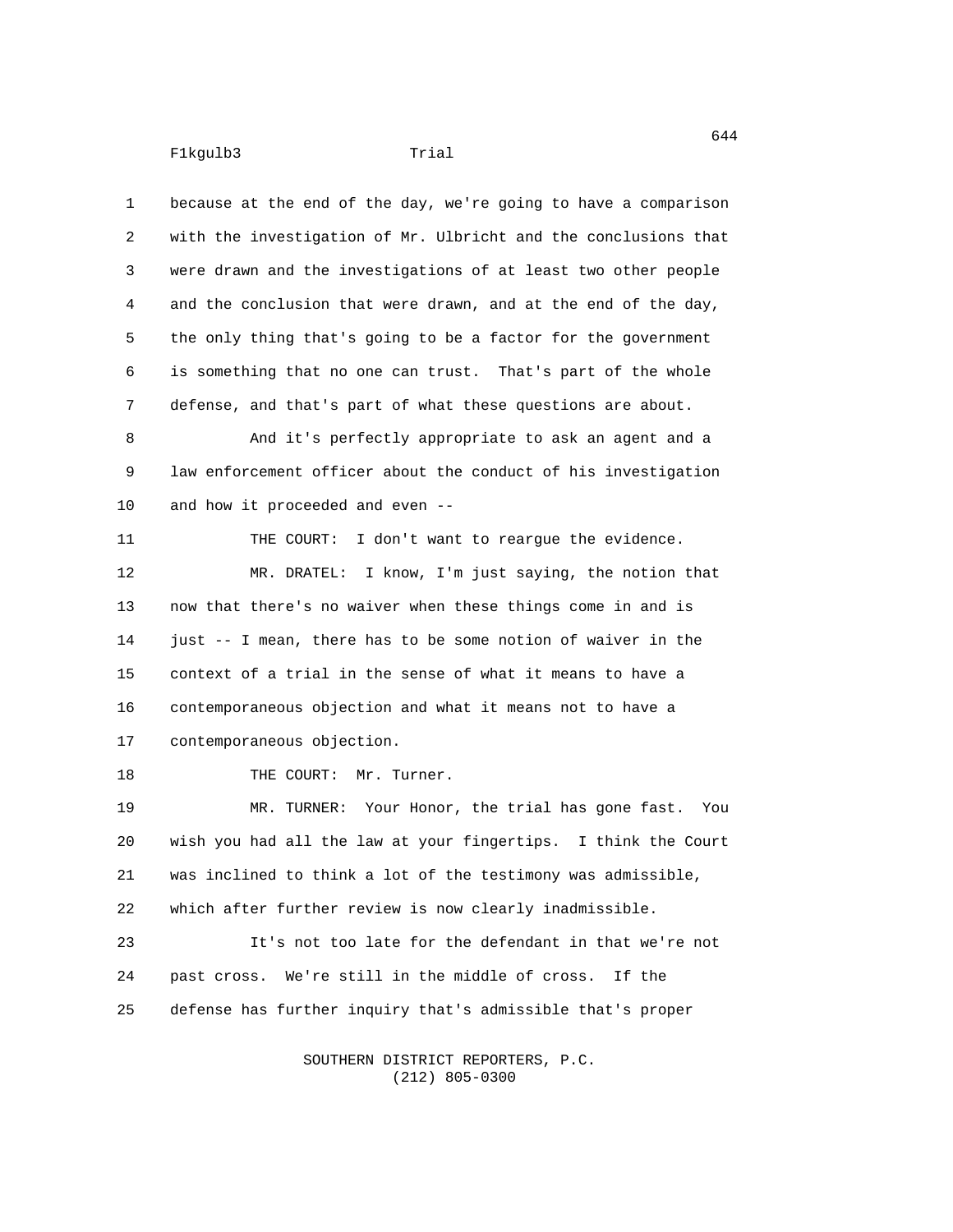because at the end of the day, we're going to have a comparison with the investigation of Mr. Ulbricht and the conclusions that were drawn and the investigations of at least two other people and the conclusion that were drawn, and at the end of the day, the only thing that's going to be a factor for the government is something that no one can trust. That's part of the whole defense, and that's part of what these questions are about.

And it's perfectly appropriate to ask an agent and a law enforcement officer about the conduct of his investigation and how it proceeded and even --

THE COURT: I don't want to reargue the evidence.

MR. DRATEL: I know, I'm just saying, the notion that now that there's no waiver when these things come in and is just -- I mean, there has to be some notion of waiver in the context of a trial in the sense of what it means to have a contemporaneous objection and what it means not to have a contemporaneous objection.

THE COURT: Mr. Turner.

MR. TURNER: Your Honor, the trial has gone fast. You wish you had all the law at your fingertips. I think the Court was inclined to think a lot of the testimony was admissible, which after further review is now clearly inadmissible.

It's not too late for the defendant in that we're not past cross. We're still in the middle of cross. If the defense has further inquiry that's admissible that's proper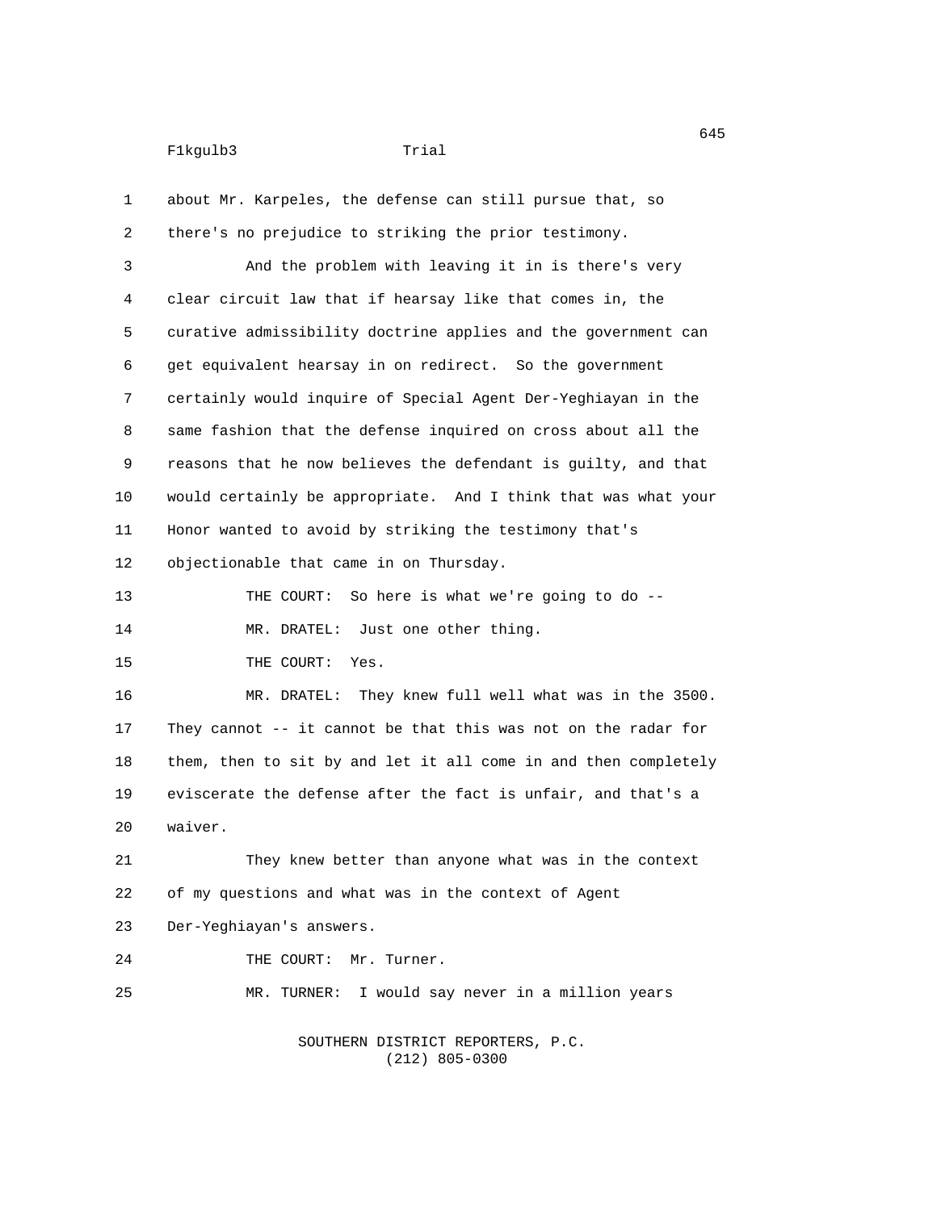1 about Mr. Karpeles, the defense can still pursue that, so
2 there's no prejudice to striking the prior testimony.
3 And the problem with leaving it in is there's very
4 clear circuit law that if hearsay like that comes in, the
5 curative admissibility doctrine applies and the government can
6 get equivalent hearsay in on redirect. So the government
7 certainly would inquire of Special Agent Der-Yeghiayan in the
8 same fashion that the defense inquired on cross about all the
9 reasons that he now believes the defendant is guilty, and that
10 would certainly be appropriate. And I think that was what your
11 Honor wanted to avoid by striking the testimony that's
12 objectionable that came in on Thursday.
13 THE COURT: So here is what we're going to do --
14 MR. DRATEL: Just one other thing.
15 THE COURT: Yes.
16 MR. DRATEL: They knew full well what was in the 3500.
17 They cannot -- it cannot be that this was not on the radar for
18 them, then to sit by and let it all come in and then completely
19 eviscerate the defense after the fact is unfair, and that's a
20 waiver.
21 They knew better than anyone what was in the context
22 of my questions and what was in the context of Agent
23 Der-Yeghiayan's answers.
24 THE COURT: Mr. Turner.
25 MR. TURNER: I would say never in a million years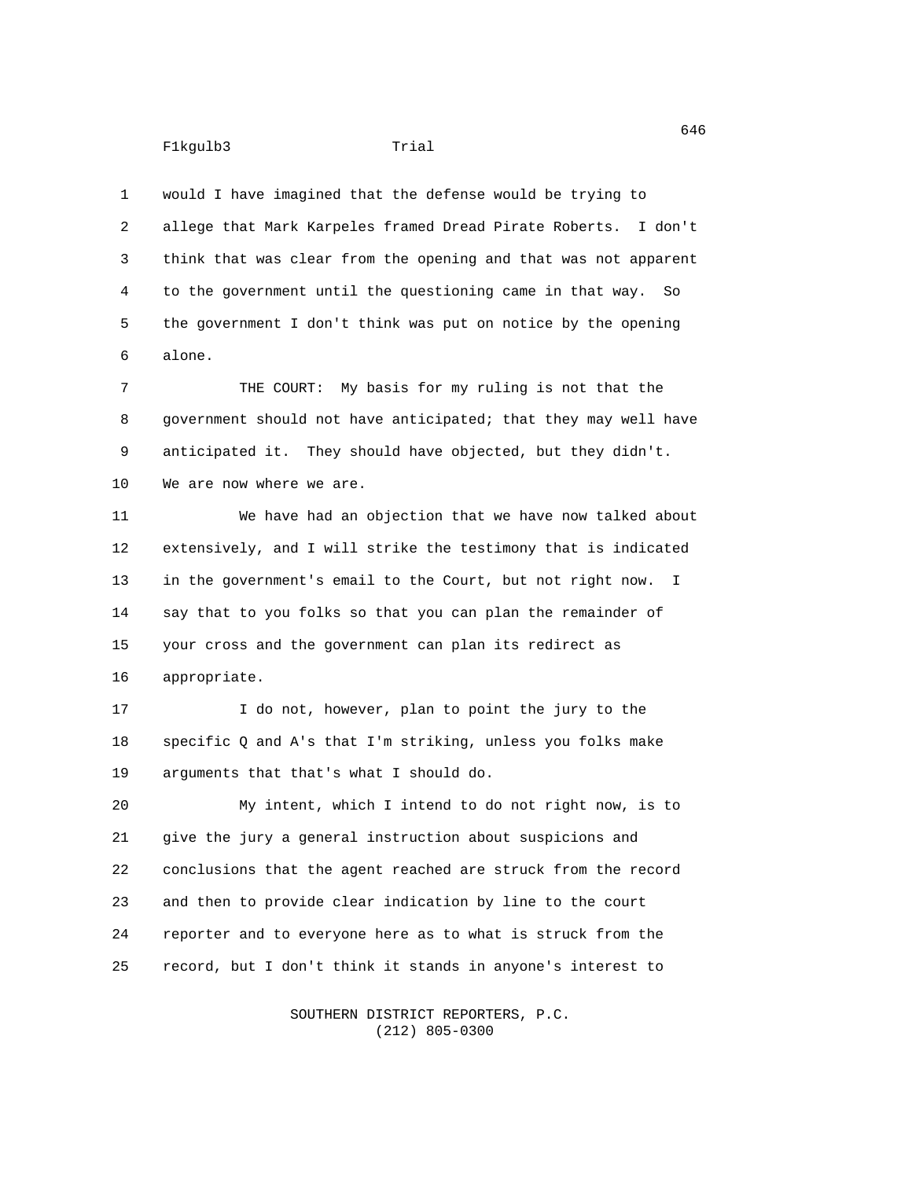1 would I have imagined that the defense would be trying to
2 allege that Mark Karpeles framed Dread Pirate Roberts. I don't
3 think that was clear from the opening and that was not apparent
4 to the government until the questioning came in that way. So
5 the government I don't think was put on notice by the opening
6 alone.

7 THE COURT: My basis for my ruling is not that the
8 government should not have anticipated; that they may well have
9 anticipated it. They should have objected, but they didn't.
10 We are now where we are.

11 We have had an objection that we have now talked about
12 extensively, and I will strike the testimony that is indicated
13 in the government's email to the Court, but not right now. I
14 say that to you folks so that you can plan the remainder of
15 your cross and the government can plan its redirect as
16 appropriate.

17 I do not, however, plan to point the jury to the
18 specific Q and A's that I'm striking, unless you folks make
19 arguments that that's what I should do.

20 My intent, which I intend to do not right now, is to
21 give the jury a general instruction about suspicions and
22 conclusions that the agent reached are struck from the record
23 and then to provide clear indication by line to the court
24 reporter and to everyone here as to what is struck from the
25 record, but I don't think it stands in anyone's interest to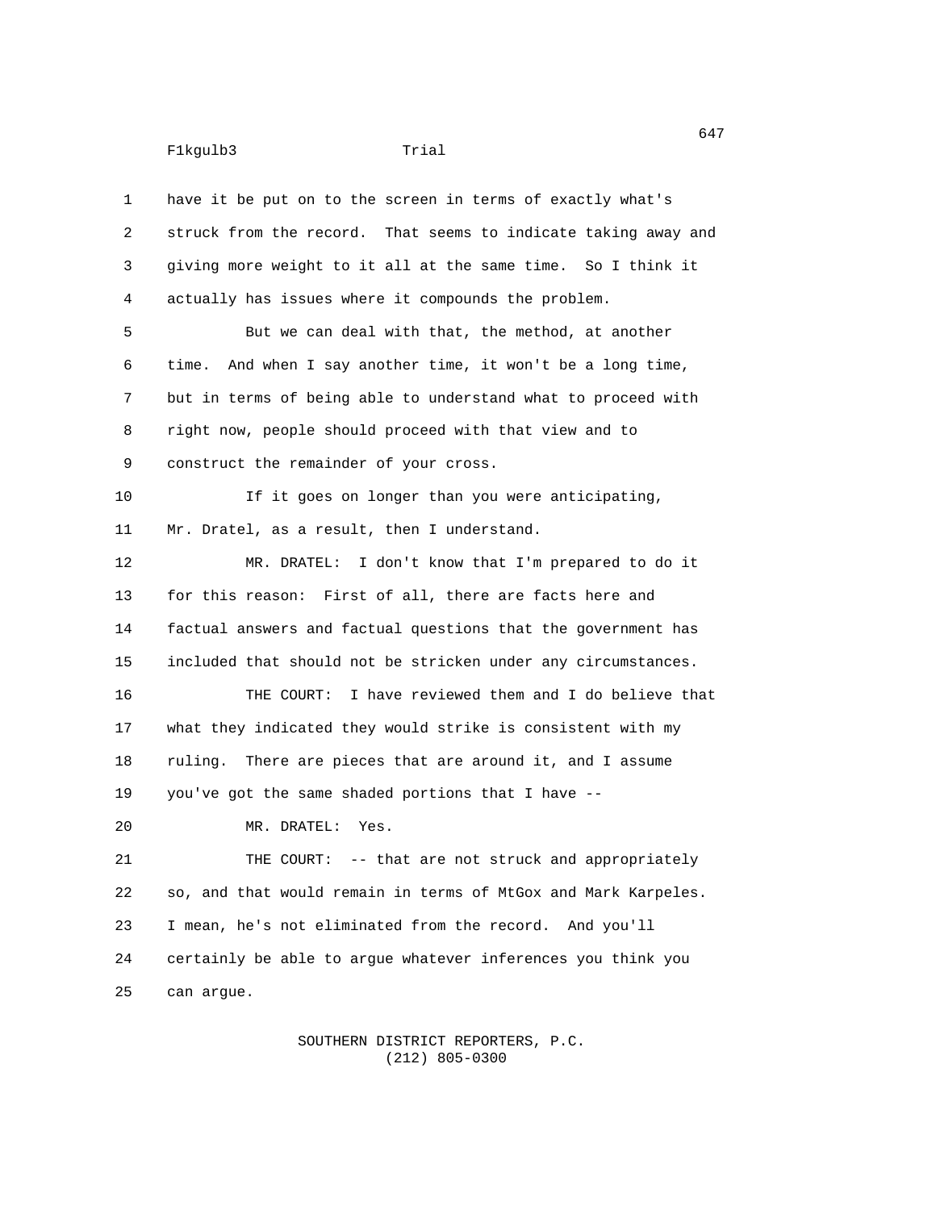have it be put on to the screen in terms of exactly what's struck from the record. That seems to indicate taking away and giving more weight to it all at the same time. So I think it actually has issues where it compounds the problem.

But we can deal with that, the method, at another time. And when I say another time, it won't be a long time, but in terms of being able to understand what to proceed with right now, people should proceed with that view and to construct the remainder of your cross.

If it goes on longer than you were anticipating, Mr. Dratel, as a result, then I understand.

MR. DRATEL: I don't know that I'm prepared to do it for this reason: First of all, there are facts here and factual answers and factual questions that the government has included that should not be stricken under any circumstances.

THE COURT: I have reviewed them and I do believe that what they indicated they would strike is consistent with my ruling. There are pieces that are around it, and I assume you've got the same shaded portions that I have --

MR. DRATEL: Yes.

THE COURT: -- that are not struck and appropriately so, and that would remain in terms of MtGox and Mark Karpeles. I mean, he's not eliminated from the record. And you'll certainly be able to argue whatever inferences you think you can argue.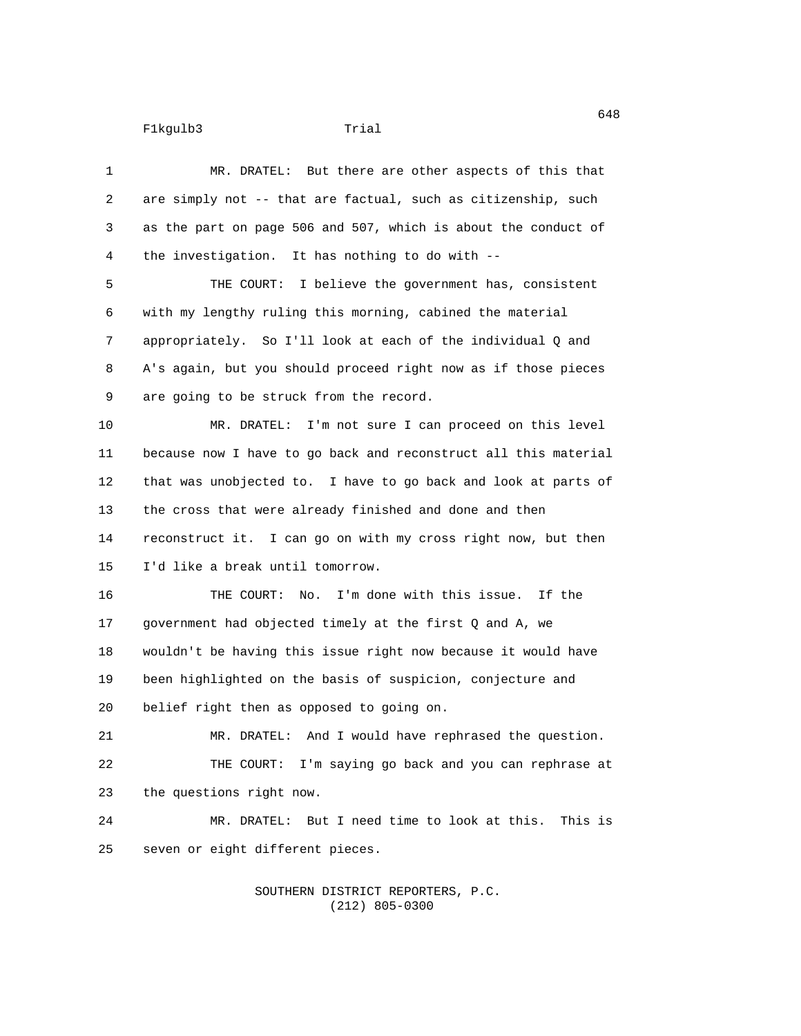1 MR. DRATEL: But there are other aspects of this that
2 are simply not -- that are factual, such as citizenship, such
3 as the part on page 506 and 507, which is about the conduct of
4 the investigation. It has nothing to do with --
5 THE COURT: I believe the government has, consistent
6 with my lengthy ruling this morning, cabined the material
7 appropriately. So I'll look at each of the individual Q and
8 A's again, but you should proceed right now as if those pieces
9 are going to be struck from the record.
10 MR. DRATEL: I'm not sure I can proceed on this level
11 because now I have to go back and reconstruct all this material
12 that was unobjected to. I have to go back and look at parts of
13 the cross that were already finished and done and then
14 reconstruct it. I can go on with my cross right now, but then
15 I'd like a break until tomorrow.
16 THE COURT: No. I'm done with this issue. If the
17 government had objected timely at the first Q and A, we
18 wouldn't be having this issue right now because it would have
19 been highlighted on the basis of suspicion, conjecture and
20 belief right then as opposed to going on.
21 MR. DRATEL: And I would have rephrased the question.
22 THE COURT: I'm saying go back and you can rephrase at
23 the questions right now.
24 MR. DRATEL: But I need time to look at this. This is
25 seven or eight different pieces.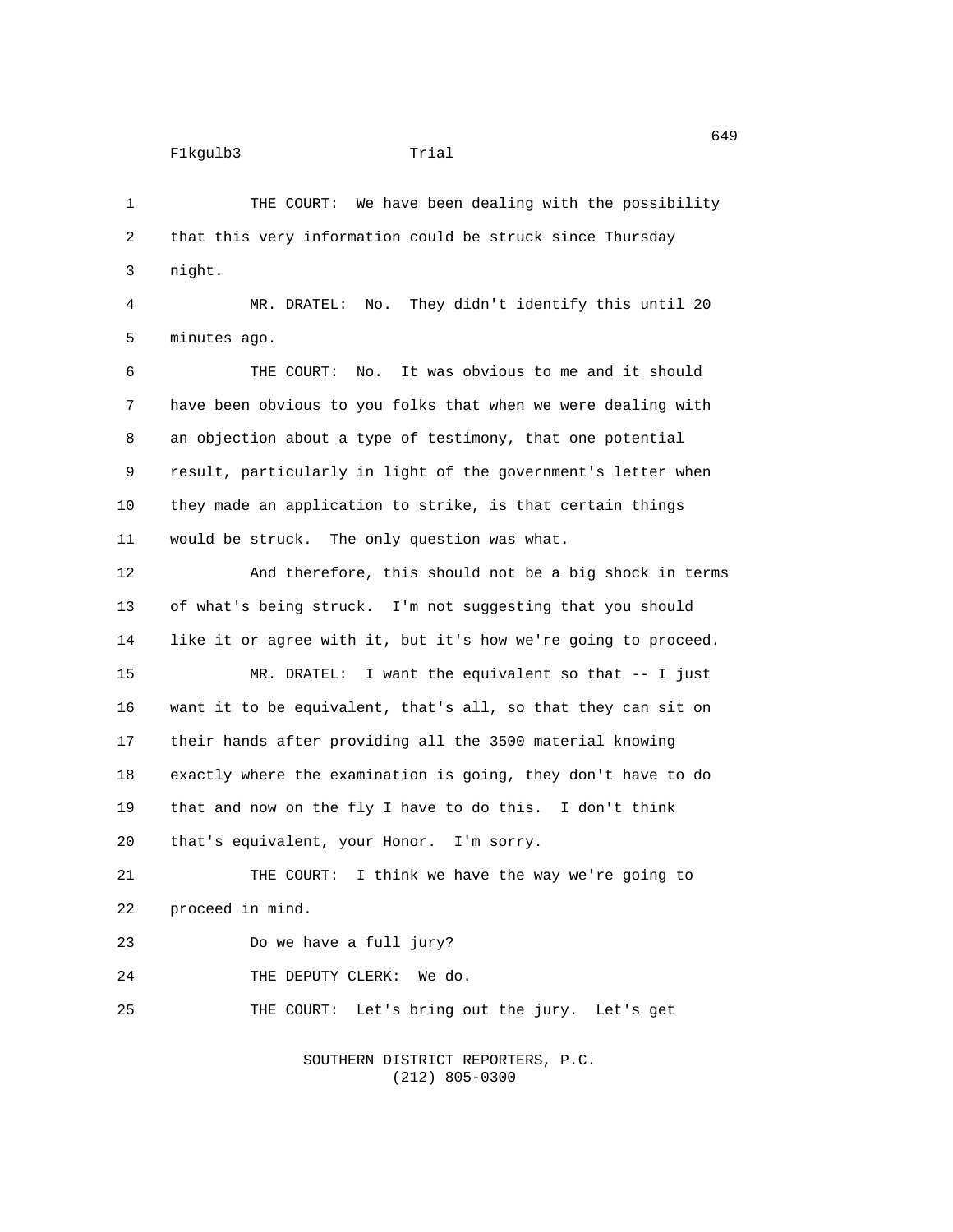THE COURT: We have been dealing with the possibility that this very information could be struck since Thursday night.

MR. DRATEL: No. They didn't identify this until 20 minutes ago.

THE COURT: No. It was obvious to me and it should have been obvious to you folks that when we were dealing with an objection about a type of testimony, that one potential result, particularly in light of the government's letter when they made an application to strike, is that certain things would be struck. The only question was what.

And therefore, this should not be a big shock in terms of what's being struck. I'm not suggesting that you should like it or agree with it, but it's how we're going to proceed.

MR. DRATEL: I want the equivalent so that -- I just want it to be equivalent, that's all, so that they can sit on their hands after providing all the 3500 material knowing exactly where the examination is going, they don't have to do that and now on the fly I have to do this. I don't think that's equivalent, your Honor. I'm sorry.

THE COURT: I think we have the way we're going to proceed in mind.

Do we have a full jury?

THE DEPUTY CLERK: We do.

THE COURT: Let's bring out the jury. Let's get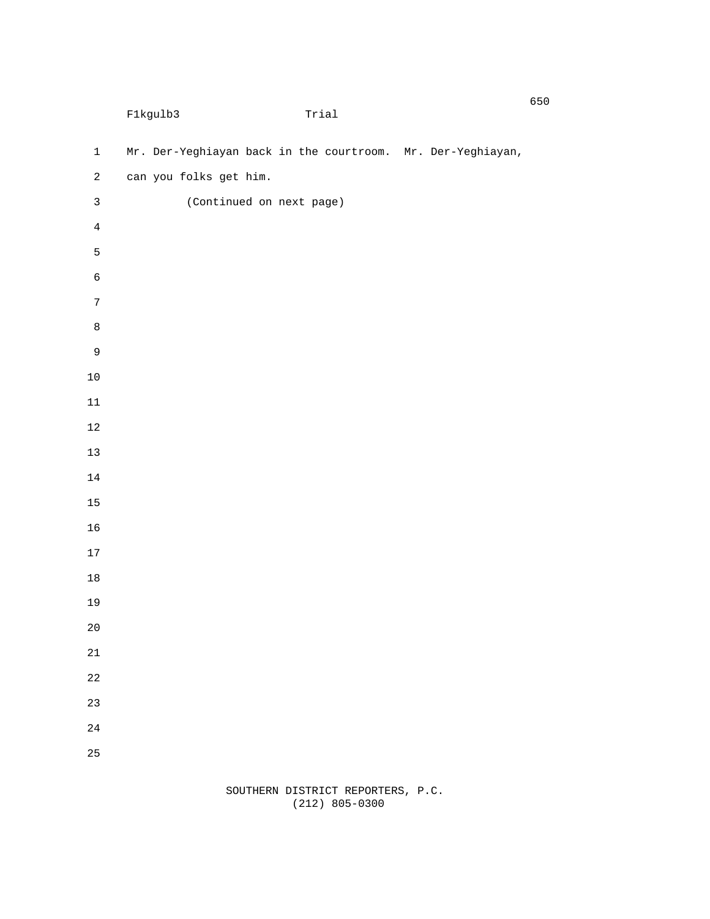Mr. Der-Yeghiayan back in the courtroom. Mr. Der-Yeghiayan, can you folks get him.

(Continued on next page)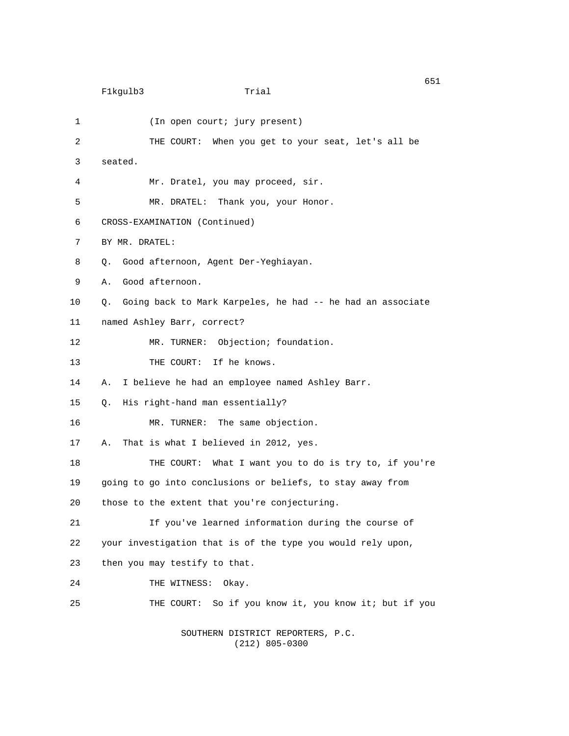(In open court; jury present)

THE COURT: When you get to your seat, let's all be seated.

Mr. Dratel, you may proceed, sir.

MR. DRATEL: Thank you, your Honor.

CROSS-EXAMINATION (Continued)

BY MR. DRATEL:

Q. Good afternoon, Agent Der-Yeghiayan.

A. Good afternoon.

Q. Going back to Mark Karpeles, he had -- he had an associate named Ashley Barr, correct?

MR. TURNER: Objection; foundation.

THE COURT: If he knows.

A. I believe he had an employee named Ashley Barr.

Q. His right-hand man essentially?

MR. TURNER: The same objection.

A. That is what I believed in 2012, yes.

THE COURT: What I want you to do is try to, if you're going to go into conclusions or beliefs, to stay away from those to the extent that you're conjecturing.

If you've learned information during the course of your investigation that is of the type you would rely upon, then you may testify to that.

THE WITNESS: Okay.

THE COURT: So if you know it, you know it; but if you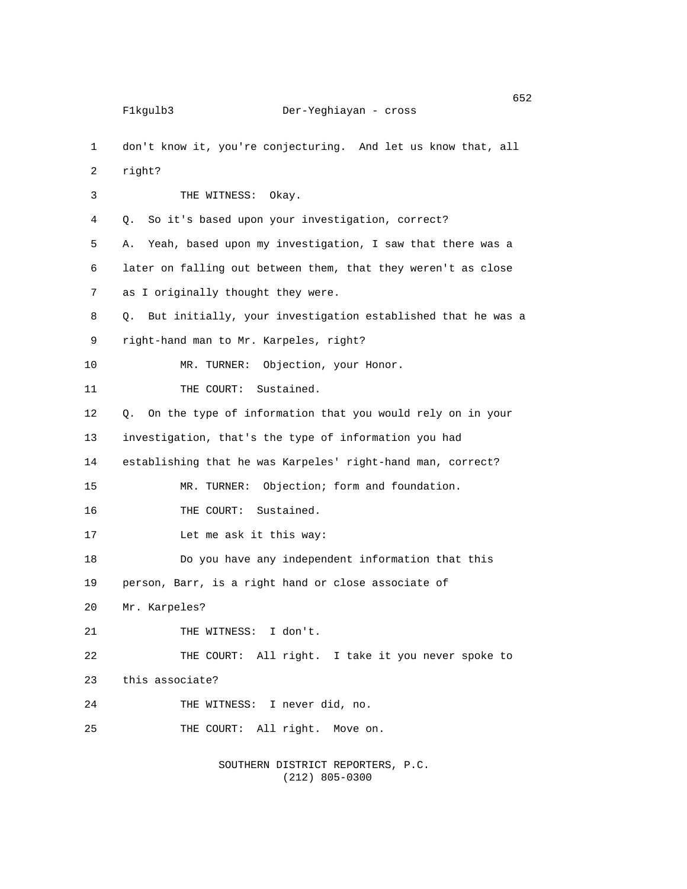don't know it, you're conjecturing. And let us know that, all right?

THE WITNESS: Okay.

Q. So it's based upon your investigation, correct?

A. Yeah, based upon my investigation, I saw that there was a later on falling out between them, that they weren't as close as I originally thought they were.

Q. But initially, your investigation established that he was a right-hand man to Mr. Karpeles, right?

MR. TURNER: Objection, your Honor.

THE COURT: Sustained.

Q. On the type of information that you would rely on in your investigation, that's the type of information you had establishing that he was Karpeles' right-hand man, correct?

MR. TURNER: Objection; form and foundation.

THE COURT: Sustained.

Let me ask it this way:

Do you have any independent information that this person, Barr, is a right hand or close associate of Mr. Karpeles?

THE WITNESS: I don't.

THE COURT: All right. I take it you never spoke to this associate?

THE WITNESS: I never did, no.

THE COURT: All right. Move on.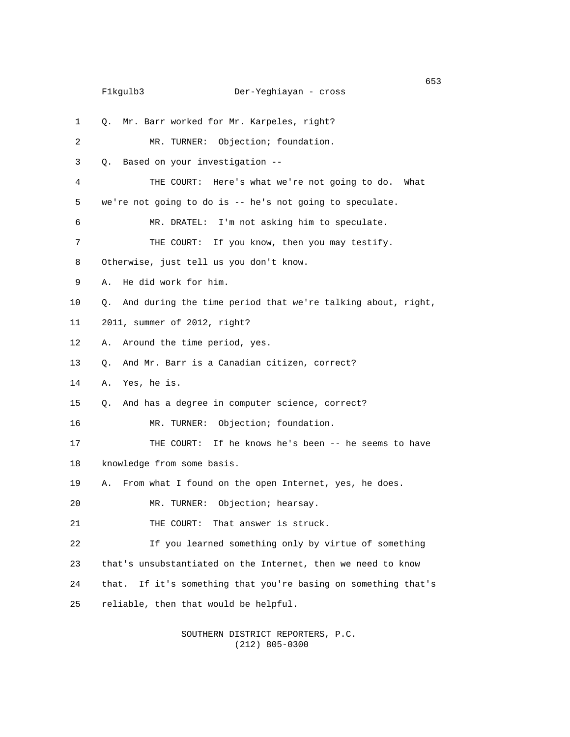Q. Mr. Barr worked for Mr. Karpeles, right?

MR. TURNER: Objection; foundation.

Q. Based on your investigation --

THE COURT: Here's what we're not going to do. What we're not going to do is -- he's not going to speculate.

MR. DRATEL: I'm not asking him to speculate.

THE COURT: If you know, then you may testify. Otherwise, just tell us you don't know.

A. He did work for him.

Q. And during the time period that we're talking about, right, 2011, summer of 2012, right?

A. Around the time period, yes.

Q. And Mr. Barr is a Canadian citizen, correct?

A. Yes, he is.

Q. And has a degree in computer science, correct?

MR. TURNER: Objection; foundation.

THE COURT: If he knows he's been -- he seems to have knowledge from some basis.

A. From what I found on the open Internet, yes, he does.

MR. TURNER: Objection; hearsay.

THE COURT: That answer is struck.

If you learned something only by virtue of something that's unsubstantiated on the Internet, then we need to know that. If it's something that you're basing on something that's reliable, then that would be helpful.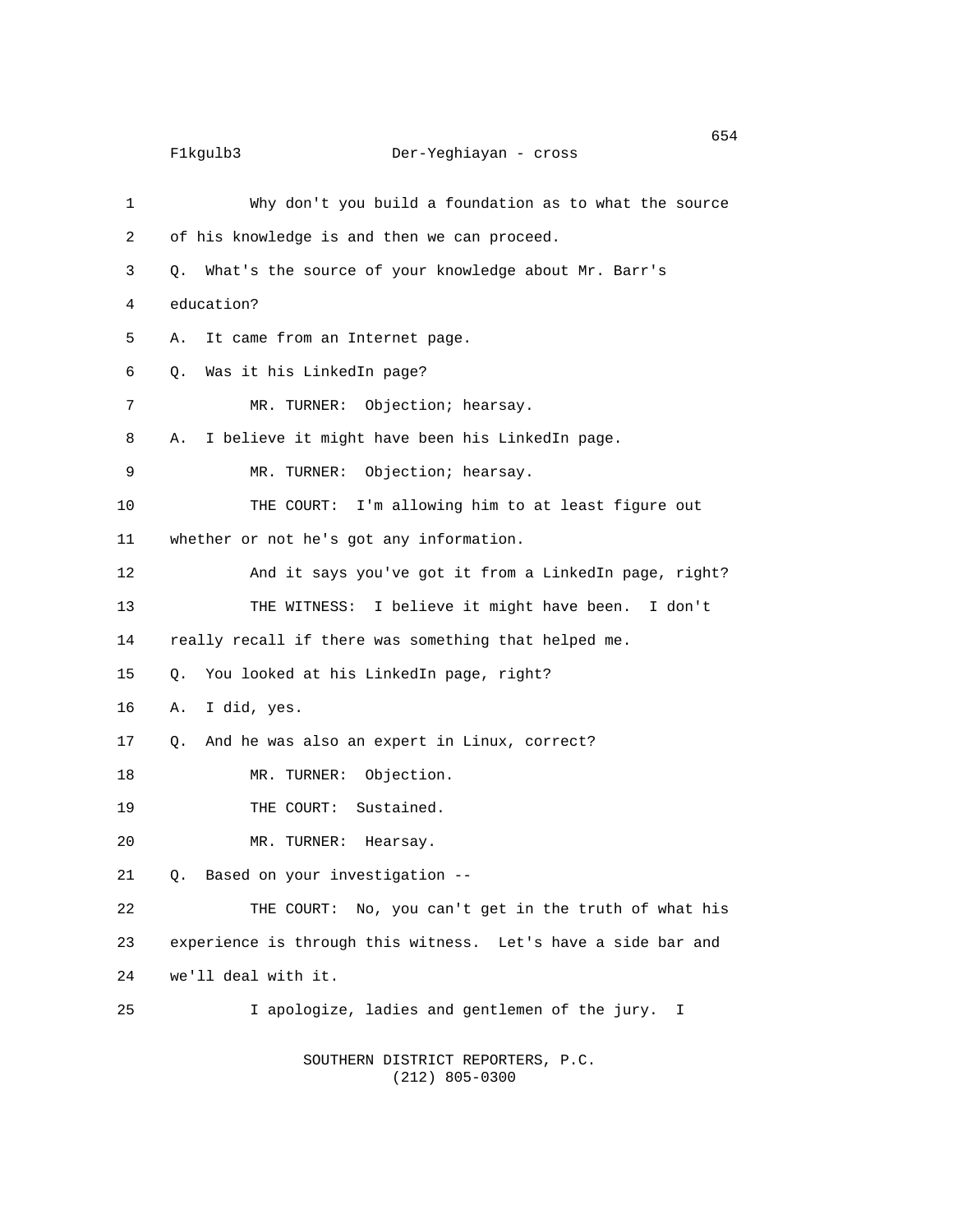Why don't you build a foundation as to what the source of his knowledge is and then we can proceed.

Q. What's the source of your knowledge about Mr. Barr's education?

A. It came from an Internet page.

Q. Was it his LinkedIn page?

MR. TURNER: Objection; hearsay.

A. I believe it might have been his LinkedIn page.

MR. TURNER: Objection; hearsay.

THE COURT: I'm allowing him to at least figure out whether or not he's got any information.

And it says you've got it from a LinkedIn page, right?

THE WITNESS: I believe it might have been. I don't really recall if there was something that helped me.

Q. You looked at his LinkedIn page, right?

A. I did, yes.

Q. And he was also an expert in Linux, correct?

MR. TURNER: Objection.

THE COURT: Sustained.

MR. TURNER: Hearsay.

Q. Based on your investigation --

THE COURT: No, you can't get in the truth of what his experience is through this witness. Let's have a side bar and we'll deal with it.

I apologize, ladies and gentlemen of the jury. I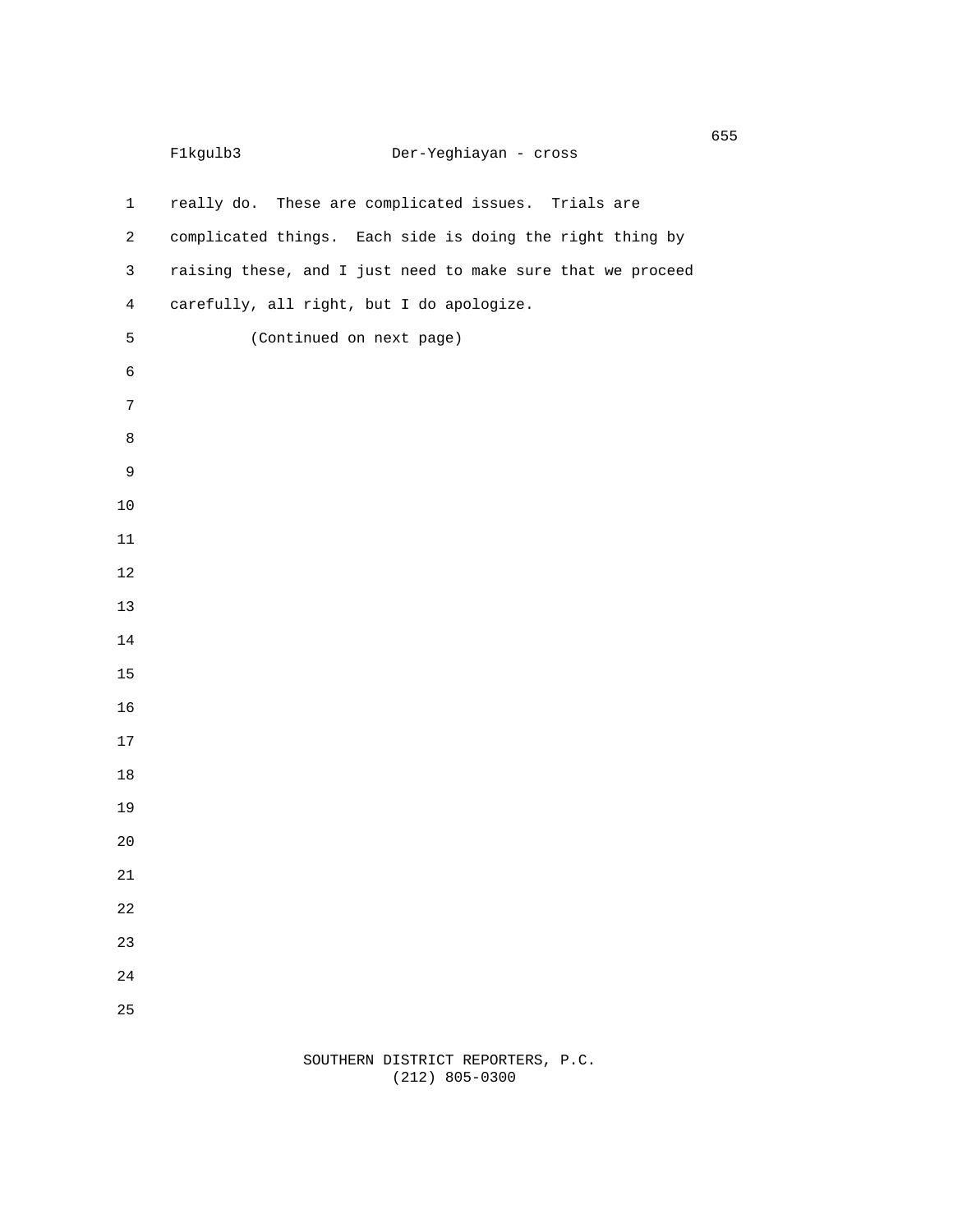really do. These are complicated issues. Trials are complicated things. Each side is doing the right thing by raising these, and I just need to make sure that we proceed carefully, all right, but I do apologize.

(Continued on next page)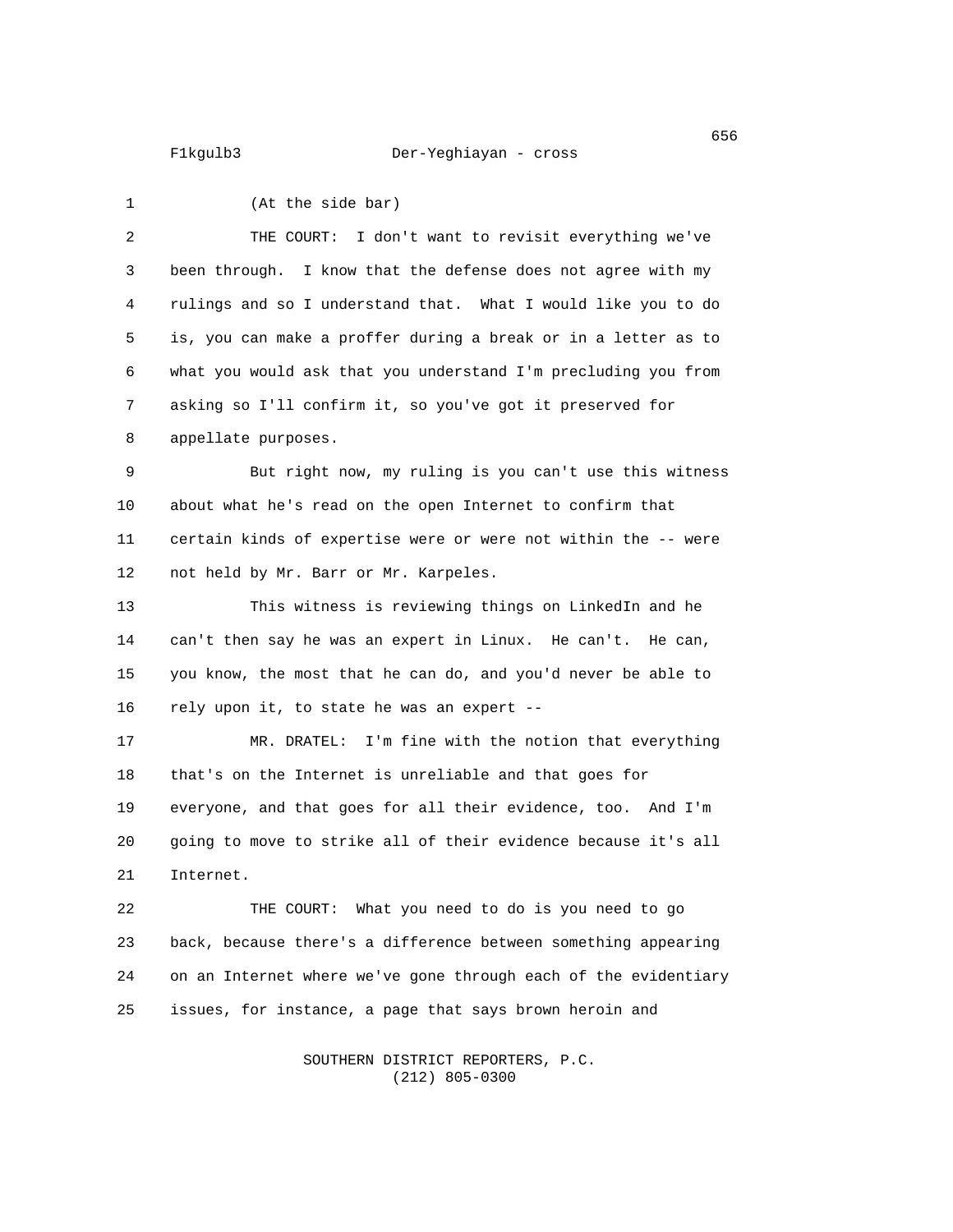(At the side bar)

THE COURT: I don't want to revisit everything we've been through. I know that the defense does not agree with my rulings and so I understand that. What I would like you to do is, you can make a proffer during a break or in a letter as to what you would ask that you understand I'm precluding you from asking so I'll confirm it, so you've got it preserved for appellate purposes.

But right now, my ruling is you can't use this witness about what he's read on the open Internet to confirm that certain kinds of expertise were or were not within the -- were not held by Mr. Barr or Mr. Karpeles.

This witness is reviewing things on LinkedIn and he can't then say he was an expert in Linux. He can't. He can, you know, the most that he can do, and you'd never be able to rely upon it, to state he was an expert --

MR. DRATEL: I'm fine with the notion that everything that's on the Internet is unreliable and that goes for everyone, and that goes for all their evidence, too. And I'm going to move to strike all of their evidence because it's all Internet.

THE COURT: What you need to do is you need to go back, because there's a difference between something appearing on an Internet where we've gone through each of the evidentiary issues, for instance, a page that says brown heroin and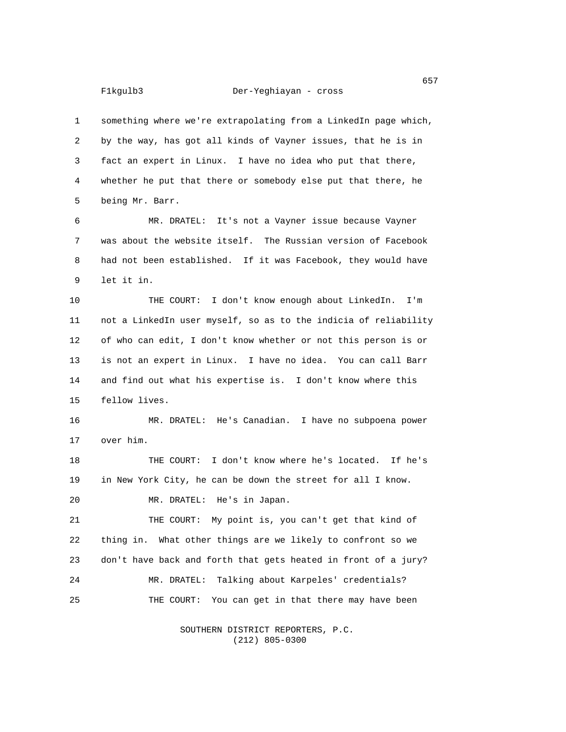1 something where we're extrapolating from a LinkedIn page which,
2 by the way, has got all kinds of Vayner issues, that he is in
3 fact an expert in Linux. I have no idea who put that there,
4 whether he put that there or somebody else put that there, he
5 being Mr. Barr.

6 MR. DRATEL: It's not a Vayner issue because Vayner
7 was about the website itself. The Russian version of Facebook
8 had not been established. If it was Facebook, they would have
9 let it in.

10 THE COURT: I don't know enough about LinkedIn. I'm
11 not a LinkedIn user myself, so as to the indicia of reliability
12 of who can edit, I don't know whether or not this person is or
13 is not an expert in Linux. I have no idea. You can call Barr
14 and find out what his expertise is. I don't know where this
15 fellow lives.

16 MR. DRATEL: He's Canadian. I have no subpoena power
17 over him.

18 THE COURT: I don't know where he's located. If he's
19 in New York City, he can be down the street for all I know.

20 MR. DRATEL: He's in Japan.

21 THE COURT: My point is, you can't get that kind of
22 thing in. What other things are we likely to confront so we
23 don't have back and forth that gets heated in front of a jury?

24 MR. DRATEL: Talking about Karpeles' credentials?

25 THE COURT: You can get in that there may have been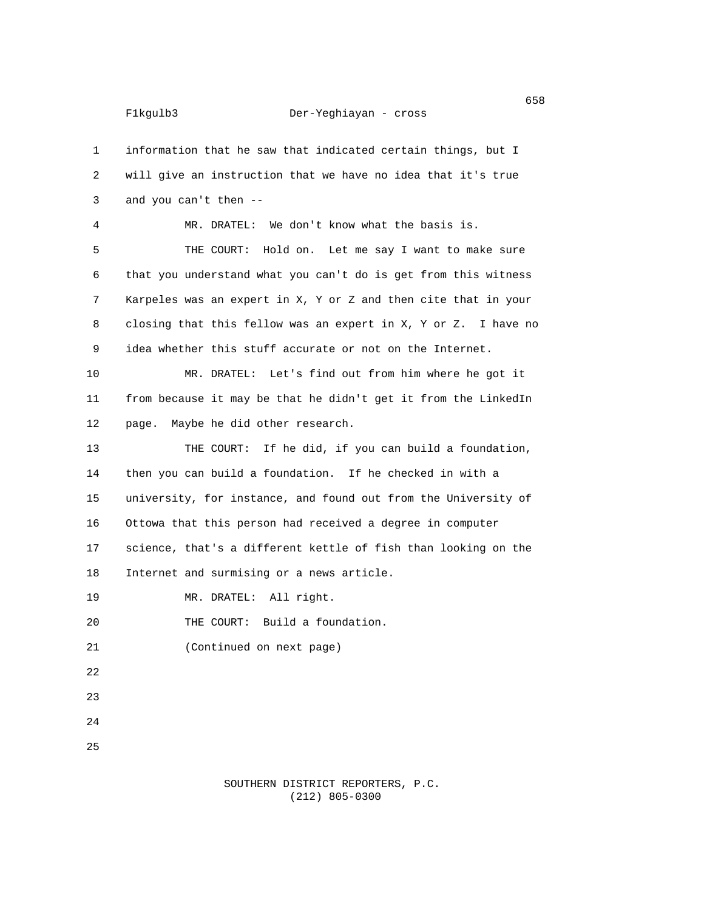information that he saw that indicated certain things, but I will give an instruction that we have no idea that it's true and you can't then --

MR. DRATEL: We don't know what the basis is.

THE COURT: Hold on. Let me say I want to make sure that you understand what you can't do is get from this witness Karpeles was an expert in X, Y or Z and then cite that in your closing that this fellow was an expert in X, Y or Z. I have no idea whether this stuff accurate or not on the Internet.

MR. DRATEL: Let's find out from him where he got it from because it may be that he didn't get it from the LinkedIn page. Maybe he did other research.

THE COURT: If he did, if you can build a foundation, then you can build a foundation. If he checked in with a university, for instance, and found out from the University of Ottowa that this person had received a degree in computer science, that's a different kettle of fish than looking on the Internet and surmising or a news article.

MR. DRATEL: All right.

THE COURT: Build a foundation.

(Continued on next page)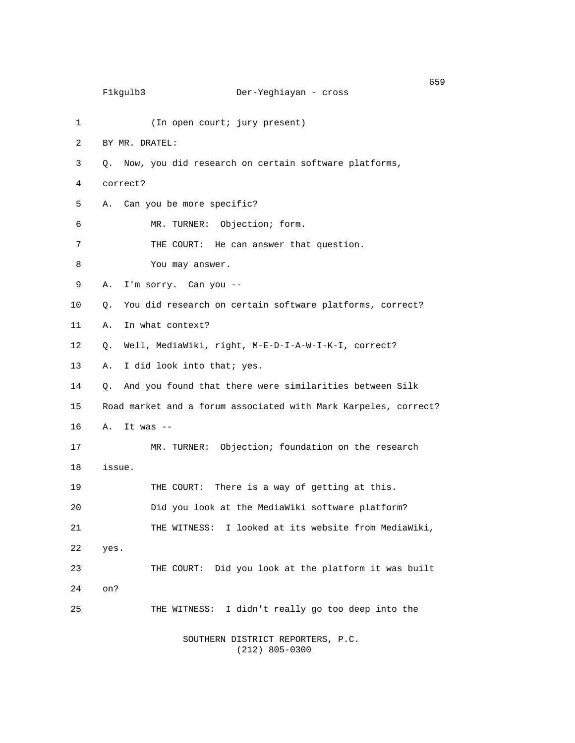(In open court; jury present)

BY MR. DRATEL:

Q. Now, you did research on certain software platforms, correct?

A. Can you be more specific?

MR. TURNER: Objection; form.

THE COURT: He can answer that question.

You may answer.

A. I'm sorry. Can you --

Q. You did research on certain software platforms, correct?

A. In what context?

Q. Well, MediaWiki, right, M-E-D-I-A-W-I-K-I, correct?

A. I did look into that; yes.

Q. And you found that there were similarities between Silk Road market and a forum associated with Mark Karpeles, correct?

A. It was --

MR. TURNER: Objection; foundation on the research issue.

THE COURT: There is a way of getting at this.

Did you look at the MediaWiki software platform?

THE WITNESS: I looked at its website from MediaWiki, yes.

THE COURT: Did you look at the platform it was built on?

THE WITNESS: I didn't really go too deep into the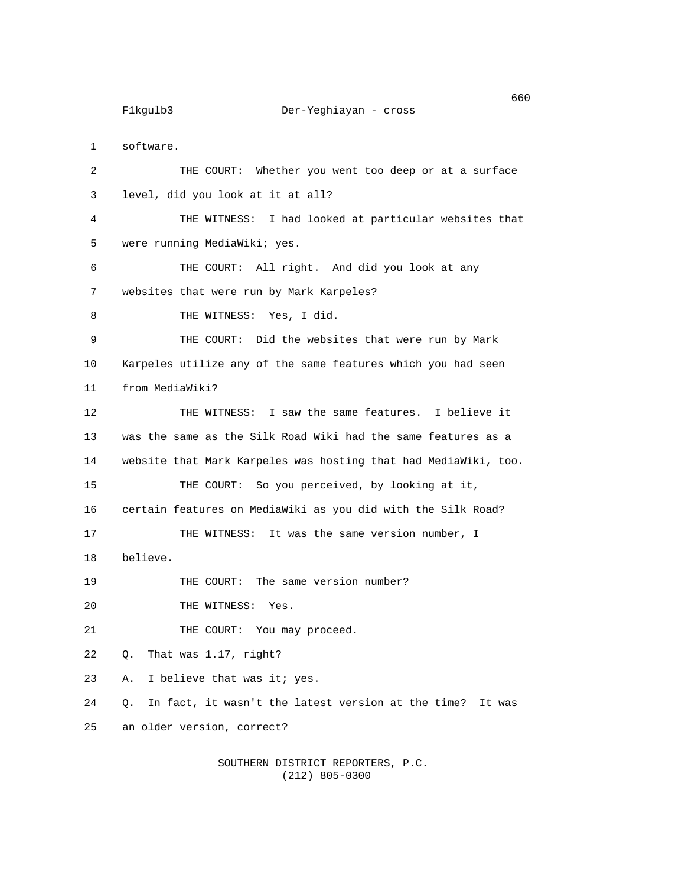software.

THE COURT: Whether you went too deep or at a surface level, did you look at it at all?

THE WITNESS: I had looked at particular websites that were running MediaWiki; yes.

THE COURT: All right. And did you look at any websites that were run by Mark Karpeles?

THE WITNESS: Yes, I did.

THE COURT: Did the websites that were run by Mark Karpeles utilize any of the same features which you had seen from MediaWiki?

THE WITNESS: I saw the same features. I believe it was the same as the Silk Road Wiki had the same features as a website that Mark Karpeles was hosting that had MediaWiki, too.

THE COURT: So you perceived, by looking at it, certain features on MediaWiki as you did with the Silk Road?

THE WITNESS: It was the same version number, I believe.

THE COURT: The same version number?

THE WITNESS: Yes.

THE COURT: You may proceed.

Q. That was 1.17, right?

A. I believe that was it; yes.

Q. In fact, it wasn't the latest version at the time? It was an older version, correct?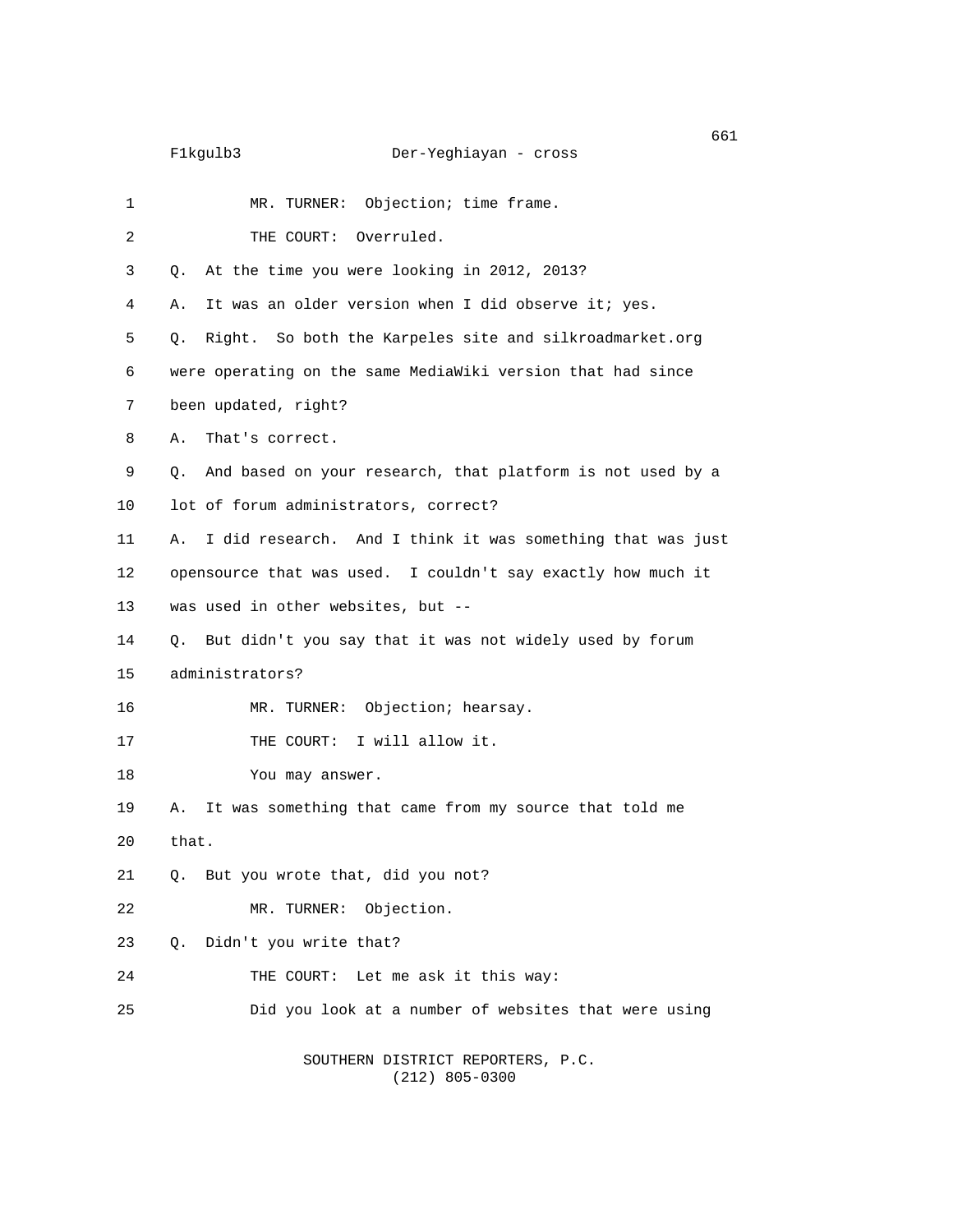1 MR. TURNER: Objection; time frame.

2 THE COURT: Overruled.

3 Q. At the time you were looking in 2012, 2013?

4 A. It was an older version when I did observe it; yes.

5 Q. Right. So both the Karpeles site and silkroadmarket.org

6 were operating on the same MediaWiki version that had since

7 been updated, right?

8 A. That's correct.

9 Q. And based on your research, that platform is not used by a

10 lot of forum administrators, correct?

11 A. I did research. And I think it was something that was just

12 opensource that was used. I couldn't say exactly how much it

13 was used in other websites, but --

14 Q. But didn't you say that it was not widely used by forum

15 administrators?

16 MR. TURNER: Objection; hearsay.

17 THE COURT: I will allow it.

18 You may answer.

19 A. It was something that came from my source that told me

20 that.

21 Q. But you wrote that, did you not?

22 MR. TURNER: Objection.

23 Q. Didn't you write that?

24 THE COURT: Let me ask it this way:

25 Did you look at a number of websites that were using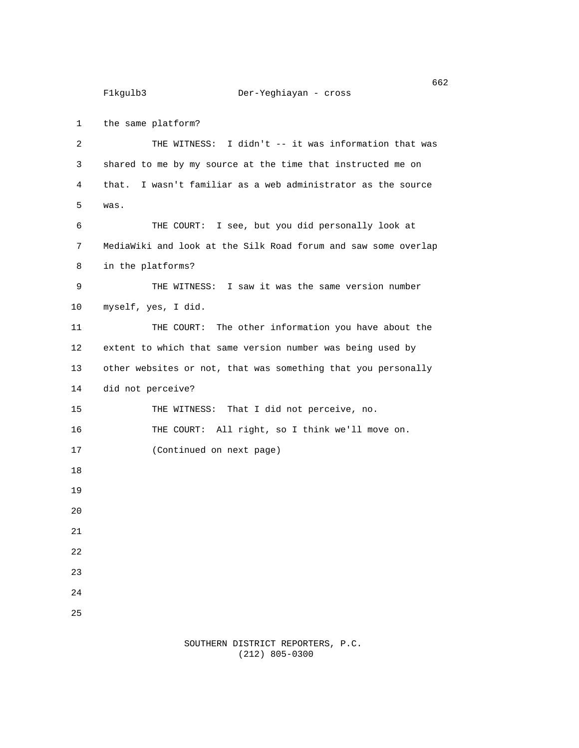the same platform?

THE WITNESS: I didn't -- it was information that was shared to me by my source at the time that instructed me on that. I wasn't familiar as a web administrator as the source was.

THE COURT: I see, but you did personally look at MediaWiki and look at the Silk Road forum and saw some overlap in the platforms?

THE WITNESS: I saw it was the same version number myself, yes, I did.

THE COURT: The other information you have about the extent to which that same version number was being used by other websites or not, that was something that you personally did not perceive?

THE WITNESS: That I did not perceive, no.

THE COURT: All right, so I think we'll move on.

(Continued on next page)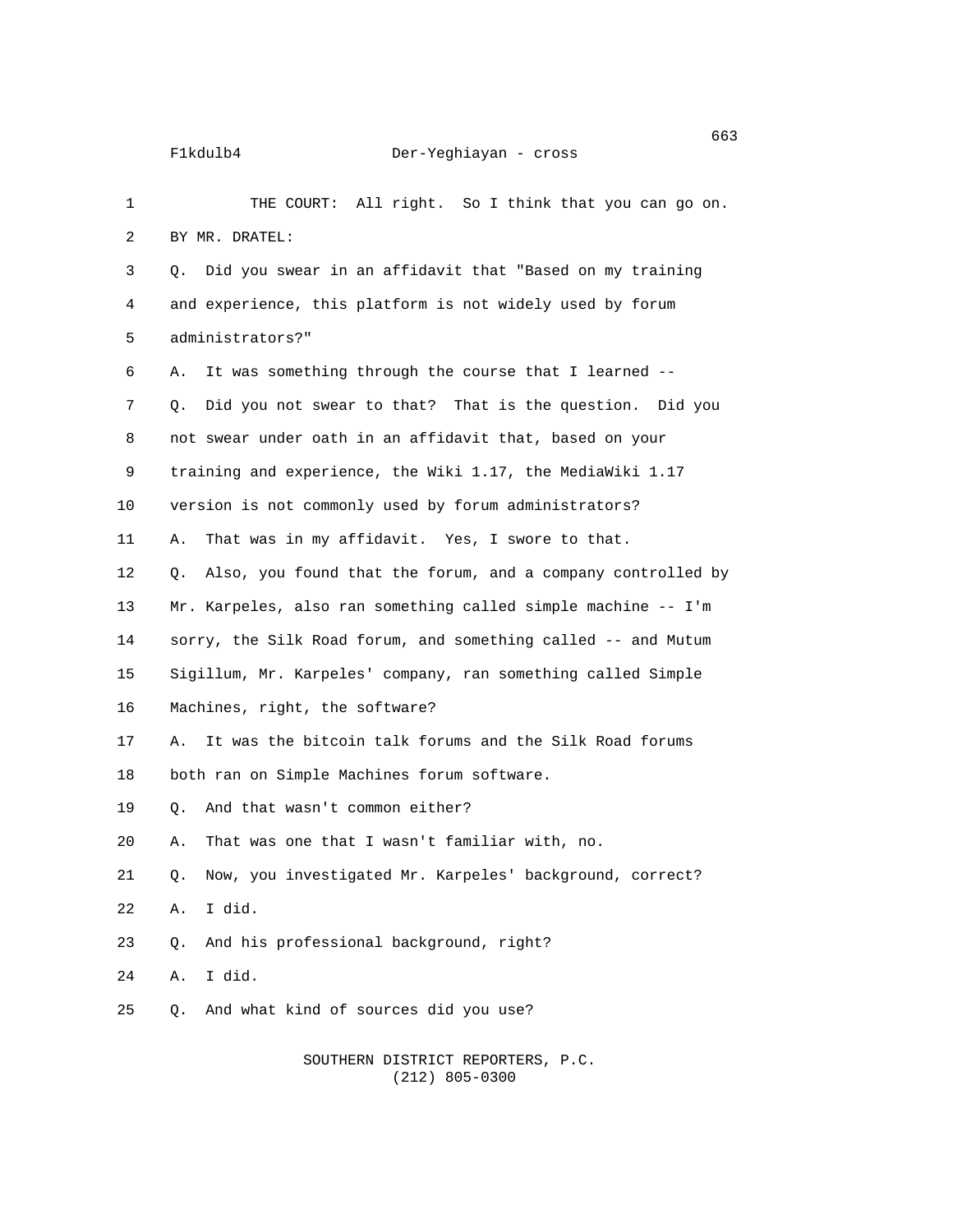THE COURT: All right. So I think that you can go on.

BY MR. DRATEL:

Q. Did you swear in an affidavit that "Based on my training and experience, this platform is not widely used by forum administrators?"

A. It was something through the course that I learned --

Q. Did you not swear to that? That is the question. Did you not swear under oath in an affidavit that, based on your training and experience, the Wiki 1.17, the MediaWiki 1.17 version is not commonly used by forum administrators?

A. That was in my affidavit. Yes, I swore to that.

Q. Also, you found that the forum, and a company controlled by Mr. Karpeles, also ran something called simple machine -- I'm sorry, the Silk Road forum, and something called -- and Mutum Sigillum, Mr. Karpeles' company, ran something called Simple Machines, right, the software?

A. It was the bitcoin talk forums and the Silk Road forums both ran on Simple Machines forum software.

Q. And that wasn't common either?

A. That was one that I wasn't familiar with, no.

Q. Now, you investigated Mr. Karpeles' background, correct?

A. I did.

Q. And his professional background, right?

A. I did.

Q. And what kind of sources did you use?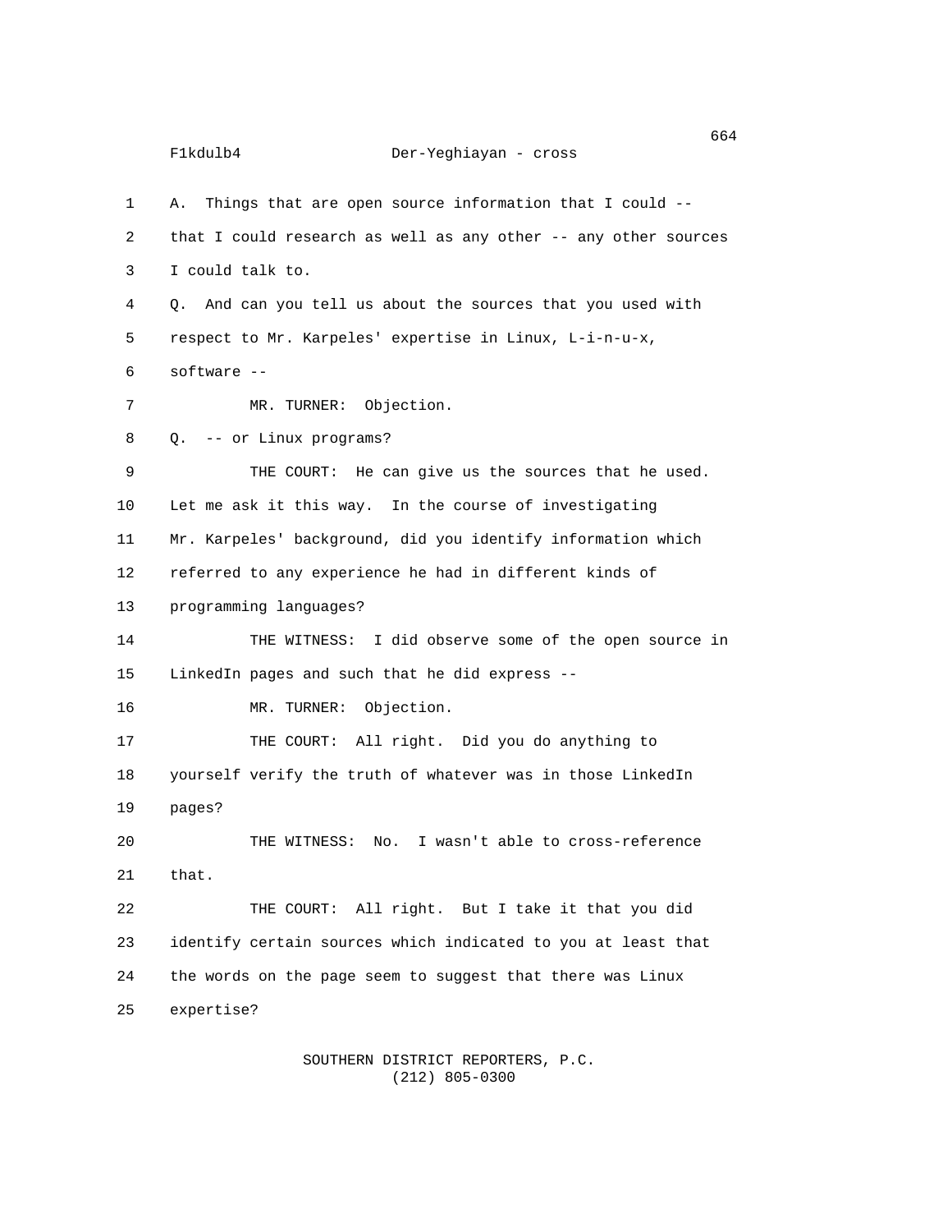A. Things that are open source information that I could -- that I could research as well as any other -- any other sources I could talk to.

Q. And can you tell us about the sources that you used with respect to Mr. Karpeles' expertise in Linux, L-i-n-u-x, software --

MR. TURNER: Objection.

Q. -- or Linux programs?

THE COURT: He can give us the sources that he used. Let me ask it this way. In the course of investigating Mr. Karpeles' background, did you identify information which referred to any experience he had in different kinds of programming languages?

THE WITNESS: I did observe some of the open source in LinkedIn pages and such that he did express --

MR. TURNER: Objection.

THE COURT: All right. Did you do anything to yourself verify the truth of whatever was in those LinkedIn pages?

THE WITNESS: No. I wasn't able to cross-reference that.

THE COURT: All right. But I take it that you did identify certain sources which indicated to you at least that the words on the page seem to suggest that there was Linux expertise?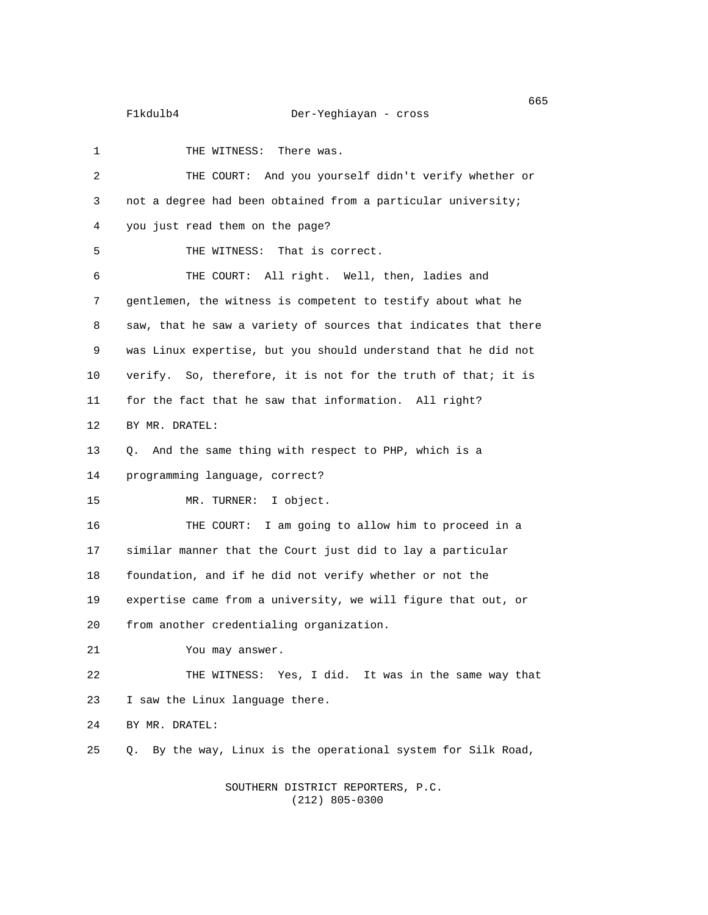1 THE WITNESS: There was.

2 THE COURT: And you yourself didn't verify whether or

3 not a degree had been obtained from a particular university;

4 you just read them on the page?

5 THE WITNESS: That is correct.

6 THE COURT: All right. Well, then, ladies and

7 gentlemen, the witness is competent to testify about what he

8 saw, that he saw a variety of sources that indicates that there

9 was Linux expertise, but you should understand that he did not

10 verify. So, therefore, it is not for the truth of that; it is

11 for the fact that he saw that information. All right?

12 BY MR. DRATEL:

13 Q. And the same thing with respect to PHP, which is a

14 programming language, correct?

15 MR. TURNER: I object.

16 THE COURT: I am going to allow him to proceed in a

17 similar manner that the Court just did to lay a particular

18 foundation, and if he did not verify whether or not the

19 expertise came from a university, we will figure that out, or

20 from another credentialing organization.

21 You may answer.

22 THE WITNESS: Yes, I did. It was in the same way that

23 I saw the Linux language there.

24 BY MR. DRATEL:

25 Q. By the way, Linux is the operational system for Silk Road,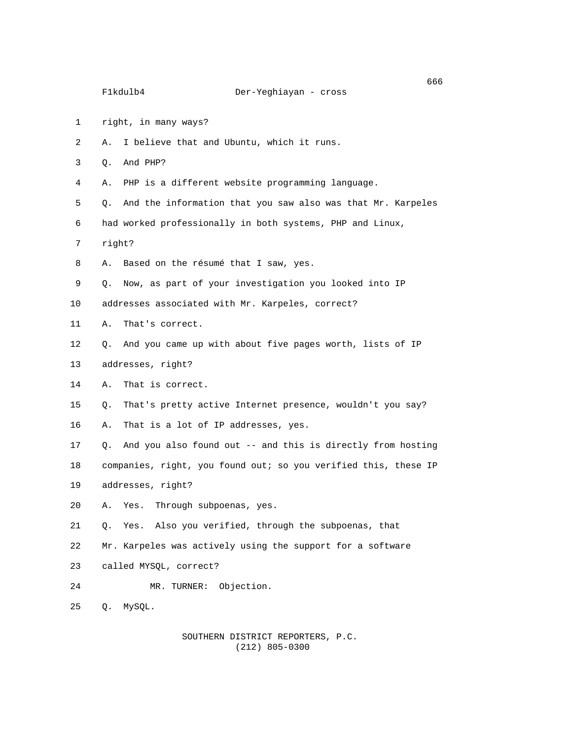right, in many ways?

A. I believe that and Ubuntu, which it runs.

Q. And PHP?

A. PHP is a different website programming language.

Q. And the information that you saw also was that Mr. Karpeles had worked professionally in both systems, PHP and Linux, right?

A. Based on the résumé that I saw, yes.

Q. Now, as part of your investigation you looked into IP addresses associated with Mr. Karpeles, correct?

A. That's correct.

Q. And you came up with about five pages worth, lists of IP addresses, right?

A. That is correct.

Q. That's pretty active Internet presence, wouldn't you say?

A. That is a lot of IP addresses, yes.

Q. And you also found out -- and this is directly from hosting companies, right, you found out; so you verified this, these IP addresses, right?

A. Yes. Through subpoenas, yes.

Q. Yes. Also you verified, through the subpoenas, that Mr. Karpeles was actively using the support for a software called MYSQL, correct?

MR. TURNER: Objection.

Q. MySQL.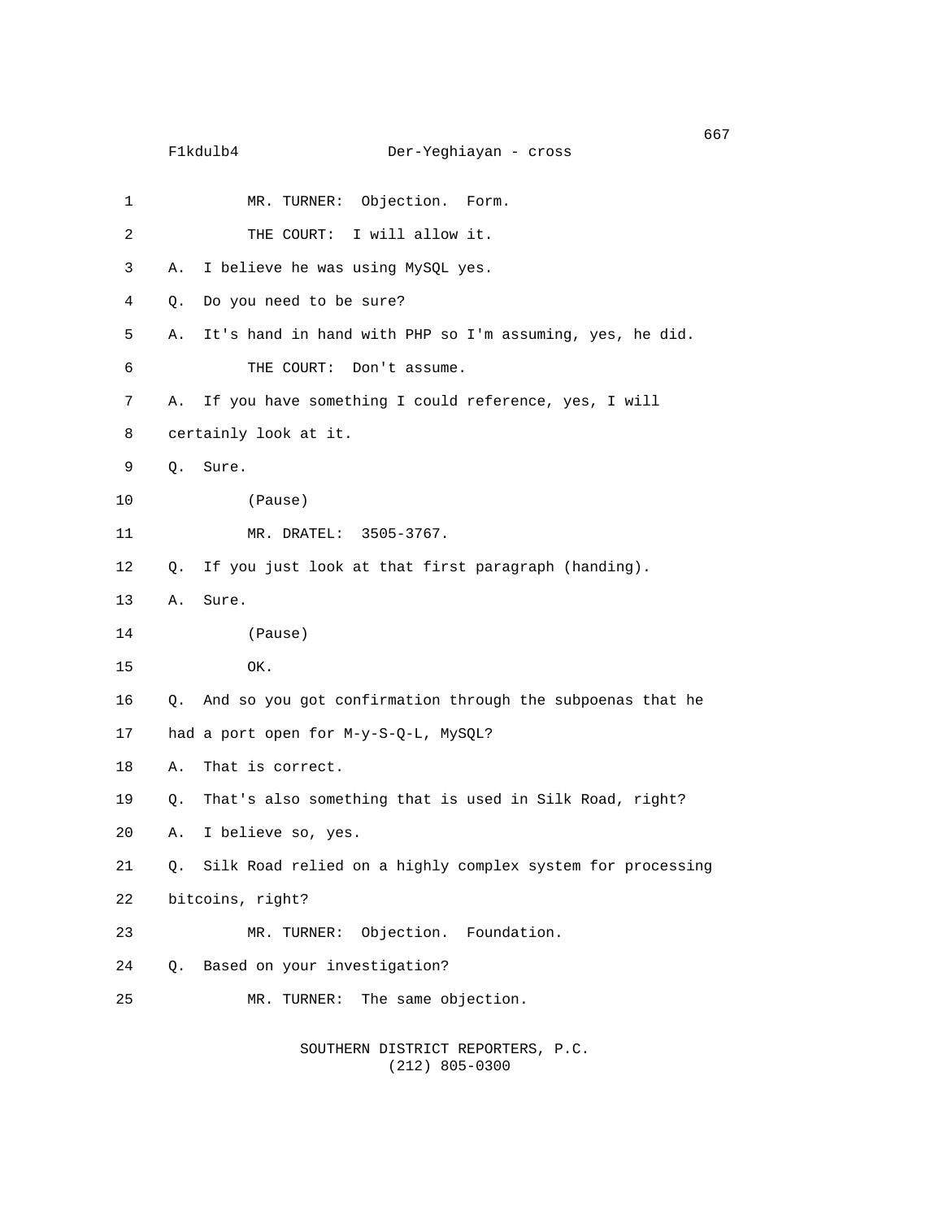MR. TURNER: Objection. Form.

THE COURT: I will allow it.

A. I believe he was using MySQL yes.

Q. Do you need to be sure?

A. It's hand in hand with PHP so I'm assuming, yes, he did.

THE COURT: Don't assume.

A. If you have something I could reference, yes, I will certainly look at it.

Q. Sure.

(Pause)

MR. DRATEL: 3505-3767.

Q. If you just look at that first paragraph (handing).

A. Sure.

(Pause)

OK.

Q. And so you got confirmation through the subpoenas that he had a port open for M-y-S-Q-L, MySQL?

A. That is correct.

Q. That's also something that is used in Silk Road, right?

A. I believe so, yes.

Q. Silk Road relied on a highly complex system for processing bitcoins, right?

MR. TURNER: Objection. Foundation.

Q. Based on your investigation?

MR. TURNER: The same objection.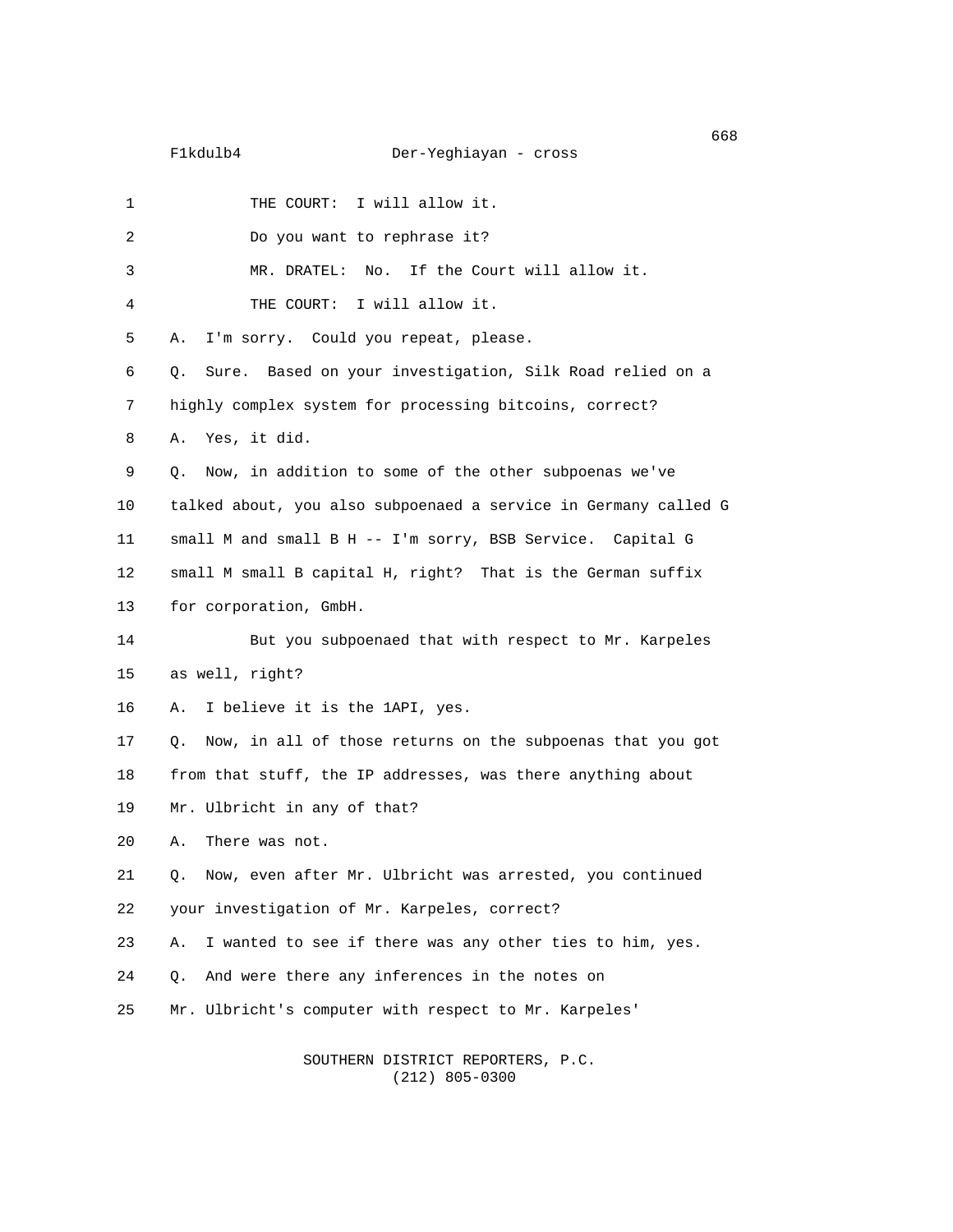1 THE COURT: I will allow it.

2 Do you want to rephrase it?

3 MR. DRATEL: No. If the Court will allow it.

4 THE COURT: I will allow it.

5 A. I'm sorry. Could you repeat, please.

6 Q. Sure. Based on your investigation, Silk Road relied on a

7 highly complex system for processing bitcoins, correct?

8 A. Yes, it did.

9 Q. Now, in addition to some of the other subpoenas we've

10 talked about, you also subpoenaed a service in Germany called G

11 small M and small B H -- I'm sorry, BSB Service. Capital G

12 small M small B capital H, right? That is the German suffix

13 for corporation, GmbH.

14 But you subpoenaed that with respect to Mr. Karpeles

15 as well, right?

16 A. I believe it is the 1API, yes.

17 Q. Now, in all of those returns on the subpoenas that you got

18 from that stuff, the IP addresses, was there anything about

19 Mr. Ulbricht in any of that?

20 A. There was not.

21 Q. Now, even after Mr. Ulbricht was arrested, you continued

22 your investigation of Mr. Karpeles, correct?

23 A. I wanted to see if there was any other ties to him, yes.

24 Q. And were there any inferences in the notes on

25 Mr. Ulbricht's computer with respect to Mr. Karpeles'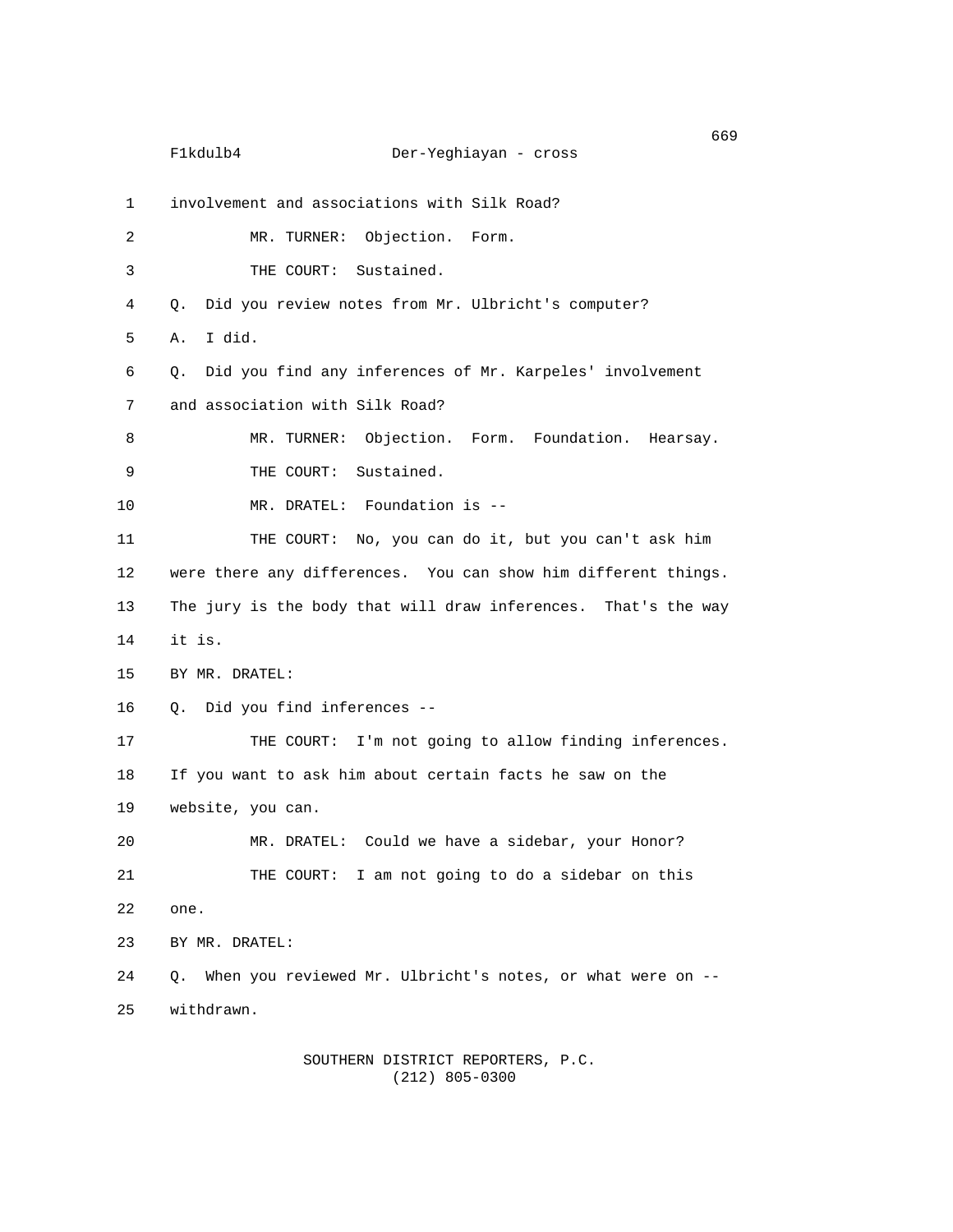1 involvement and associations with Silk Road?

2 MR. TURNER: Objection. Form.

3 THE COURT: Sustained.

4 Q. Did you review notes from Mr. Ulbricht's computer?

5 A. I did.

6 Q. Did you find any inferences of Mr. Karpeles' involvement

7 and association with Silk Road?

8 MR. TURNER: Objection. Form. Foundation. Hearsay.

9 THE COURT: Sustained.

10 MR. DRATEL: Foundation is --

11 THE COURT: No, you can do it, but you can't ask him

12 were there any differences. You can show him different things.

13 The jury is the body that will draw inferences. That's the way

14 it is.

15 BY MR. DRATEL:

16 Q. Did you find inferences --

17 THE COURT: I'm not going to allow finding inferences.

18 If you want to ask him about certain facts he saw on the

19 website, you can.

20 MR. DRATEL: Could we have a sidebar, your Honor?

21 THE COURT: I am not going to do a sidebar on this

22 one.

23 BY MR. DRATEL:

24 Q. When you reviewed Mr. Ulbricht's notes, or what were on --

25 withdrawn.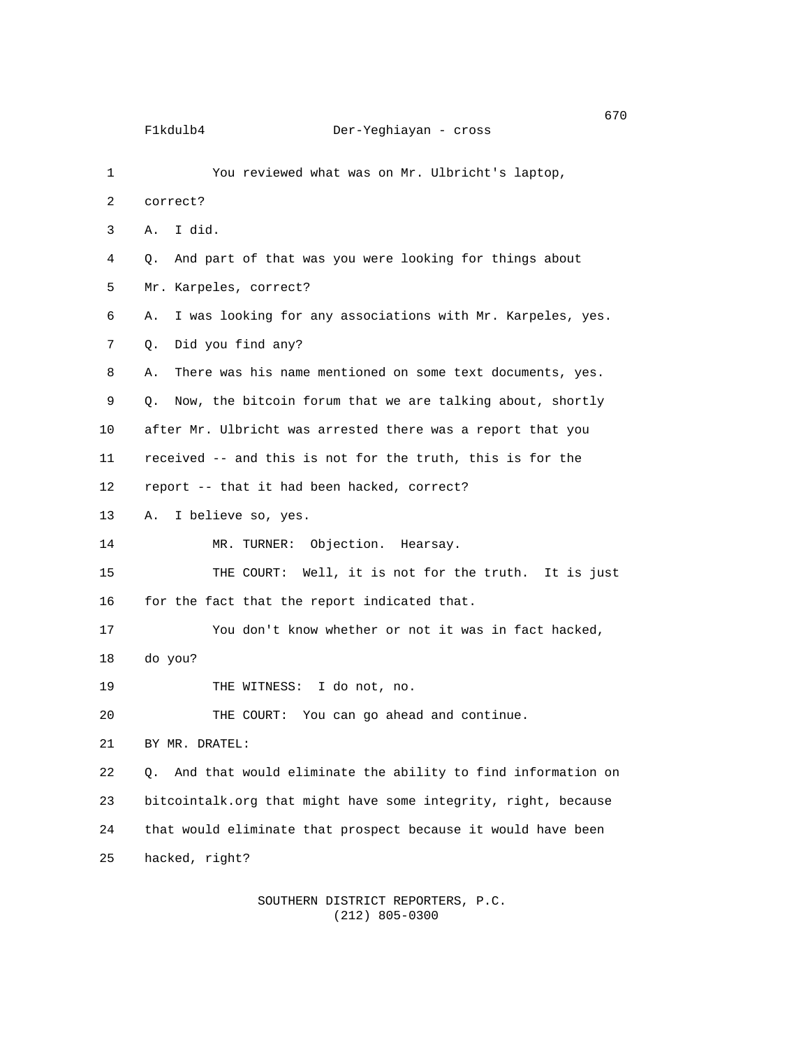You reviewed what was on Mr. Ulbricht's laptop, correct?

A. I did.

Q. And part of that was you were looking for things about Mr. Karpeles, correct?

A. I was looking for any associations with Mr. Karpeles, yes.

Q. Did you find any?

A. There was his name mentioned on some text documents, yes.

Q. Now, the bitcoin forum that we are talking about, shortly after Mr. Ulbricht was arrested there was a report that you received -- and this is not for the truth, this is for the report -- that it had been hacked, correct?

A. I believe so, yes.

MR. TURNER: Objection. Hearsay.

THE COURT: Well, it is not for the truth. It is just for the fact that the report indicated that.

You don't know whether or not it was in fact hacked, do you?

THE WITNESS: I do not, no.

THE COURT: You can go ahead and continue.

BY MR. DRATEL:

Q. And that would eliminate the ability to find information on bitcointalk.org that might have some integrity, right, because that would eliminate that prospect because it would have been hacked, right?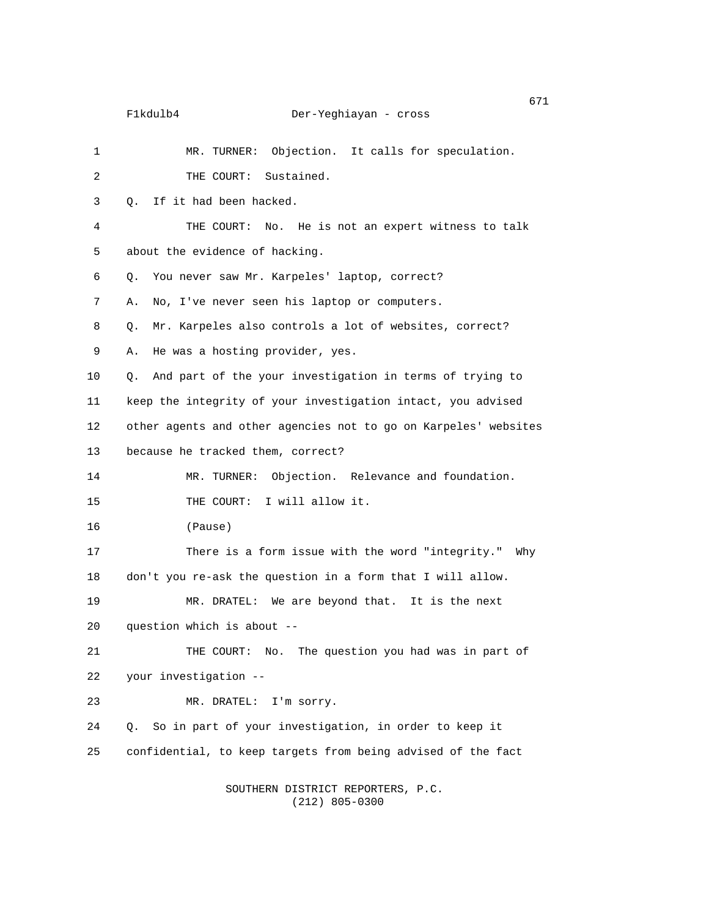MR. TURNER: Objection. It calls for speculation.

THE COURT: Sustained.

Q. If it had been hacked.

THE COURT: No. He is not an expert witness to talk about the evidence of hacking.

Q. You never saw Mr. Karpeles' laptop, correct?

A. No, I've never seen his laptop or computers.

Q. Mr. Karpeles also controls a lot of websites, correct?

A. He was a hosting provider, yes.

Q. And part of the your investigation in terms of trying to keep the integrity of your investigation intact, you advised other agents and other agencies not to go on Karpeles' websites because he tracked them, correct?

MR. TURNER: Objection. Relevance and foundation.

THE COURT: I will allow it.

(Pause)

There is a form issue with the word "integrity." Why don't you re-ask the question in a form that I will allow.

MR. DRATEL: We are beyond that. It is the next question which is about --

THE COURT: No. The question you had was in part of your investigation --

MR. DRATEL: I'm sorry.

Q. So in part of your investigation, in order to keep it confidential, to keep targets from being advised of the fact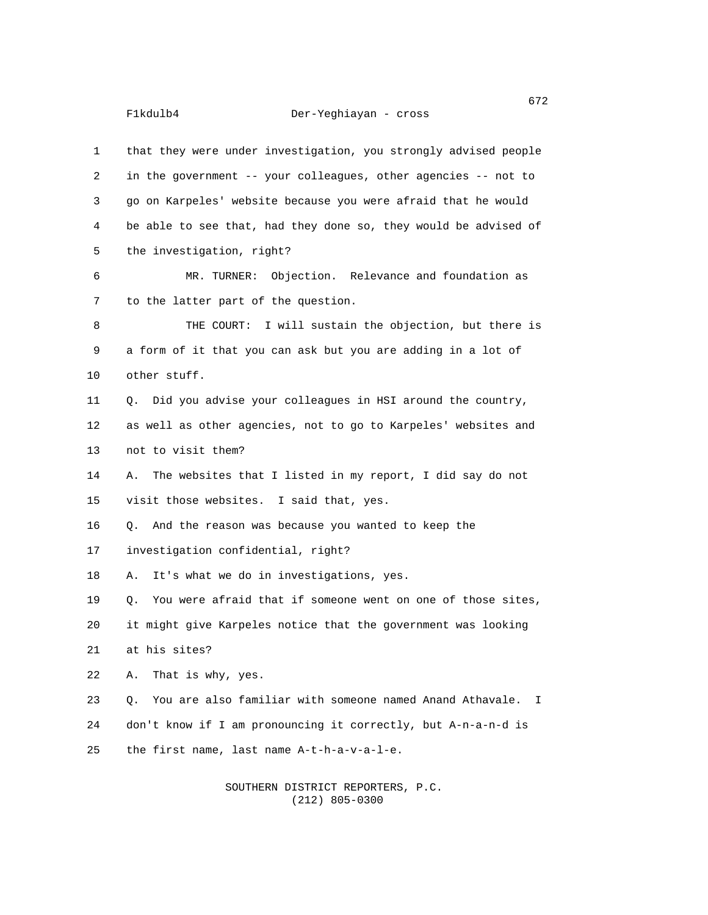that they were under investigation, you strongly advised people in the government -- your colleagues, other agencies -- not to go on Karpeles' website because you were afraid that he would be able to see that, had they done so, they would be advised of the investigation, right?

MR. TURNER: Objection. Relevance and foundation as to the latter part of the question.

THE COURT: I will sustain the objection, but there is a form of it that you can ask but you are adding in a lot of other stuff.

Q. Did you advise your colleagues in HSI around the country, as well as other agencies, not to go to Karpeles' websites and not to visit them?

A. The websites that I listed in my report, I did say do not visit those websites. I said that, yes.

Q. And the reason was because you wanted to keep the investigation confidential, right?

A. It's what we do in investigations, yes.

Q. You were afraid that if someone went on one of those sites, it might give Karpeles notice that the government was looking at his sites?

A. That is why, yes.

Q. You are also familiar with someone named Anand Athavale. I don't know if I am pronouncing it correctly, but A-n-a-n-d is the first name, last name A-t-h-a-v-a-l-e.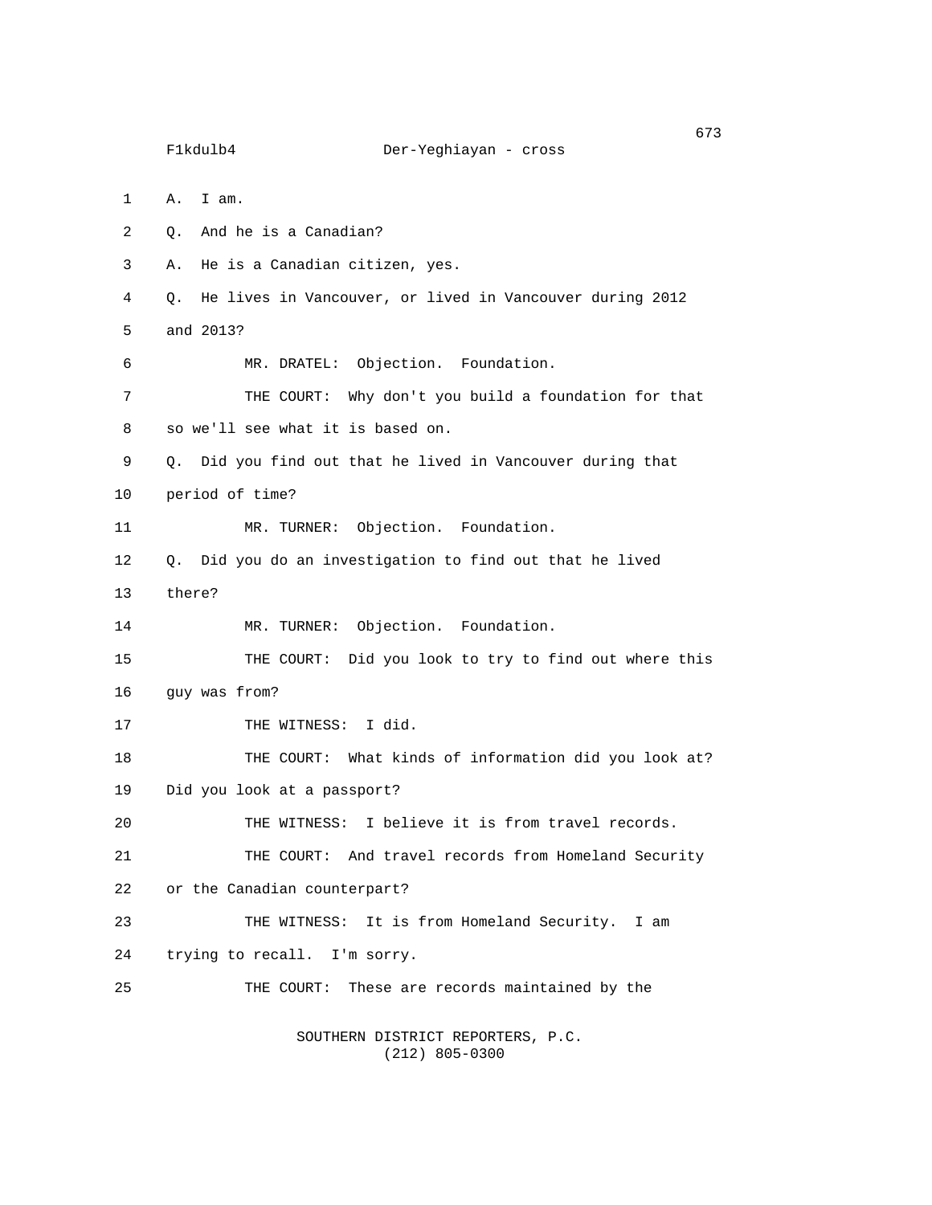1 A. I am.

2 Q. And he is a Canadian?

3 A. He is a Canadian citizen, yes.

4 Q. He lives in Vancouver, or lived in Vancouver during 2012

5 and 2013?

6 MR. DRATEL: Objection. Foundation.

7 THE COURT: Why don't you build a foundation for that

8 so we'll see what it is based on.

9 Q. Did you find out that he lived in Vancouver during that

10 period of time?

11 MR. TURNER: Objection. Foundation.

12 Q. Did you do an investigation to find out that he lived

13 there?

14 MR. TURNER: Objection. Foundation.

15 THE COURT: Did you look to try to find out where this

16 guy was from?

17 THE WITNESS: I did.

18 THE COURT: What kinds of information did you look at?

19 Did you look at a passport?

20 THE WITNESS: I believe it is from travel records.

21 THE COURT: And travel records from Homeland Security

22 or the Canadian counterpart?

23 THE WITNESS: It is from Homeland Security. I am

24 trying to recall. I'm sorry.

25 THE COURT: These are records maintained by the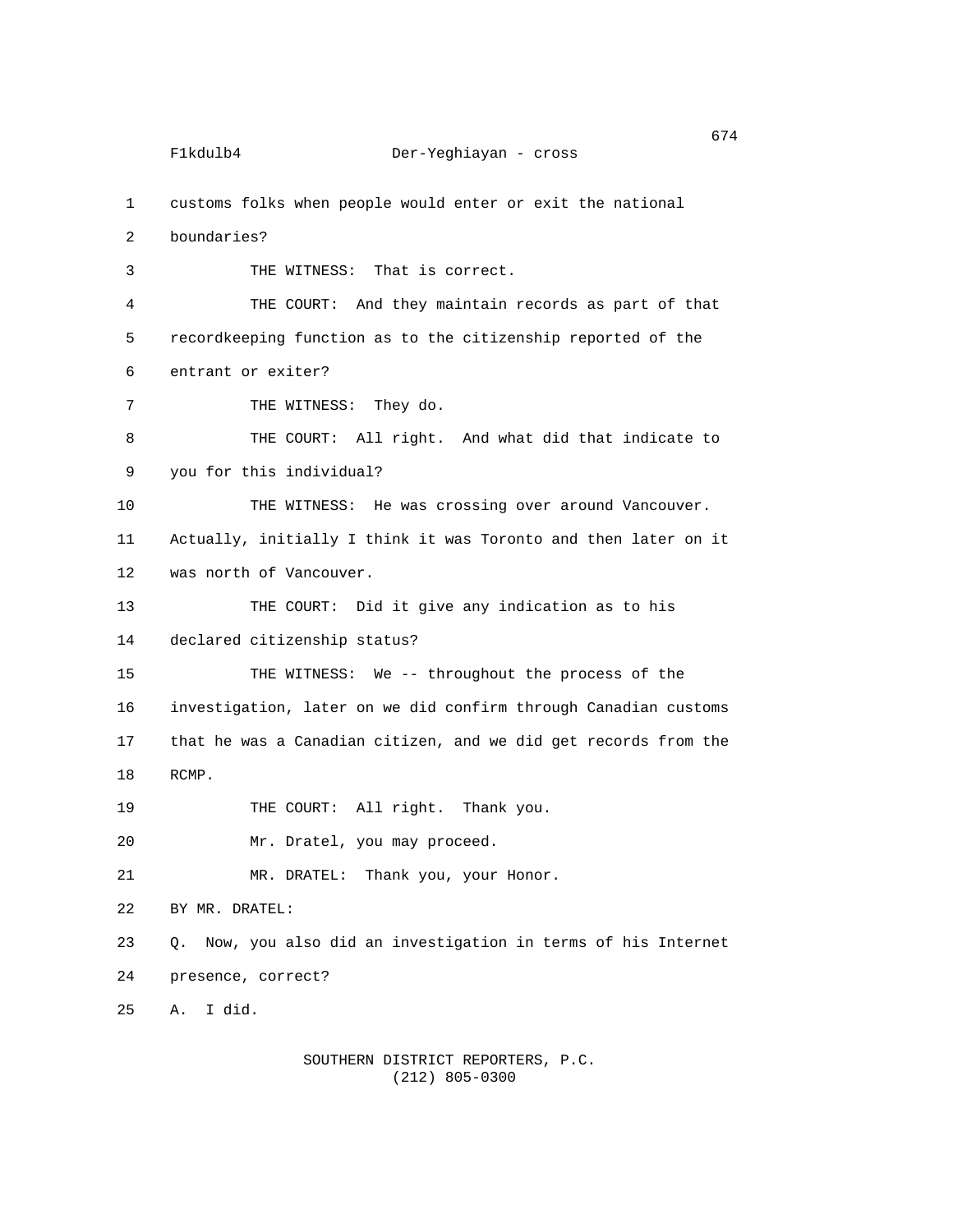customs folks when people would enter or exit the national boundaries?

THE WITNESS: That is correct.

THE COURT: And they maintain records as part of that recordkeeping function as to the citizenship reported of the entrant or exiter?

THE WITNESS: They do.

THE COURT: All right. And what did that indicate to you for this individual?

THE WITNESS: He was crossing over around Vancouver. Actually, initially I think it was Toronto and then later on it was north of Vancouver.

THE COURT: Did it give any indication as to his declared citizenship status?

THE WITNESS: We -- throughout the process of the investigation, later on we did confirm through Canadian customs that he was a Canadian citizen, and we did get records from the RCMP.

THE COURT: All right. Thank you.

Mr. Dratel, you may proceed.

MR. DRATEL: Thank you, your Honor.

BY MR. DRATEL:

Q. Now, you also did an investigation in terms of his Internet presence, correct?

A. I did.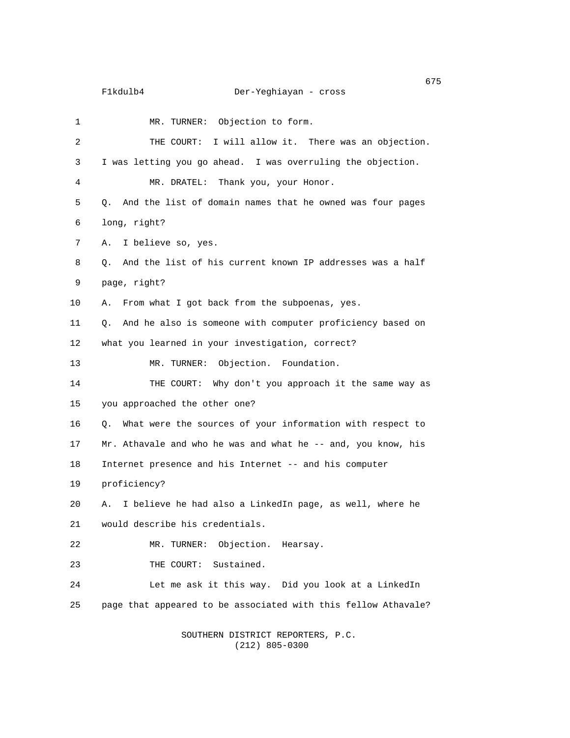MR. TURNER: Objection to form.

THE COURT: I will allow it. There was an objection. I was letting you go ahead. I was overruling the objection.

MR. DRATEL: Thank you, your Honor.

Q. And the list of domain names that he owned was four pages long, right?

A. I believe so, yes.

Q. And the list of his current known IP addresses was a half page, right?

A. From what I got back from the subpoenas, yes.

Q. And he also is someone with computer proficiency based on what you learned in your investigation, correct?

MR. TURNER: Objection. Foundation.

THE COURT: Why don't you approach it the same way as you approached the other one?

Q. What were the sources of your information with respect to Mr. Athavale and who he was and what he -- and, you know, his Internet presence and his Internet -- and his computer proficiency?

A. I believe he had also a LinkedIn page, as well, where he would describe his credentials.

MR. TURNER: Objection. Hearsay.

THE COURT: Sustained.

Let me ask it this way. Did you look at a LinkedIn page that appeared to be associated with this fellow Athavale?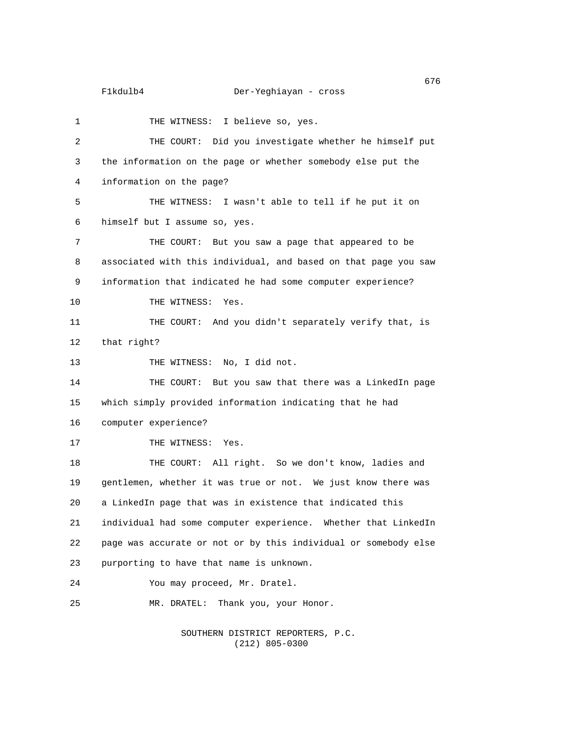1 THE WITNESS: I believe so, yes.

2 THE COURT: Did you investigate whether he himself put

3 the information on the page or whether somebody else put the

4 information on the page?

5 THE WITNESS: I wasn't able to tell if he put it on

6 himself but I assume so, yes.

7 THE COURT: But you saw a page that appeared to be

8 associated with this individual, and based on that page you saw

9 information that indicated he had some computer experience?

10 THE WITNESS: Yes.

11 THE COURT: And you didn't separately verify that, is

12 that right?

13 THE WITNESS: No, I did not.

14 THE COURT: But you saw that there was a LinkedIn page

15 which simply provided information indicating that he had

16 computer experience?

17 THE WITNESS: Yes.

18 THE COURT: All right. So we don't know, ladies and

19 gentlemen, whether it was true or not. We just know there was

20 a LinkedIn page that was in existence that indicated this

21 individual had some computer experience. Whether that LinkedIn

22 page was accurate or not or by this individual or somebody else

23 purporting to have that name is unknown.

24 You may proceed, Mr. Dratel.

25 MR. DRATEL: Thank you, your Honor.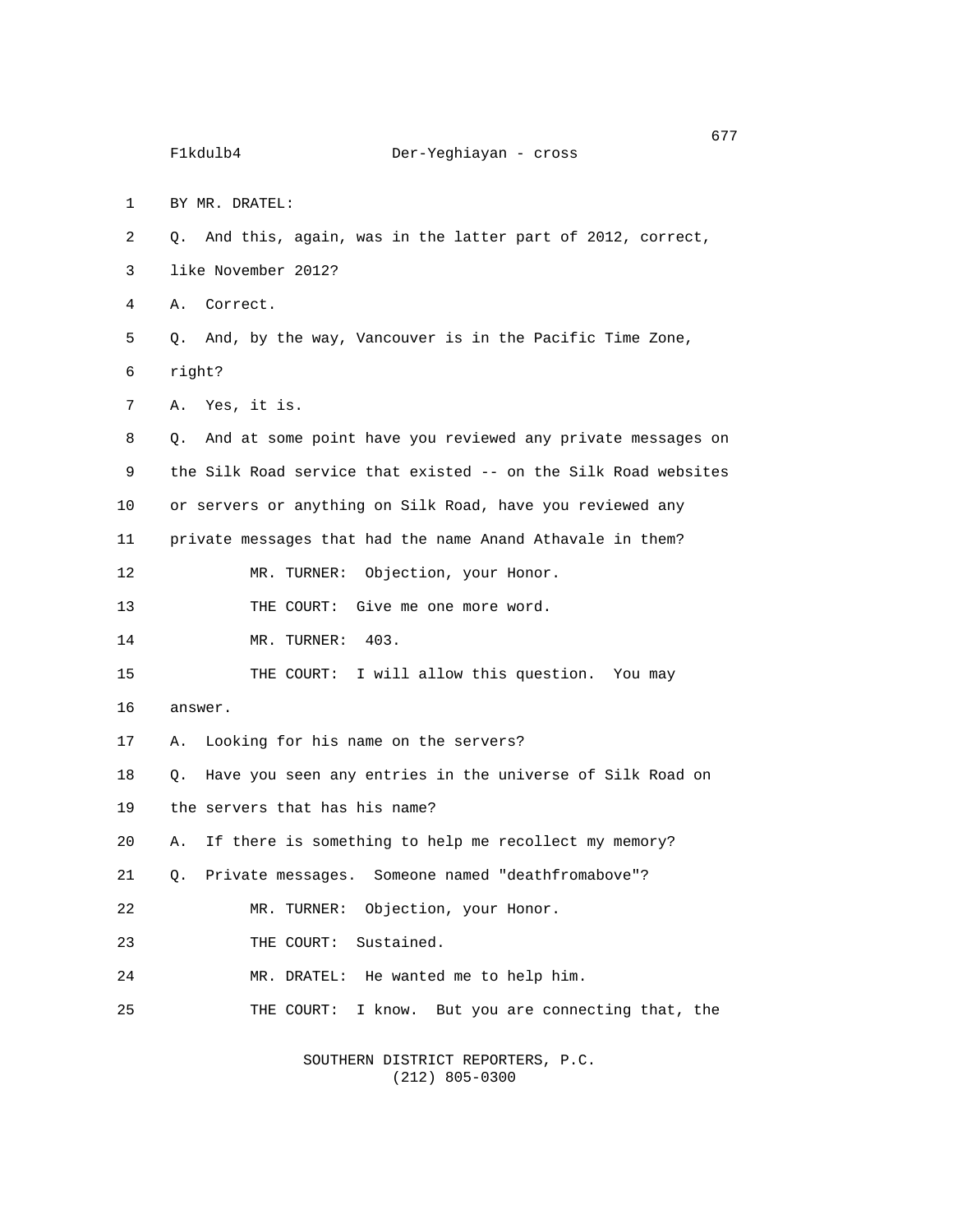BY MR. DRATEL:

Q. And this, again, was in the latter part of 2012, correct, like November 2012?

A. Correct.

Q. And, by the way, Vancouver is in the Pacific Time Zone, right?

A. Yes, it is.

Q. And at some point have you reviewed any private messages on the Silk Road service that existed -- on the Silk Road websites or servers or anything on Silk Road, have you reviewed any private messages that had the name Anand Athavale in them?

MR. TURNER: Objection, your Honor.

THE COURT: Give me one more word.

MR. TURNER: 403.

THE COURT: I will allow this question. You may answer.

A. Looking for his name on the servers?

Q. Have you seen any entries in the universe of Silk Road on the servers that has his name?

A. If there is something to help me recollect my memory?

Q. Private messages. Someone named "deathfromabove"?

MR. TURNER: Objection, your Honor.

THE COURT: Sustained.

MR. DRATEL: He wanted me to help him.

THE COURT: I know. But you are connecting that, the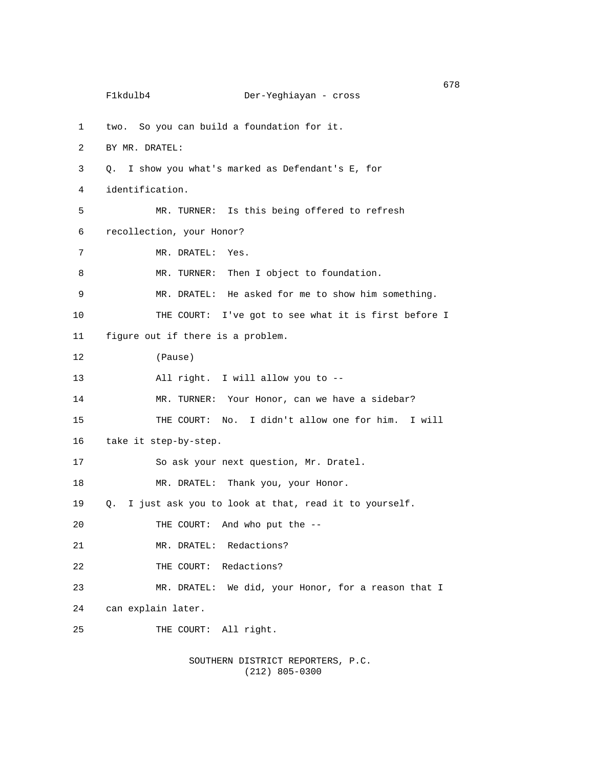1 two. So you can build a foundation for it.

2 BY MR. DRATEL:

3 Q. I show you what's marked as Defendant's E, for

4 identification.

5 MR. TURNER: Is this being offered to refresh

6 recollection, your Honor?

7 MR. DRATEL: Yes.

8 MR. TURNER: Then I object to foundation.

9 MR. DRATEL: He asked for me to show him something.

10 THE COURT: I've got to see what it is first before I

11 figure out if there is a problem.

12 (Pause)

13 All right. I will allow you to --

14 MR. TURNER: Your Honor, can we have a sidebar?

15 THE COURT: No. I didn't allow one for him. I will

16 take it step-by-step.

17 So ask your next question, Mr. Dratel.

18 MR. DRATEL: Thank you, your Honor.

19 Q. I just ask you to look at that, read it to yourself.

20 THE COURT: And who put the --

21 MR. DRATEL: Redactions?

22 THE COURT: Redactions?

23 MR. DRATEL: We did, your Honor, for a reason that I

24 can explain later.

25 THE COURT: All right.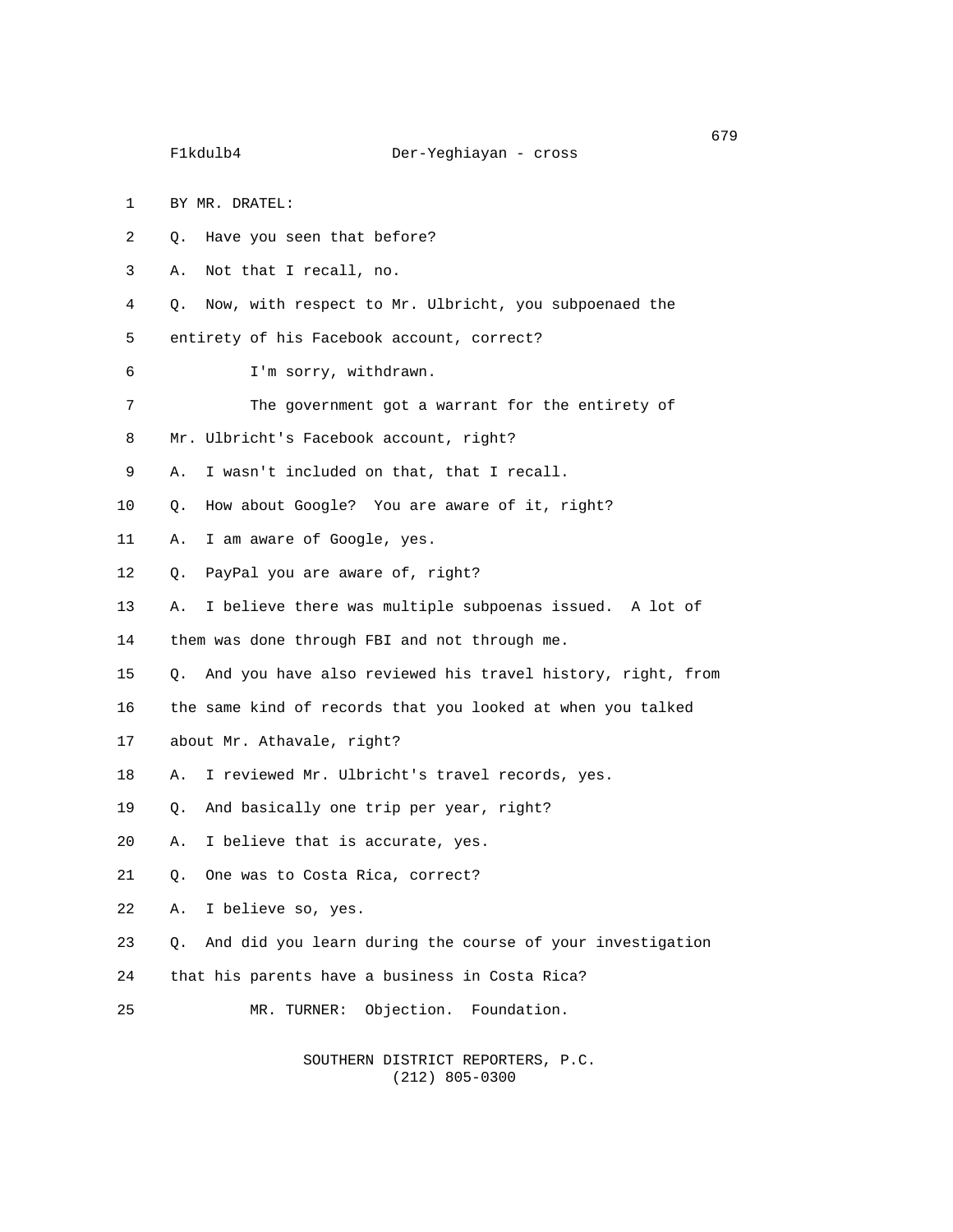BY MR. DRATEL:

Q. Have you seen that before?

A. Not that I recall, no.

Q. Now, with respect to Mr. Ulbricht, you subpoenaed the entirety of his Facebook account, correct?

I'm sorry, withdrawn.

The government got a warrant for the entirety of Mr. Ulbricht's Facebook account, right?

A. I wasn't included on that, that I recall.

Q. How about Google? You are aware of it, right?

A. I am aware of Google, yes.

Q. PayPal you are aware of, right?

A. I believe there was multiple subpoenas issued. A lot of them was done through FBI and not through me.

Q. And you have also reviewed his travel history, right, from the same kind of records that you looked at when you talked about Mr. Athavale, right?

A. I reviewed Mr. Ulbricht's travel records, yes.

Q. And basically one trip per year, right?

A. I believe that is accurate, yes.

Q. One was to Costa Rica, correct?

A. I believe so, yes.

Q. And did you learn during the course of your investigation that his parents have a business in Costa Rica?

MR. TURNER: Objection. Foundation.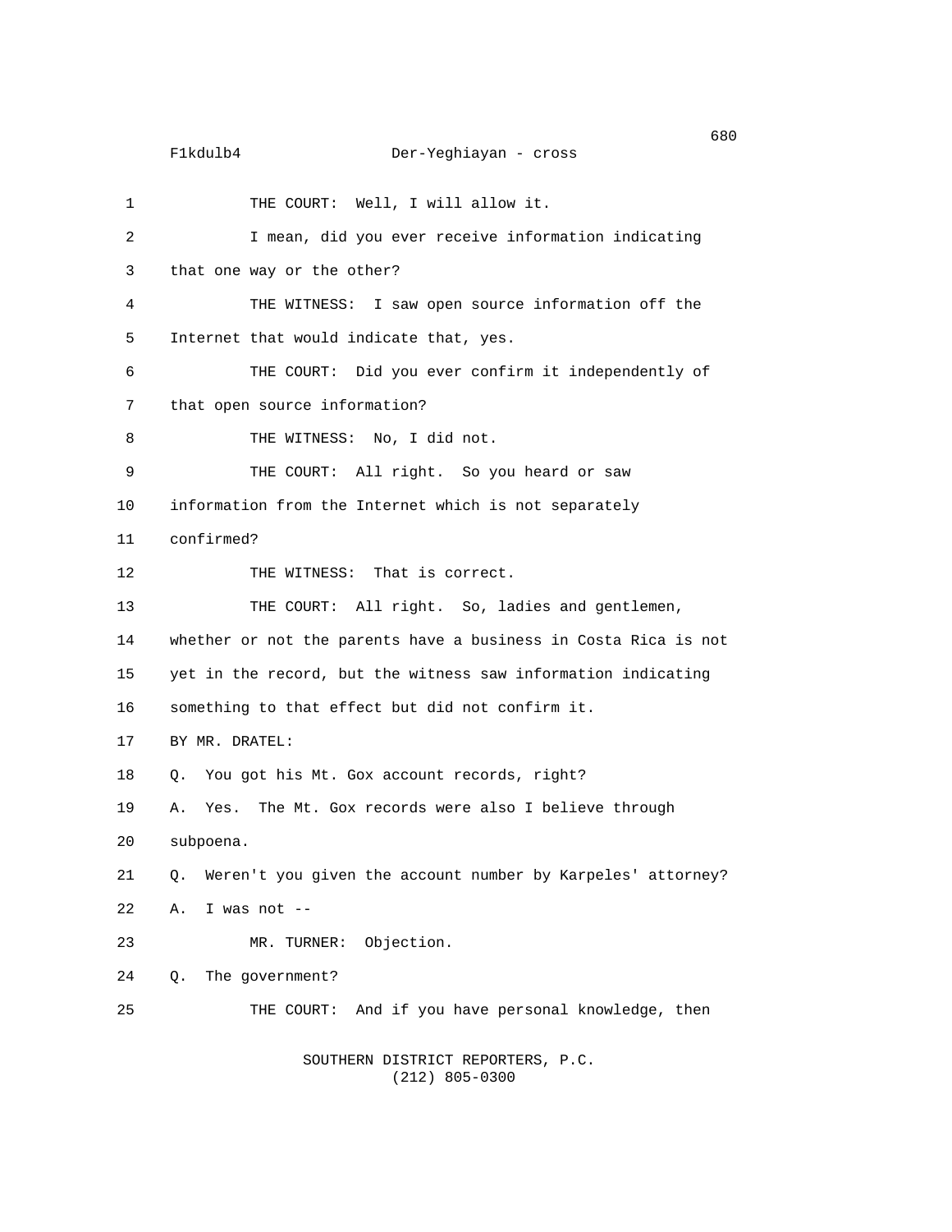THE COURT: Well, I will allow it.

I mean, did you ever receive information indicating that one way or the other?

THE WITNESS: I saw open source information off the Internet that would indicate that, yes.

THE COURT: Did you ever confirm it independently of that open source information?

THE WITNESS: No, I did not.

THE COURT: All right. So you heard or saw information from the Internet which is not separately confirmed?

THE WITNESS: That is correct.

THE COURT: All right. So, ladies and gentlemen, whether or not the parents have a business in Costa Rica is not yet in the record, but the witness saw information indicating something to that effect but did not confirm it.

BY MR. DRATEL:

Q. You got his Mt. Gox account records, right?

A. Yes. The Mt. Gox records were also I believe through subpoena.

Q. Weren't you given the account number by Karpeles' attorney?

A. I was not --

MR. TURNER: Objection.

Q. The government?

THE COURT: And if you have personal knowledge, then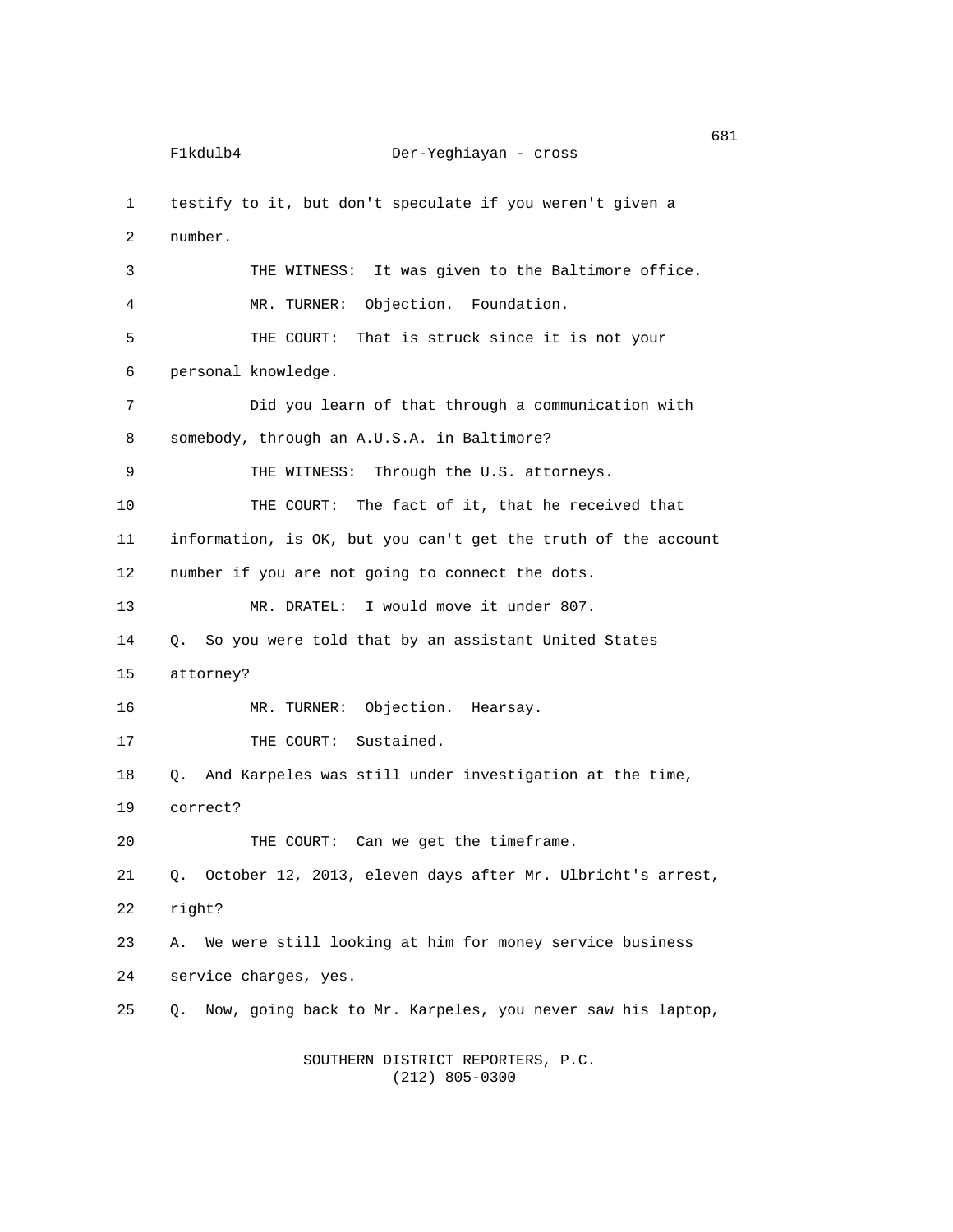1 testify to it, but don't speculate if you weren't given a
2 number.
3 THE WITNESS: It was given to the Baltimore office.
4 MR. TURNER: Objection. Foundation.
5 THE COURT: That is struck since it is not your
6 personal knowledge.
7 Did you learn of that through a communication with
8 somebody, through an A.U.S.A. in Baltimore?
9 THE WITNESS: Through the U.S. attorneys.
10 THE COURT: The fact of it, that he received that
11 information, is OK, but you can't get the truth of the account
12 number if you are not going to connect the dots.
13 MR. DRATEL: I would move it under 807.
14 Q. So you were told that by an assistant United States
15 attorney?
16 MR. TURNER: Objection. Hearsay.
17 THE COURT: Sustained.
18 Q. And Karpeles was still under investigation at the time,
19 correct?
20 THE COURT: Can we get the timeframe.
21 Q. October 12, 2013, eleven days after Mr. Ulbricht's arrest,
22 right?
23 A. We were still looking at him for money service business
24 service charges, yes.
25 Q. Now, going back to Mr. Karpeles, you never saw his laptop,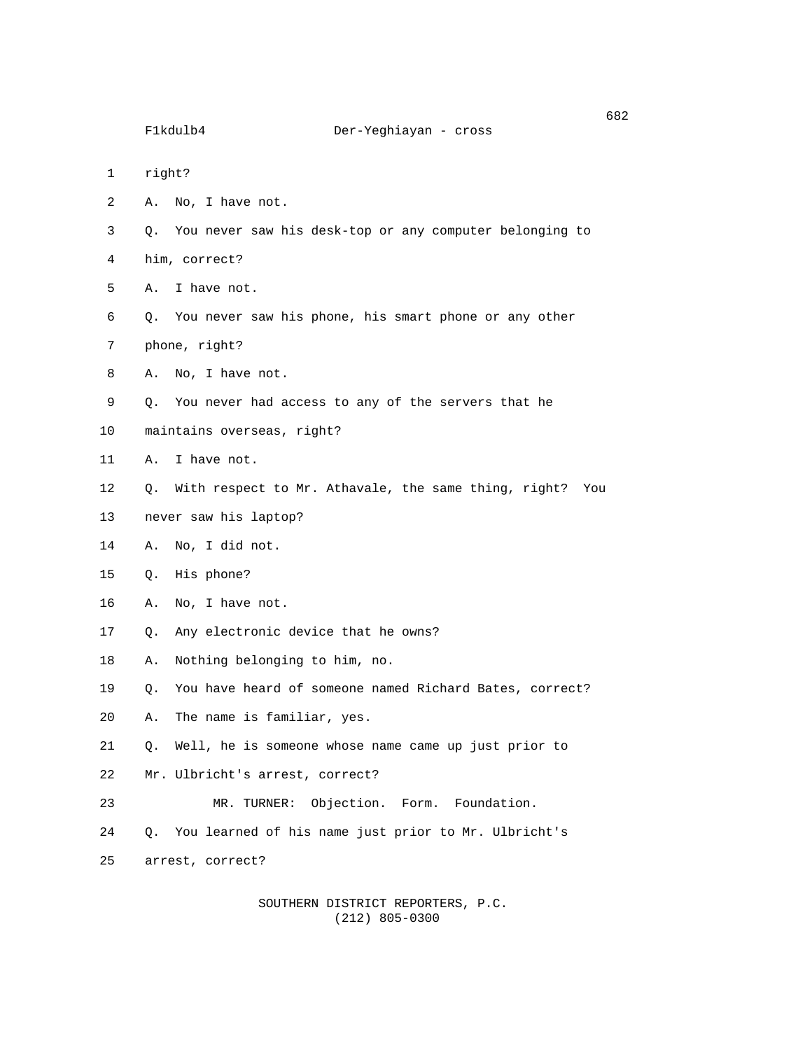1 right?

2 A. No, I have not.

3 Q. You never saw his desk-top or any computer belonging to

4 him, correct?

5 A. I have not.

6 Q. You never saw his phone, his smart phone or any other

7 phone, right?

8 A. No, I have not.

9 Q. You never had access to any of the servers that he

10 maintains overseas, right?

11 A. I have not.

12 Q. With respect to Mr. Athavale, the same thing, right? You

13 never saw his laptop?

14 A. No, I did not.

15 Q. His phone?

16 A. No, I have not.

17 Q. Any electronic device that he owns?

18 A. Nothing belonging to him, no.

19 Q. You have heard of someone named Richard Bates, correct?

20 A. The name is familiar, yes.

21 Q. Well, he is someone whose name came up just prior to

22 Mr. Ulbricht's arrest, correct?

23 MR. TURNER: Objection. Form. Foundation.

24 Q. You learned of his name just prior to Mr. Ulbricht's

25 arrest, correct?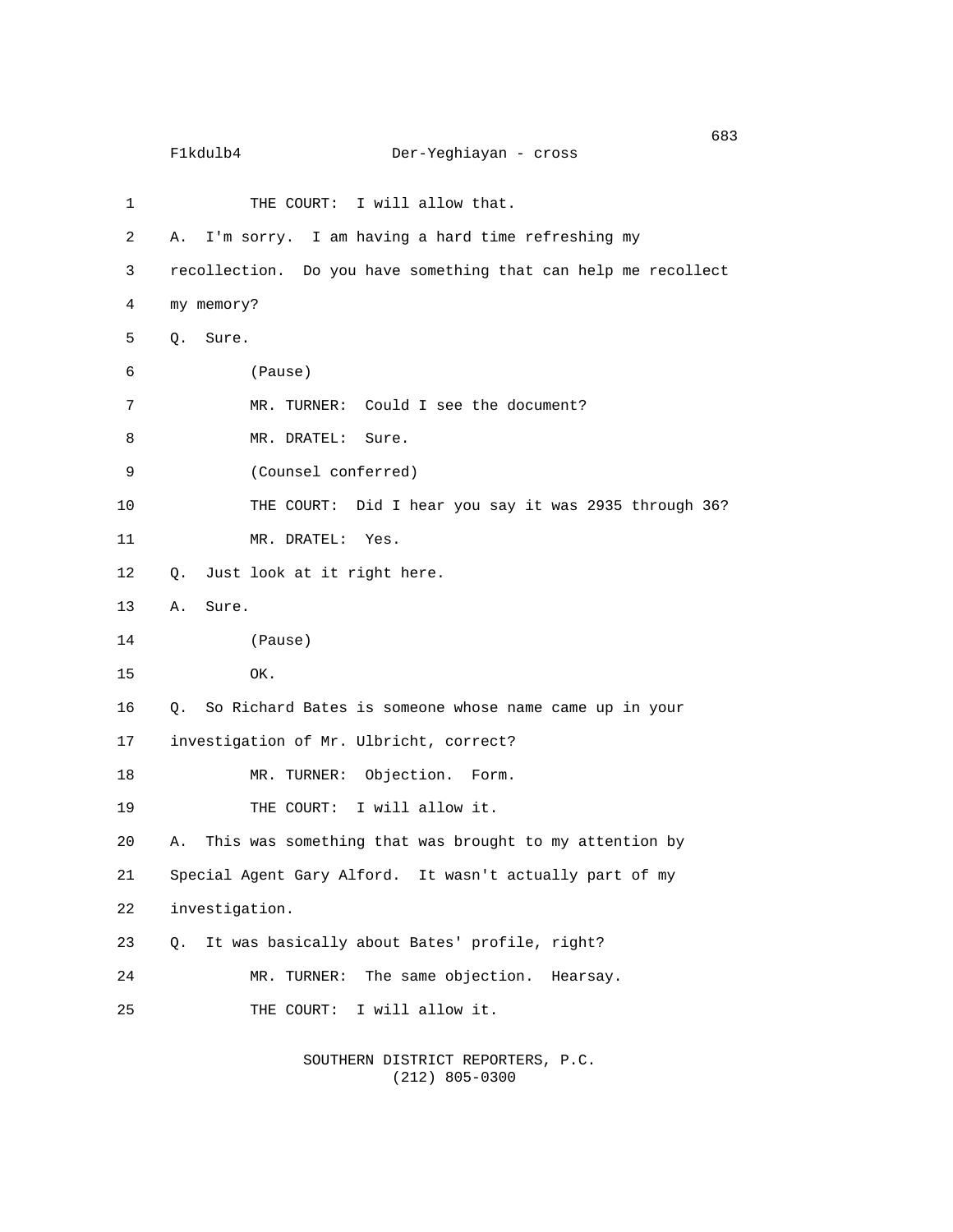THE COURT: I will allow that.

A. I'm sorry. I am having a hard time refreshing my recollection. Do you have something that can help me recollect my memory?

Q. Sure.

(Pause)

MR. TURNER: Could I see the document?

MR. DRATEL: Sure.

(Counsel conferred)

THE COURT: Did I hear you say it was 2935 through 36?

MR. DRATEL: Yes.

Q. Just look at it right here.

A. Sure.

(Pause)

OK.

Q. So Richard Bates is someone whose name came up in your investigation of Mr. Ulbricht, correct?

MR. TURNER: Objection. Form.

THE COURT: I will allow it.

A. This was something that was brought to my attention by Special Agent Gary Alford. It wasn't actually part of my investigation.

Q. It was basically about Bates' profile, right?

MR. TURNER: The same objection. Hearsay.

THE COURT: I will allow it.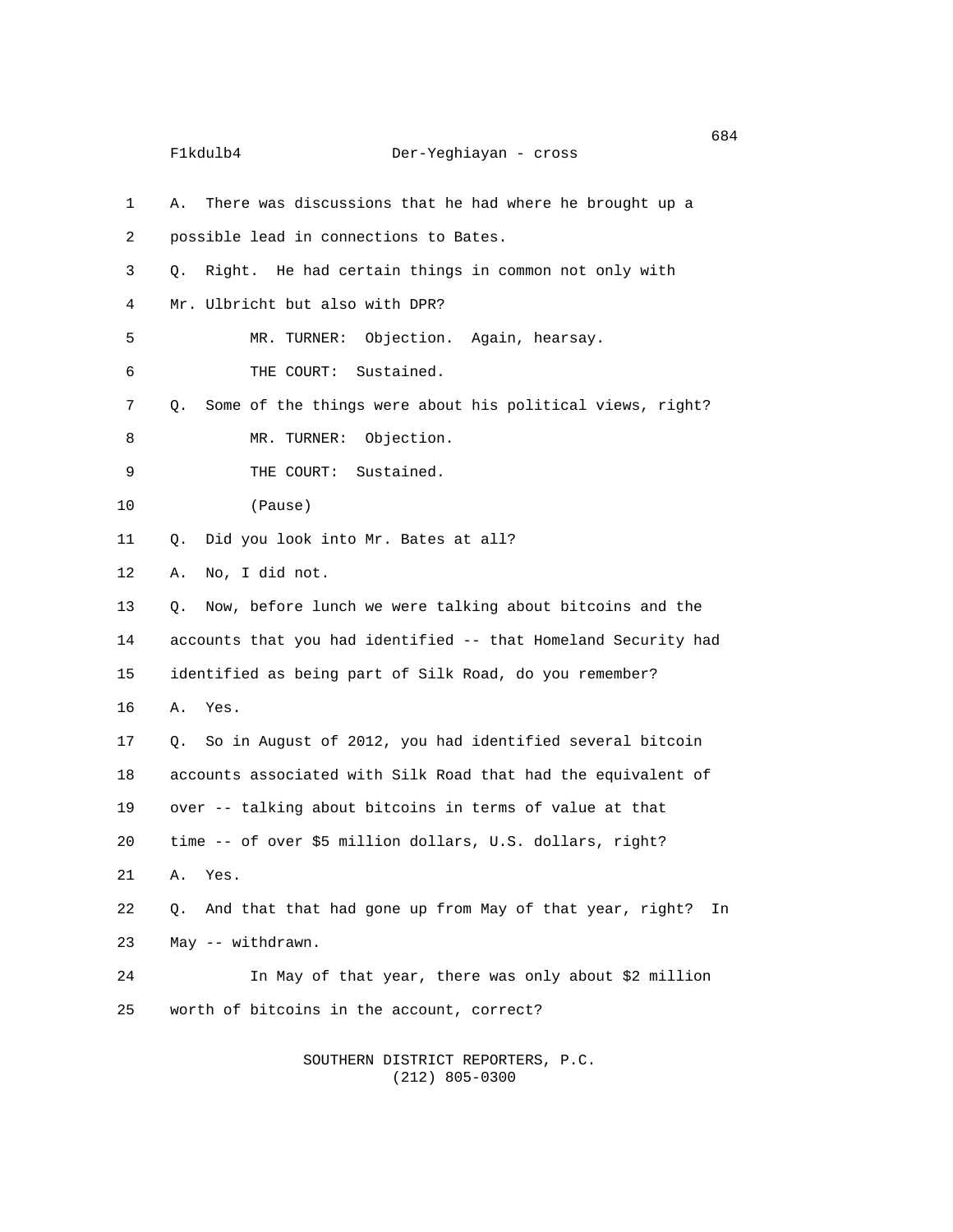A. There was discussions that he had where he brought up a possible lead in connections to Bates.

Q. Right. He had certain things in common not only with Mr. Ulbricht but also with DPR?

MR. TURNER: Objection. Again, hearsay.

THE COURT: Sustained.

Q. Some of the things were about his political views, right?

MR. TURNER: Objection.

THE COURT: Sustained.

(Pause)

Q. Did you look into Mr. Bates at all?

A. No, I did not.

Q. Now, before lunch we were talking about bitcoins and the accounts that you had identified -- that Homeland Security had identified as being part of Silk Road, do you remember?

A. Yes.

Q. So in August of 2012, you had identified several bitcoin accounts associated with Silk Road that had the equivalent of over -- talking about bitcoins in terms of value at that time -- of over $5 million dollars, U.S. dollars, right?

A. Yes.

Q. And that that had gone up from May of that year, right? In May -- withdrawn.

In May of that year, there was only about $2 million worth of bitcoins in the account, correct?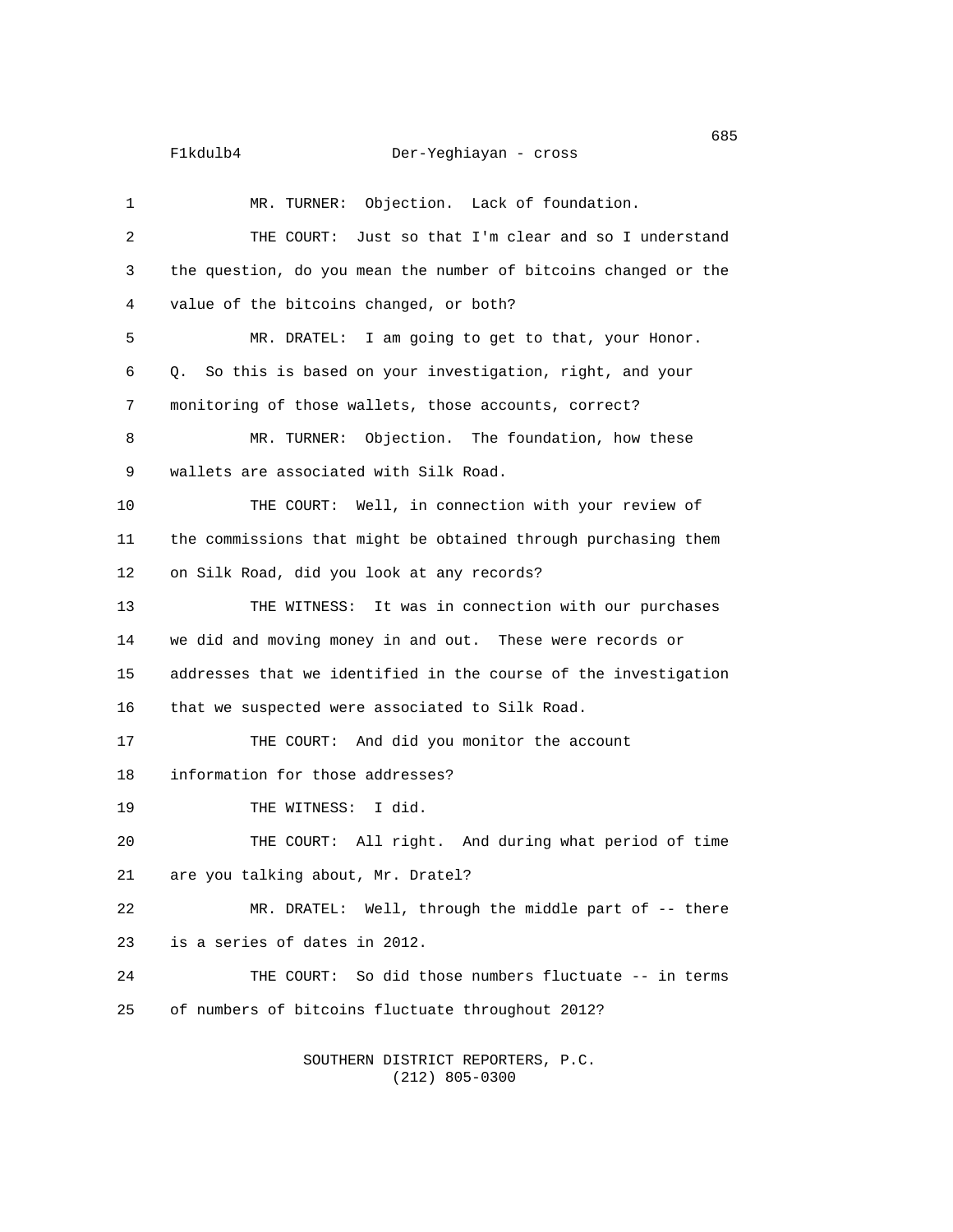1 MR. TURNER: Objection. Lack of foundation.

2 THE COURT: Just so that I'm clear and so I understand

3 the question, do you mean the number of bitcoins changed or the

4 value of the bitcoins changed, or both?

5 MR. DRATEL: I am going to get to that, your Honor.

6 Q. So this is based on your investigation, right, and your

7 monitoring of those wallets, those accounts, correct?

8 MR. TURNER: Objection. The foundation, how these

9 wallets are associated with Silk Road.

10 THE COURT: Well, in connection with your review of

11 the commissions that might be obtained through purchasing them

12 on Silk Road, did you look at any records?

13 THE WITNESS: It was in connection with our purchases

14 we did and moving money in and out. These were records or

15 addresses that we identified in the course of the investigation

16 that we suspected were associated to Silk Road.

17 THE COURT: And did you monitor the account

18 information for those addresses?

19 THE WITNESS: I did.

20 THE COURT: All right. And during what period of time

21 are you talking about, Mr. Dratel?

22 MR. DRATEL: Well, through the middle part of -- there

23 is a series of dates in 2012.

24 THE COURT: So did those numbers fluctuate -- in terms

25 of numbers of bitcoins fluctuate throughout 2012?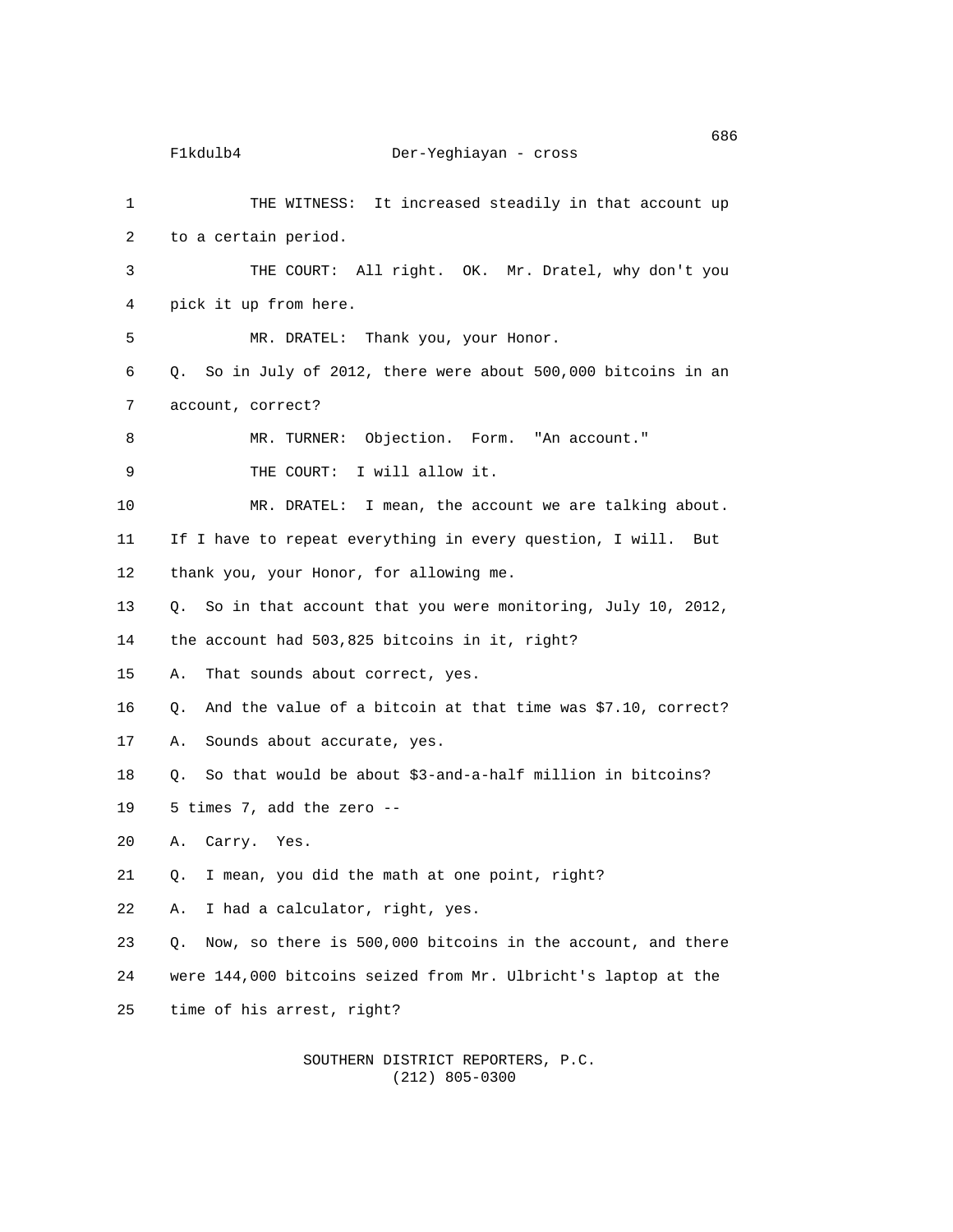THE WITNESS: It increased steadily in that account up to a certain period.

THE COURT: All right. OK. Mr. Dratel, why don't you pick it up from here.

MR. DRATEL: Thank you, your Honor.

Q. So in July of 2012, there were about 500,000 bitcoins in an account, correct?

MR. TURNER: Objection. Form. "An account."

THE COURT: I will allow it.

MR. DRATEL: I mean, the account we are talking about. If I have to repeat everything in every question, I will. But thank you, your Honor, for allowing me.

Q. So in that account that you were monitoring, July 10, 2012, the account had 503,825 bitcoins in it, right?

A. That sounds about correct, yes.

Q. And the value of a bitcoin at that time was $7.10, correct?

A. Sounds about accurate, yes.

Q. So that would be about $3-and-a-half million in bitcoins? 5 times 7, add the zero --

A. Carry. Yes.

Q. I mean, you did the math at one point, right?

A. I had a calculator, right, yes.

Q. Now, so there is 500,000 bitcoins in the account, and there were 144,000 bitcoins seized from Mr. Ulbricht's laptop at the time of his arrest, right?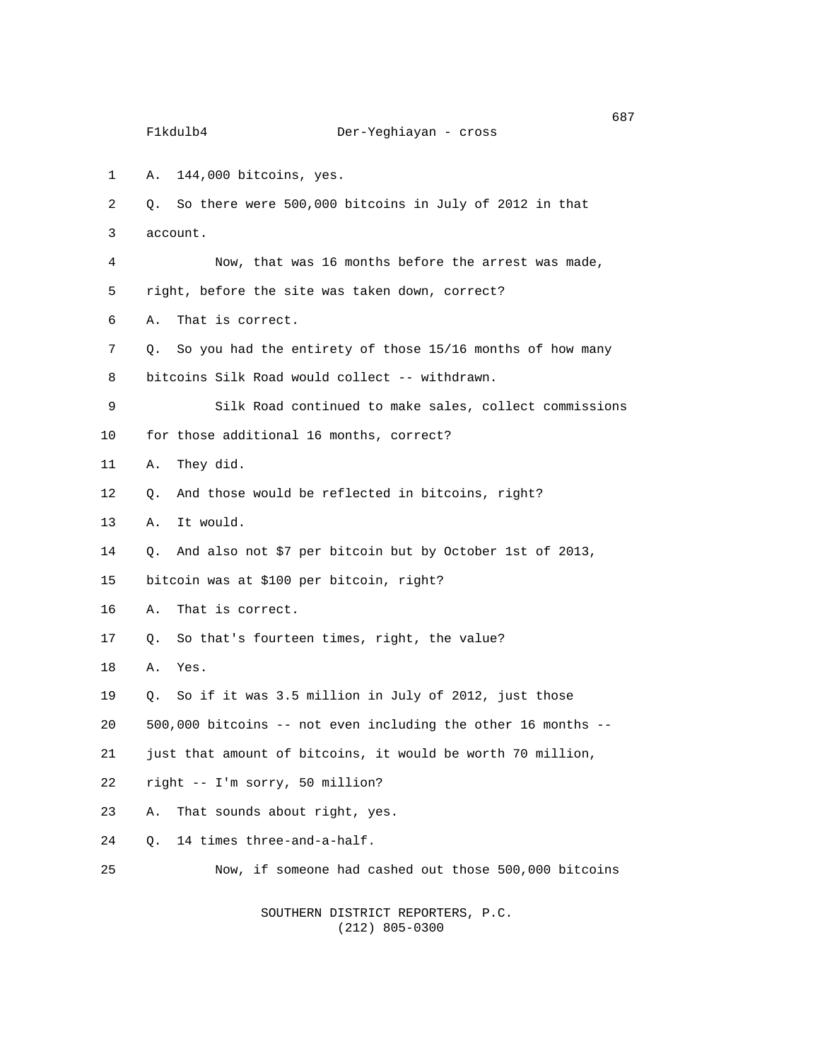1 A. 144,000 bitcoins, yes.

2 Q. So there were 500,000 bitcoins in July of 2012 in that

3 account.

4 Now, that was 16 months before the arrest was made,

5 right, before the site was taken down, correct?

6 A. That is correct.

7 Q. So you had the entirety of those 15/16 months of how many

8 bitcoins Silk Road would collect -- withdrawn.

9 Silk Road continued to make sales, collect commissions

10 for those additional 16 months, correct?

11 A. They did.

12 Q. And those would be reflected in bitcoins, right?

13 A. It would.

14 Q. And also not $7 per bitcoin but by October 1st of 2013,

15 bitcoin was at $100 per bitcoin, right?

16 A. That is correct.

17 Q. So that's fourteen times, right, the value?

18 A. Yes.

19 Q. So if it was 3.5 million in July of 2012, just those

20 500,000 bitcoins -- not even including the other 16 months --

21 just that amount of bitcoins, it would be worth 70 million,

22 right -- I'm sorry, 50 million?

23 A. That sounds about right, yes.

24 Q. 14 times three-and-a-half.

25 Now, if someone had cashed out those 500,000 bitcoins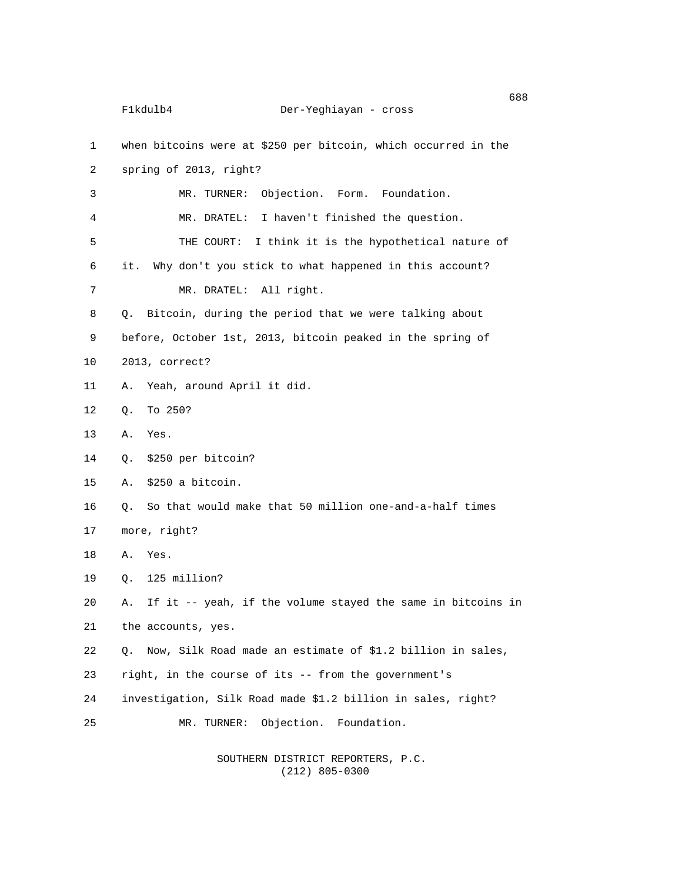when bitcoins were at $250 per bitcoin, which occurred in the spring of 2013, right?

MR. TURNER: Objection. Form. Foundation.

MR. DRATEL: I haven't finished the question.

THE COURT: I think it is the hypothetical nature of it. Why don't you stick to what happened in this account?

MR. DRATEL: All right.

Q. Bitcoin, during the period that we were talking about before, October 1st, 2013, bitcoin peaked in the spring of 2013, correct?

A. Yeah, around April it did.

Q. To 250?

A. Yes.

Q. $250 per bitcoin?

A. $250 a bitcoin.

Q. So that would make that 50 million one-and-a-half times more, right?

A. Yes.

Q. 125 million?

A. If it -- yeah, if the volume stayed the same in bitcoins in the accounts, yes.

Q. Now, Silk Road made an estimate of $1.2 billion in sales, right, in the course of its -- from the government's investigation, Silk Road made $1.2 billion in sales, right?

MR. TURNER: Objection. Foundation.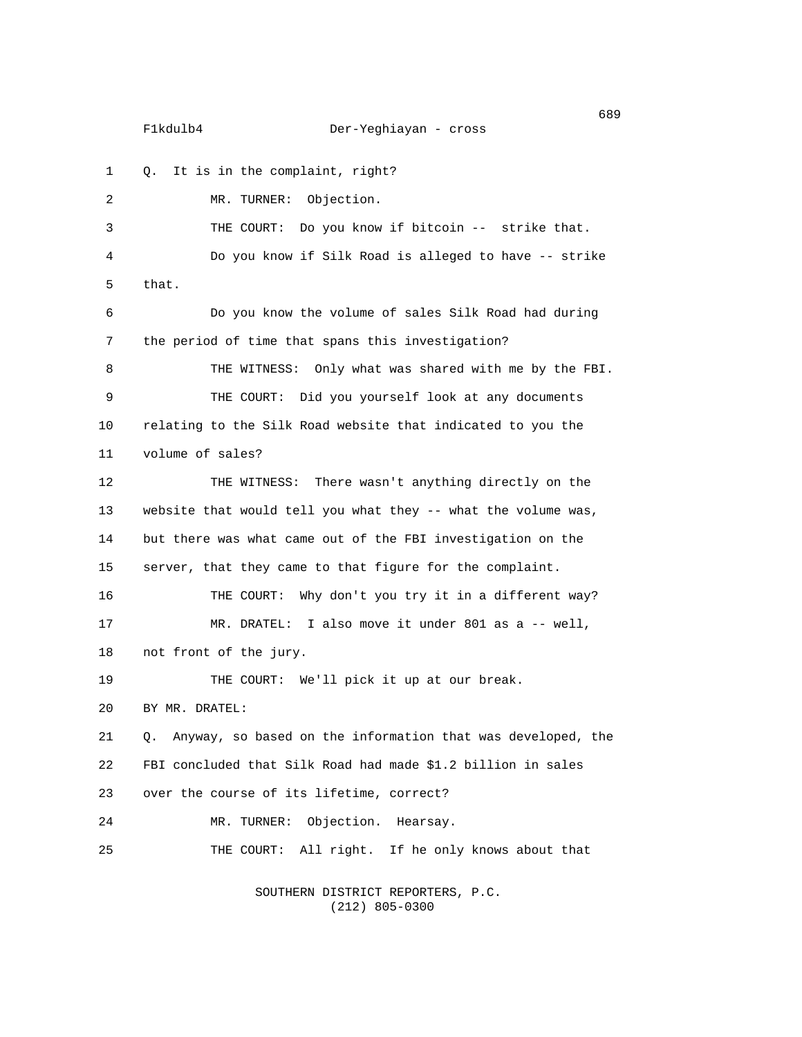Q. It is in the complaint, right?

MR. TURNER: Objection.

THE COURT: Do you know if bitcoin -- strike that.

Do you know if Silk Road is alleged to have -- strike that.

Do you know the volume of sales Silk Road had during the period of time that spans this investigation?

THE WITNESS: Only what was shared with me by the FBI.

THE COURT: Did you yourself look at any documents relating to the Silk Road website that indicated to you the volume of sales?

THE WITNESS: There wasn't anything directly on the website that would tell you what they -- what the volume was, but there was what came out of the FBI investigation on the server, that they came to that figure for the complaint.

THE COURT: Why don't you try it in a different way?

MR. DRATEL: I also move it under 801 as a -- well, not front of the jury.

THE COURT: We'll pick it up at our break.

BY MR. DRATEL:

Q. Anyway, so based on the information that was developed, the FBI concluded that Silk Road had made $1.2 billion in sales over the course of its lifetime, correct?

MR. TURNER: Objection. Hearsay.

THE COURT: All right. If he only knows about that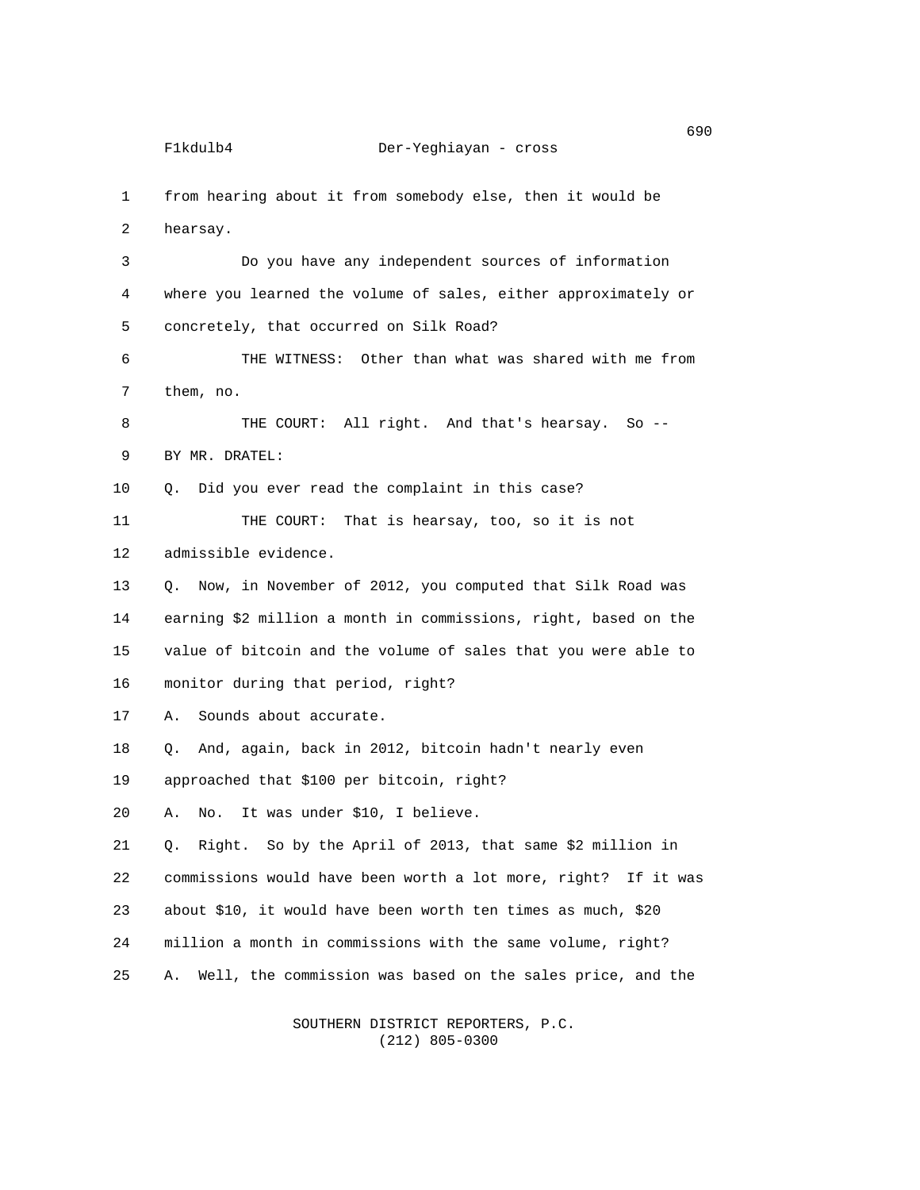from hearing about it from somebody else, then it would be hearsay.

Do you have any independent sources of information where you learned the volume of sales, either approximately or concretely, that occurred on Silk Road?

THE WITNESS: Other than what was shared with me from them, no.

THE COURT: All right. And that's hearsay. So --

BY MR. DRATEL:

Q. Did you ever read the complaint in this case?

THE COURT: That is hearsay, too, so it is not admissible evidence.

Q. Now, in November of 2012, you computed that Silk Road was earning $2 million a month in commissions, right, based on the value of bitcoin and the volume of sales that you were able to monitor during that period, right?

A. Sounds about accurate.

Q. And, again, back in 2012, bitcoin hadn't nearly even approached that $100 per bitcoin, right?

A. No. It was under $10, I believe.

Q. Right. So by the April of 2013, that same $2 million in commissions would have been worth a lot more, right? If it was about $10, it would have been worth ten times as much, $20 million a month in commissions with the same volume, right?

A. Well, the commission was based on the sales price, and the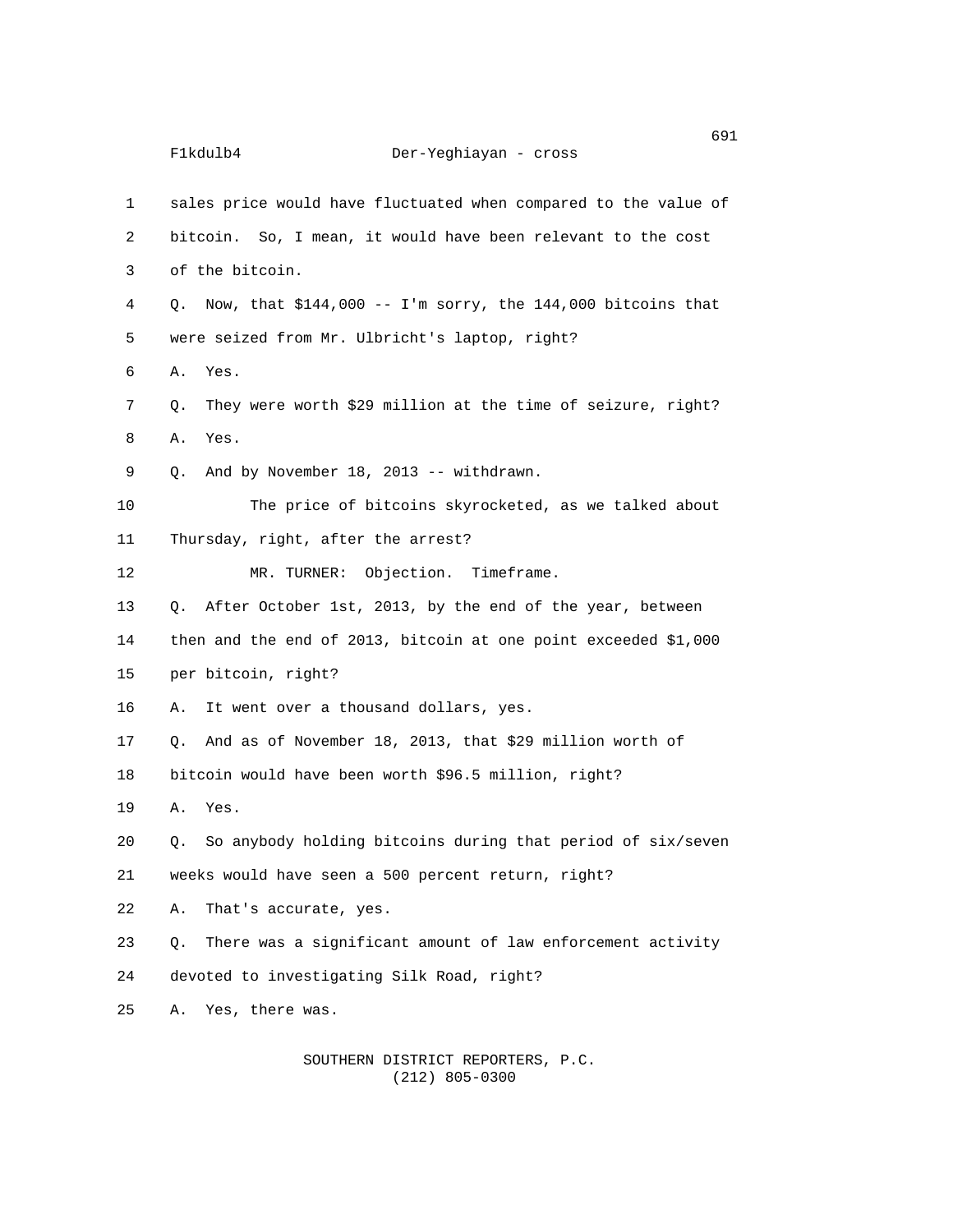1 sales price would have fluctuated when compared to the value of
2 bitcoin. So, I mean, it would have been relevant to the cost
3 of the bitcoin.
4 Q. Now, that $144,000 -- I'm sorry, the 144,000 bitcoins that
5 were seized from Mr. Ulbricht's laptop, right?
6 A. Yes.
7 Q. They were worth $29 million at the time of seizure, right?
8 A. Yes.
9 Q. And by November 18, 2013 -- withdrawn.
10 The price of bitcoins skyrocketed, as we talked about
11 Thursday, right, after the arrest?
12 MR. TURNER: Objection. Timeframe.
13 Q. After October 1st, 2013, by the end of the year, between
14 then and the end of 2013, bitcoin at one point exceeded $1,000
15 per bitcoin, right?
16 A. It went over a thousand dollars, yes.
17 Q. And as of November 18, 2013, that $29 million worth of
18 bitcoin would have been worth $96.5 million, right?
19 A. Yes.
20 Q. So anybody holding bitcoins during that period of six/seven
21 weeks would have seen a 500 percent return, right?
22 A. That's accurate, yes.
23 Q. There was a significant amount of law enforcement activity
24 devoted to investigating Silk Road, right?
25 A. Yes, there was.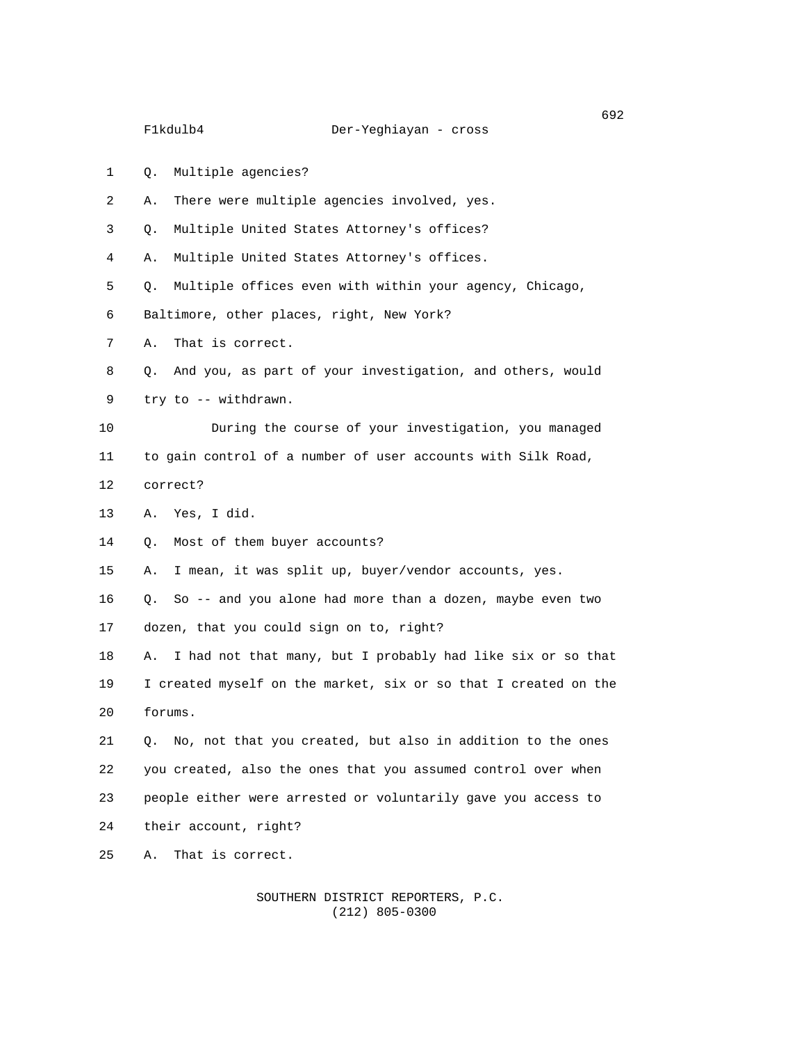Q. Multiple agencies?

A. There were multiple agencies involved, yes.

Q. Multiple United States Attorney's offices?

A. Multiple United States Attorney's offices.

Q. Multiple offices even with within your agency, Chicago, Baltimore, other places, right, New York?

A. That is correct.

Q. And you, as part of your investigation, and others, would try to -- withdrawn.

During the course of your investigation, you managed to gain control of a number of user accounts with Silk Road, correct?

A. Yes, I did.

Q. Most of them buyer accounts?

A. I mean, it was split up, buyer/vendor accounts, yes.

Q. So -- and you alone had more than a dozen, maybe even two dozen, that you could sign on to, right?

A. I had not that many, but I probably had like six or so that I created myself on the market, six or so that I created on the forums.

Q. No, not that you created, but also in addition to the ones you created, also the ones that you assumed control over when people either were arrested or voluntarily gave you access to their account, right?

A. That is correct.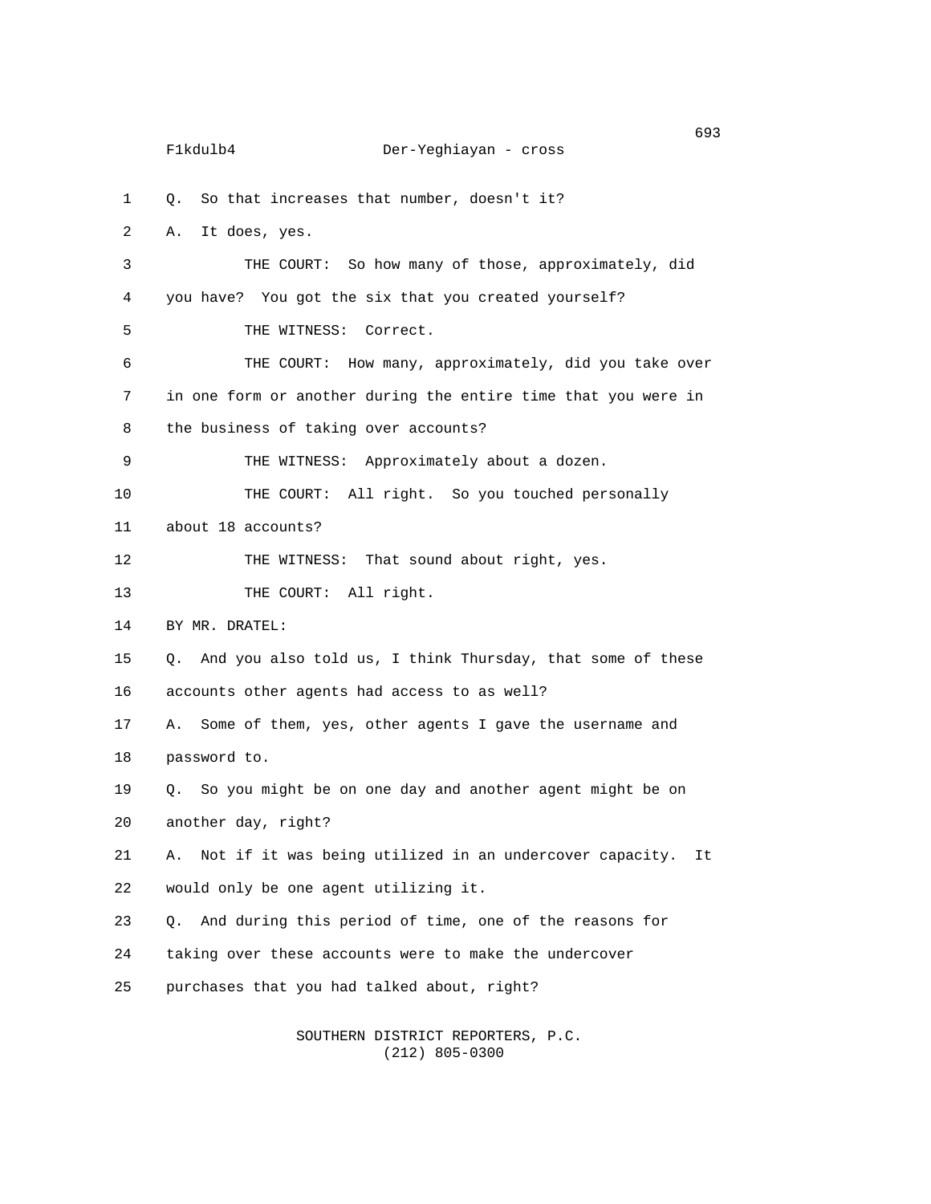Q. So that increases that number, doesn't it?

A. It does, yes.

THE COURT: So how many of those, approximately, did you have? You got the six that you created yourself?

THE WITNESS: Correct.

THE COURT: How many, approximately, did you take over in one form or another during the entire time that you were in the business of taking over accounts?

THE WITNESS: Approximately about a dozen.

THE COURT: All right. So you touched personally about 18 accounts?

THE WITNESS: That sound about right, yes.

THE COURT: All right.

BY MR. DRATEL:

Q. And you also told us, I think Thursday, that some of these accounts other agents had access to as well?

A. Some of them, yes, other agents I gave the username and password to.

Q. So you might be on one day and another agent might be on another day, right?

A. Not if it was being utilized in an undercover capacity. It would only be one agent utilizing it.

Q. And during this period of time, one of the reasons for taking over these accounts were to make the undercover purchases that you had talked about, right?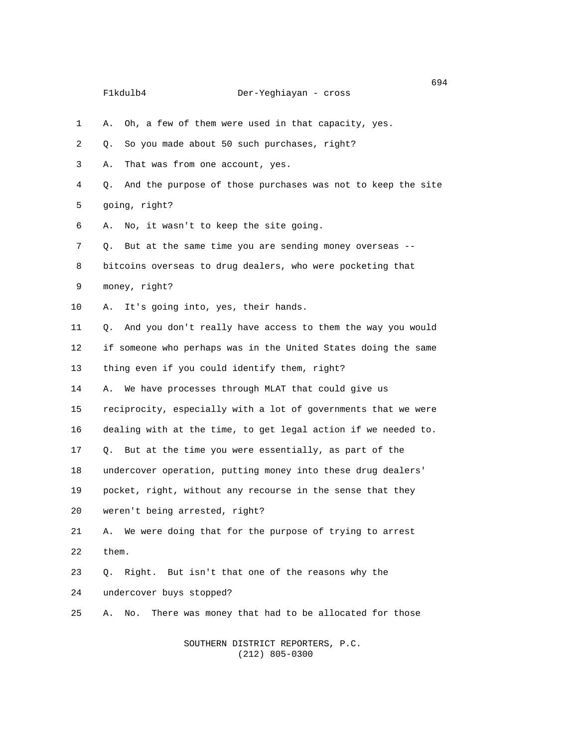1 A. Oh, a few of them were used in that capacity, yes.

2 Q. So you made about 50 such purchases, right?

3 A. That was from one account, yes.

4 Q. And the purpose of those purchases was not to keep the site

5 going, right?

6 A. No, it wasn't to keep the site going.

7 Q. But at the same time you are sending money overseas --

8 bitcoins overseas to drug dealers, who were pocketing that

9 money, right?

10 A. It's going into, yes, their hands.

11 Q. And you don't really have access to them the way you would

12 if someone who perhaps was in the United States doing the same

13 thing even if you could identify them, right?

14 A. We have processes through MLAT that could give us

15 reciprocity, especially with a lot of governments that we were

16 dealing with at the time, to get legal action if we needed to.

17 Q. But at the time you were essentially, as part of the

18 undercover operation, putting money into these drug dealers'

19 pocket, right, without any recourse in the sense that they

20 weren't being arrested, right?

21 A. We were doing that for the purpose of trying to arrest

22 them.

23 Q. Right. But isn't that one of the reasons why the

24 undercover buys stopped?

25 A. No. There was money that had to be allocated for those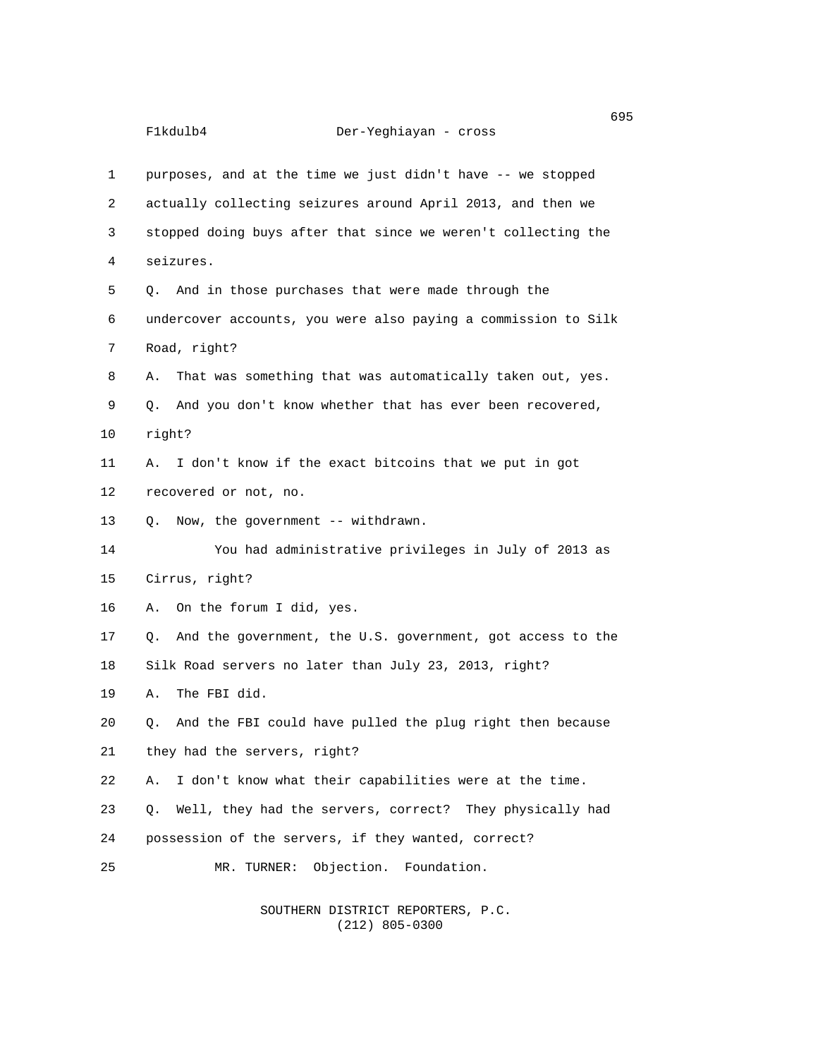purposes, and at the time we just didn't have -- we stopped actually collecting seizures around April 2013, and then we stopped doing buys after that since we weren't collecting the seizures.

Q. And in those purchases that were made through the undercover accounts, you were also paying a commission to Silk Road, right?

A. That was something that was automatically taken out, yes.

Q. And you don't know whether that has ever been recovered, right?

A. I don't know if the exact bitcoins that we put in got recovered or not, no.

Q. Now, the government -- withdrawn.

You had administrative privileges in July of 2013 as Cirrus, right?

A. On the forum I did, yes.

Q. And the government, the U.S. government, got access to the Silk Road servers no later than July 23, 2013, right?

A. The FBI did.

Q. And the FBI could have pulled the plug right then because they had the servers, right?

A. I don't know what their capabilities were at the time.

Q. Well, they had the servers, correct? They physically had possession of the servers, if they wanted, correct?

MR. TURNER: Objection. Foundation.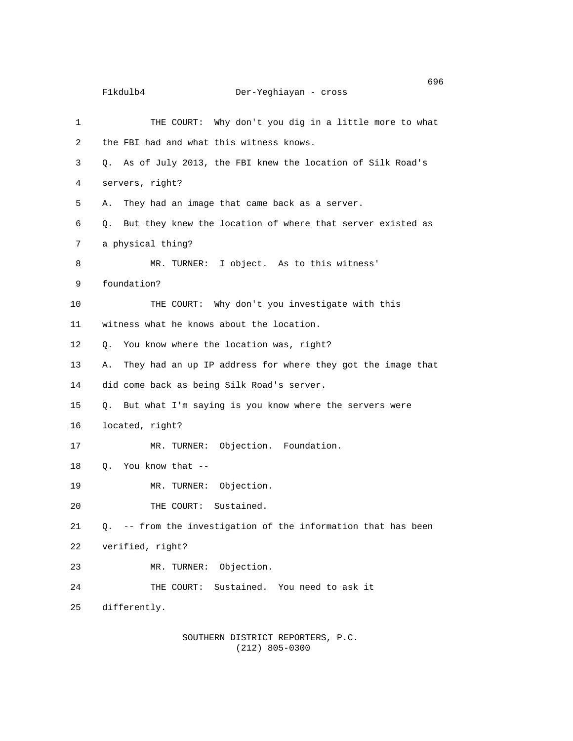1 THE COURT: Why don't you dig in a little more to what

2 the FBI had and what this witness knows.

3 Q. As of July 2013, the FBI knew the location of Silk Road's

4 servers, right?

5 A. They had an image that came back as a server.

6 Q. But they knew the location of where that server existed as

7 a physical thing?

8 MR. TURNER: I object. As to this witness'

9 foundation?

10 THE COURT: Why don't you investigate with this

11 witness what he knows about the location.

12 Q. You know where the location was, right?

13 A. They had an up IP address for where they got the image that

14 did come back as being Silk Road's server.

15 Q. But what I'm saying is you know where the servers were

16 located, right?

17 MR. TURNER: Objection. Foundation.

18 Q. You know that --

19 MR. TURNER: Objection.

20 THE COURT: Sustained.

21 Q. -- from the investigation of the information that has been

22 verified, right?

23 MR. TURNER: Objection.

24 THE COURT: Sustained. You need to ask it

25 differently.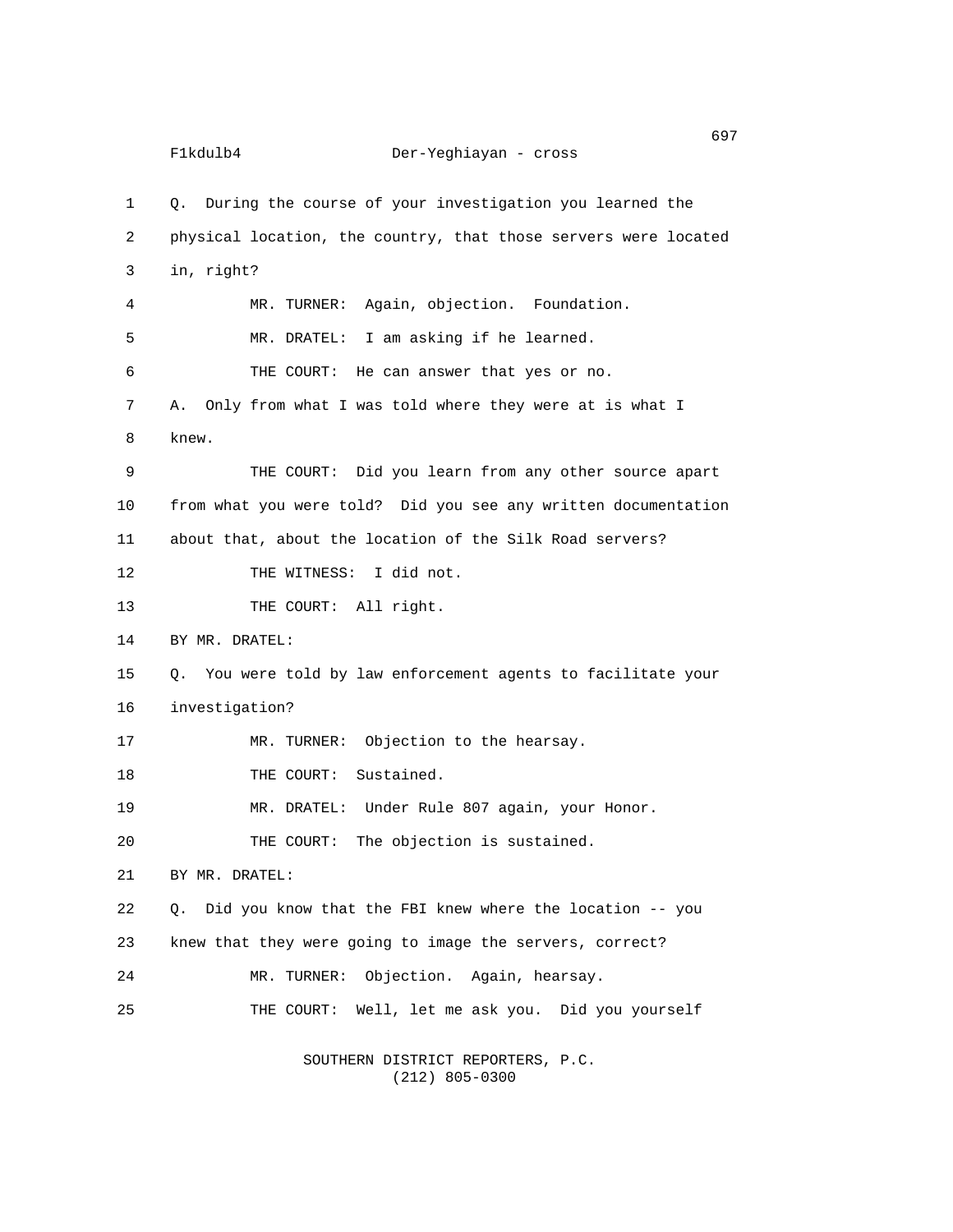Q. During the course of your investigation you learned the physical location, the country, that those servers were located in, right?

MR. TURNER: Again, objection. Foundation.

MR. DRATEL: I am asking if he learned.

THE COURT: He can answer that yes or no.

A. Only from what I was told where they were at is what I knew.

THE COURT: Did you learn from any other source apart from what you were told? Did you see any written documentation about that, about the location of the Silk Road servers?

THE WITNESS: I did not.

THE COURT: All right.

BY MR. DRATEL:

Q. You were told by law enforcement agents to facilitate your investigation?

MR. TURNER: Objection to the hearsay.

THE COURT: Sustained.

MR. DRATEL: Under Rule 807 again, your Honor.

THE COURT: The objection is sustained.

BY MR. DRATEL:

Q. Did you know that the FBI knew where the location -- you knew that they were going to image the servers, correct?

MR. TURNER: Objection. Again, hearsay.

THE COURT: Well, let me ask you. Did you yourself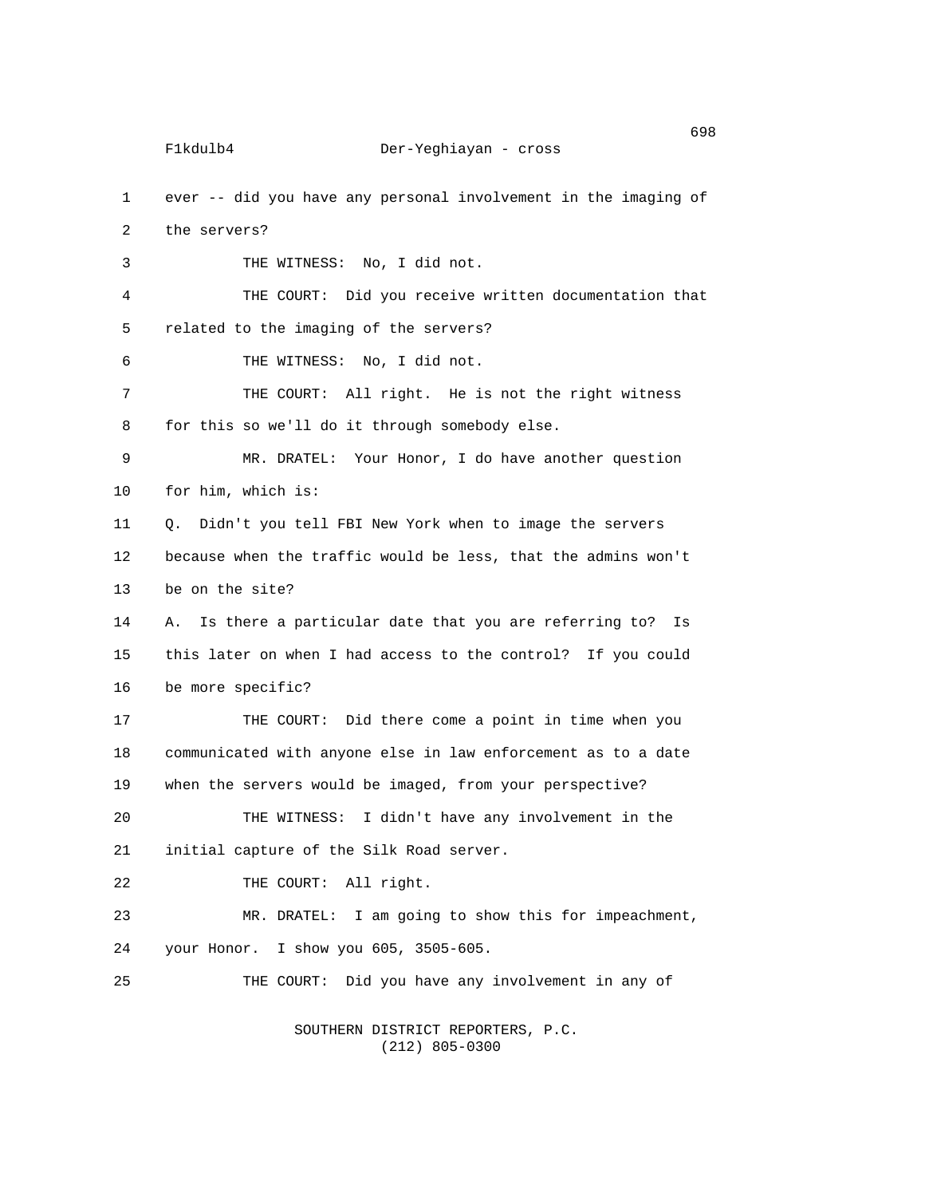1 ever -- did you have any personal involvement in the imaging of

2 the servers?

3 THE WITNESS: No, I did not.

4 THE COURT: Did you receive written documentation that

5 related to the imaging of the servers?

6 THE WITNESS: No, I did not.

7 THE COURT: All right. He is not the right witness

8 for this so we'll do it through somebody else.

9 MR. DRATEL: Your Honor, I do have another question

10 for him, which is:

11 Q. Didn't you tell FBI New York when to image the servers

12 because when the traffic would be less, that the admins won't

13 be on the site?

14 A. Is there a particular date that you are referring to? Is

15 this later on when I had access to the control? If you could

16 be more specific?

17 THE COURT: Did there come a point in time when you

18 communicated with anyone else in law enforcement as to a date

19 when the servers would be imaged, from your perspective?

20 THE WITNESS: I didn't have any involvement in the

21 initial capture of the Silk Road server.

22 THE COURT: All right.

23 MR. DRATEL: I am going to show this for impeachment,

24 your Honor. I show you 605, 3505-605.

25 THE COURT: Did you have any involvement in any of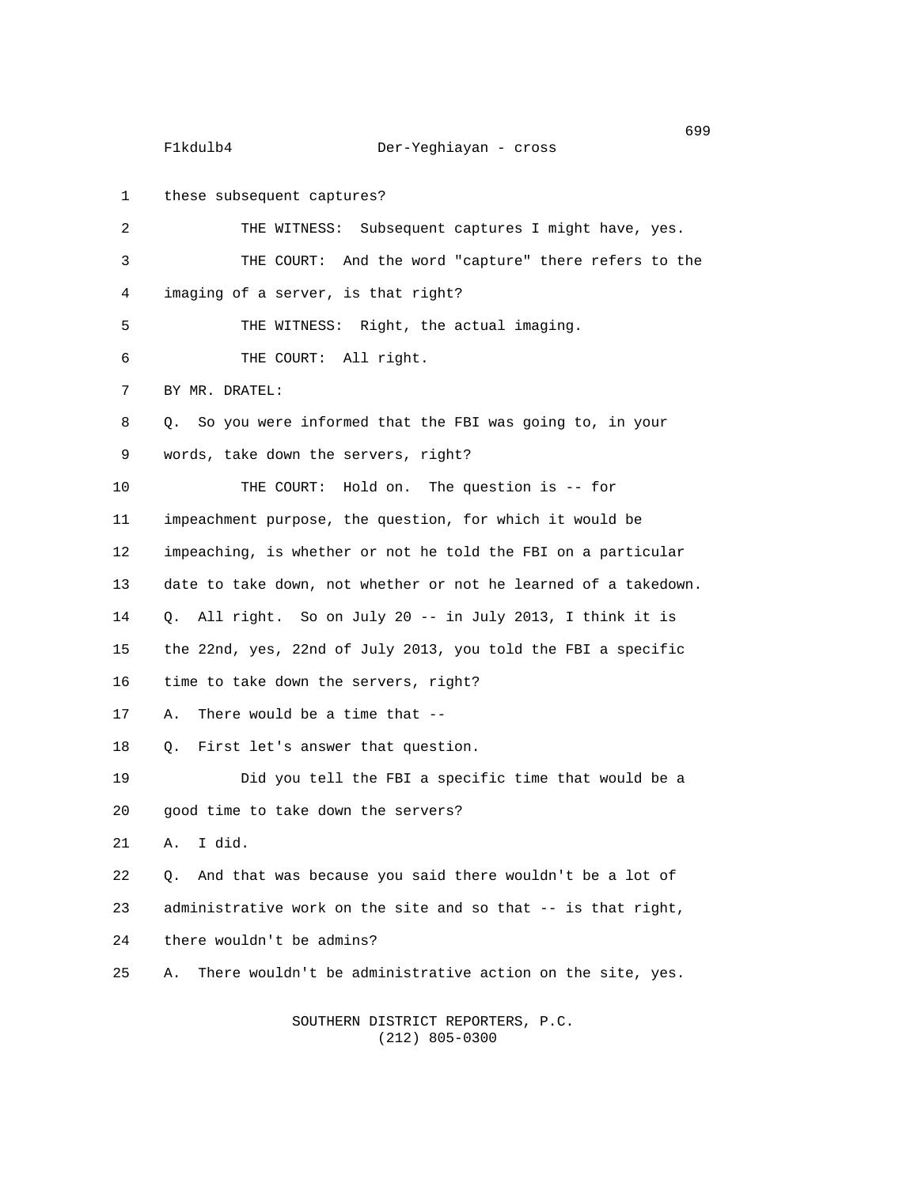1 these subsequent captures?

2 THE WITNESS: Subsequent captures I might have, yes.

3 THE COURT: And the word "capture" there refers to the

4 imaging of a server, is that right?

5 THE WITNESS: Right, the actual imaging.

6 THE COURT: All right.

7 BY MR. DRATEL:

8 Q. So you were informed that the FBI was going to, in your

9 words, take down the servers, right?

10 THE COURT: Hold on. The question is -- for

11 impeachment purpose, the question, for which it would be

12 impeaching, is whether or not he told the FBI on a particular

13 date to take down, not whether or not he learned of a takedown.

14 Q. All right. So on July 20 -- in July 2013, I think it is

15 the 22nd, yes, 22nd of July 2013, you told the FBI a specific

16 time to take down the servers, right?

17 A. There would be a time that --

18 Q. First let's answer that question.

19 Did you tell the FBI a specific time that would be a

20 good time to take down the servers?

21 A. I did.

22 Q. And that was because you said there wouldn't be a lot of

23 administrative work on the site and so that -- is that right,

24 there wouldn't be admins?

25 A. There wouldn't be administrative action on the site, yes.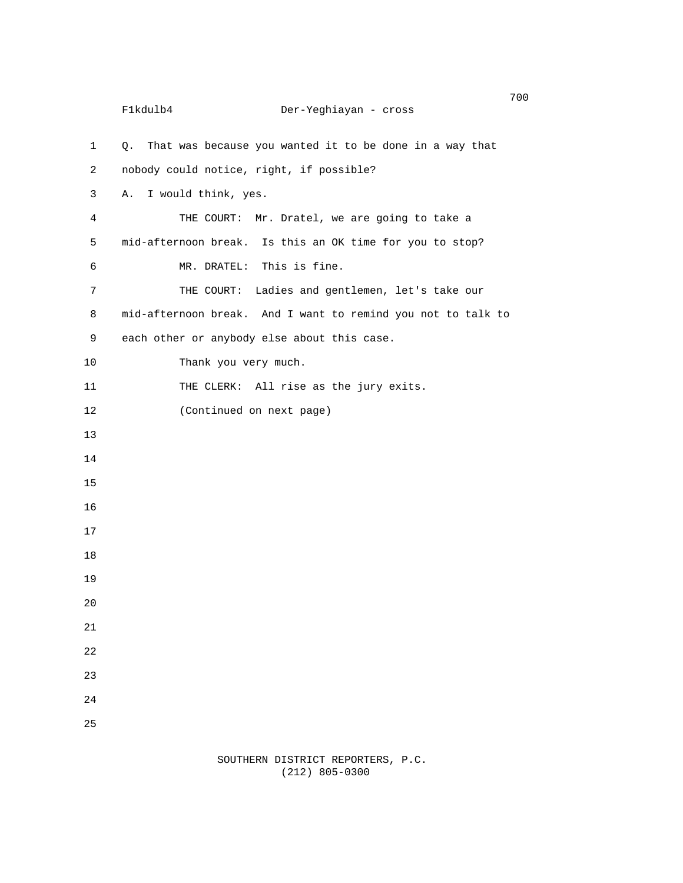Q. That was because you wanted it to be done in a way that nobody could notice, right, if possible?

A. I would think, yes.

THE COURT: Mr. Dratel, we are going to take a mid-afternoon break. Is this an OK time for you to stop?

MR. DRATEL: This is fine.

THE COURT: Ladies and gentlemen, let's take our mid-afternoon break. And I want to remind you not to talk to each other or anybody else about this case.

Thank you very much.

THE CLERK: All rise as the jury exits.

(Continued on next page)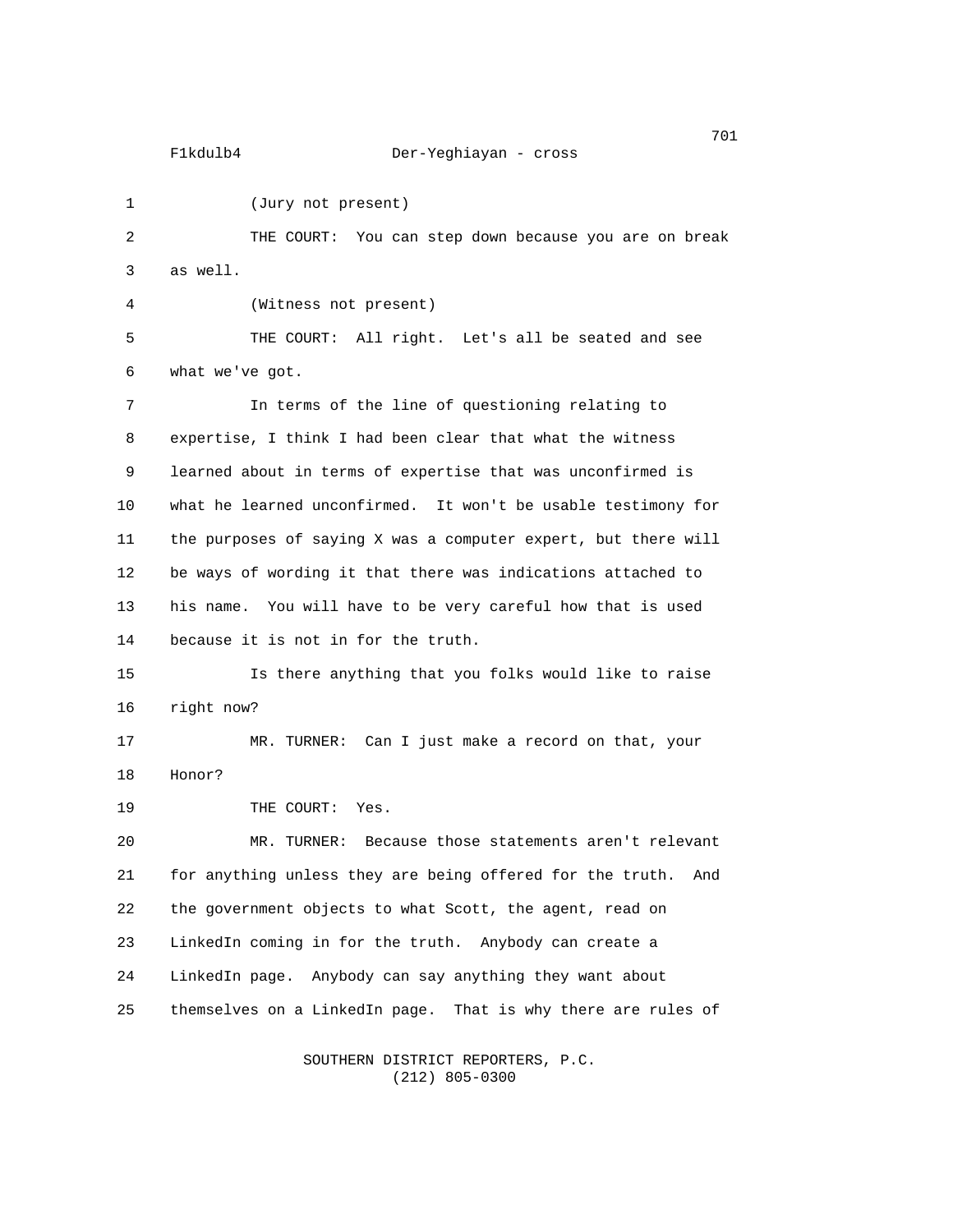(Jury not present)

THE COURT: You can step down because you are on break as well.

(Witness not present)

THE COURT: All right. Let's all be seated and see what we've got.

In terms of the line of questioning relating to expertise, I think I had been clear that what the witness learned about in terms of expertise that was unconfirmed is what he learned unconfirmed. It won't be usable testimony for the purposes of saying X was a computer expert, but there will be ways of wording it that there was indications attached to his name. You will have to be very careful how that is used because it is not in for the truth.

Is there anything that you folks would like to raise right now?

MR. TURNER: Can I just make a record on that, your Honor?

THE COURT: Yes.

MR. TURNER: Because those statements aren't relevant for anything unless they are being offered for the truth. And the government objects to what Scott, the agent, read on LinkedIn coming in for the truth. Anybody can create a LinkedIn page. Anybody can say anything they want about themselves on a LinkedIn page. That is why there are rules of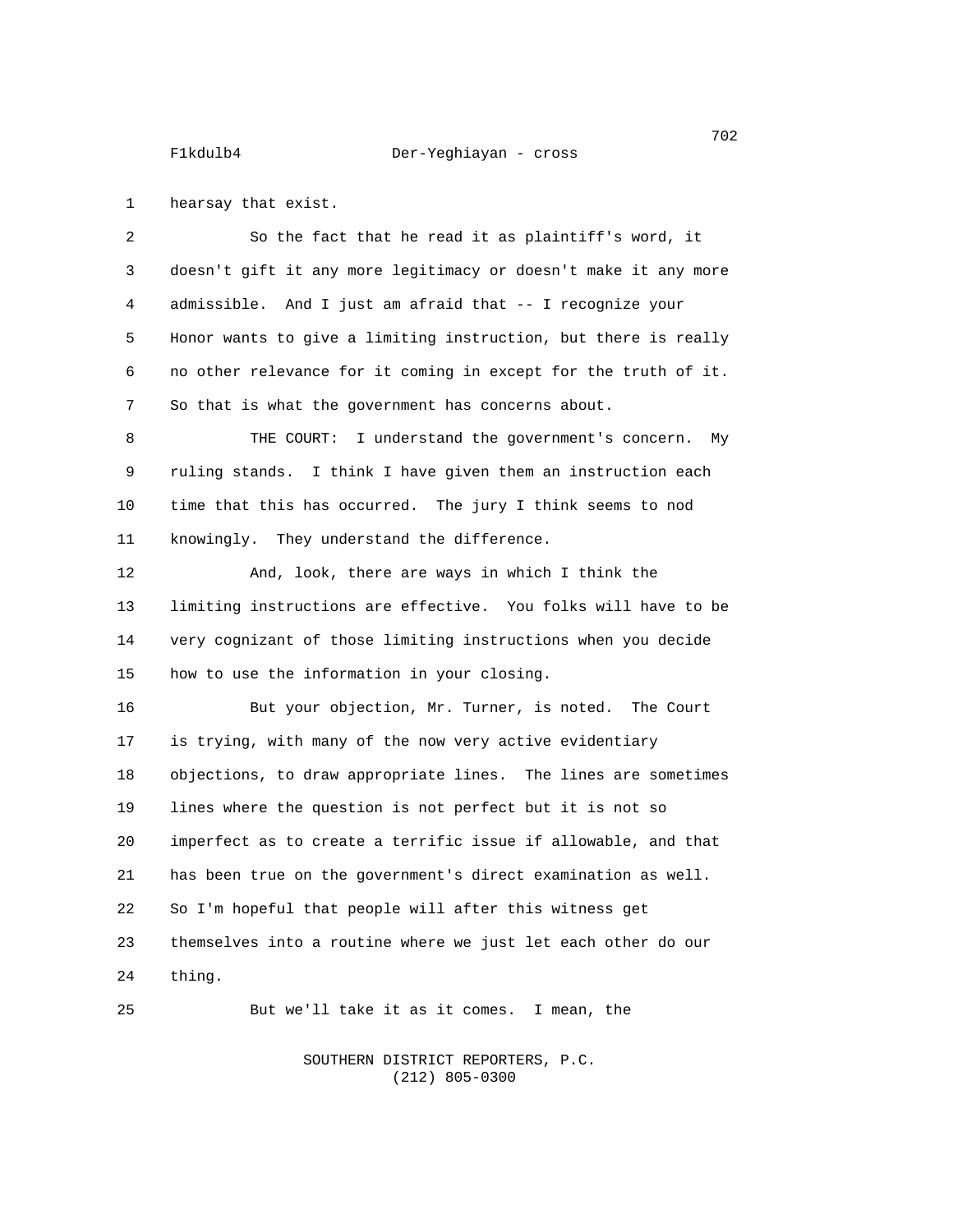hearsay that exist.

So the fact that he read it as plaintiff's word, it doesn't gift it any more legitimacy or doesn't make it any more admissible. And I just am afraid that -- I recognize your Honor wants to give a limiting instruction, but there is really no other relevance for it coming in except for the truth of it. So that is what the government has concerns about.

THE COURT: I understand the government's concern. My ruling stands. I think I have given them an instruction each time that this has occurred. The jury I think seems to nod knowingly. They understand the difference.

And, look, there are ways in which I think the limiting instructions are effective. You folks will have to be very cognizant of those limiting instructions when you decide how to use the information in your closing.

But your objection, Mr. Turner, is noted. The Court is trying, with many of the now very active evidentiary objections, to draw appropriate lines. The lines are sometimes lines where the question is not perfect but it is not so imperfect as to create a terrific issue if allowable, and that has been true on the government's direct examination as well. So I'm hopeful that people will after this witness get themselves into a routine where we just let each other do our thing.

But we'll take it as it comes. I mean, the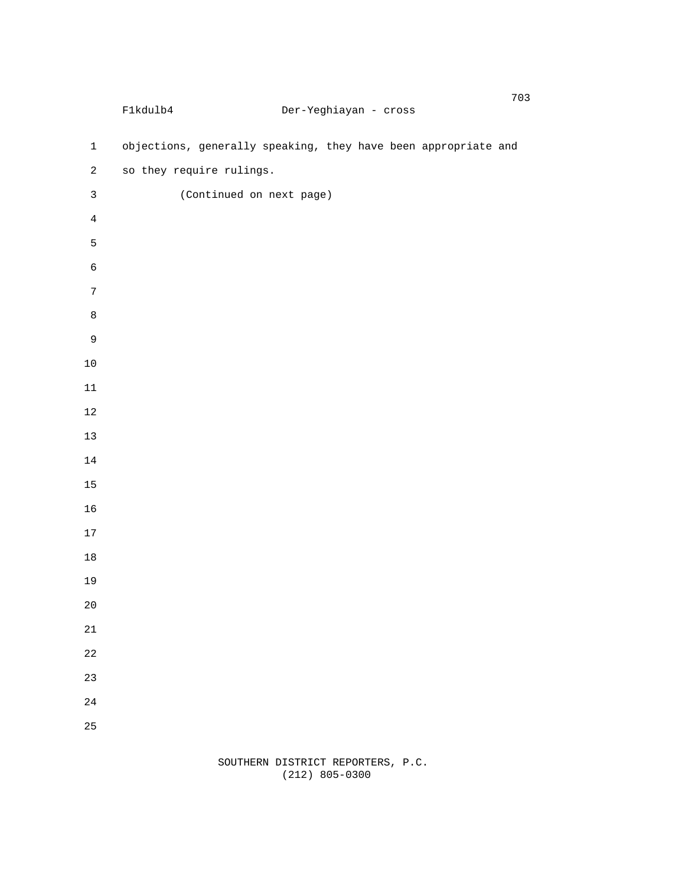objections, generally speaking, they have been appropriate and so they require rulings.

(Continued on next page)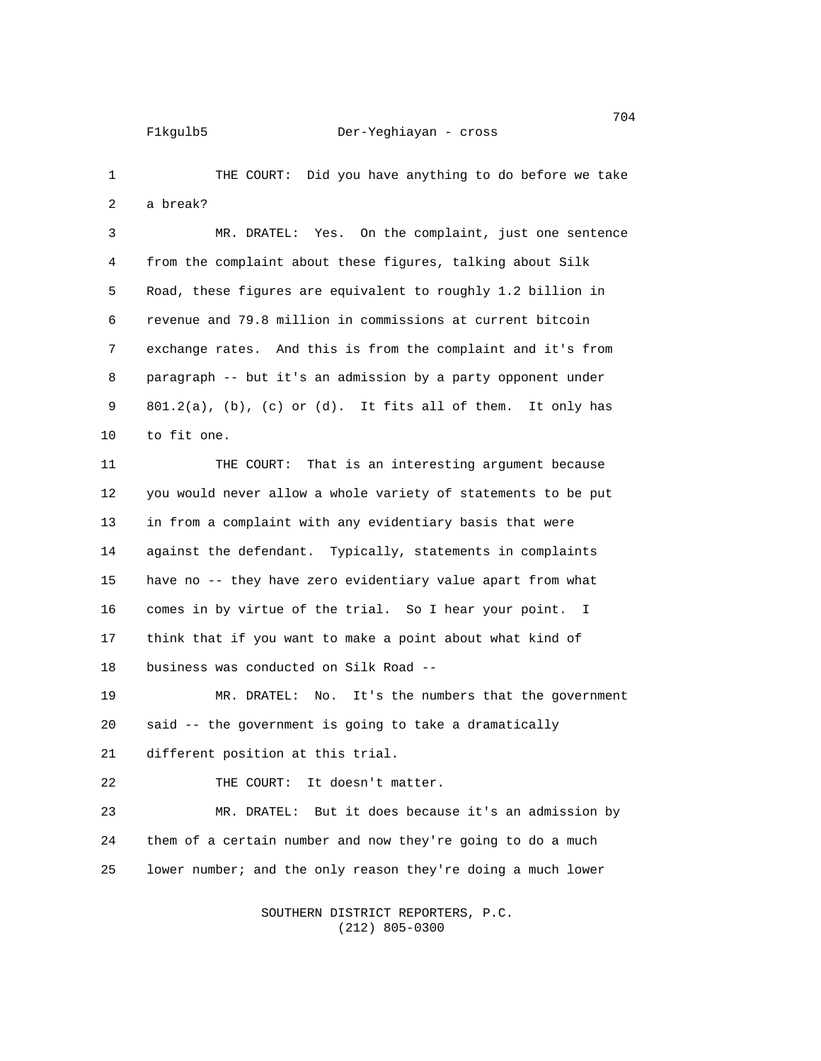THE COURT: Did you have anything to do before we take a break?

MR. DRATEL: Yes. On the complaint, just one sentence from the complaint about these figures, talking about Silk Road, these figures are equivalent to roughly 1.2 billion in revenue and 79.8 million in commissions at current bitcoin exchange rates. And this is from the complaint and it's from paragraph -- but it's an admission by a party opponent under 801.2(a), (b), (c) or (d). It fits all of them. It only has to fit one.

THE COURT: That is an interesting argument because you would never allow a whole variety of statements to be put in from a complaint with any evidentiary basis that were against the defendant. Typically, statements in complaints have no -- they have zero evidentiary value apart from what comes in by virtue of the trial. So I hear your point. I think that if you want to make a point about what kind of business was conducted on Silk Road --

MR. DRATEL: No. It's the numbers that the government said -- the government is going to take a dramatically different position at this trial.

THE COURT: It doesn't matter.

MR. DRATEL: But it does because it's an admission by them of a certain number and now they're going to do a much lower number; and the only reason they're doing a much lower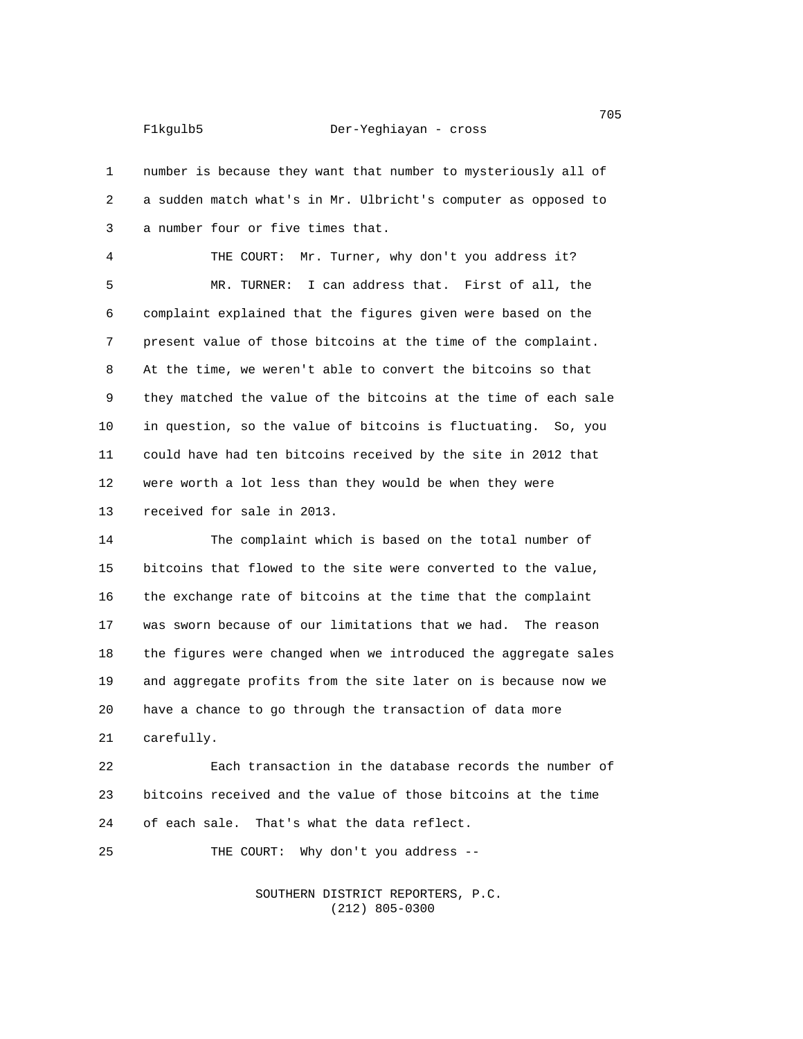number is because they want that number to mysteriously all of a sudden match what's in Mr. Ulbricht's computer as opposed to a number four or five times that.

THE COURT: Mr. Turner, why don't you address it?

MR. TURNER: I can address that. First of all, the complaint explained that the figures given were based on the present value of those bitcoins at the time of the complaint. At the time, we weren't able to convert the bitcoins so that they matched the value of the bitcoins at the time of each sale in question, so the value of bitcoins is fluctuating. So, you could have had ten bitcoins received by the site in 2012 that were worth a lot less than they would be when they were received for sale in 2013.

The complaint which is based on the total number of bitcoins that flowed to the site were converted to the value, the exchange rate of bitcoins at the time that the complaint was sworn because of our limitations that we had. The reason the figures were changed when we introduced the aggregate sales and aggregate profits from the site later on is because now we have a chance to go through the transaction of data more carefully.

Each transaction in the database records the number of bitcoins received and the value of those bitcoins at the time of each sale. That's what the data reflect.

THE COURT: Why don't you address --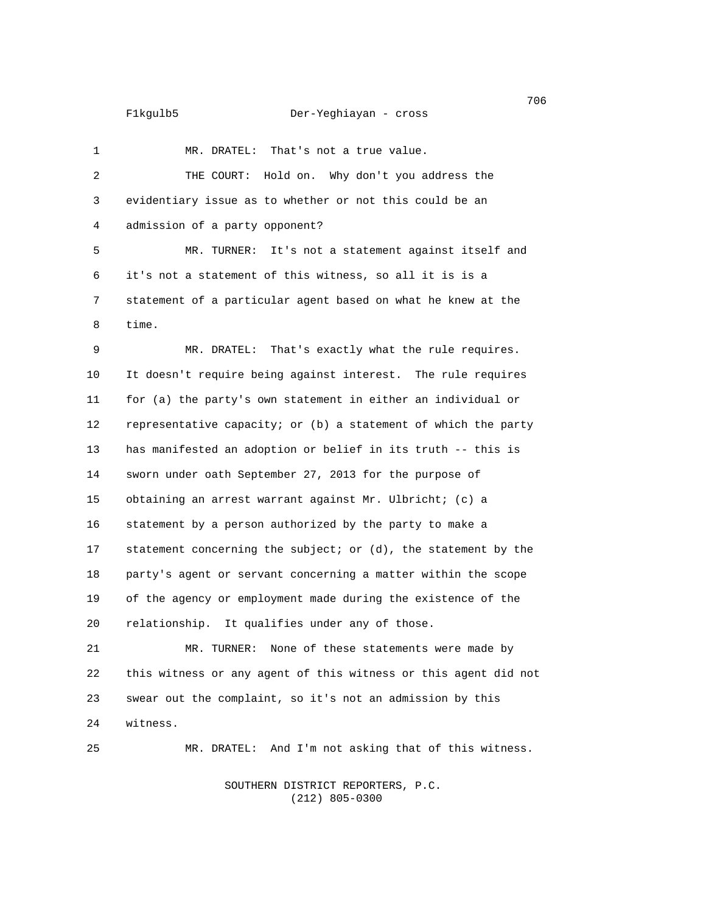MR. DRATEL: That's not a true value.

THE COURT: Hold on. Why don't you address the evidentiary issue as to whether or not this could be an admission of a party opponent?

MR. TURNER: It's not a statement against itself and it's not a statement of this witness, so all it is is a statement of a particular agent based on what he knew at the time.

MR. DRATEL: That's exactly what the rule requires. It doesn't require being against interest. The rule requires for (a) the party's own statement in either an individual or representative capacity; or (b) a statement of which the party has manifested an adoption or belief in its truth -- this is sworn under oath September 27, 2013 for the purpose of obtaining an arrest warrant against Mr. Ulbricht; (c) a statement by a person authorized by the party to make a statement concerning the subject; or (d), the statement by the party's agent or servant concerning a matter within the scope of the agency or employment made during the existence of the relationship. It qualifies under any of those.

MR. TURNER: None of these statements were made by this witness or any agent of this witness or this agent did not swear out the complaint, so it's not an admission by this witness.

MR. DRATEL: And I'm not asking that of this witness.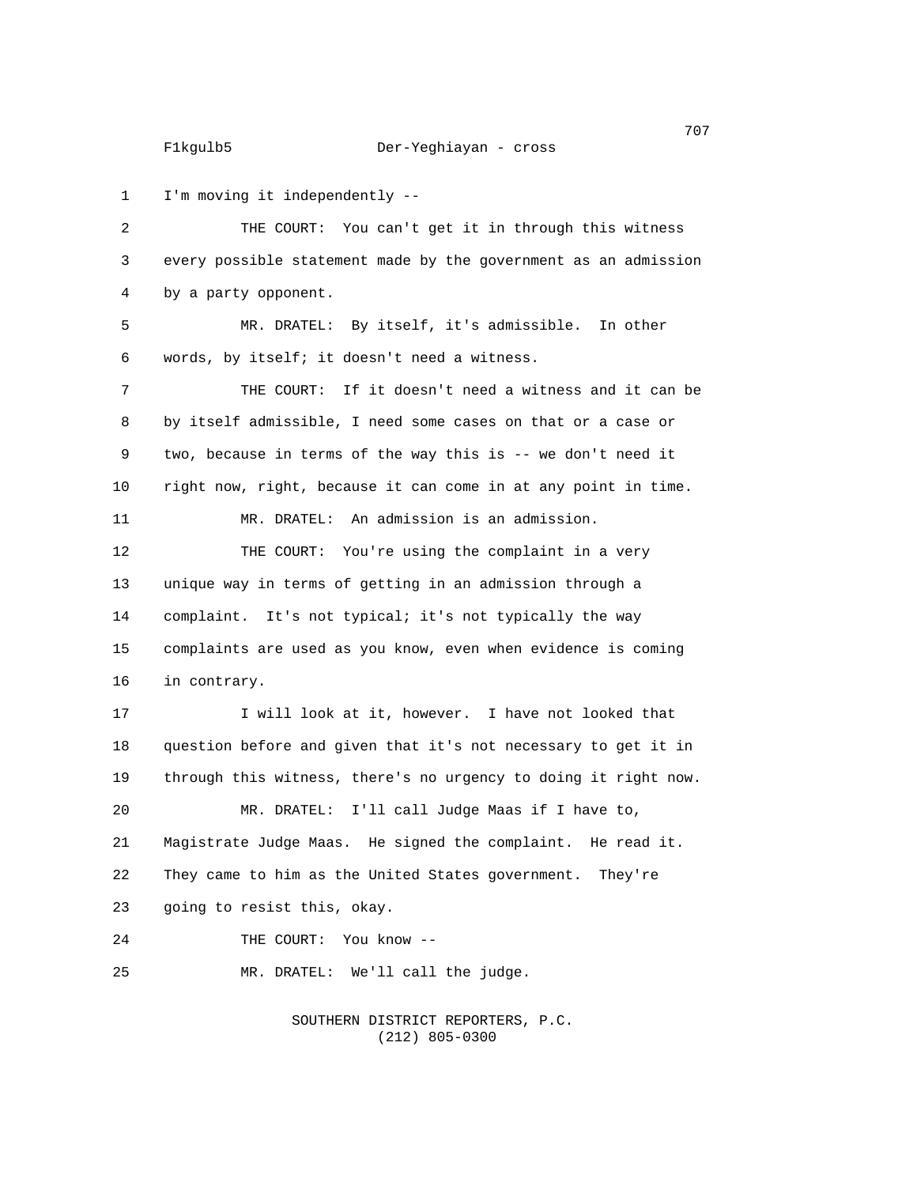1 I'm moving it independently --

2 THE COURT: You can't get it in through this witness

3 every possible statement made by the government as an admission

4 by a party opponent.

5 MR. DRATEL: By itself, it's admissible. In other

6 words, by itself; it doesn't need a witness.

7 THE COURT: If it doesn't need a witness and it can be

8 by itself admissible, I need some cases on that or a case or

9 two, because in terms of the way this is -- we don't need it

10 right now, right, because it can come in at any point in time.

11 MR. DRATEL: An admission is an admission.

12 THE COURT: You're using the complaint in a very

13 unique way in terms of getting in an admission through a

14 complaint. It's not typical; it's not typically the way

15 complaints are used as you know, even when evidence is coming

16 in contrary.

17 I will look at it, however. I have not looked that

18 question before and given that it's not necessary to get it in

19 through this witness, there's no urgency to doing it right now.

20 MR. DRATEL: I'll call Judge Maas if I have to,

21 Magistrate Judge Maas. He signed the complaint. He read it.

22 They came to him as the United States government. They're

23 going to resist this, okay.

24 THE COURT: You know --

25 MR. DRATEL: We'll call the judge.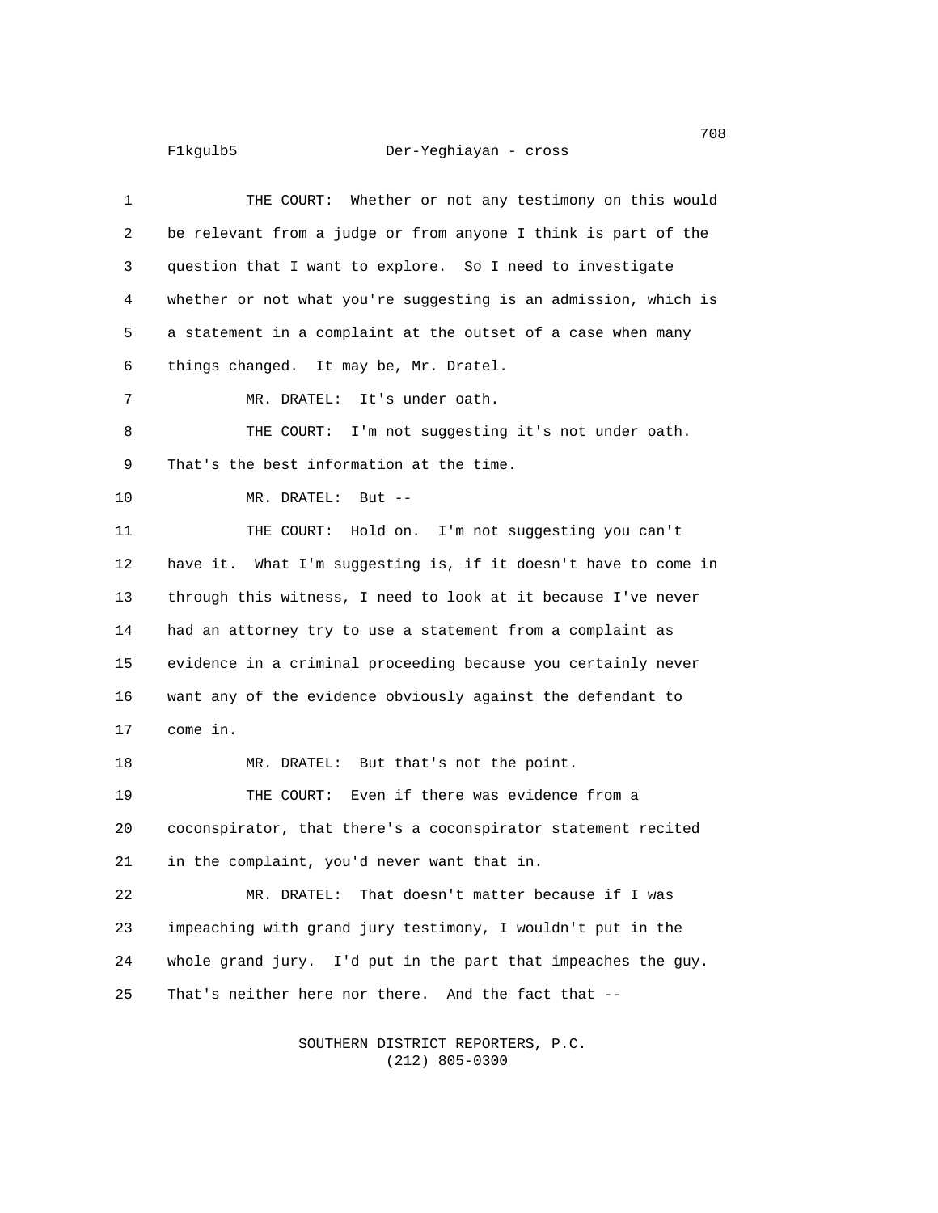THE COURT: Whether or not any testimony on this would be relevant from a judge or from anyone I think is part of the question that I want to explore. So I need to investigate whether or not what you're suggesting is an admission, which is a statement in a complaint at the outset of a case when many things changed. It may be, Mr. Dratel.

MR. DRATEL: It's under oath.

THE COURT: I'm not suggesting it's not under oath. That's the best information at the time.

MR. DRATEL: But --

THE COURT: Hold on. I'm not suggesting you can't have it. What I'm suggesting is, if it doesn't have to come in through this witness, I need to look at it because I've never had an attorney try to use a statement from a complaint as evidence in a criminal proceeding because you certainly never want any of the evidence obviously against the defendant to come in.

MR. DRATEL: But that's not the point.

THE COURT: Even if there was evidence from a coconspirator, that there's a coconspirator statement recited in the complaint, you'd never want that in.

MR. DRATEL: That doesn't matter because if I was impeaching with grand jury testimony, I wouldn't put in the whole grand jury. I'd put in the part that impeaches the guy. That's neither here nor there. And the fact that --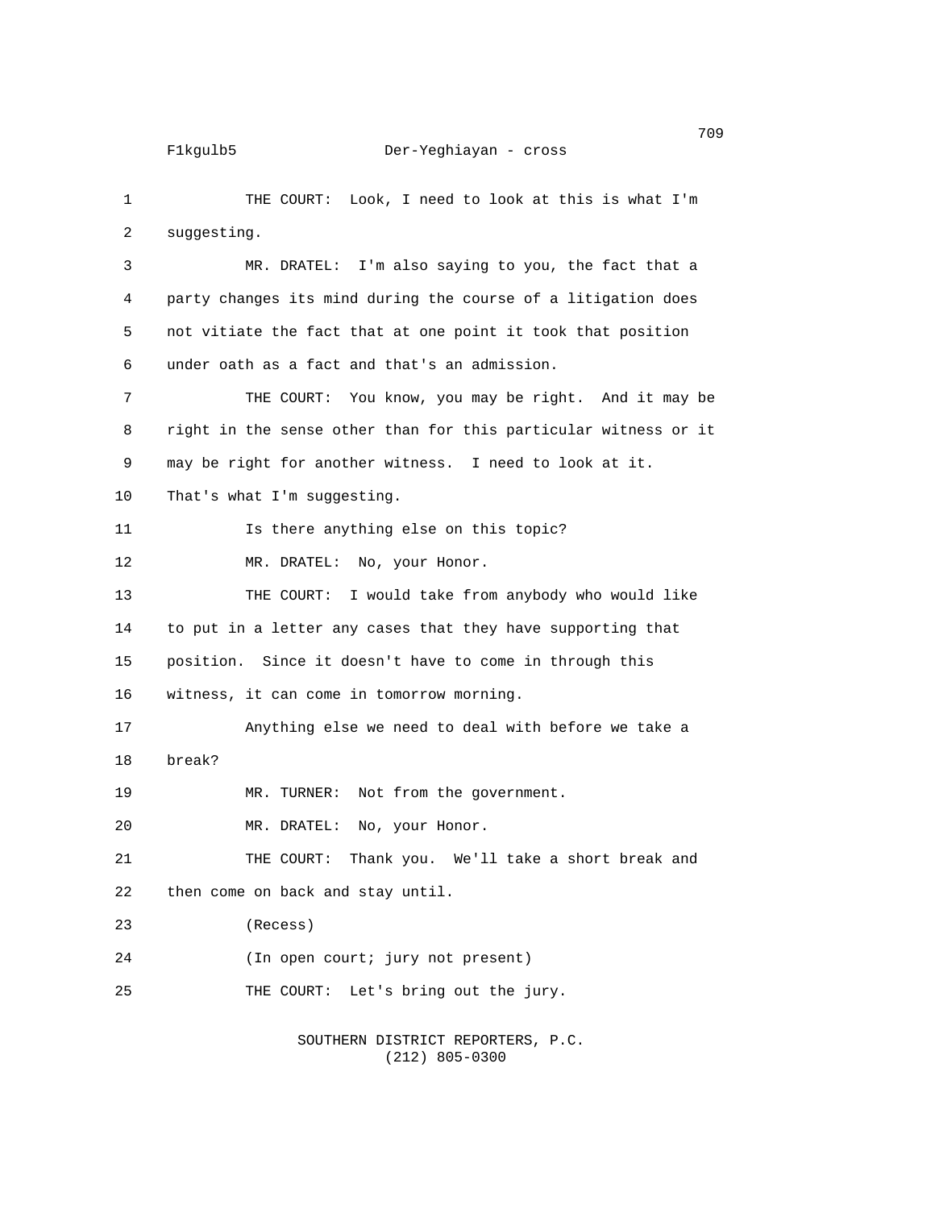THE COURT: Look, I need to look at this is what I'm suggesting.

MR. DRATEL: I'm also saying to you, the fact that a party changes its mind during the course of a litigation does not vitiate the fact that at one point it took that position under oath as a fact and that's an admission.

THE COURT: You know, you may be right. And it may be right in the sense other than for this particular witness or it may be right for another witness. I need to look at it. That's what I'm suggesting.

Is there anything else on this topic?

MR. DRATEL: No, your Honor.

THE COURT: I would take from anybody who would like to put in a letter any cases that they have supporting that position. Since it doesn't have to come in through this witness, it can come in tomorrow morning.

Anything else we need to deal with before we take a break?

MR. TURNER: Not from the government.

MR. DRATEL: No, your Honor.

THE COURT: Thank you. We'll take a short break and then come on back and stay until.

(Recess)

(In open court; jury not present)

THE COURT: Let's bring out the jury.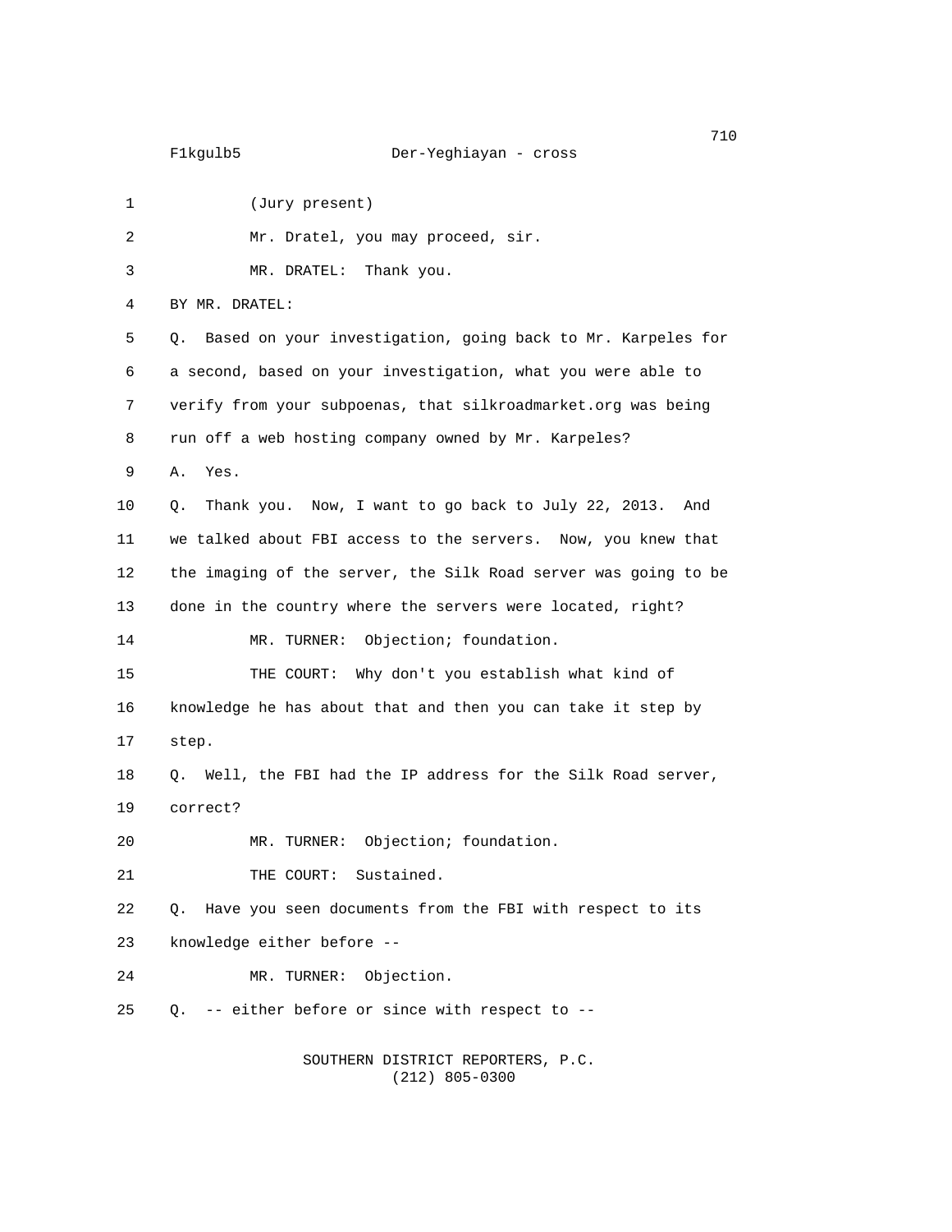(Jury present)

Mr. Dratel, you may proceed, sir.

MR. DRATEL: Thank you.

BY MR. DRATEL:

Q. Based on your investigation, going back to Mr. Karpeles for a second, based on your investigation, what you were able to verify from your subpoenas, that silkroadmarket.org was being run off a web hosting company owned by Mr. Karpeles?

A. Yes.

Q. Thank you. Now, I want to go back to July 22, 2013. And we talked about FBI access to the servers. Now, you knew that the imaging of the server, the Silk Road server was going to be done in the country where the servers were located, right?

MR. TURNER: Objection; foundation.

THE COURT: Why don't you establish what kind of knowledge he has about that and then you can take it step by step.

Q. Well, the FBI had the IP address for the Silk Road server, correct?

MR. TURNER: Objection; foundation.

THE COURT: Sustained.

Q. Have you seen documents from the FBI with respect to its knowledge either before --

MR. TURNER: Objection.

Q. -- either before or since with respect to --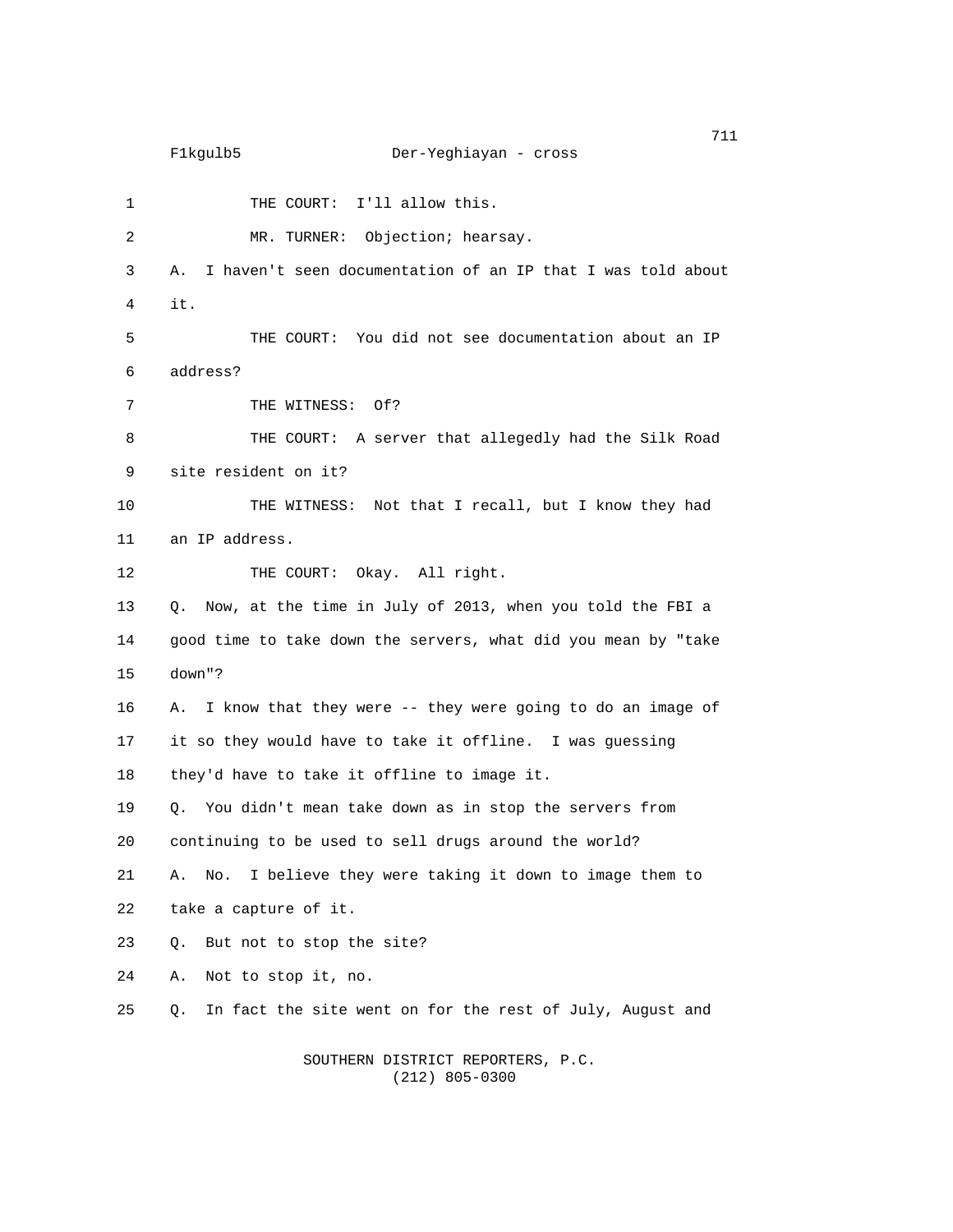THE COURT: I'll allow this.

MR. TURNER: Objection; hearsay.

A. I haven't seen documentation of an IP that I was told about it.

THE COURT: You did not see documentation about an IP address?

THE WITNESS: Of?

THE COURT: A server that allegedly had the Silk Road site resident on it?

THE WITNESS: Not that I recall, but I know they had an IP address.

THE COURT: Okay. All right.

Q. Now, at the time in July of 2013, when you told the FBI a good time to take down the servers, what did you mean by "take down"?

A. I know that they were -- they were going to do an image of it so they would have to take it offline. I was guessing they'd have to take it offline to image it.

Q. You didn't mean take down as in stop the servers from continuing to be used to sell drugs around the world?

A. No. I believe they were taking it down to image them to take a capture of it.

Q. But not to stop the site?

A. Not to stop it, no.

Q. In fact the site went on for the rest of July, August and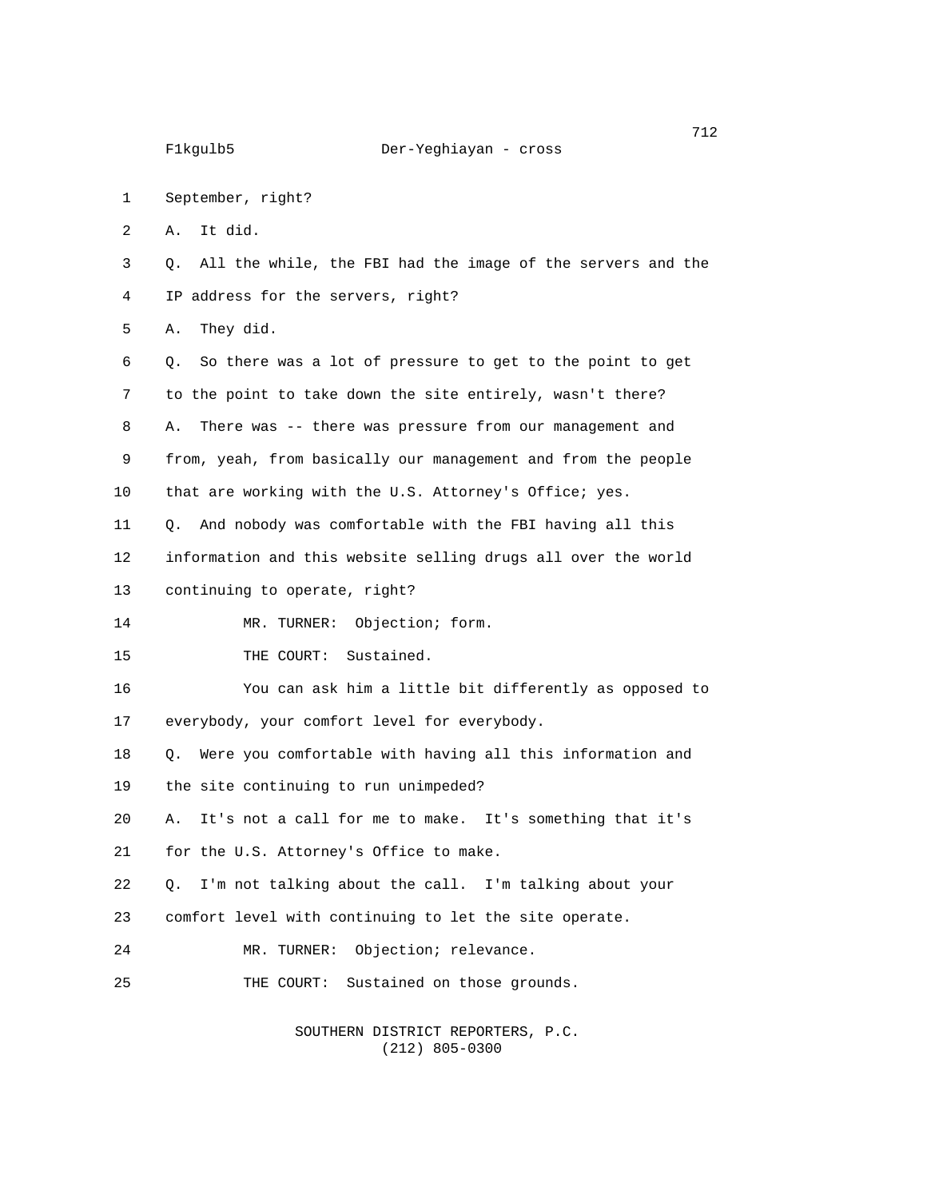1 September, right?

2 A. It did.

3 Q. All the while, the FBI had the image of the servers and the

4 IP address for the servers, right?

5 A. They did.

6 Q. So there was a lot of pressure to get to the point to get

7 to the point to take down the site entirely, wasn't there?

8 A. There was -- there was pressure from our management and

9 from, yeah, from basically our management and from the people

10 that are working with the U.S. Attorney's Office; yes.

11 Q. And nobody was comfortable with the FBI having all this

12 information and this website selling drugs all over the world

13 continuing to operate, right?

14 MR. TURNER: Objection; form.

15 THE COURT: Sustained.

16 You can ask him a little bit differently as opposed to

17 everybody, your comfort level for everybody.

18 Q. Were you comfortable with having all this information and

19 the site continuing to run unimpeded?

20 A. It's not a call for me to make. It's something that it's

21 for the U.S. Attorney's Office to make.

22 Q. I'm not talking about the call. I'm talking about your

23 comfort level with continuing to let the site operate.

24 MR. TURNER: Objection; relevance.

25 THE COURT: Sustained on those grounds.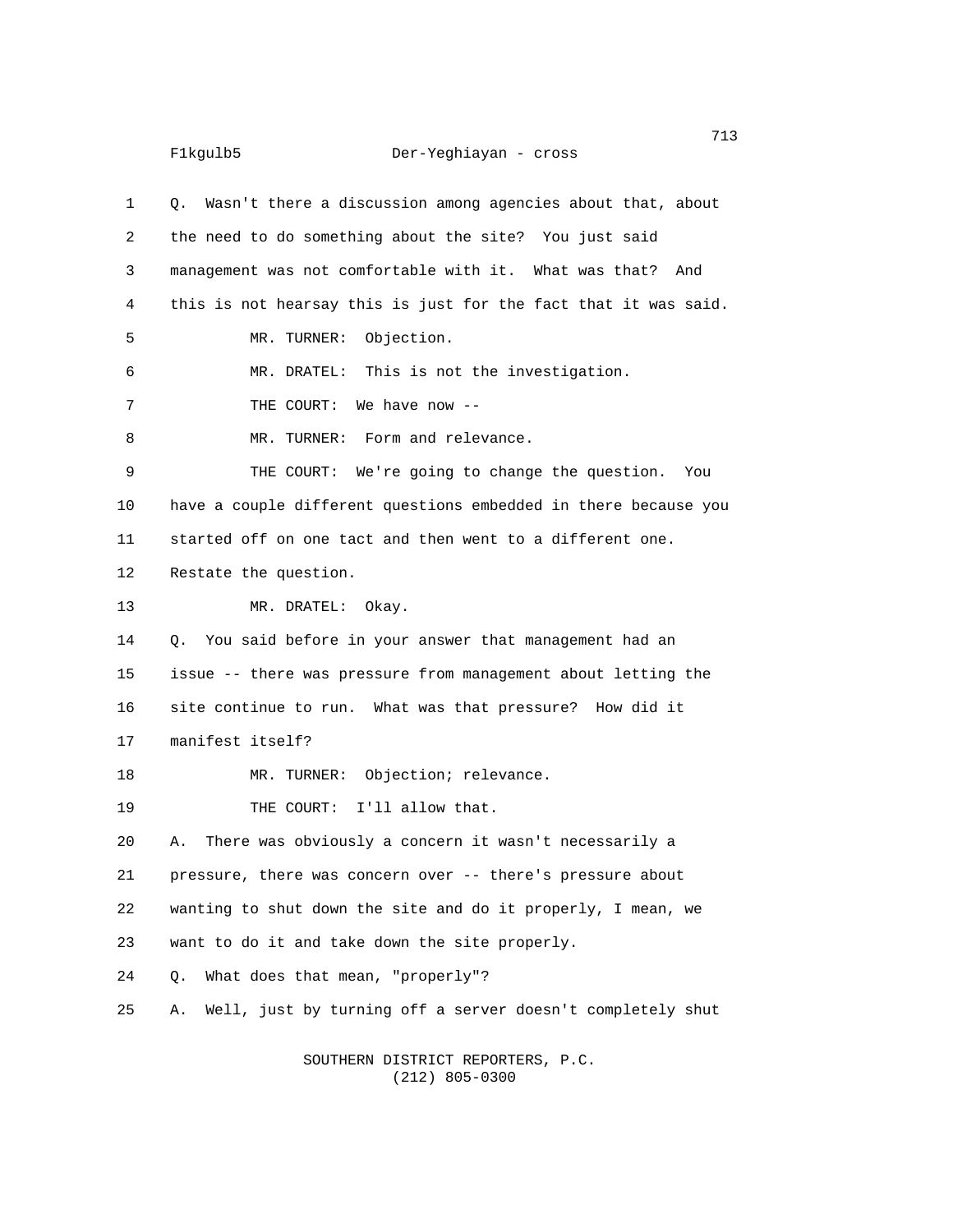1 Q. Wasn't there a discussion among agencies about that, about
2 the need to do something about the site? You just said
3 management was not comfortable with it. What was that? And
4 this is not hearsay this is just for the fact that it was said.
5 MR. TURNER: Objection.
6 MR. DRATEL: This is not the investigation.
7 THE COURT: We have now --
8 MR. TURNER: Form and relevance.
9 THE COURT: We're going to change the question. You
10 have a couple different questions embedded in there because you
11 started off on one tact and then went to a different one.
12 Restate the question.
13 MR. DRATEL: Okay.
14 Q. You said before in your answer that management had an
15 issue -- there was pressure from management about letting the
16 site continue to run. What was that pressure? How did it
17 manifest itself?
18 MR. TURNER: Objection; relevance.
19 THE COURT: I'll allow that.
20 A. There was obviously a concern it wasn't necessarily a
21 pressure, there was concern over -- there's pressure about
22 wanting to shut down the site and do it properly, I mean, we
23 want to do it and take down the site properly.
24 Q. What does that mean, "properly"?
25 A. Well, just by turning off a server doesn't completely shut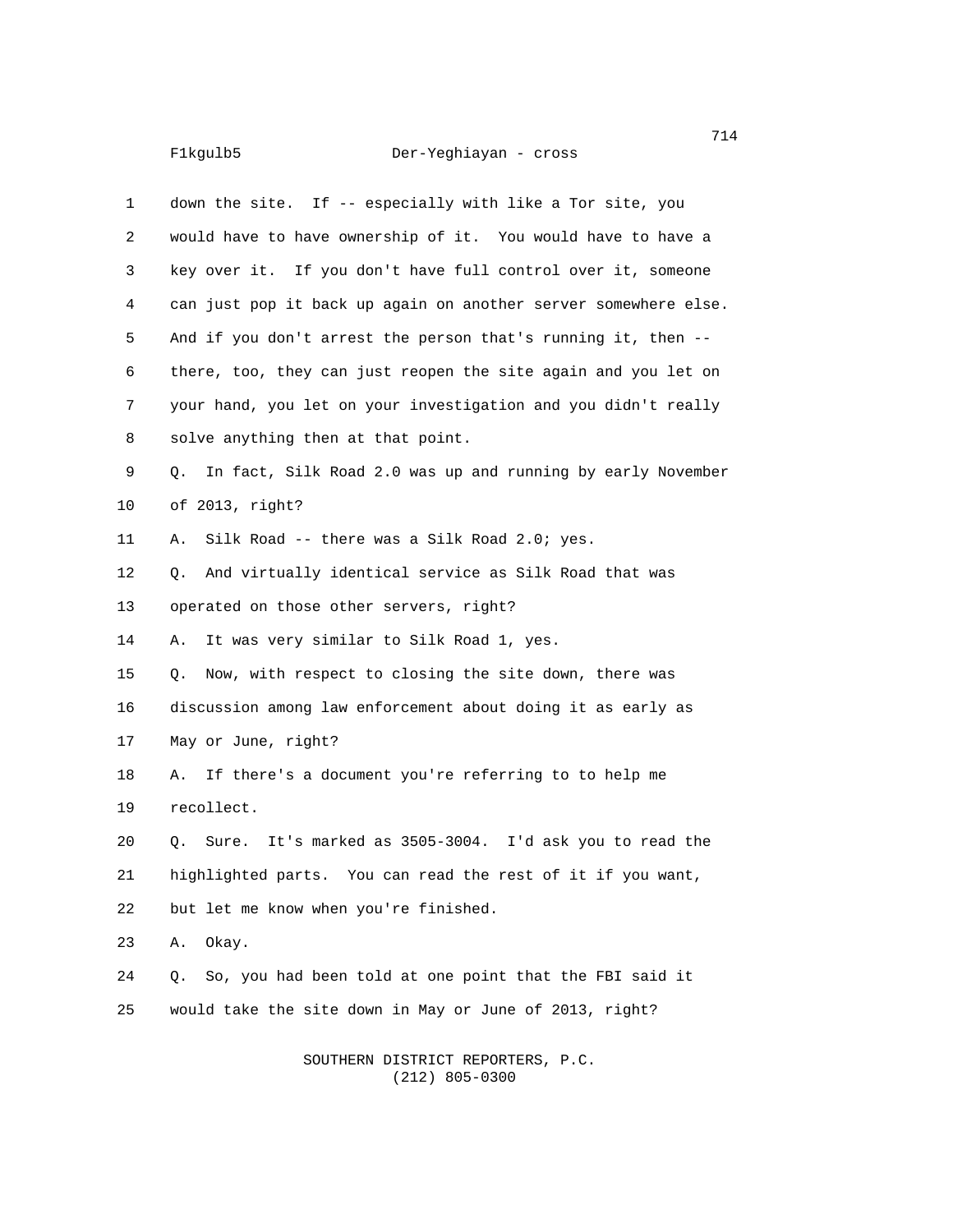down the site. If -- especially with like a Tor site, you would have to have ownership of it. You would have to have a key over it. If you don't have full control over it, someone can just pop it back up again on another server somewhere else. And if you don't arrest the person that's running it, then -- there, too, they can just reopen the site again and you let on your hand, you let on your investigation and you didn't really solve anything then at that point.

Q. In fact, Silk Road 2.0 was up and running by early November of 2013, right?

A. Silk Road -- there was a Silk Road 2.0; yes.

Q. And virtually identical service as Silk Road that was operated on those other servers, right?

A. It was very similar to Silk Road 1, yes.

Q. Now, with respect to closing the site down, there was discussion among law enforcement about doing it as early as May or June, right?

A. If there's a document you're referring to to help me recollect.

Q. Sure. It's marked as 3505-3004. I'd ask you to read the highlighted parts. You can read the rest of it if you want, but let me know when you're finished.

A. Okay.

Q. So, you had been told at one point that the FBI said it would take the site down in May or June of 2013, right?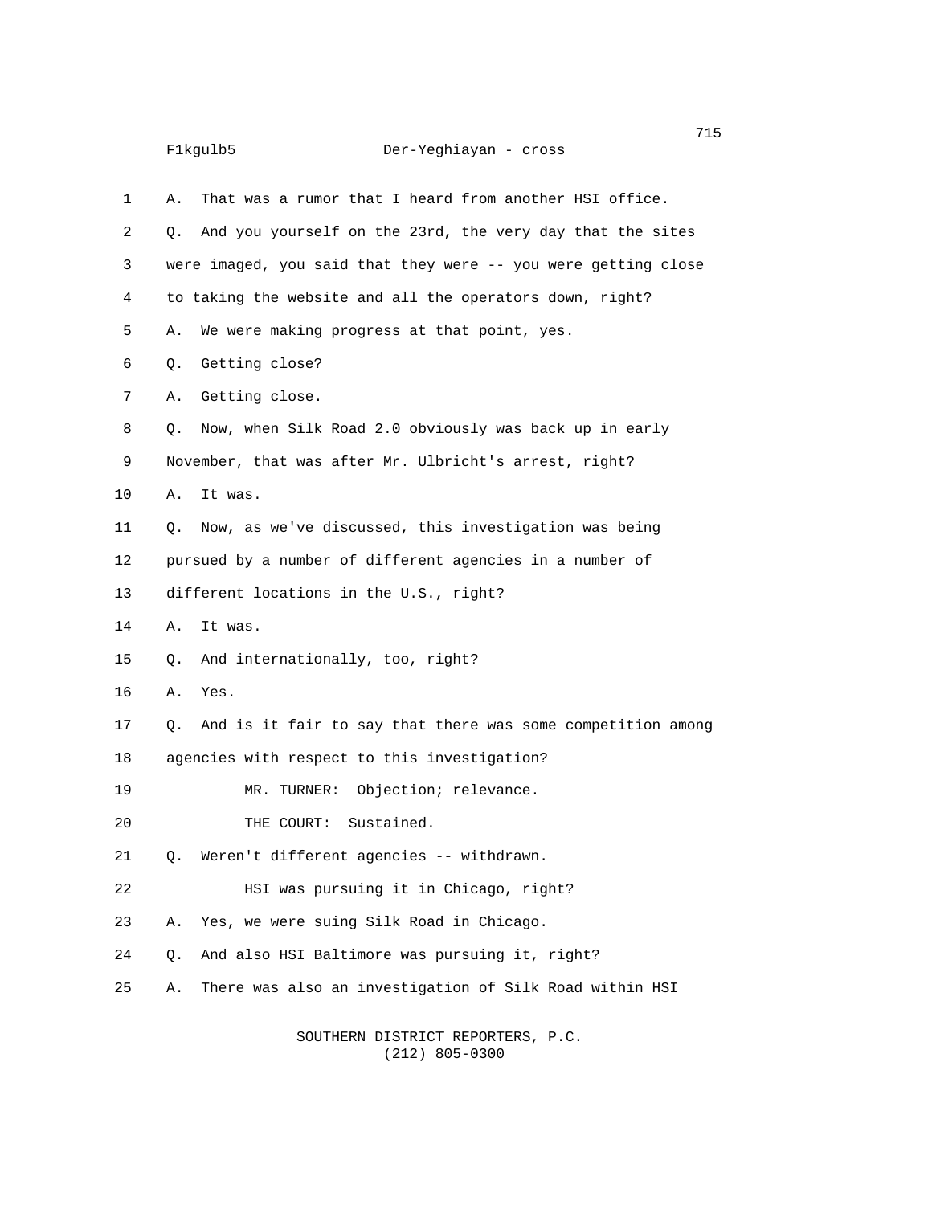1 A. That was a rumor that I heard from another HSI office.

2 Q. And you yourself on the 23rd, the very day that the sites

3 were imaged, you said that they were -- you were getting close

4 to taking the website and all the operators down, right?

5 A. We were making progress at that point, yes.

6 Q. Getting close?

7 A. Getting close.

8 Q. Now, when Silk Road 2.0 obviously was back up in early

9 November, that was after Mr. Ulbricht's arrest, right?

10 A. It was.

11 Q. Now, as we've discussed, this investigation was being

12 pursued by a number of different agencies in a number of

13 different locations in the U.S., right?

14 A. It was.

15 Q. And internationally, too, right?

16 A. Yes.

17 Q. And is it fair to say that there was some competition among

18 agencies with respect to this investigation?

19 MR. TURNER: Objection; relevance.

20 THE COURT: Sustained.

21 Q. Weren't different agencies -- withdrawn.

22 HSI was pursuing it in Chicago, right?

23 A. Yes, we were suing Silk Road in Chicago.

24 Q. And also HSI Baltimore was pursuing it, right?

25 A. There was also an investigation of Silk Road within HSI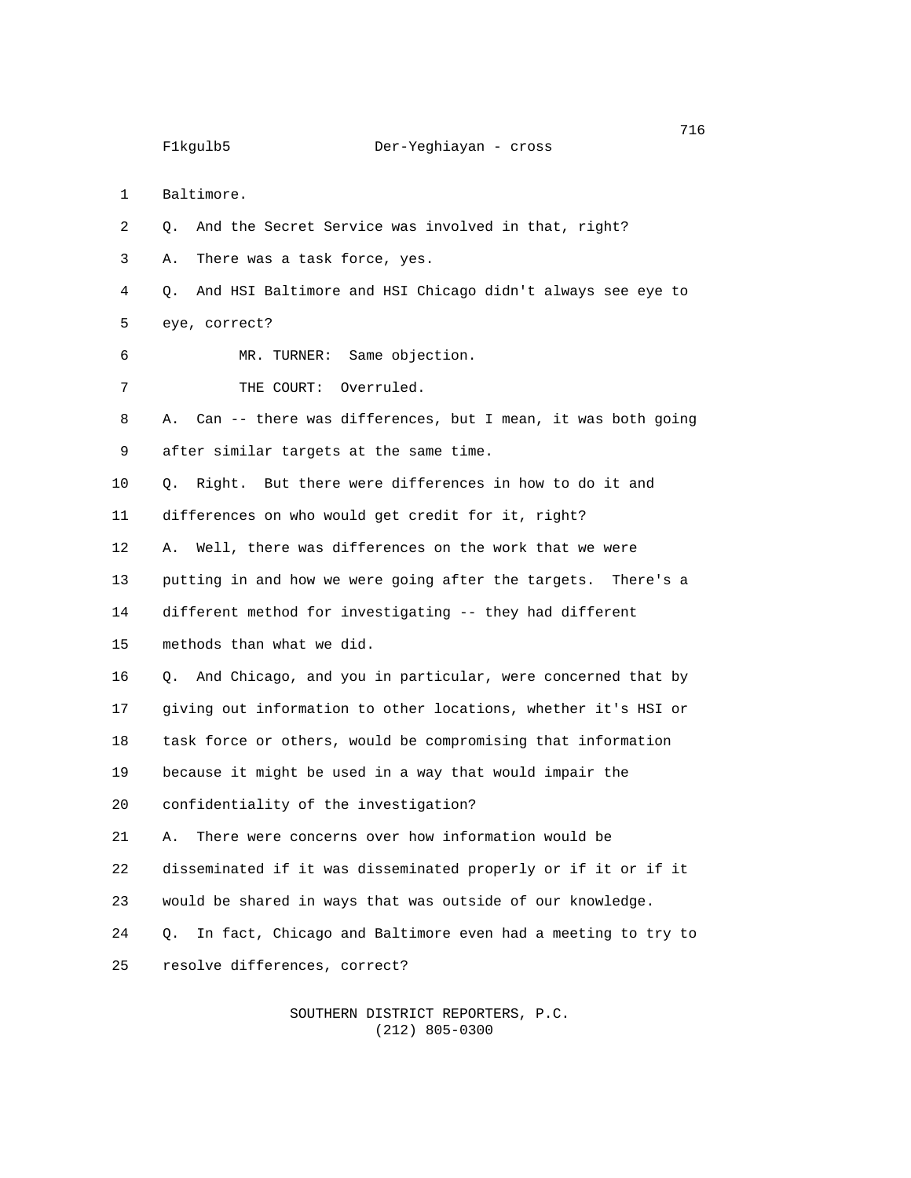Baltimore.

Q. And the Secret Service was involved in that, right?

A. There was a task force, yes.

Q. And HSI Baltimore and HSI Chicago didn't always see eye to eye, correct?

MR. TURNER: Same objection.

THE COURT: Overruled.

A. Can -- there was differences, but I mean, it was both going after similar targets at the same time.

Q. Right. But there were differences in how to do it and differences on who would get credit for it, right?

A. Well, there was differences on the work that we were putting in and how we were going after the targets. There's a different method for investigating -- they had different methods than what we did.

Q. And Chicago, and you in particular, were concerned that by giving out information to other locations, whether it's HSI or task force or others, would be compromising that information because it might be used in a way that would impair the confidentiality of the investigation?

A. There were concerns over how information would be disseminated if it was disseminated properly or if it or if it would be shared in ways that was outside of our knowledge.

Q. In fact, Chicago and Baltimore even had a meeting to try to resolve differences, correct?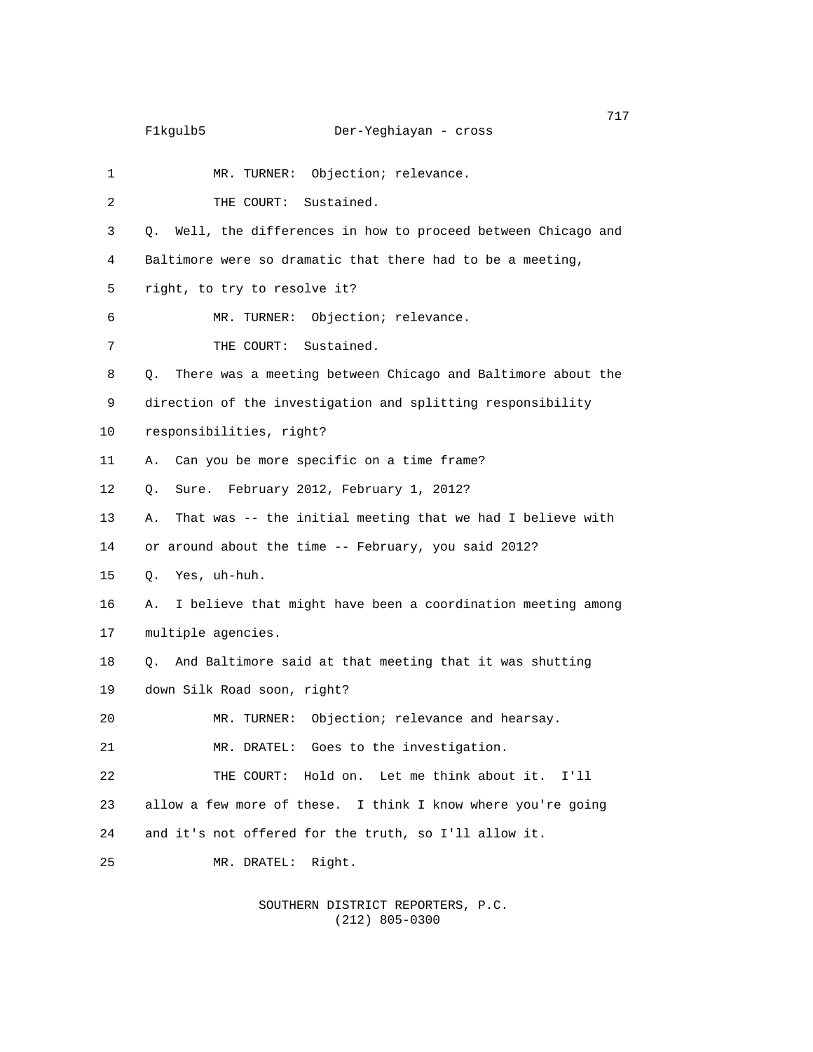1 MR. TURNER: Objection; relevance.

2 THE COURT: Sustained.

3 Q. Well, the differences in how to proceed between Chicago and

4 Baltimore were so dramatic that there had to be a meeting,

5 right, to try to resolve it?

6 MR. TURNER: Objection; relevance.

7 THE COURT: Sustained.

8 Q. There was a meeting between Chicago and Baltimore about the

9 direction of the investigation and splitting responsibility

10 responsibilities, right?

11 A. Can you be more specific on a time frame?

12 Q. Sure. February 2012, February 1, 2012?

13 A. That was -- the initial meeting that we had I believe with

14 or around about the time -- February, you said 2012?

15 Q. Yes, uh-huh.

16 A. I believe that might have been a coordination meeting among

17 multiple agencies.

18 Q. And Baltimore said at that meeting that it was shutting

19 down Silk Road soon, right?

20 MR. TURNER: Objection; relevance and hearsay.

21 MR. DRATEL: Goes to the investigation.

22 THE COURT: Hold on. Let me think about it. I'll

23 allow a few more of these. I think I know where you're going

24 and it's not offered for the truth, so I'll allow it.

25 MR. DRATEL: Right.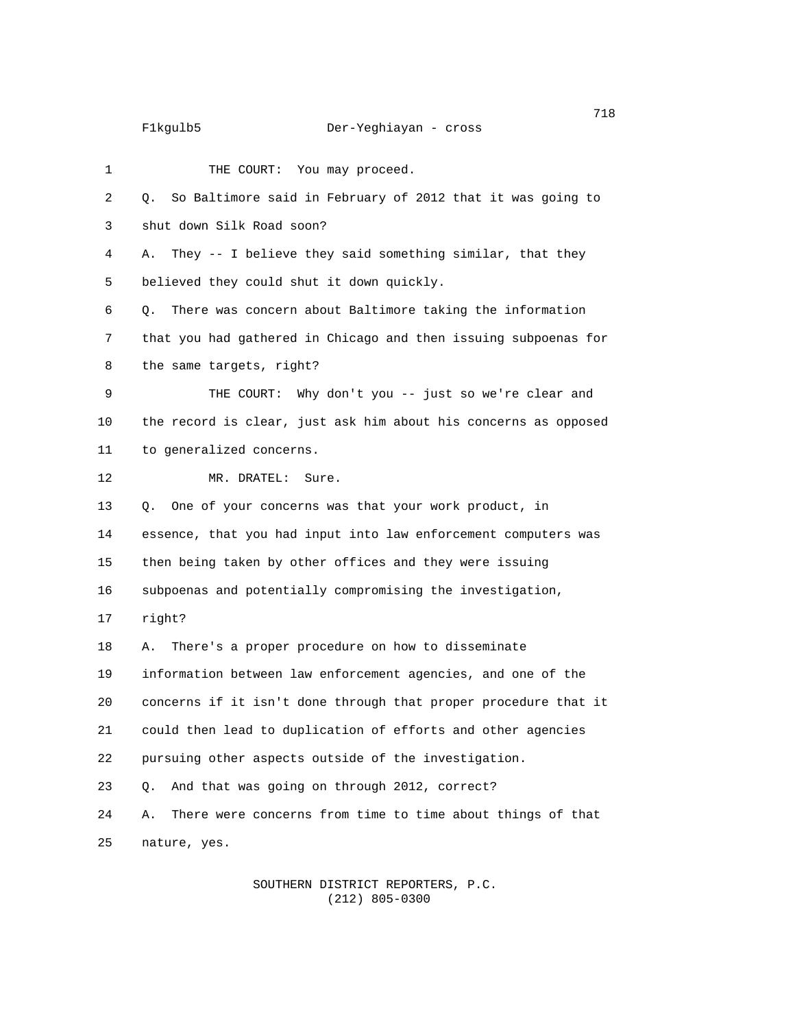THE COURT: You may proceed.

Q. So Baltimore said in February of 2012 that it was going to shut down Silk Road soon?

A. They -- I believe they said something similar, that they believed they could shut it down quickly.

Q. There was concern about Baltimore taking the information that you had gathered in Chicago and then issuing subpoenas for the same targets, right?

THE COURT: Why don't you -- just so we're clear and the record is clear, just ask him about his concerns as opposed to generalized concerns.

MR. DRATEL: Sure.

Q. One of your concerns was that your work product, in essence, that you had input into law enforcement computers was then being taken by other offices and they were issuing subpoenas and potentially compromising the investigation, right?

A. There's a proper procedure on how to disseminate information between law enforcement agencies, and one of the concerns if it isn't done through that proper procedure that it could then lead to duplication of efforts and other agencies pursuing other aspects outside of the investigation.

Q. And that was going on through 2012, correct?

A. There were concerns from time to time about things of that nature, yes.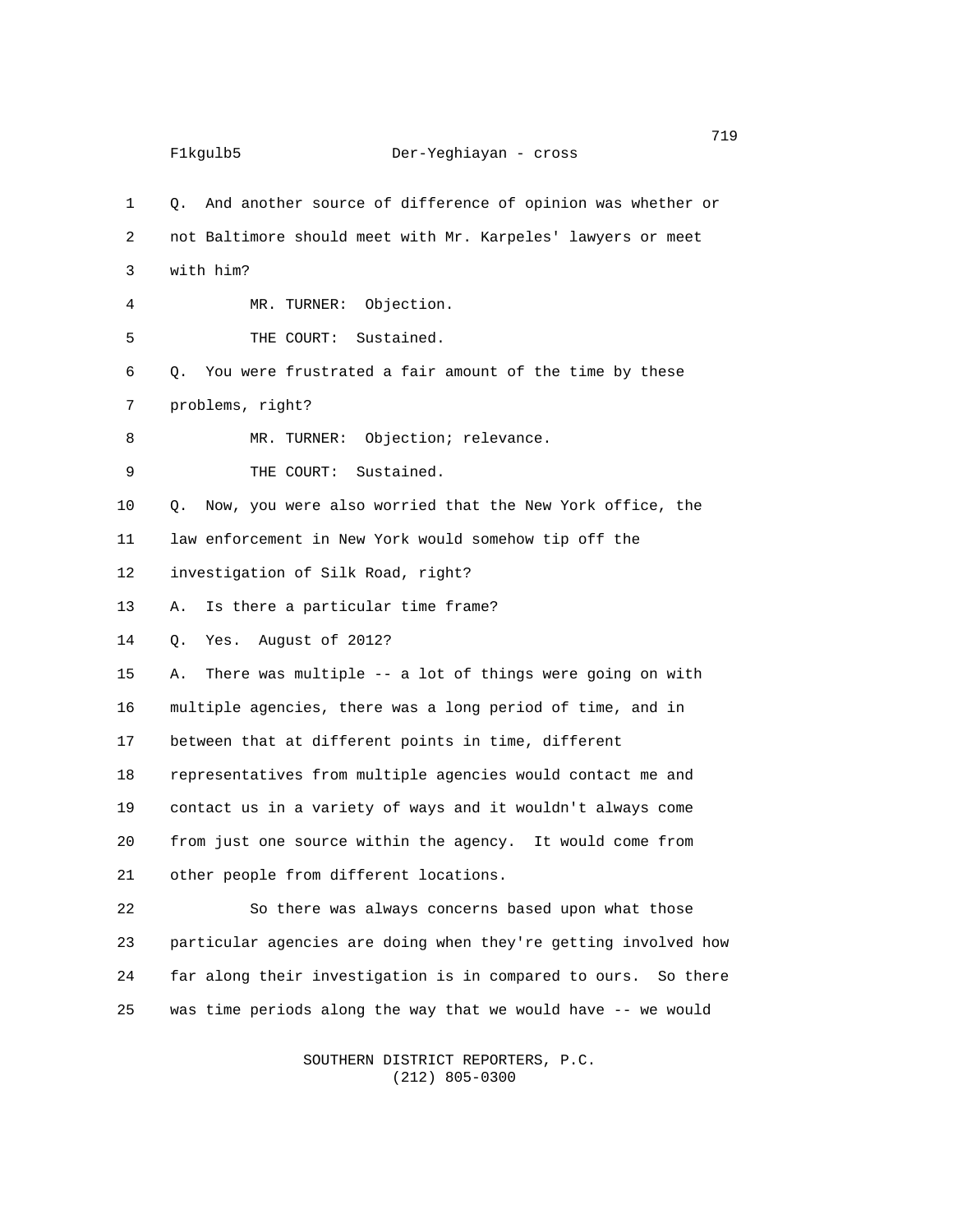1 Q. And another source of difference of opinion was whether or
2 not Baltimore should meet with Mr. Karpeles' lawyers or meet
3 with him?
4 MR. TURNER: Objection.
5 THE COURT: Sustained.
6 Q. You were frustrated a fair amount of the time by these
7 problems, right?
8 MR. TURNER: Objection; relevance.
9 THE COURT: Sustained.
10 Q. Now, you were also worried that the New York office, the
11 law enforcement in New York would somehow tip off the
12 investigation of Silk Road, right?
13 A. Is there a particular time frame?
14 Q. Yes. August of 2012?
15 A. There was multiple -- a lot of things were going on with
16 multiple agencies, there was a long period of time, and in
17 between that at different points in time, different
18 representatives from multiple agencies would contact me and
19 contact us in a variety of ways and it wouldn't always come
20 from just one source within the agency. It would come from
21 other people from different locations.
22 So there was always concerns based upon what those
23 particular agencies are doing when they're getting involved how
24 far along their investigation is in compared to ours. So there
25 was time periods along the way that we would have -- we would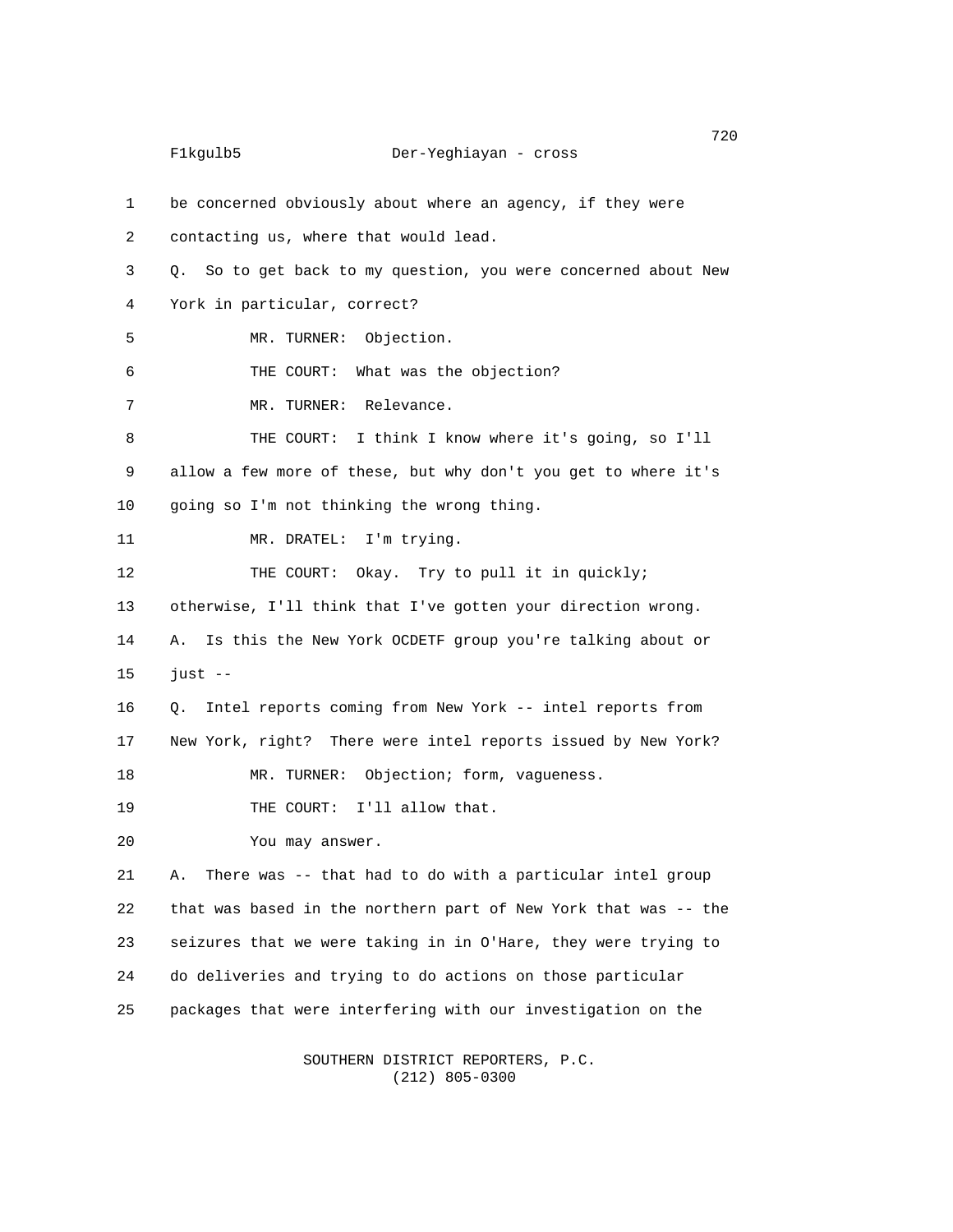be concerned obviously about where an agency, if they were contacting us, where that would lead.

Q. So to get back to my question, you were concerned about New York in particular, correct?

MR. TURNER: Objection.

THE COURT: What was the objection?

MR. TURNER: Relevance.

THE COURT: I think I know where it's going, so I'll allow a few more of these, but why don't you get to where it's going so I'm not thinking the wrong thing.

MR. DRATEL: I'm trying.

THE COURT: Okay. Try to pull it in quickly; otherwise, I'll think that I've gotten your direction wrong.

A. Is this the New York OCDETF group you're talking about or just --

Q. Intel reports coming from New York -- intel reports from New York, right? There were intel reports issued by New York?

MR. TURNER: Objection; form, vagueness.

THE COURT: I'll allow that.

You may answer.

A. There was -- that had to do with a particular intel group that was based in the northern part of New York that was -- the seizures that we were taking in in O'Hare, they were trying to do deliveries and trying to do actions on those particular packages that were interfering with our investigation on the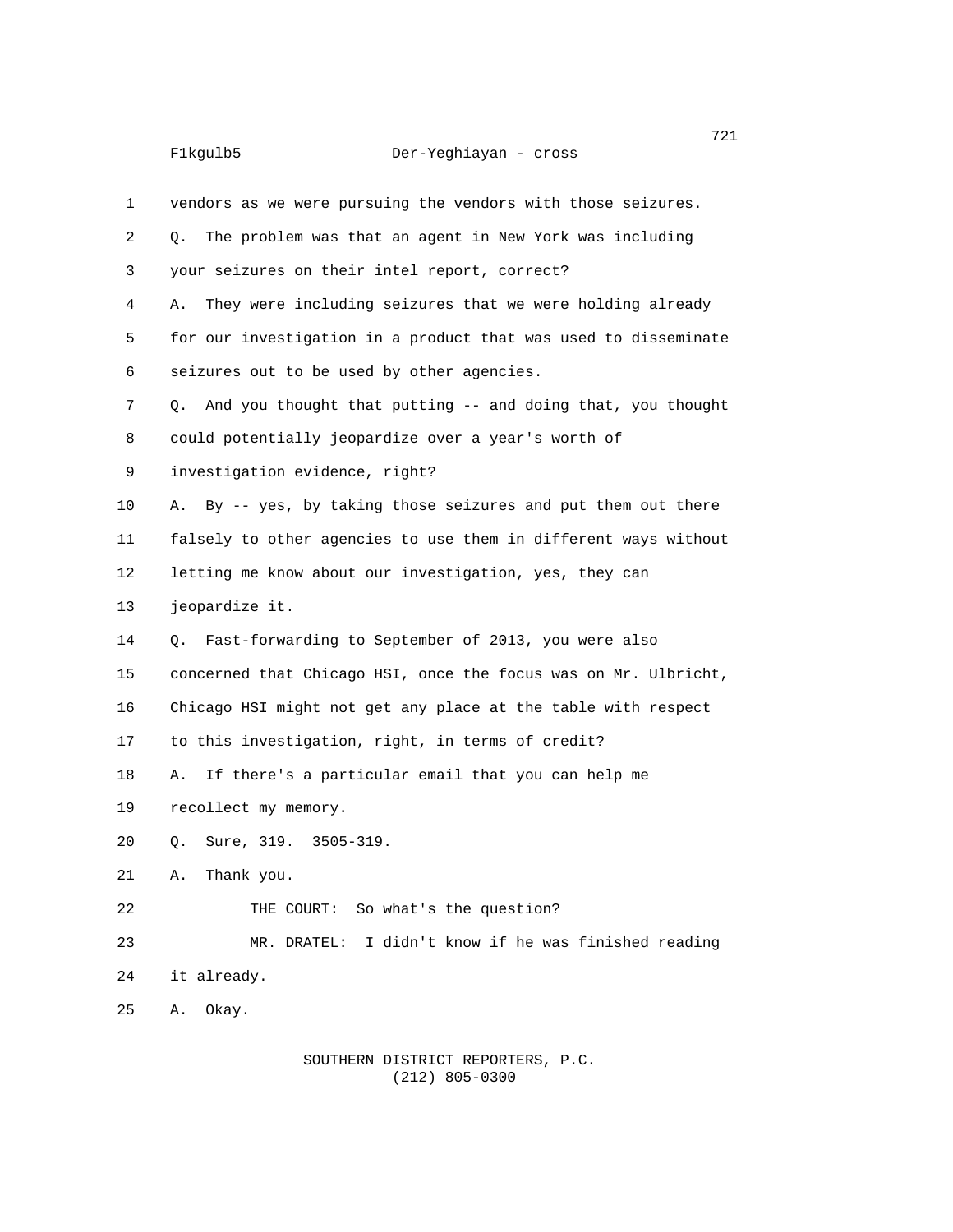vendors as we were pursuing the vendors with those seizures.

Q. The problem was that an agent in New York was including your seizures on their intel report, correct?

A. They were including seizures that we were holding already for our investigation in a product that was used to disseminate seizures out to be used by other agencies.

Q. And you thought that putting -- and doing that, you thought could potentially jeopardize over a year's worth of investigation evidence, right?

A. By -- yes, by taking those seizures and put them out there falsely to other agencies to use them in different ways without letting me know about our investigation, yes, they can jeopardize it.

Q. Fast-forwarding to September of 2013, you were also concerned that Chicago HSI, once the focus was on Mr. Ulbricht, Chicago HSI might not get any place at the table with respect to this investigation, right, in terms of credit?

A. If there's a particular email that you can help me recollect my memory.

Q. Sure, 319. 3505-319.

A. Thank you.

THE COURT: So what's the question?

MR. DRATEL: I didn't know if he was finished reading it already.

A. Okay.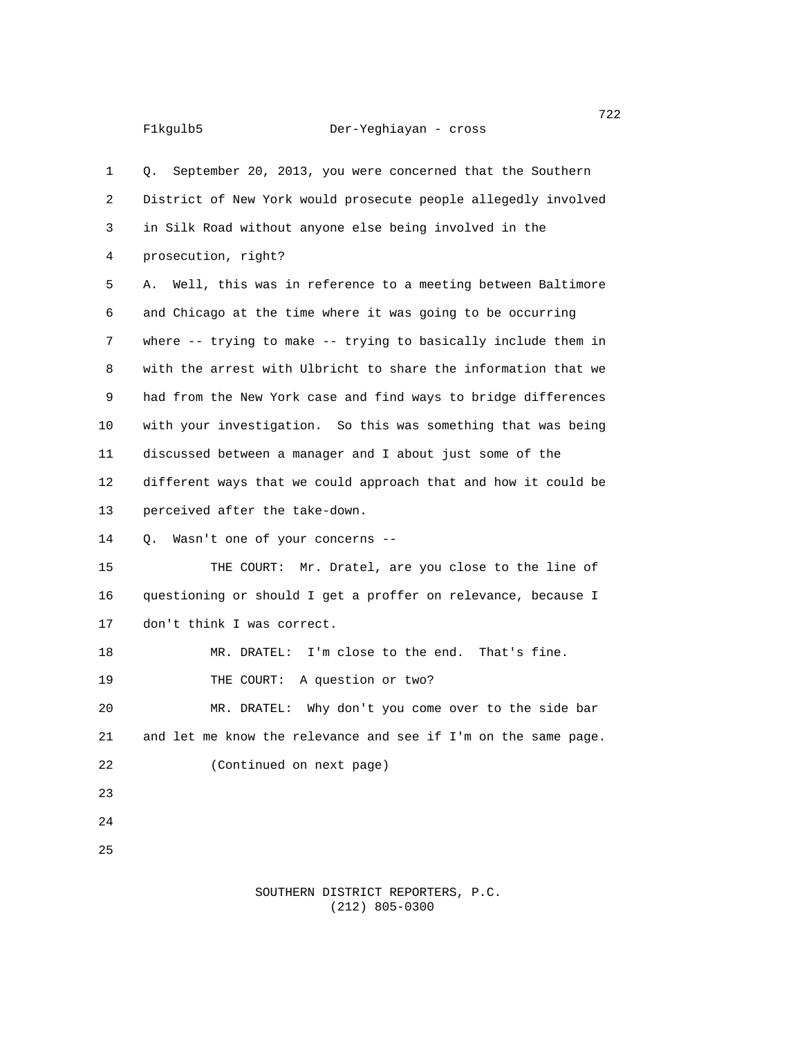Q. September 20, 2013, you were concerned that the Southern District of New York would prosecute people allegedly involved in Silk Road without anyone else being involved in the prosecution, right?

A. Well, this was in reference to a meeting between Baltimore and Chicago at the time where it was going to be occurring where -- trying to make -- trying to basically include them in with the arrest with Ulbricht to share the information that we had from the New York case and find ways to bridge differences with your investigation. So this was something that was being discussed between a manager and I about just some of the different ways that we could approach that and how it could be perceived after the take-down.

Q. Wasn't one of your concerns --

THE COURT: Mr. Dratel, are you close to the line of questioning or should I get a proffer on relevance, because I don't think I was correct.

MR. DRATEL: I'm close to the end. That's fine.

THE COURT: A question or two?

MR. DRATEL: Why don't you come over to the side bar and let me know the relevance and see if I'm on the same page.

(Continued on next page)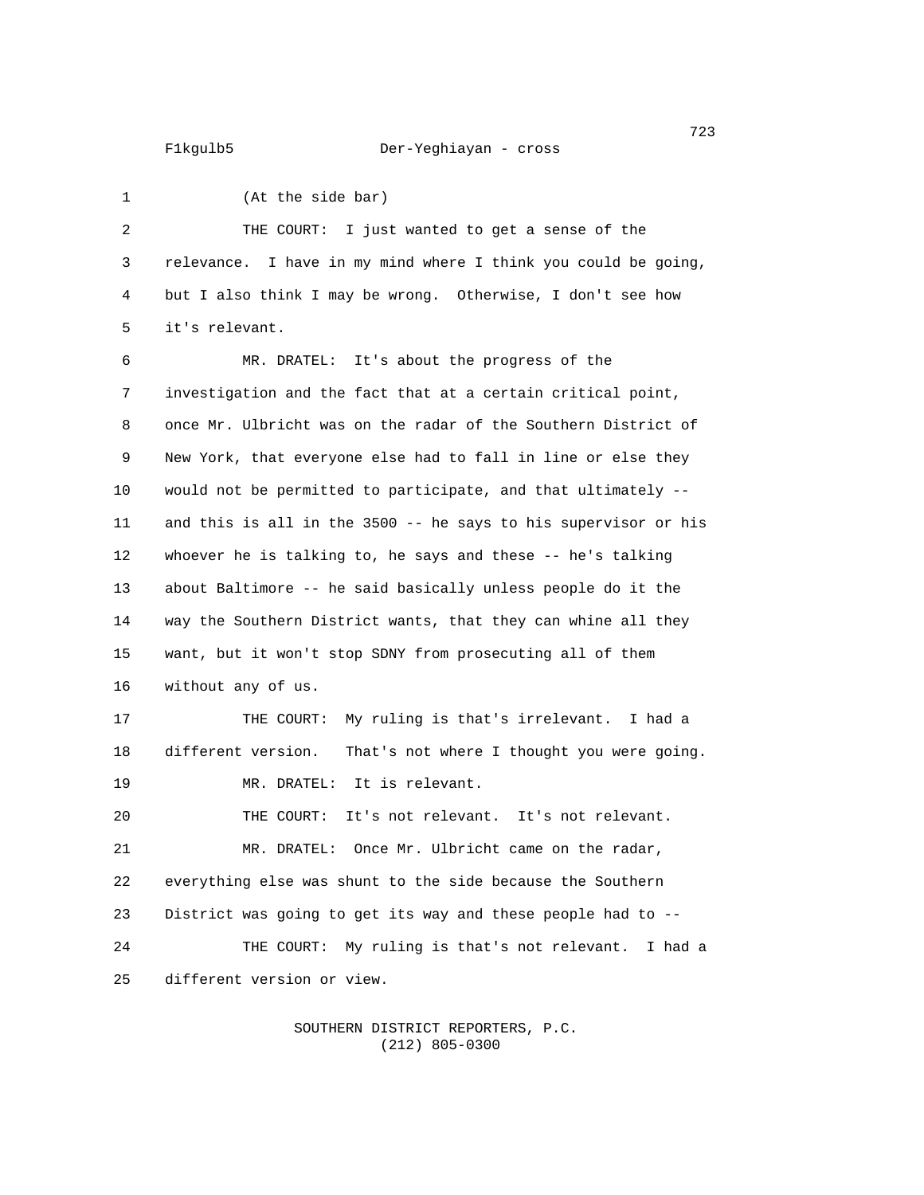(At the side bar)

THE COURT: I just wanted to get a sense of the relevance. I have in my mind where I think you could be going, but I also think I may be wrong. Otherwise, I don't see how it's relevant.

MR. DRATEL: It's about the progress of the investigation and the fact that at a certain critical point, once Mr. Ulbricht was on the radar of the Southern District of New York, that everyone else had to fall in line or else they would not be permitted to participate, and that ultimately -- and this is all in the 3500 -- he says to his supervisor or his whoever he is talking to, he says and these -- he's talking about Baltimore -- he said basically unless people do it the way the Southern District wants, that they can whine all they want, but it won't stop SDNY from prosecuting all of them without any of us.

THE COURT: My ruling is that's irrelevant. I had a different version. That's not where I thought you were going.

MR. DRATEL: It is relevant.

THE COURT: It's not relevant. It's not relevant.

MR. DRATEL: Once Mr. Ulbricht came on the radar, everything else was shunt to the side because the Southern District was going to get its way and these people had to --

THE COURT: My ruling is that's not relevant. I had a different version or view.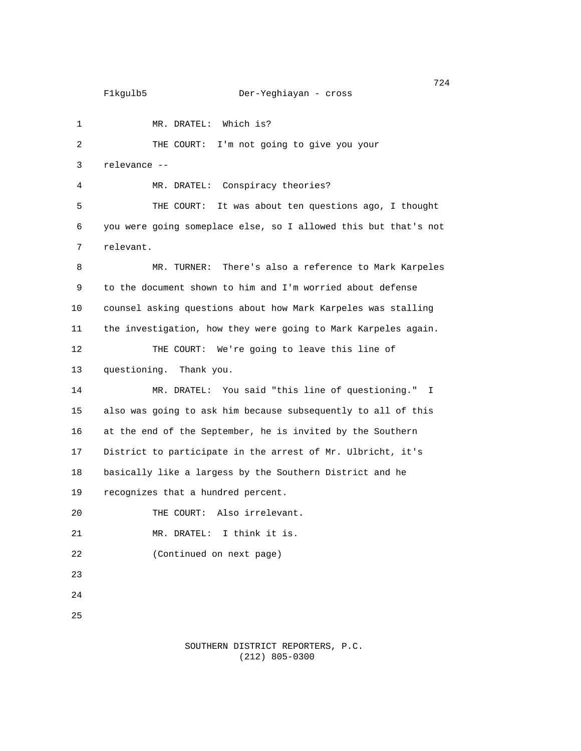MR. DRATEL: Which is?

THE COURT: I'm not going to give you your relevance --

MR. DRATEL: Conspiracy theories?

THE COURT: It was about ten questions ago, I thought you were going someplace else, so I allowed this but that's not relevant.

MR. TURNER: There's also a reference to Mark Karpeles to the document shown to him and I'm worried about defense counsel asking questions about how Mark Karpeles was stalling the investigation, how they were going to Mark Karpeles again.

THE COURT: We're going to leave this line of questioning. Thank you.

MR. DRATEL: You said "this line of questioning." I also was going to ask him because subsequently to all of this at the end of the September, he is invited by the Southern District to participate in the arrest of Mr. Ulbricht, it's basically like a largess by the Southern District and he recognizes that a hundred percent.

THE COURT: Also irrelevant.

MR. DRATEL: I think it is.

(Continued on next page)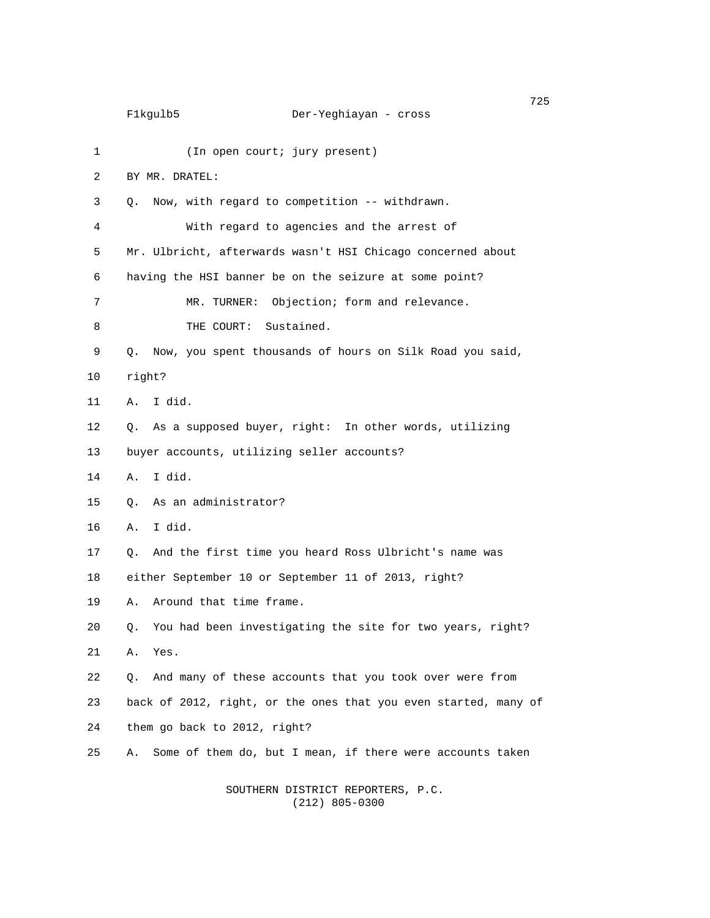(In open court; jury present)

BY MR. DRATEL:

Q. Now, with regard to competition -- withdrawn.

With regard to agencies and the arrest of Mr. Ulbricht, afterwards wasn't HSI Chicago concerned about having the HSI banner be on the seizure at some point?

MR. TURNER: Objection; form and relevance.

THE COURT: Sustained.

Q. Now, you spent thousands of hours on Silk Road you said, right?

A. I did.

Q. As a supposed buyer, right: In other words, utilizing buyer accounts, utilizing seller accounts?

A. I did.

Q. As an administrator?

A. I did.

Q. And the first time you heard Ross Ulbricht's name was either September 10 or September 11 of 2013, right?

A. Around that time frame.

Q. You had been investigating the site for two years, right?

A. Yes.

Q. And many of these accounts that you took over were from back of 2012, right, or the ones that you even started, many of them go back to 2012, right?

A. Some of them do, but I mean, if there were accounts taken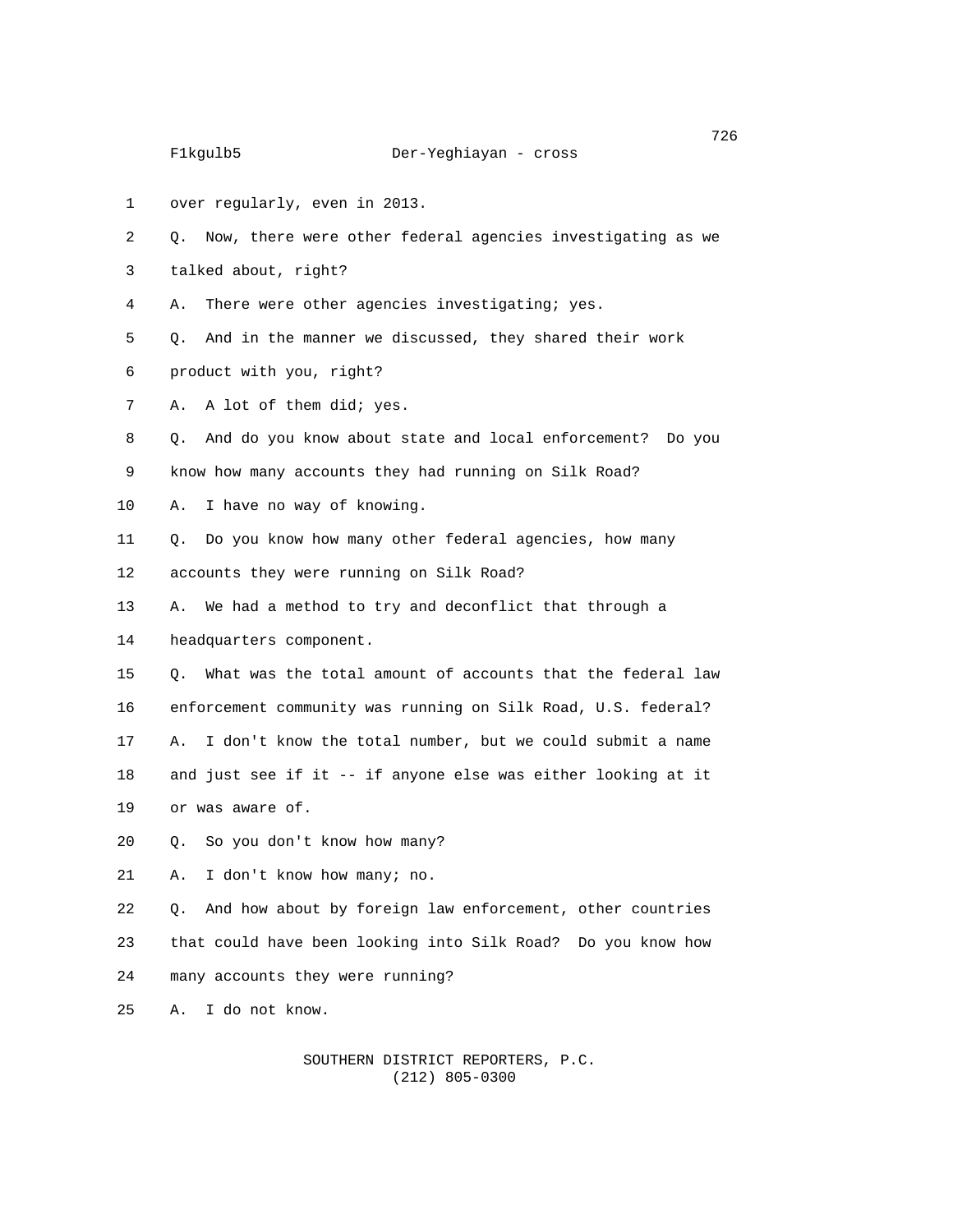over regularly, even in 2013.

Q. Now, there were other federal agencies investigating as we talked about, right?

A. There were other agencies investigating; yes.

Q. And in the manner we discussed, they shared their work product with you, right?

A. A lot of them did; yes.

Q. And do you know about state and local enforcement? Do you know how many accounts they had running on Silk Road?

A. I have no way of knowing.

Q. Do you know how many other federal agencies, how many accounts they were running on Silk Road?

A. We had a method to try and deconflict that through a headquarters component.

Q. What was the total amount of accounts that the federal law enforcement community was running on Silk Road, U.S. federal?

A. I don't know the total number, but we could submit a name and just see if it -- if anyone else was either looking at it or was aware of.

Q. So you don't know how many?

A. I don't know how many; no.

Q. And how about by foreign law enforcement, other countries that could have been looking into Silk Road? Do you know how many accounts they were running?

A. I do not know.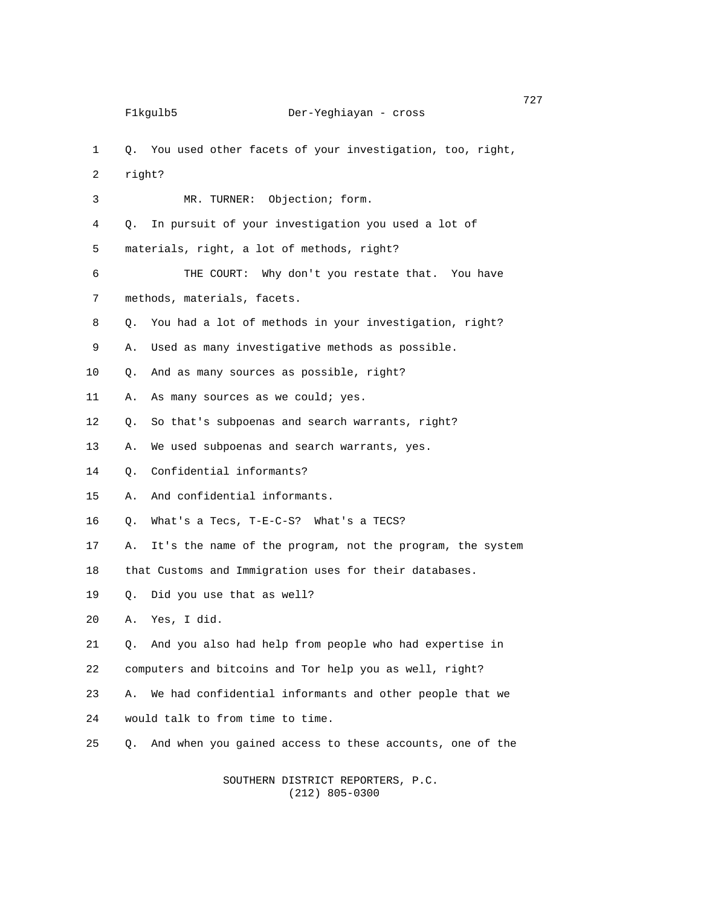Q. You used other facets of your investigation, too, right, right?

MR. TURNER: Objection; form.

Q. In pursuit of your investigation you used a lot of materials, right, a lot of methods, right?

THE COURT: Why don't you restate that. You have methods, materials, facets.

Q. You had a lot of methods in your investigation, right?

A. Used as many investigative methods as possible.

Q. And as many sources as possible, right?

A. As many sources as we could; yes.

Q. So that's subpoenas and search warrants, right?

A. We used subpoenas and search warrants, yes.

Q. Confidential informants?

A. And confidential informants.

Q. What's a Tecs, T-E-C-S? What's a TECS?

A. It's the name of the program, not the program, the system that Customs and Immigration uses for their databases.

Q. Did you use that as well?

A. Yes, I did.

Q. And you also had help from people who had expertise in computers and bitcoins and Tor help you as well, right?

A. We had confidential informants and other people that we would talk to from time to time.

Q. And when you gained access to these accounts, one of the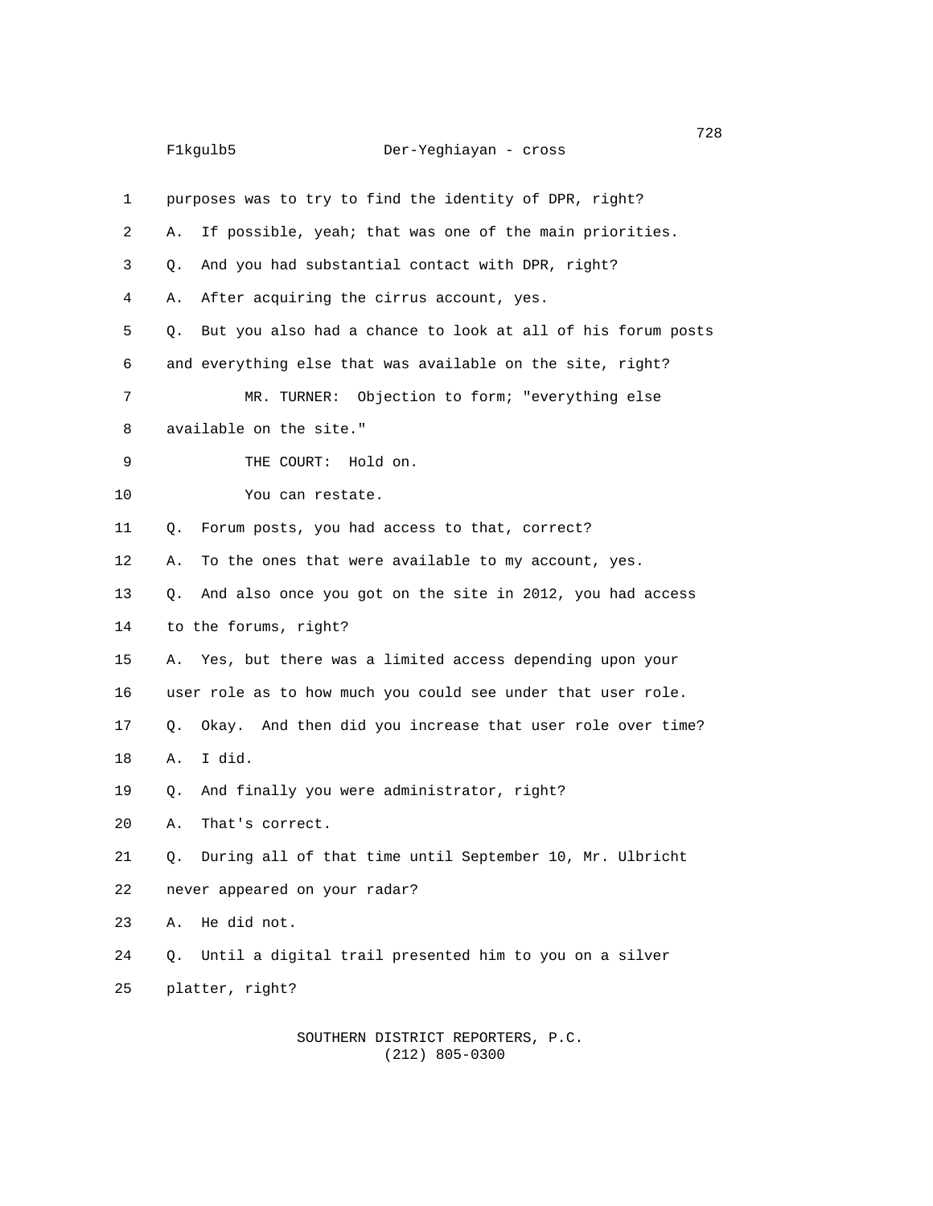1 purposes was to try to find the identity of DPR, right?

2 A. If possible, yeah; that was one of the main priorities.

3 Q. And you had substantial contact with DPR, right?

4 A. After acquiring the cirrus account, yes.

5 Q. But you also had a chance to look at all of his forum posts

6 and everything else that was available on the site, right?

7 MR. TURNER: Objection to form; "everything else

8 available on the site."

9 THE COURT: Hold on.

10 You can restate.

11 Q. Forum posts, you had access to that, correct?

12 A. To the ones that were available to my account, yes.

13 Q. And also once you got on the site in 2012, you had access

14 to the forums, right?

15 A. Yes, but there was a limited access depending upon your

16 user role as to how much you could see under that user role.

17 Q. Okay. And then did you increase that user role over time?

18 A. I did.

19 Q. And finally you were administrator, right?

20 A. That's correct.

21 Q. During all of that time until September 10, Mr. Ulbricht

22 never appeared on your radar?

23 A. He did not.

24 Q. Until a digital trail presented him to you on a silver

25 platter, right?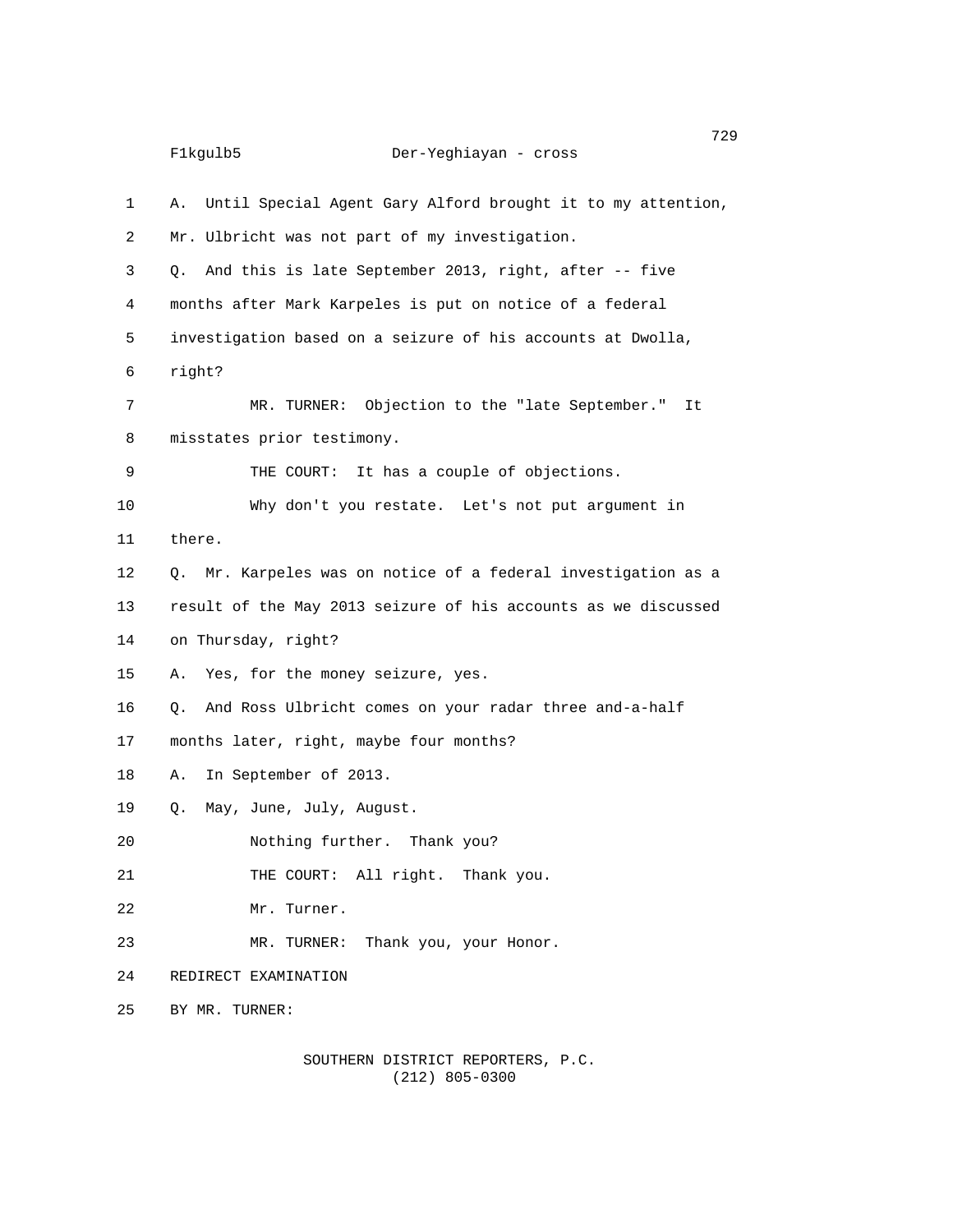A. Until Special Agent Gary Alford brought it to my attention, Mr. Ulbricht was not part of my investigation.

Q. And this is late September 2013, right, after -- five months after Mark Karpeles is put on notice of a federal investigation based on a seizure of his accounts at Dwolla, right?

MR. TURNER: Objection to the "late September." It misstates prior testimony.

THE COURT: It has a couple of objections.

Why don't you restate. Let's not put argument in there.

Q. Mr. Karpeles was on notice of a federal investigation as a result of the May 2013 seizure of his accounts as we discussed on Thursday, right?

A. Yes, for the money seizure, yes.

Q. And Ross Ulbricht comes on your radar three and-a-half months later, right, maybe four months?

A. In September of 2013.

Q. May, June, July, August.

Nothing further. Thank you?

THE COURT: All right. Thank you.

Mr. Turner.

MR. TURNER: Thank you, your Honor.

REDIRECT EXAMINATION

BY MR. TURNER: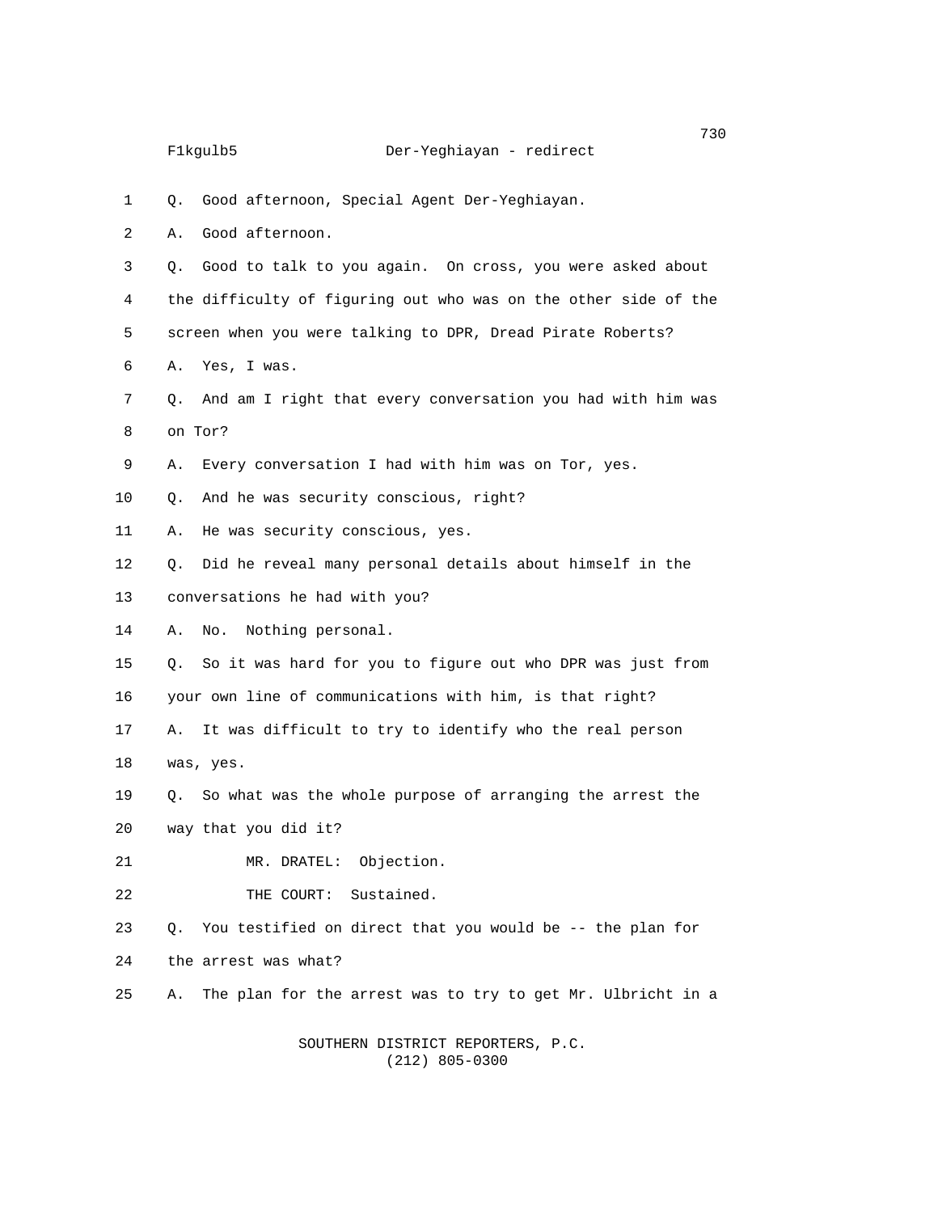Q. Good afternoon, Special Agent Der-Yeghiayan.

A. Good afternoon.

Q. Good to talk to you again. On cross, you were asked about the difficulty of figuring out who was on the other side of the screen when you were talking to DPR, Dread Pirate Roberts?

A. Yes, I was.

Q. And am I right that every conversation you had with him was on Tor?

A. Every conversation I had with him was on Tor, yes.

Q. And he was security conscious, right?

A. He was security conscious, yes.

Q. Did he reveal many personal details about himself in the conversations he had with you?

A. No. Nothing personal.

Q. So it was hard for you to figure out who DPR was just from your own line of communications with him, is that right?

A. It was difficult to try to identify who the real person was, yes.

Q. So what was the whole purpose of arranging the arrest the way that you did it?

MR. DRATEL: Objection.

THE COURT: Sustained.

Q. You testified on direct that you would be -- the plan for the arrest was what?

A. The plan for the arrest was to try to get Mr. Ulbricht in a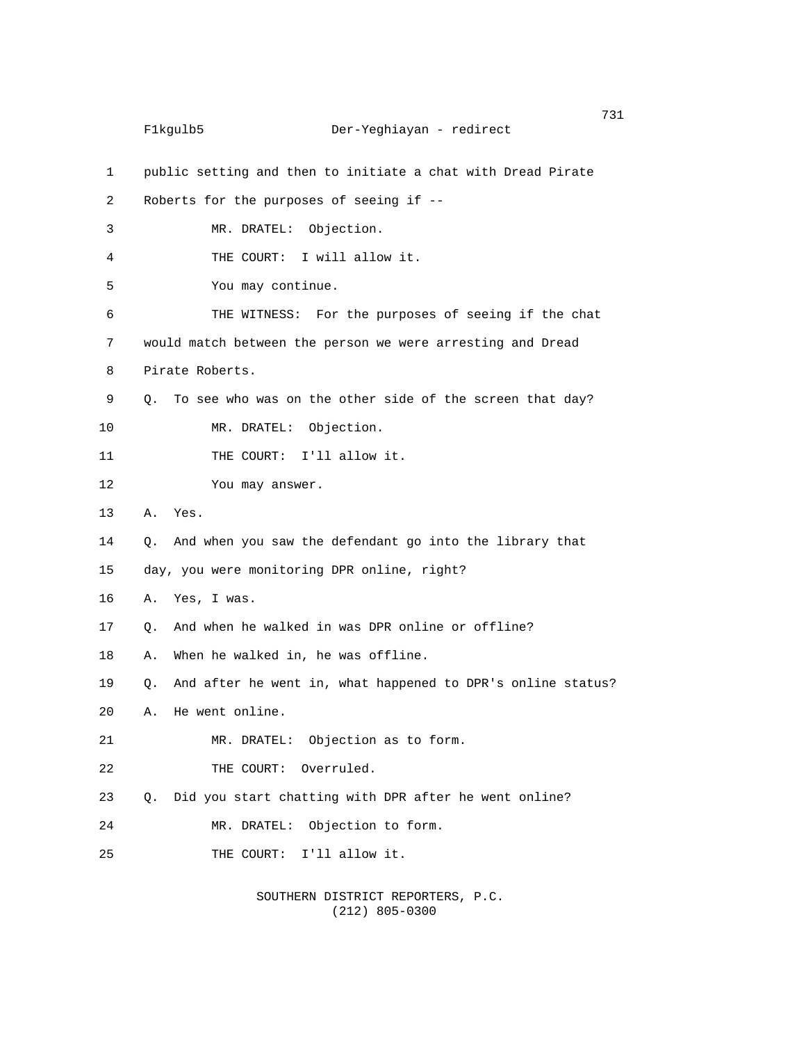1 public setting and then to initiate a chat with Dread Pirate

2 Roberts for the purposes of seeing if --

3 MR. DRATEL: Objection.

4 THE COURT: I will allow it.

5 You may continue.

6 THE WITNESS: For the purposes of seeing if the chat

7 would match between the person we were arresting and Dread

8 Pirate Roberts.

9 Q. To see who was on the other side of the screen that day?

10 MR. DRATEL: Objection.

11 THE COURT: I'll allow it.

12 You may answer.

13 A. Yes.

14 Q. And when you saw the defendant go into the library that

15 day, you were monitoring DPR online, right?

16 A. Yes, I was.

17 Q. And when he walked in was DPR online or offline?

18 A. When he walked in, he was offline.

19 Q. And after he went in, what happened to DPR's online status?

20 A. He went online.

21 MR. DRATEL: Objection as to form.

22 THE COURT: Overruled.

23 Q. Did you start chatting with DPR after he went online?

24 MR. DRATEL: Objection to form.

25 THE COURT: I'll allow it.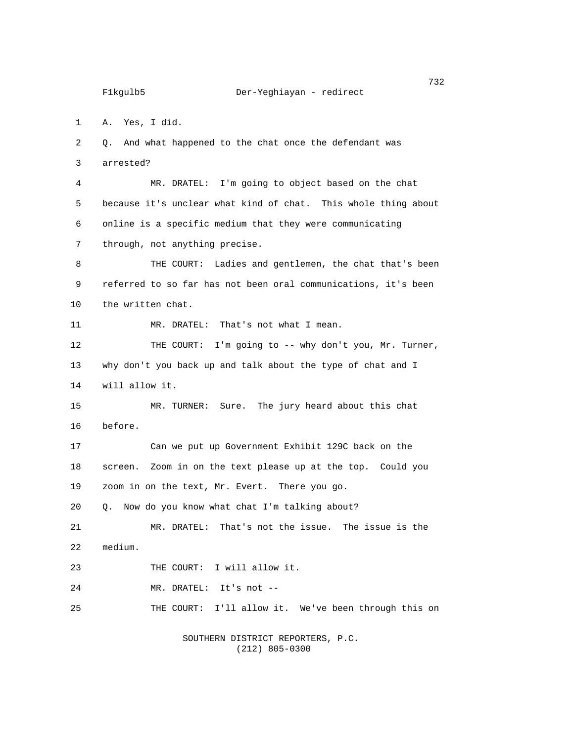1 A. Yes, I did.

2 Q. And what happened to the chat once the defendant was

3 arrested?

4 MR. DRATEL: I'm going to object based on the chat

5 because it's unclear what kind of chat. This whole thing about

6 online is a specific medium that they were communicating

7 through, not anything precise.

8 THE COURT: Ladies and gentlemen, the chat that's been

9 referred to so far has not been oral communications, it's been

10 the written chat.

11 MR. DRATEL: That's not what I mean.

12 THE COURT: I'm going to -- why don't you, Mr. Turner,

13 why don't you back up and talk about the type of chat and I

14 will allow it.

15 MR. TURNER: Sure. The jury heard about this chat

16 before.

17 Can we put up Government Exhibit 129C back on the

18 screen. Zoom in on the text please up at the top. Could you

19 zoom in on the text, Mr. Evert. There you go.

20 Q. Now do you know what chat I'm talking about?

21 MR. DRATEL: That's not the issue. The issue is the

22 medium.

23 THE COURT: I will allow it.

24 MR. DRATEL: It's not --

25 THE COURT: I'll allow it. We've been through this on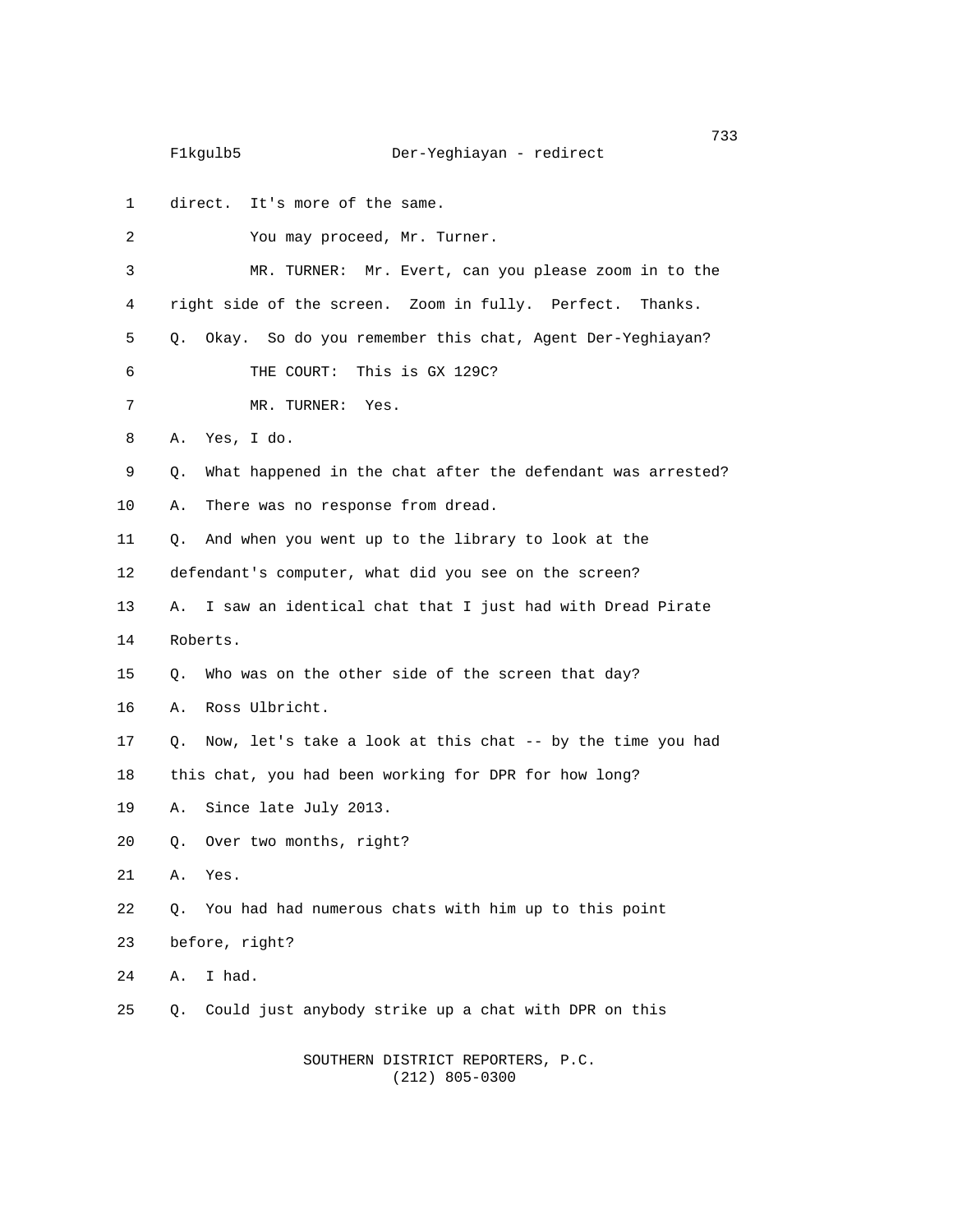direct. It's more of the same.

You may proceed, Mr. Turner.

MR. TURNER: Mr. Evert, can you please zoom in to the right side of the screen. Zoom in fully. Perfect. Thanks.

Q. Okay. So do you remember this chat, Agent Der-Yeghiayan?

THE COURT: This is GX 129C?

MR. TURNER: Yes.

A. Yes, I do.

Q. What happened in the chat after the defendant was arrested?

A. There was no response from dread.

Q. And when you went up to the library to look at the defendant's computer, what did you see on the screen?

A. I saw an identical chat that I just had with Dread Pirate Roberts.

Q. Who was on the other side of the screen that day?

A. Ross Ulbricht.

Q. Now, let's take a look at this chat -- by the time you had this chat, you had been working for DPR for how long?

A. Since late July 2013.

Q. Over two months, right?

A. Yes.

Q. You had had numerous chats with him up to this point before, right?

A. I had.

Q. Could just anybody strike up a chat with DPR on this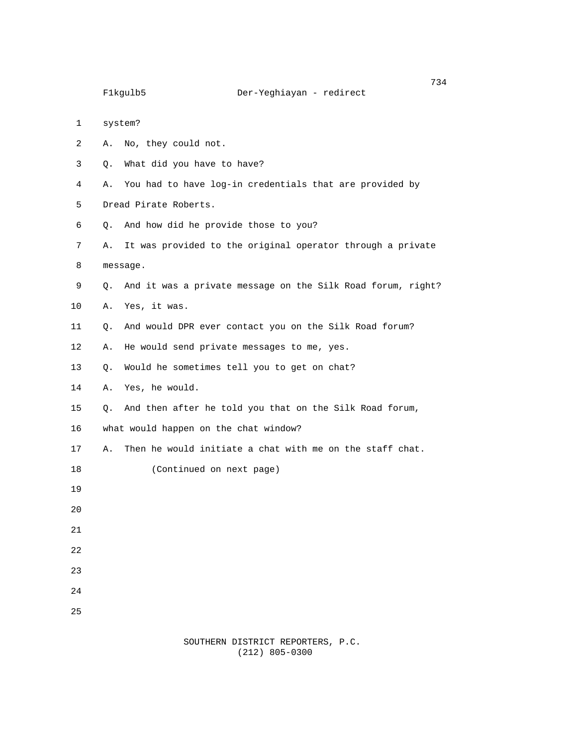system?

A. No, they could not.

Q. What did you have to have?

A. You had to have log-in credentials that are provided by Dread Pirate Roberts.

Q. And how did he provide those to you?

A. It was provided to the original operator through a private message.

Q. And it was a private message on the Silk Road forum, right?

A. Yes, it was.

Q. And would DPR ever contact you on the Silk Road forum?

A. He would send private messages to me, yes.

Q. Would he sometimes tell you to get on chat?

A. Yes, he would.

Q. And then after he told you that on the Silk Road forum, what would happen on the chat window?

A. Then he would initiate a chat with me on the staff chat.

(Continued on next page)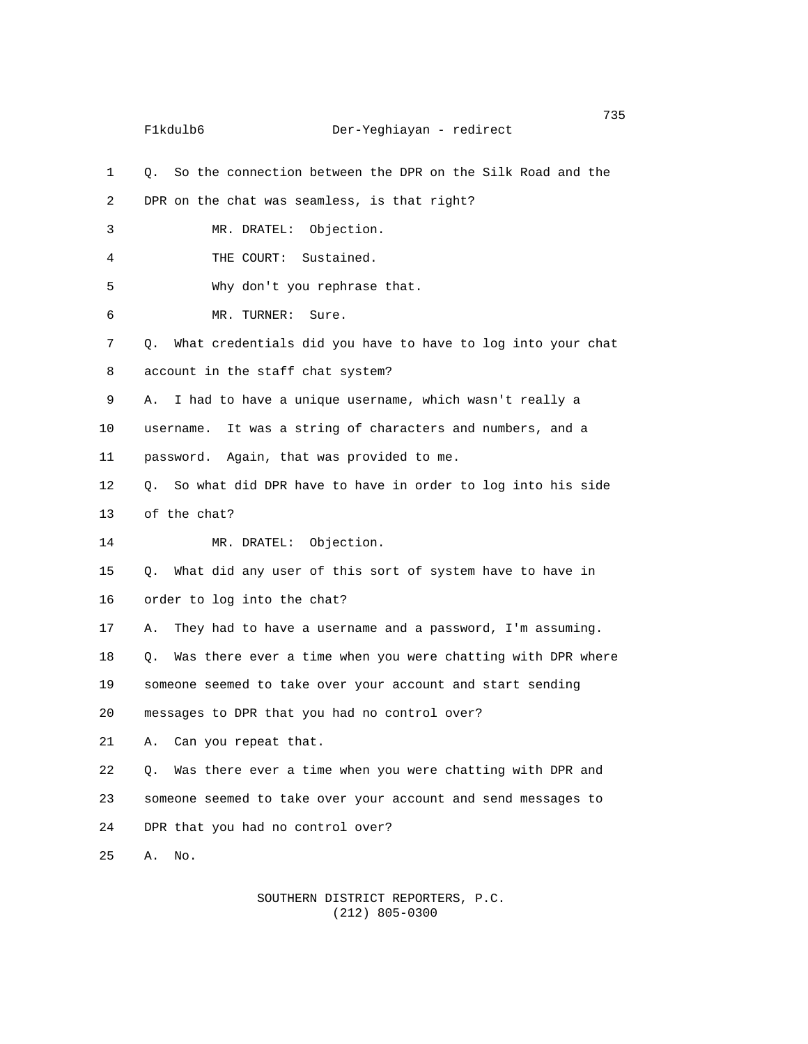Q. So the connection between the DPR on the Silk Road and the DPR on the chat was seamless, is that right?

MR. DRATEL: Objection.

THE COURT: Sustained.

Why don't you rephrase that.

MR. TURNER: Sure.

Q. What credentials did you have to have to log into your chat account in the staff chat system?

A. I had to have a unique username, which wasn't really a username. It was a string of characters and numbers, and a password. Again, that was provided to me.

Q. So what did DPR have to have in order to log into his side of the chat?

MR. DRATEL: Objection.

Q. What did any user of this sort of system have to have in order to log into the chat?

A. They had to have a username and a password, I'm assuming.

Q. Was there ever a time when you were chatting with DPR where someone seemed to take over your account and start sending messages to DPR that you had no control over?

A. Can you repeat that.

Q. Was there ever a time when you were chatting with DPR and someone seemed to take over your account and send messages to DPR that you had no control over?

A. No.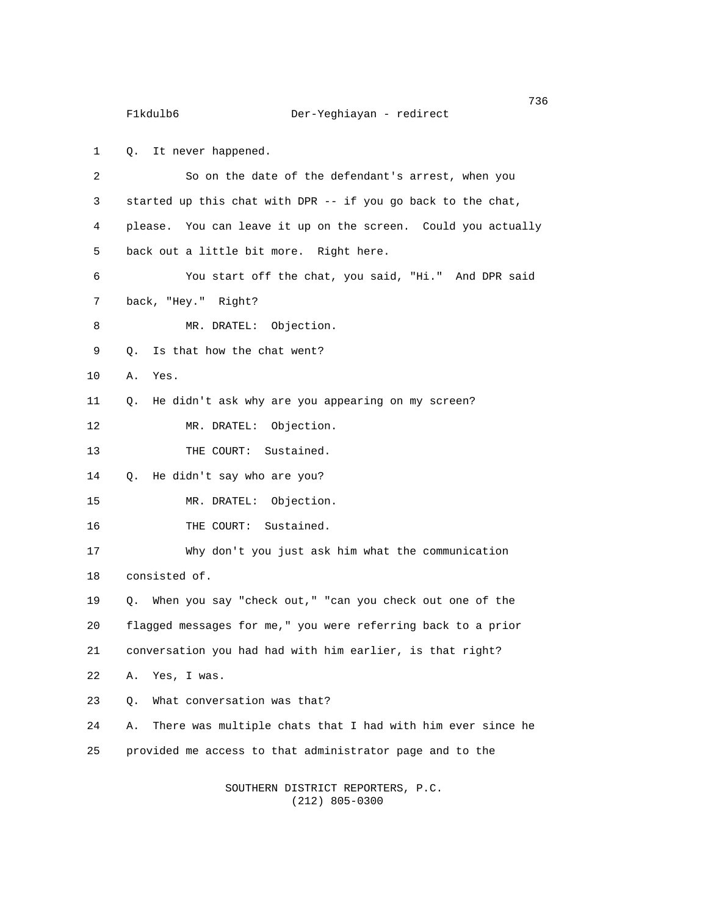1 Q. It never happened.

2 So on the date of the defendant's arrest, when you

3 started up this chat with DPR -- if you go back to the chat,

4 please. You can leave it up on the screen. Could you actually

5 back out a little bit more. Right here.

6 You start off the chat, you said, "Hi." And DPR said

7 back, "Hey." Right?

8 MR. DRATEL: Objection.

9 Q. Is that how the chat went?

10 A. Yes.

11 Q. He didn't ask why are you appearing on my screen?

12 MR. DRATEL: Objection.

13 THE COURT: Sustained.

14 Q. He didn't say who are you?

15 MR. DRATEL: Objection.

16 THE COURT: Sustained.

17 Why don't you just ask him what the communication

18 consisted of.

19 Q. When you say "check out," "can you check out one of the

20 flagged messages for me," you were referring back to a prior

21 conversation you had had with him earlier, is that right?

22 A. Yes, I was.

23 Q. What conversation was that?

24 A. There was multiple chats that I had with him ever since he

25 provided me access to that administrator page and to the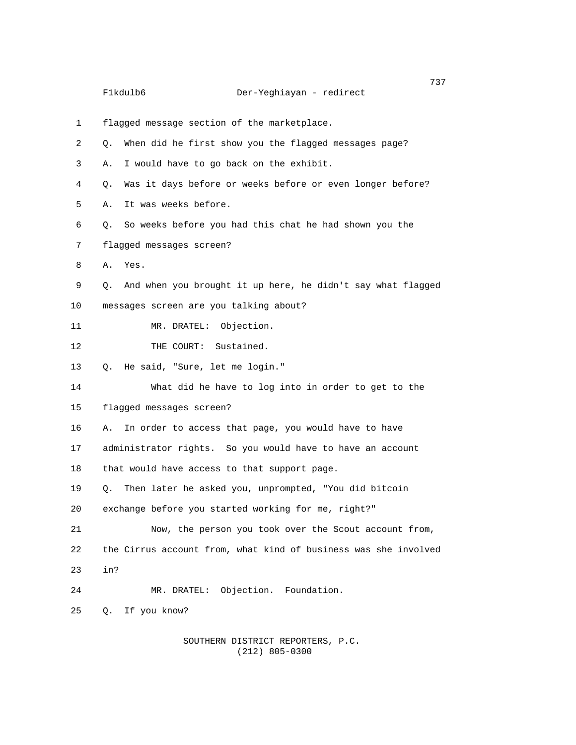1 flagged message section of the marketplace.

2 Q. When did he first show you the flagged messages page?

3 A. I would have to go back on the exhibit.

4 Q. Was it days before or weeks before or even longer before?

5 A. It was weeks before.

6 Q. So weeks before you had this chat he had shown you the

7 flagged messages screen?

8 A. Yes.

9 Q. And when you brought it up here, he didn't say what flagged

10 messages screen are you talking about?

11 MR. DRATEL: Objection.

12 THE COURT: Sustained.

13 Q. He said, "Sure, let me login."

14 What did he have to log into in order to get to the

15 flagged messages screen?

16 A. In order to access that page, you would have to have

17 administrator rights. So you would have to have an account

18 that would have access to that support page.

19 Q. Then later he asked you, unprompted, "You did bitcoin

20 exchange before you started working for me, right?"

21 Now, the person you took over the Scout account from,

22 the Cirrus account from, what kind of business was she involved

23 in?

24 MR. DRATEL: Objection. Foundation.

25 Q. If you know?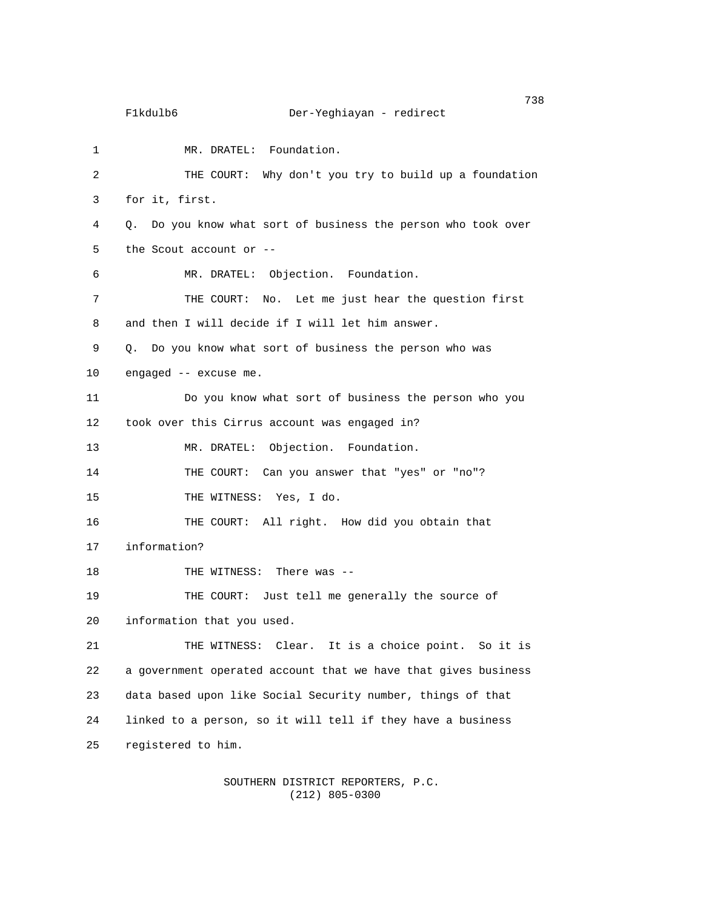MR. DRATEL: Foundation.

THE COURT: Why don't you try to build up a foundation for it, first.

Q. Do you know what sort of business the person who took over the Scout account or --

MR. DRATEL: Objection. Foundation.

THE COURT: No. Let me just hear the question first and then I will decide if I will let him answer.

Q. Do you know what sort of business the person who was engaged -- excuse me.

Do you know what sort of business the person who you took over this Cirrus account was engaged in?

MR. DRATEL: Objection. Foundation.

THE COURT: Can you answer that "yes" or "no"?

THE WITNESS: Yes, I do.

THE COURT: All right. How did you obtain that information?

THE WITNESS: There was --

THE COURT: Just tell me generally the source of information that you used.

THE WITNESS: Clear. It is a choice point. So it is a government operated account that we have that gives business data based upon like Social Security number, things of that linked to a person, so it will tell if they have a business registered to him.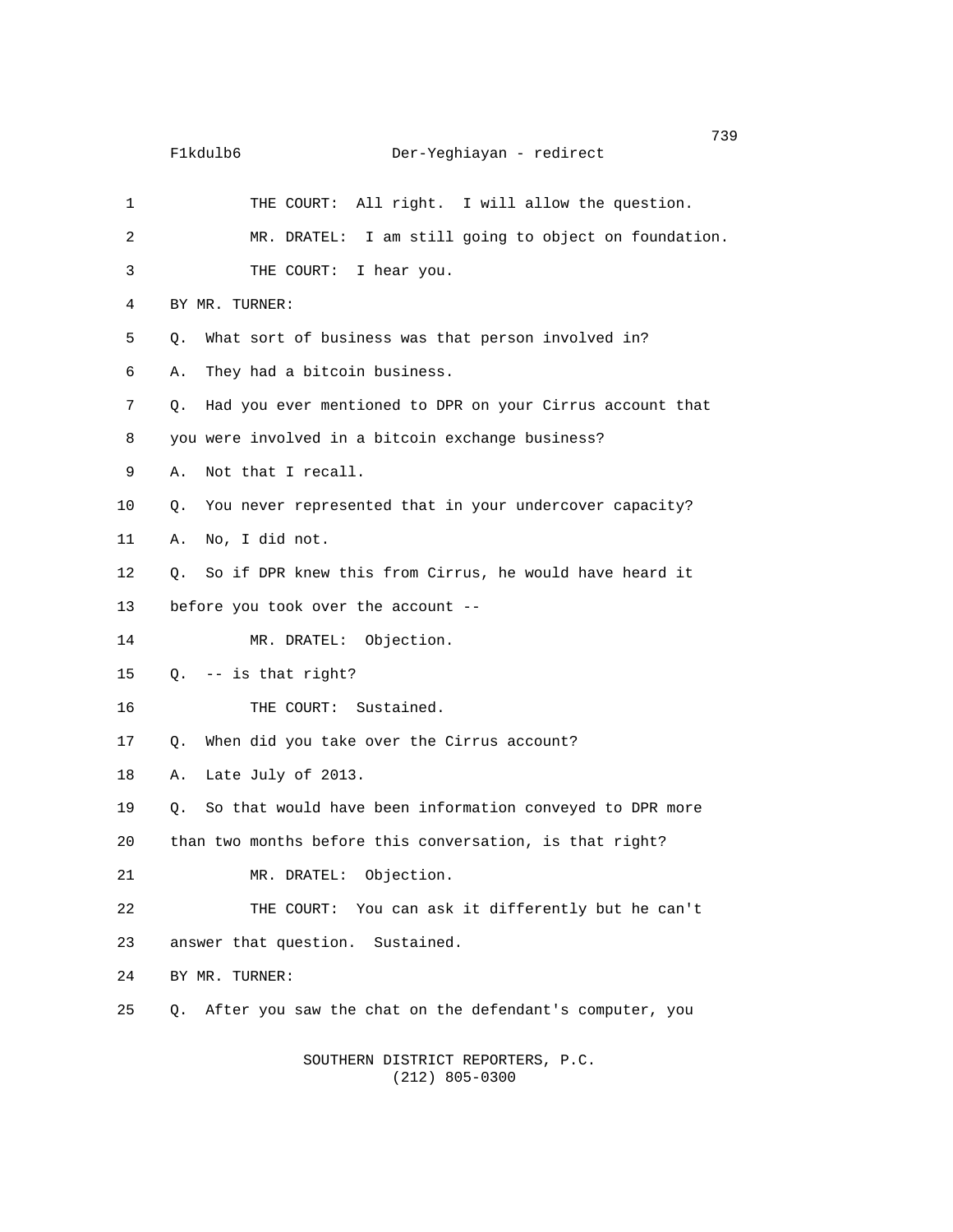1 THE COURT: All right. I will allow the question.

2 MR. DRATEL: I am still going to object on foundation.

3 THE COURT: I hear you.

4 BY MR. TURNER:

5 Q. What sort of business was that person involved in?

6 A. They had a bitcoin business.

7 Q. Had you ever mentioned to DPR on your Cirrus account that

8 you were involved in a bitcoin exchange business?

9 A. Not that I recall.

10 Q. You never represented that in your undercover capacity?

11 A. No, I did not.

12 Q. So if DPR knew this from Cirrus, he would have heard it

13 before you took over the account --

14 MR. DRATEL: Objection.

15 Q. -- is that right?

16 THE COURT: Sustained.

17 Q. When did you take over the Cirrus account?

18 A. Late July of 2013.

19 Q. So that would have been information conveyed to DPR more

20 than two months before this conversation, is that right?

21 MR. DRATEL: Objection.

22 THE COURT: You can ask it differently but he can't

23 answer that question. Sustained.

24 BY MR. TURNER:

25 Q. After you saw the chat on the defendant's computer, you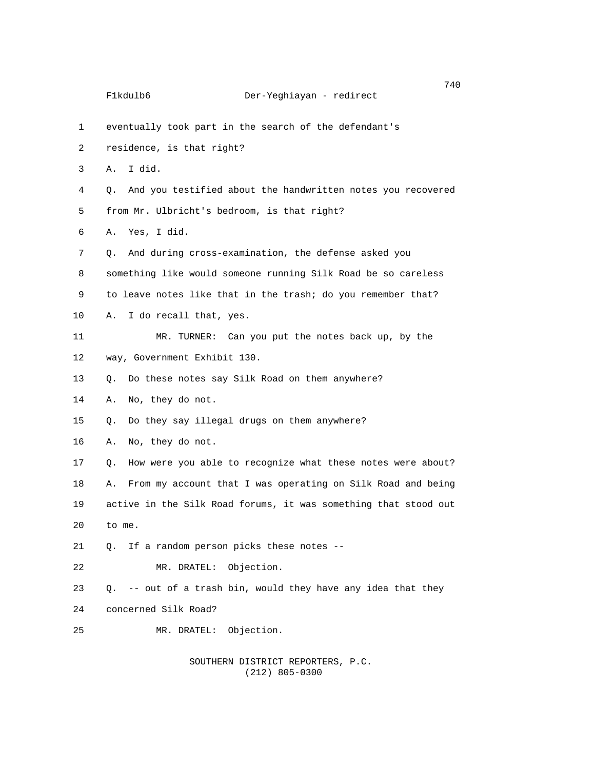1 eventually took part in the search of the defendant's

2 residence, is that right?

3 A. I did.

4 Q. And you testified about the handwritten notes you recovered

5 from Mr. Ulbricht's bedroom, is that right?

6 A. Yes, I did.

7 Q. And during cross-examination, the defense asked you

8 something like would someone running Silk Road be so careless

9 to leave notes like that in the trash; do you remember that?

10 A. I do recall that, yes.

11 MR. TURNER: Can you put the notes back up, by the

12 way, Government Exhibit 130.

13 Q. Do these notes say Silk Road on them anywhere?

14 A. No, they do not.

15 Q. Do they say illegal drugs on them anywhere?

16 A. No, they do not.

17 Q. How were you able to recognize what these notes were about?

18 A. From my account that I was operating on Silk Road and being

19 active in the Silk Road forums, it was something that stood out

20 to me.

21 Q. If a random person picks these notes --

22 MR. DRATEL: Objection.

23 Q. -- out of a trash bin, would they have any idea that they

24 concerned Silk Road?

25 MR. DRATEL: Objection.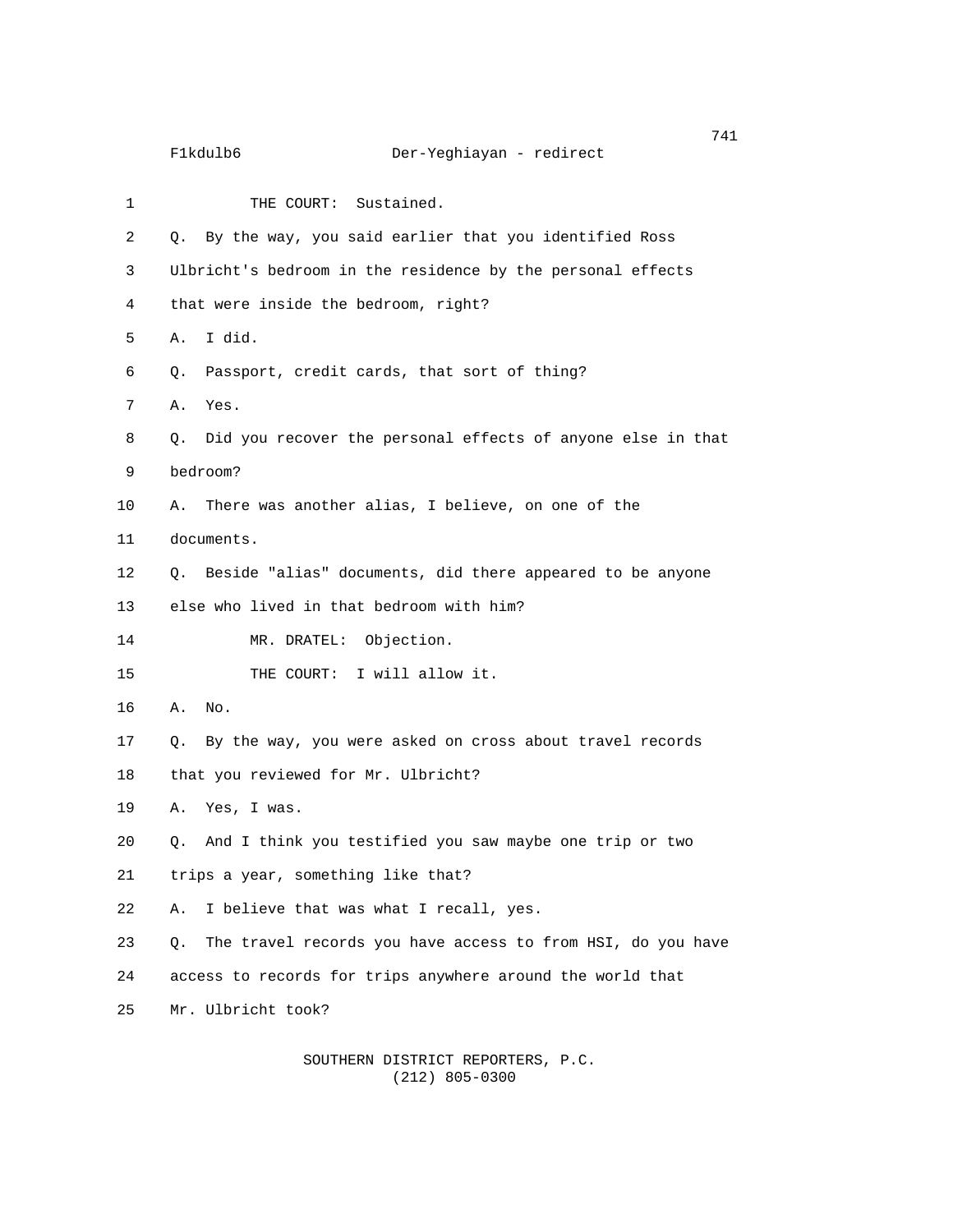THE COURT: Sustained.

Q. By the way, you said earlier that you identified Ross Ulbricht's bedroom in the residence by the personal effects that were inside the bedroom, right?

A. I did.

Q. Passport, credit cards, that sort of thing?

A. Yes.

Q. Did you recover the personal effects of anyone else in that bedroom?

A. There was another alias, I believe, on one of the documents.

Q. Beside "alias" documents, did there appeared to be anyone else who lived in that bedroom with him?

MR. DRATEL: Objection.

THE COURT: I will allow it.

A. No.

Q. By the way, you were asked on cross about travel records that you reviewed for Mr. Ulbricht?

A. Yes, I was.

Q. And I think you testified you saw maybe one trip or two trips a year, something like that?

A. I believe that was what I recall, yes.

Q. The travel records you have access to from HSI, do you have access to records for trips anywhere around the world that Mr. Ulbricht took?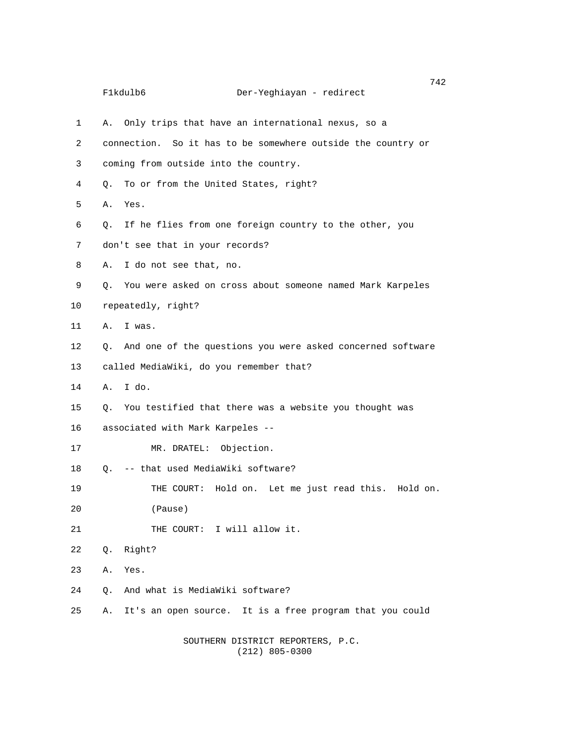A. Only trips that have an international nexus, so a connection. So it has to be somewhere outside the country or coming from outside into the country.

Q. To or from the United States, right?

A. Yes.

Q. If he flies from one foreign country to the other, you don't see that in your records?

A. I do not see that, no.

Q. You were asked on cross about someone named Mark Karpeles repeatedly, right?

A. I was.

Q. And one of the questions you were asked concerned software called MediaWiki, do you remember that?

A. I do.

Q. You testified that there was a website you thought was associated with Mark Karpeles --

MR. DRATEL: Objection.

Q. -- that used MediaWiki software?

THE COURT: Hold on. Let me just read this. Hold on.

(Pause)

THE COURT: I will allow it.

Q. Right?

A. Yes.

Q. And what is MediaWiki software?

A. It's an open source. It is a free program that you could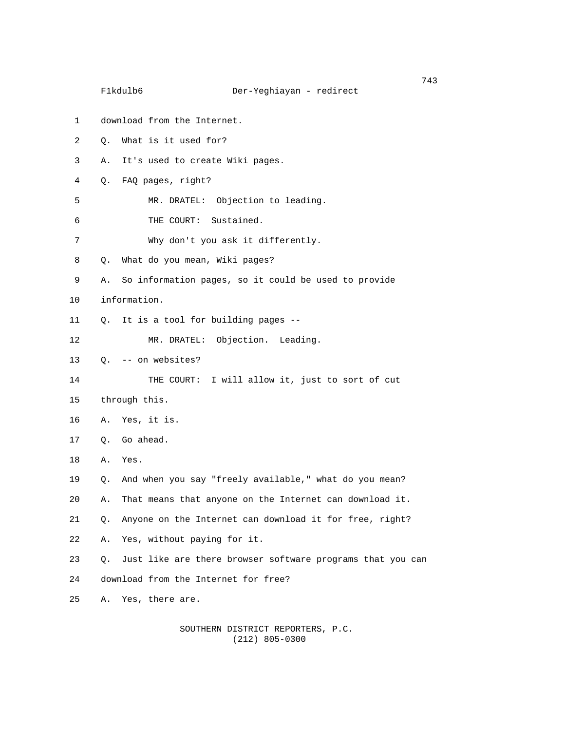download from the Internet.

Q. What is it used for?

A. It's used to create Wiki pages.

Q. FAQ pages, right?

MR. DRATEL: Objection to leading.

THE COURT: Sustained.

Why don't you ask it differently.

Q. What do you mean, Wiki pages?

A. So information pages, so it could be used to provide information.

Q. It is a tool for building pages --

MR. DRATEL: Objection. Leading.

Q. -- on websites?

THE COURT: I will allow it, just to sort of cut through this.

A. Yes, it is.

Q. Go ahead.

A. Yes.

Q. And when you say "freely available," what do you mean?

A. That means that anyone on the Internet can download it.

Q. Anyone on the Internet can download it for free, right?

A. Yes, without paying for it.

Q. Just like are there browser software programs that you can download from the Internet for free?

A. Yes, there are.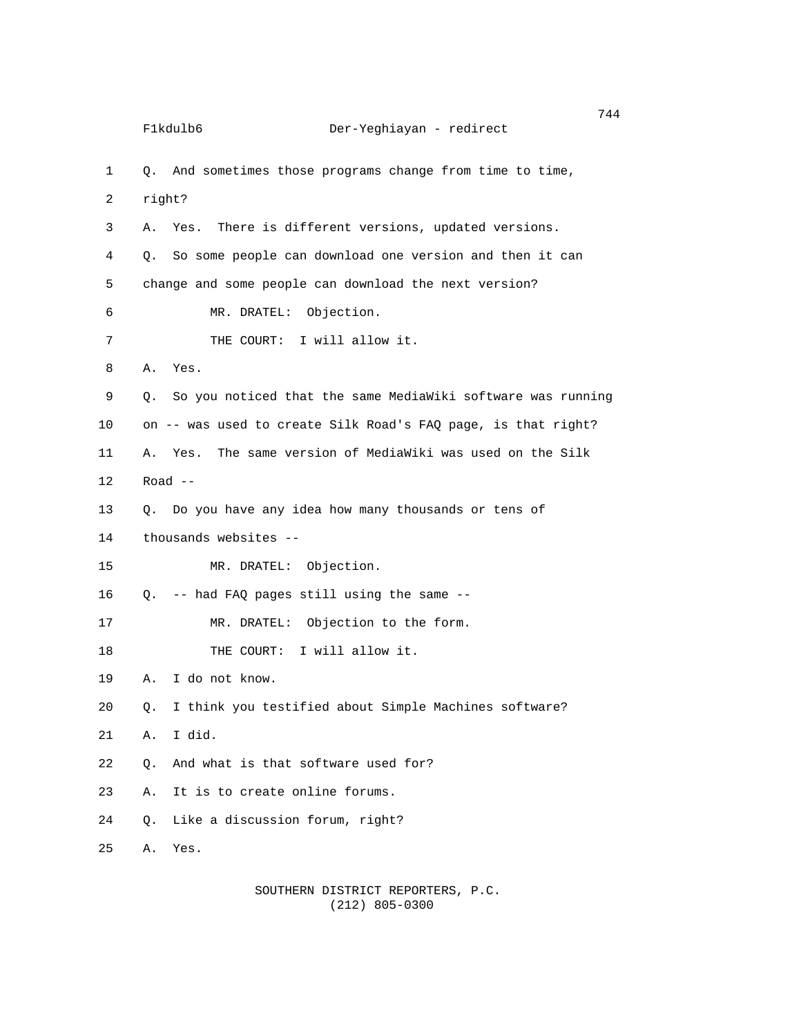1 Q. And sometimes those programs change from time to time,

2 right?

3 A. Yes. There is different versions, updated versions.

4 Q. So some people can download one version and then it can

5 change and some people can download the next version?

6 MR. DRATEL: Objection.

7 THE COURT: I will allow it.

8 A. Yes.

9 Q. So you noticed that the same MediaWiki software was running

10 on -- was used to create Silk Road's FAQ page, is that right?

11 A. Yes. The same version of MediaWiki was used on the Silk

12 Road --

13 Q. Do you have any idea how many thousands or tens of

14 thousands websites --

15 MR. DRATEL: Objection.

16 Q. -- had FAQ pages still using the same --

17 MR. DRATEL: Objection to the form.

18 THE COURT: I will allow it.

19 A. I do not know.

20 Q. I think you testified about Simple Machines software?

21 A. I did.

22 Q. And what is that software used for?

23 A. It is to create online forums.

24 Q. Like a discussion forum, right?

25 A. Yes.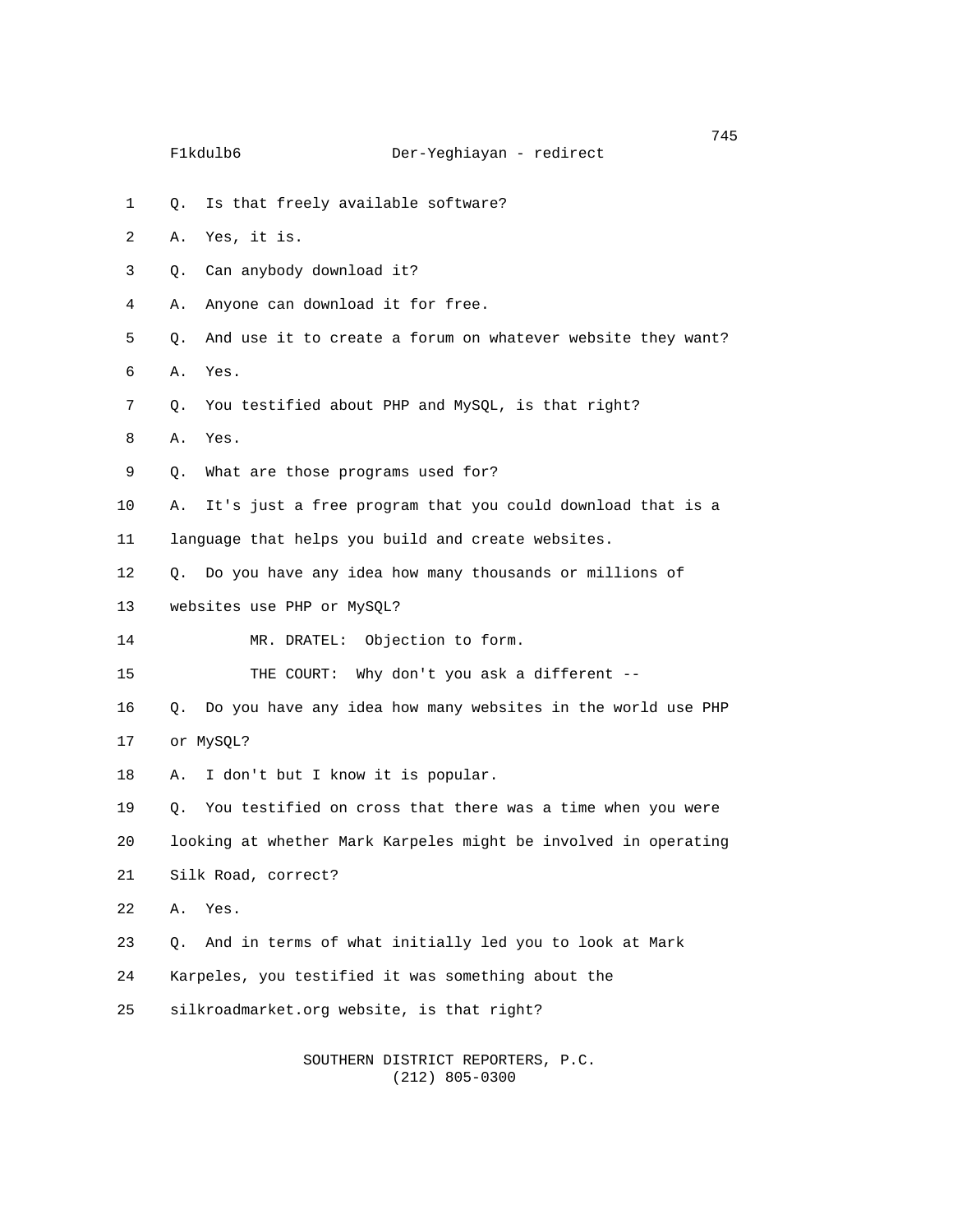Q. Is that freely available software?

A. Yes, it is.

Q. Can anybody download it?

A. Anyone can download it for free.

Q. And use it to create a forum on whatever website they want?

A. Yes.

Q. You testified about PHP and MySQL, is that right?

A. Yes.

Q. What are those programs used for?

A. It's just a free program that you could download that is a language that helps you build and create websites.

Q. Do you have any idea how many thousands or millions of websites use PHP or MySQL?

MR. DRATEL: Objection to form.

THE COURT: Why don't you ask a different --

Q. Do you have any idea how many websites in the world use PHP or MySQL?

A. I don't but I know it is popular.

Q. You testified on cross that there was a time when you were looking at whether Mark Karpeles might be involved in operating Silk Road, correct?

A. Yes.

Q. And in terms of what initially led you to look at Mark Karpeles, you testified it was something about the silkroadmarket.org website, is that right?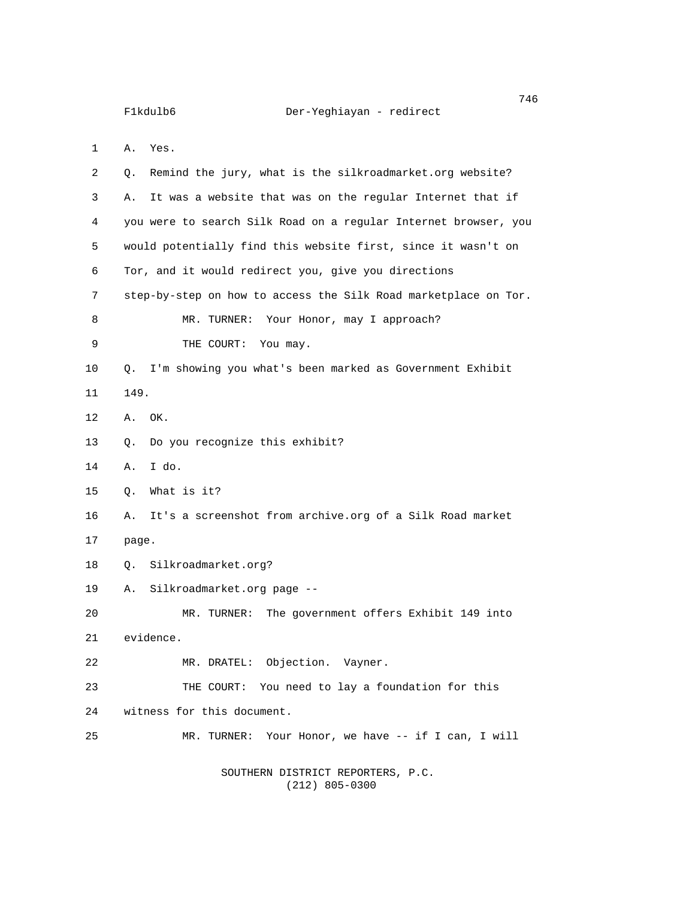1 A. Yes.

2 Q. Remind the jury, what is the silkroadmarket.org website?

3 A. It was a website that was on the regular Internet that if

4 you were to search Silk Road on a regular Internet browser, you

5 would potentially find this website first, since it wasn't on

6 Tor, and it would redirect you, give you directions

7 step-by-step on how to access the Silk Road marketplace on Tor.

8 MR. TURNER: Your Honor, may I approach?

9 THE COURT: You may.

10 Q. I'm showing you what's been marked as Government Exhibit

11 149.

12 A. OK.

13 Q. Do you recognize this exhibit?

14 A. I do.

15 Q. What is it?

16 A. It's a screenshot from archive.org of a Silk Road market

17 page.

18 Q. Silkroadmarket.org?

19 A. Silkroadmarket.org page --

20 MR. TURNER: The government offers Exhibit 149 into

21 evidence.

22 MR. DRATEL: Objection. Vayner.

23 THE COURT: You need to lay a foundation for this

24 witness for this document.

25 MR. TURNER: Your Honor, we have -- if I can, I will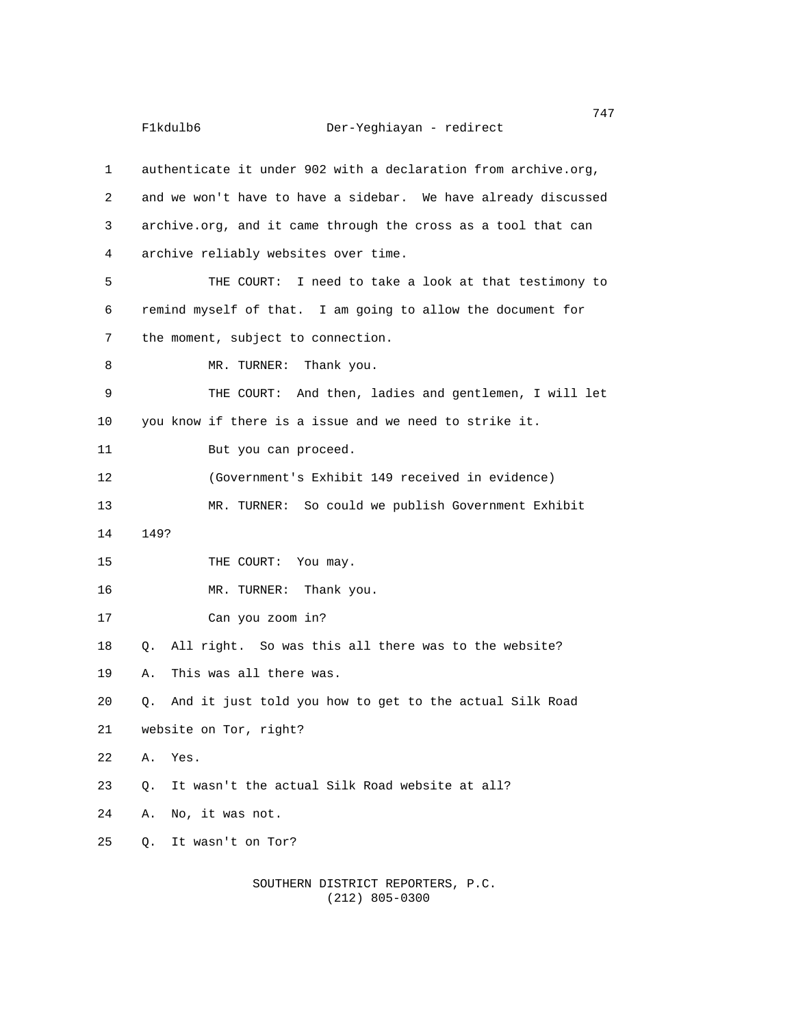1 authenticate it under 902 with a declaration from archive.org,

2 and we won't have to have a sidebar. We have already discussed

3 archive.org, and it came through the cross as a tool that can

4 archive reliably websites over time.

5 THE COURT: I need to take a look at that testimony to

6 remind myself of that. I am going to allow the document for

7 the moment, subject to connection.

8 MR. TURNER: Thank you.

9 THE COURT: And then, ladies and gentlemen, I will let

10 you know if there is a issue and we need to strike it.

11 But you can proceed.

12 (Government's Exhibit 149 received in evidence)

13 MR. TURNER: So could we publish Government Exhibit

14 149?

15 THE COURT: You may.

16 MR. TURNER: Thank you.

17 Can you zoom in?

18 Q. All right. So was this all there was to the website?

19 A. This was all there was.

20 Q. And it just told you how to get to the actual Silk Road

21 website on Tor, right?

22 A. Yes.

23 Q. It wasn't the actual Silk Road website at all?

24 A. No, it was not.

25 Q. It wasn't on Tor?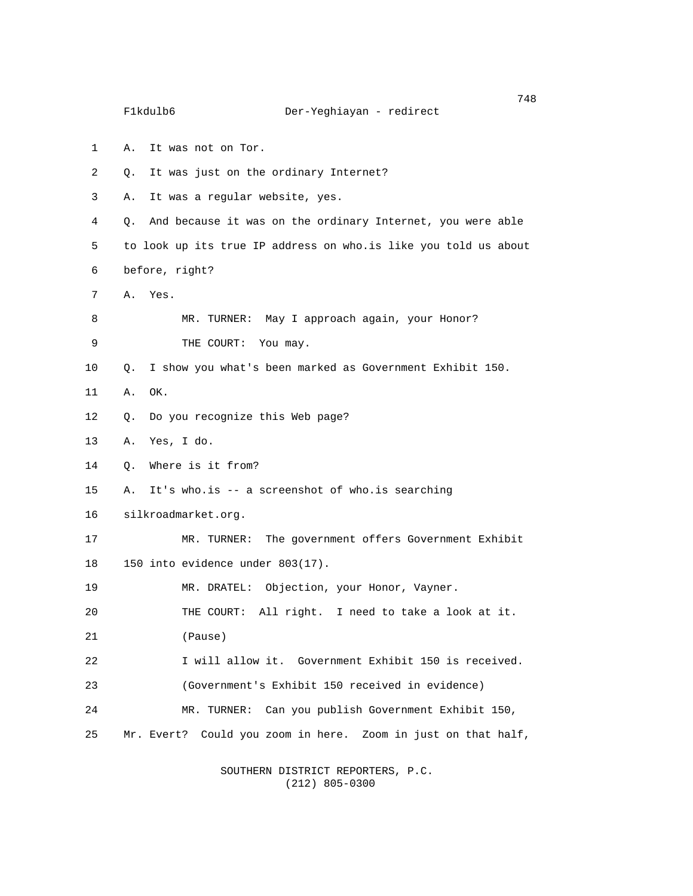A. It was not on Tor.

Q. It was just on the ordinary Internet?

A. It was a regular website, yes.

Q. And because it was on the ordinary Internet, you were able to look up its true IP address on who.is like you told us about before, right?

A. Yes.

MR. TURNER: May I approach again, your Honor?

THE COURT: You may.

Q. I show you what's been marked as Government Exhibit 150.

A. OK.

Q. Do you recognize this Web page?

A. Yes, I do.

Q. Where is it from?

A. It's who.is -- a screenshot of who.is searching silkroadmarket.org.

MR. TURNER: The government offers Government Exhibit 150 into evidence under 803(17).

MR. DRATEL: Objection, your Honor, Vayner.

THE COURT: All right. I need to take a look at it.

(Pause)

I will allow it. Government Exhibit 150 is received.

(Government's Exhibit 150 received in evidence)

MR. TURNER: Can you publish Government Exhibit 150, Mr. Evert? Could you zoom in here. Zoom in just on that half,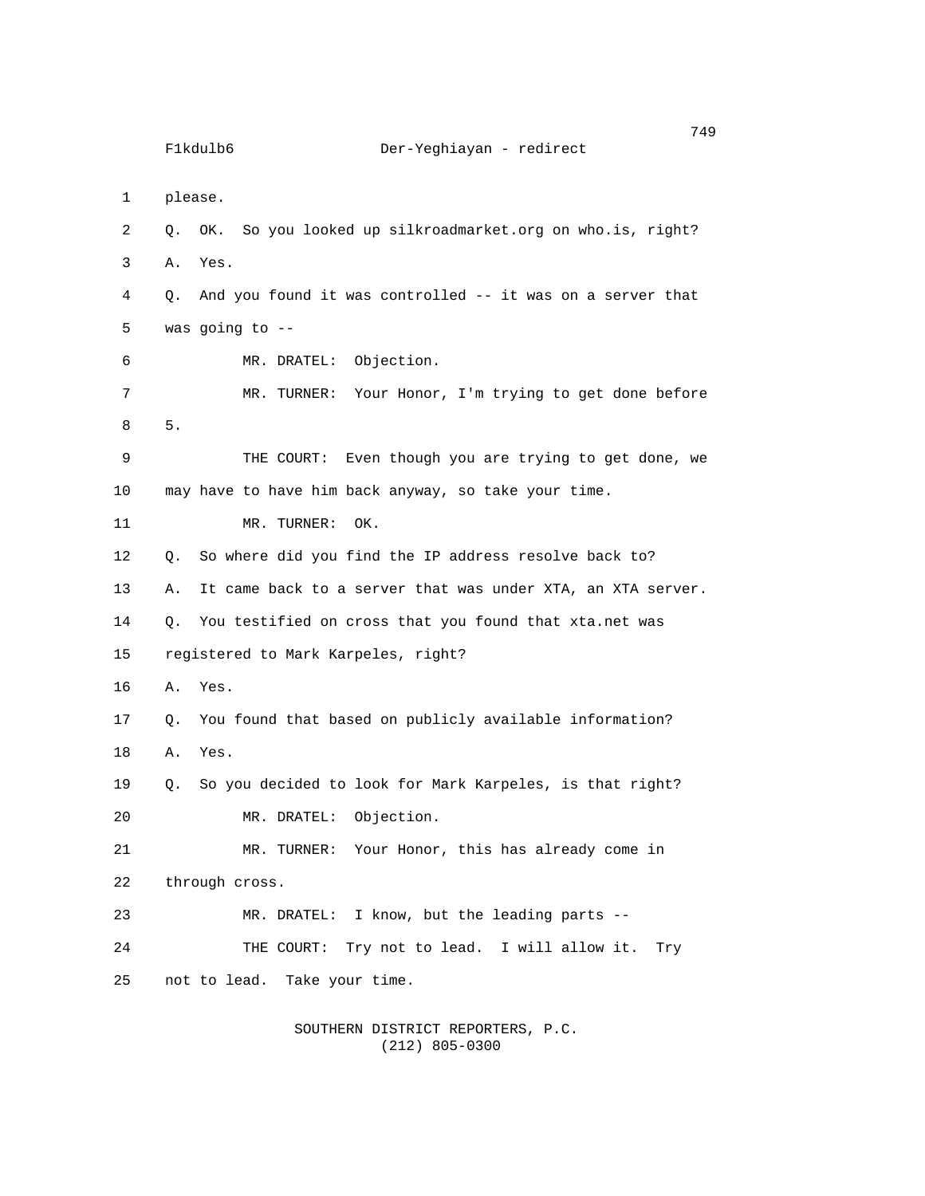please.

Q. OK. So you looked up silkroadmarket.org on who.is, right?

A. Yes.

Q. And you found it was controlled -- it was on a server that was going to --

MR. DRATEL: Objection.

MR. TURNER: Your Honor, I'm trying to get done before 5.

THE COURT: Even though you are trying to get done, we may have to have him back anyway, so take your time.

MR. TURNER: OK.

Q. So where did you find the IP address resolve back to?

A. It came back to a server that was under XTA, an XTA server.

Q. You testified on cross that you found that xta.net was registered to Mark Karpeles, right?

A. Yes.

Q. You found that based on publicly available information?

A. Yes.

Q. So you decided to look for Mark Karpeles, is that right?

MR. DRATEL: Objection.

MR. TURNER: Your Honor, this has already come in through cross.

MR. DRATEL: I know, but the leading parts --

THE COURT: Try not to lead. I will allow it. Try not to lead. Take your time.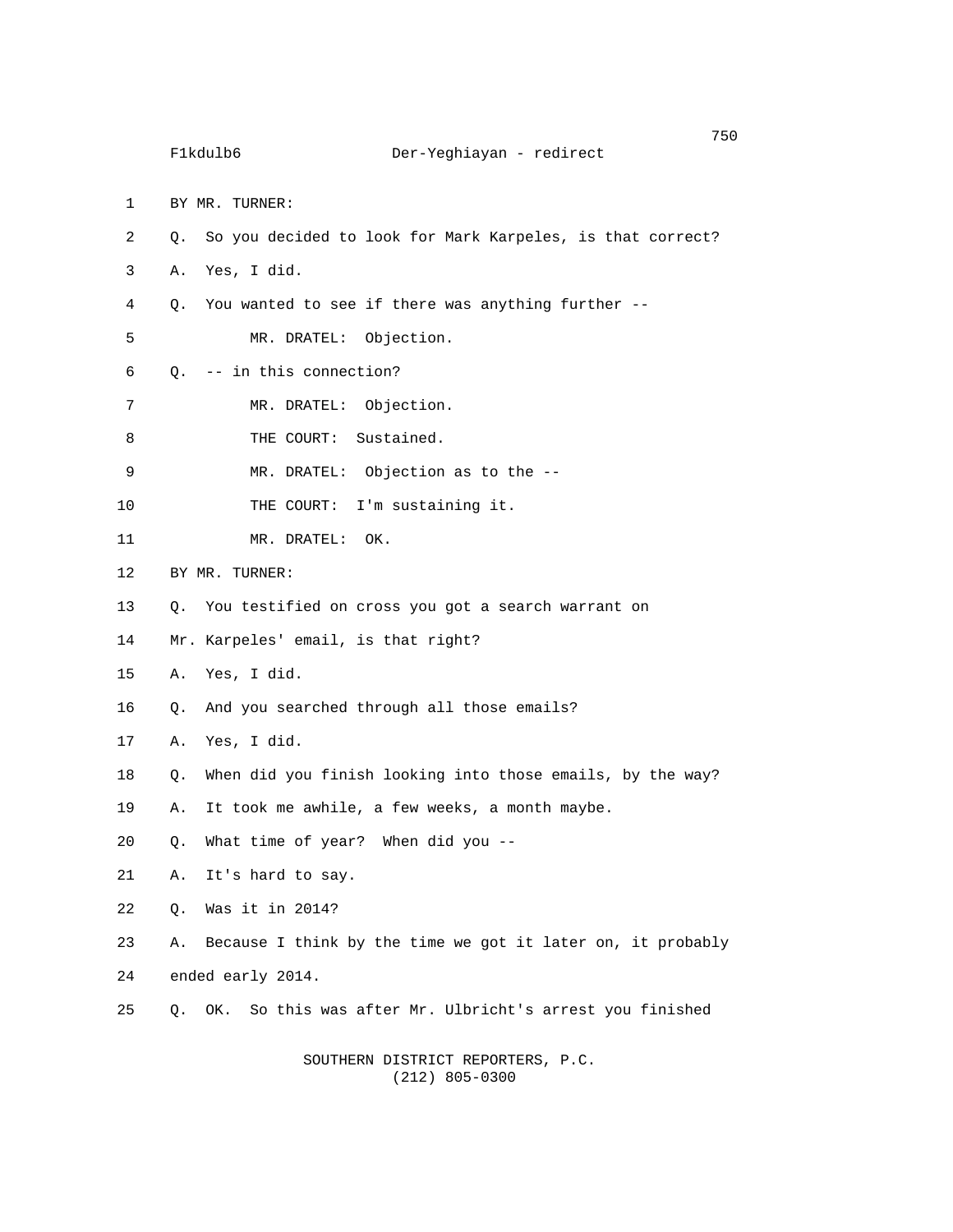1 BY MR. TURNER:

2 Q. So you decided to look for Mark Karpeles, is that correct?

3 A. Yes, I did.

4 Q. You wanted to see if there was anything further --

5 MR. DRATEL: Objection.

6 Q. -- in this connection?

7 MR. DRATEL: Objection.

8 THE COURT: Sustained.

9 MR. DRATEL: Objection as to the --

10 THE COURT: I'm sustaining it.

11 MR. DRATEL: OK.

12 BY MR. TURNER:

13 Q. You testified on cross you got a search warrant on

14 Mr. Karpeles' email, is that right?

15 A. Yes, I did.

16 Q. And you searched through all those emails?

17 A. Yes, I did.

18 Q. When did you finish looking into those emails, by the way?

19 A. It took me awhile, a few weeks, a month maybe.

20 Q. What time of year? When did you --

21 A. It's hard to say.

22 Q. Was it in 2014?

23 A. Because I think by the time we got it later on, it probably

24 ended early 2014.

25 Q. OK. So this was after Mr. Ulbricht's arrest you finished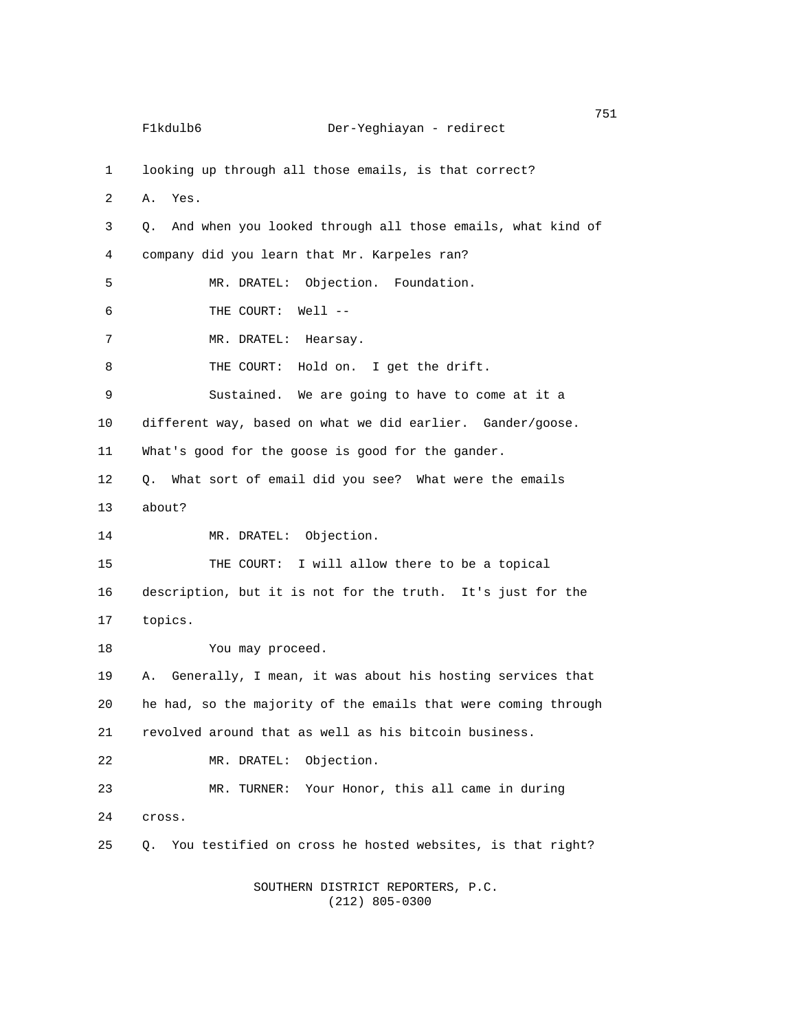looking up through all those emails, is that correct?

A. Yes.

Q. And when you looked through all those emails, what kind of company did you learn that Mr. Karpeles ran?

MR. DRATEL: Objection. Foundation.

THE COURT: Well --

MR. DRATEL: Hearsay.

THE COURT: Hold on. I get the drift.

Sustained. We are going to have to come at it a different way, based on what we did earlier. Gander/goose. What's good for the goose is good for the gander.

Q. What sort of email did you see? What were the emails about?

MR. DRATEL: Objection.

THE COURT: I will allow there to be a topical description, but it is not for the truth. It's just for the topics.

You may proceed.

A. Generally, I mean, it was about his hosting services that he had, so the majority of the emails that were coming through revolved around that as well as his bitcoin business.

MR. DRATEL: Objection.

MR. TURNER: Your Honor, this all came in during cross.

Q. You testified on cross he hosted websites, is that right?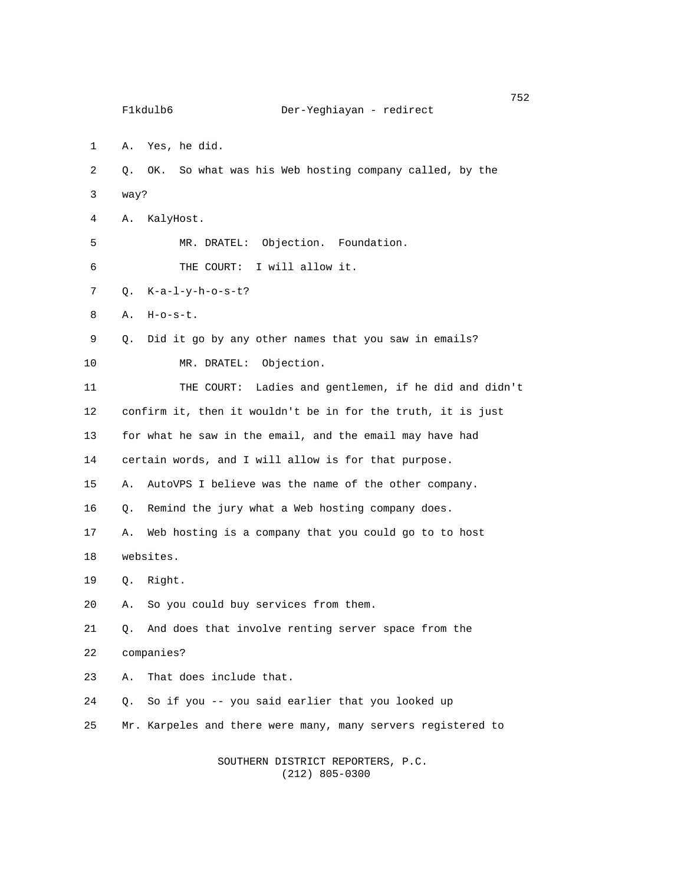1 A. Yes, he did.

2 Q. OK. So what was his Web hosting company called, by the

3 way?

4 A. KalyHost.

5 MR. DRATEL: Objection. Foundation.

6 THE COURT: I will allow it.

7 Q. K-a-l-y-h-o-s-t?

8 A. H-o-s-t.

9 Q. Did it go by any other names that you saw in emails?

10 MR. DRATEL: Objection.

11 THE COURT: Ladies and gentlemen, if he did and didn't

12 confirm it, then it wouldn't be in for the truth, it is just

13 for what he saw in the email, and the email may have had

14 certain words, and I will allow is for that purpose.

15 A. AutoVPS I believe was the name of the other company.

16 Q. Remind the jury what a Web hosting company does.

17 A. Web hosting is a company that you could go to to host

18 websites.

19 Q. Right.

20 A. So you could buy services from them.

21 Q. And does that involve renting server space from the

22 companies?

23 A. That does include that.

24 Q. So if you -- you said earlier that you looked up

25 Mr. Karpeles and there were many, many servers registered to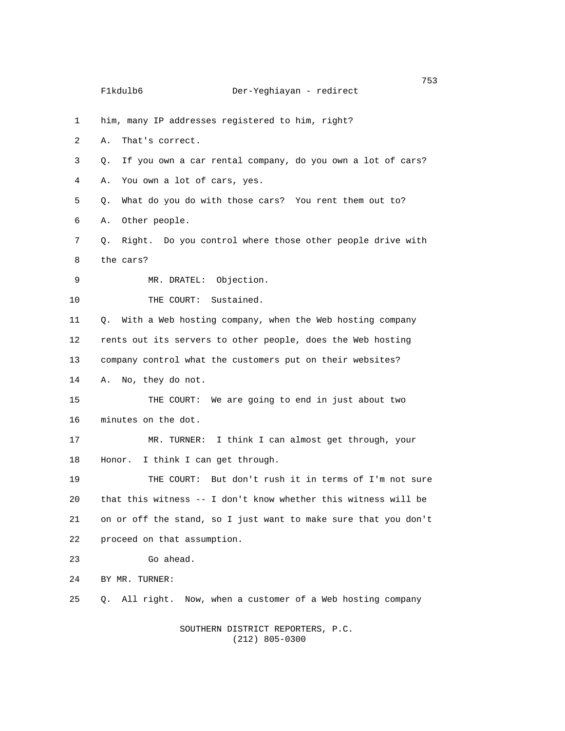1 him, many IP addresses registered to him, right?

2 A. That's correct.

3 Q. If you own a car rental company, do you own a lot of cars?

4 A. You own a lot of cars, yes.

5 Q. What do you do with those cars? You rent them out to?

6 A. Other people.

7 Q. Right. Do you control where those other people drive with

8 the cars?

9 MR. DRATEL: Objection.

10 THE COURT: Sustained.

11 Q. With a Web hosting company, when the Web hosting company

12 rents out its servers to other people, does the Web hosting

13 company control what the customers put on their websites?

14 A. No, they do not.

15 THE COURT: We are going to end in just about two

16 minutes on the dot.

17 MR. TURNER: I think I can almost get through, your

18 Honor. I think I can get through.

19 THE COURT: But don't rush it in terms of I'm not sure

20 that this witness -- I don't know whether this witness will be

21 on or off the stand, so I just want to make sure that you don't

22 proceed on that assumption.

23 Go ahead.

24 BY MR. TURNER:

25 Q. All right. Now, when a customer of a Web hosting company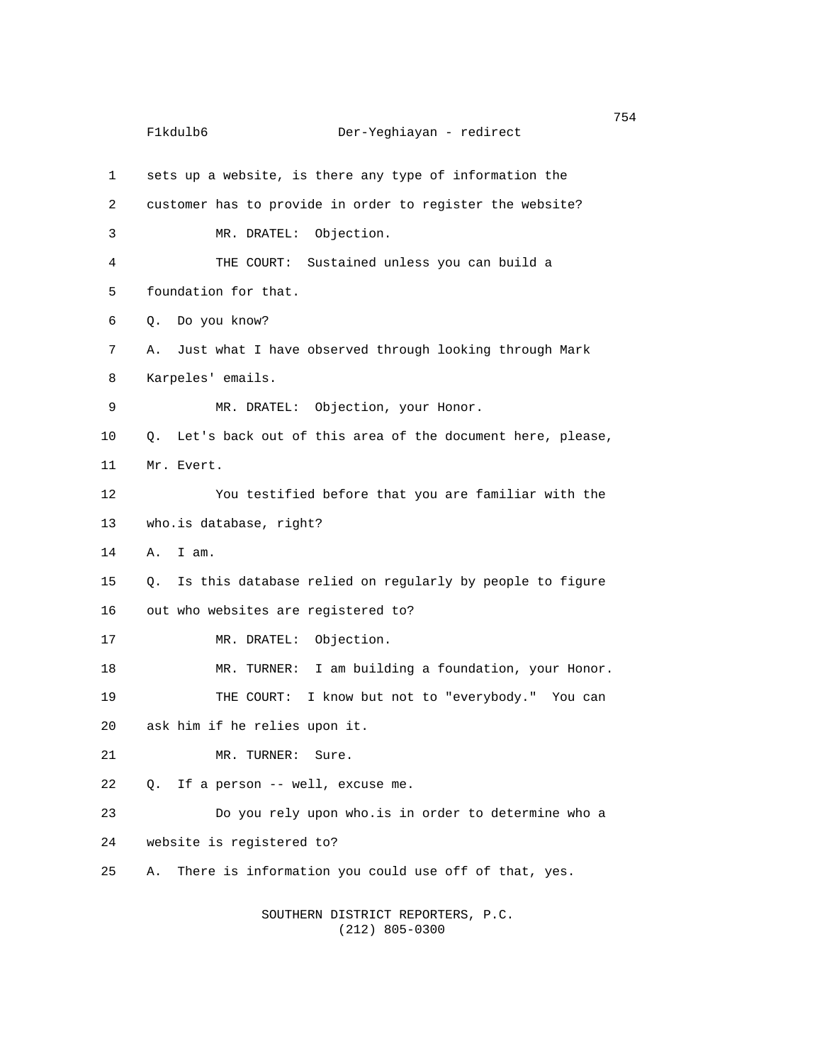1 sets up a website, is there any type of information the

2 customer has to provide in order to register the website?

3 MR. DRATEL: Objection.

4 THE COURT: Sustained unless you can build a

5 foundation for that.

6 Q. Do you know?

7 A. Just what I have observed through looking through Mark

8 Karpeles' emails.

9 MR. DRATEL: Objection, your Honor.

10 Q. Let's back out of this area of the document here, please,

11 Mr. Evert.

12 You testified before that you are familiar with the

13 who.is database, right?

14 A. I am.

15 Q. Is this database relied on regularly by people to figure

16 out who websites are registered to?

17 MR. DRATEL: Objection.

18 MR. TURNER: I am building a foundation, your Honor.

19 THE COURT: I know but not to "everybody." You can

20 ask him if he relies upon it.

21 MR. TURNER: Sure.

22 Q. If a person -- well, excuse me.

23 Do you rely upon who.is in order to determine who a

24 website is registered to?

25 A. There is information you could use off of that, yes.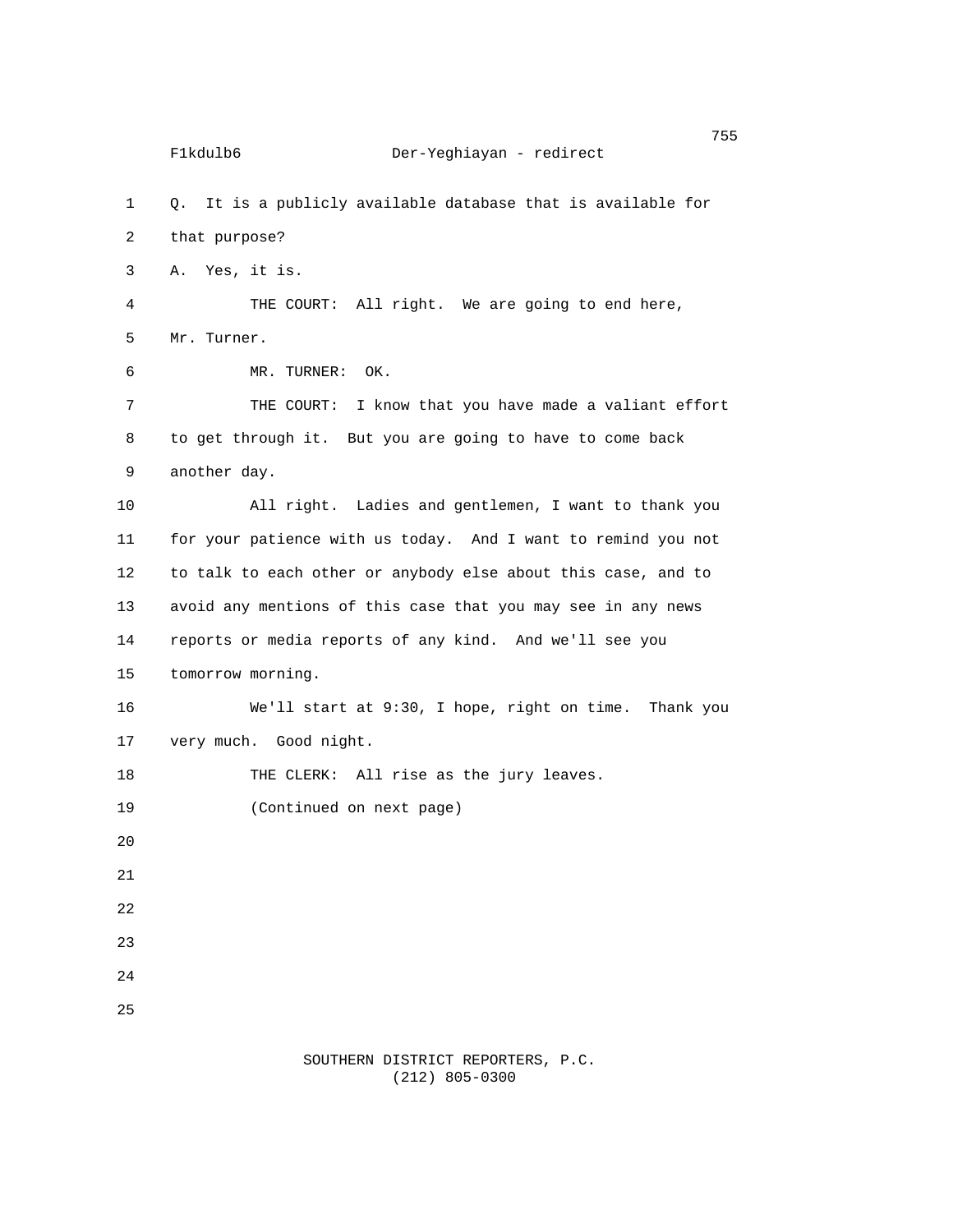Q. It is a publicly available database that is available for that purpose?

A. Yes, it is.

THE COURT: All right. We are going to end here, Mr. Turner.

MR. TURNER: OK.

THE COURT: I know that you have made a valiant effort to get through it. But you are going to have to come back another day.

All right. Ladies and gentlemen, I want to thank you for your patience with us today. And I want to remind you not to talk to each other or anybody else about this case, and to avoid any mentions of this case that you may see in any news reports or media reports of any kind. And we'll see you tomorrow morning.

We'll start at 9:30, I hope, right on time. Thank you very much. Good night.

THE CLERK: All rise as the jury leaves.

(Continued on next page)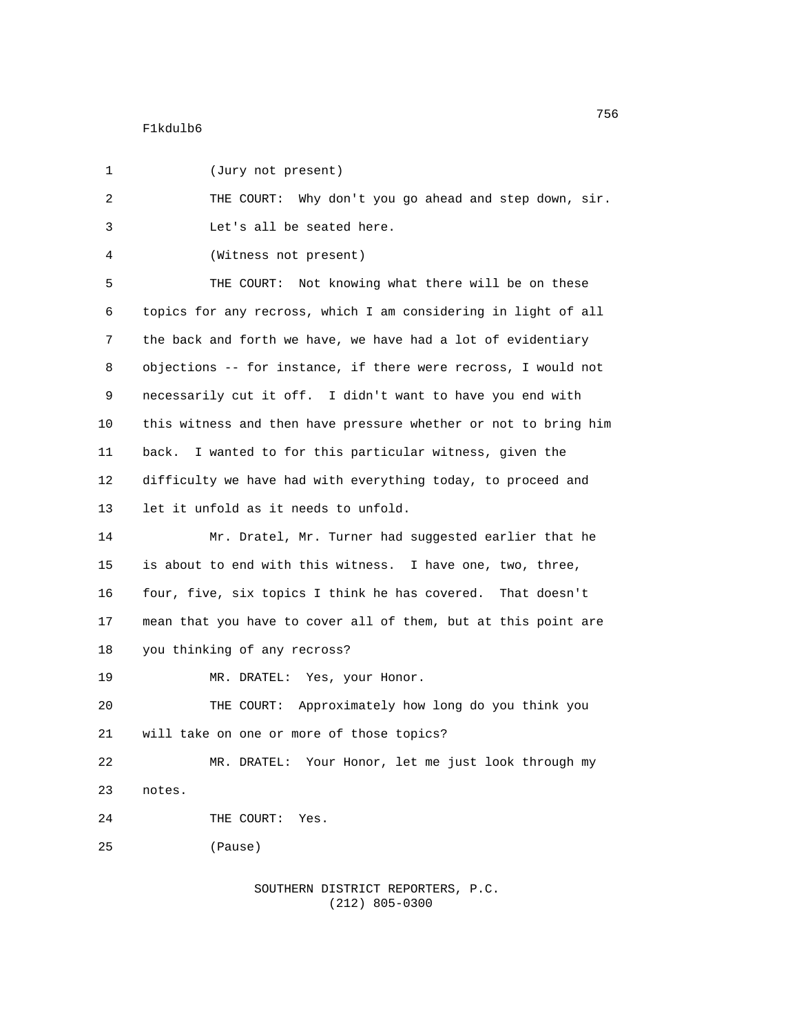(Jury not present)

THE COURT: Why don't you go ahead and step down, sir.

Let's all be seated here.

(Witness not present)

THE COURT: Not knowing what there will be on these topics for any recross, which I am considering in light of all the back and forth we have, we have had a lot of evidentiary objections -- for instance, if there were recross, I would not necessarily cut it off. I didn't want to have you end with this witness and then have pressure whether or not to bring him back. I wanted to for this particular witness, given the difficulty we have had with everything today, to proceed and let it unfold as it needs to unfold.

Mr. Dratel, Mr. Turner had suggested earlier that he is about to end with this witness. I have one, two, three, four, five, six topics I think he has covered. That doesn't mean that you have to cover all of them, but at this point are you thinking of any recross?

MR. DRATEL: Yes, your Honor.

THE COURT: Approximately how long do you think you will take on one or more of those topics?

MR. DRATEL: Your Honor, let me just look through my notes.

THE COURT: Yes.

(Pause)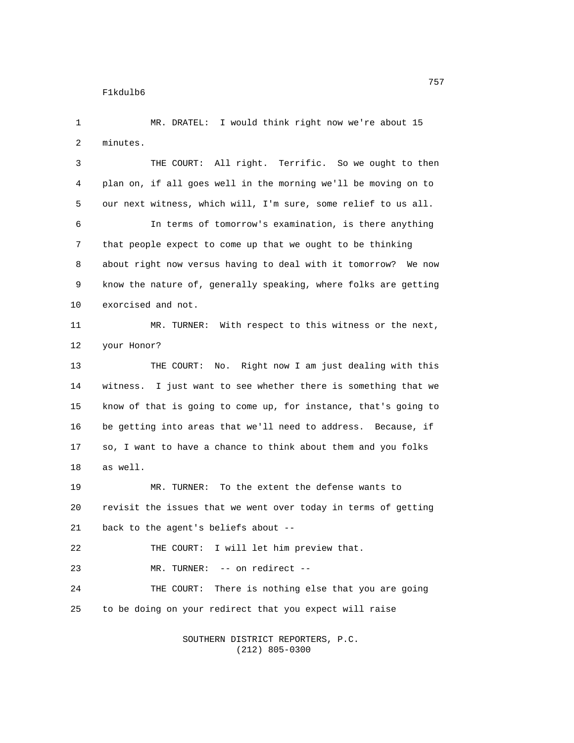MR. DRATEL: I would think right now we're about 15 minutes.

THE COURT: All right. Terrific. So we ought to then plan on, if all goes well in the morning we'll be moving on to our next witness, which will, I'm sure, some relief to us all.

In terms of tomorrow's examination, is there anything that people expect to come up that we ought to be thinking about right now versus having to deal with it tomorrow? We now know the nature of, generally speaking, where folks are getting exorcised and not.

MR. TURNER: With respect to this witness or the next, your Honor?

THE COURT: No. Right now I am just dealing with this witness. I just want to see whether there is something that we know of that is going to come up, for instance, that's going to be getting into areas that we'll need to address. Because, if so, I want to have a chance to think about them and you folks as well.

MR. TURNER: To the extent the defense wants to revisit the issues that we went over today in terms of getting back to the agent's beliefs about --

THE COURT: I will let him preview that.

MR. TURNER: -- on redirect --

THE COURT: There is nothing else that you are going to be doing on your redirect that you expect will raise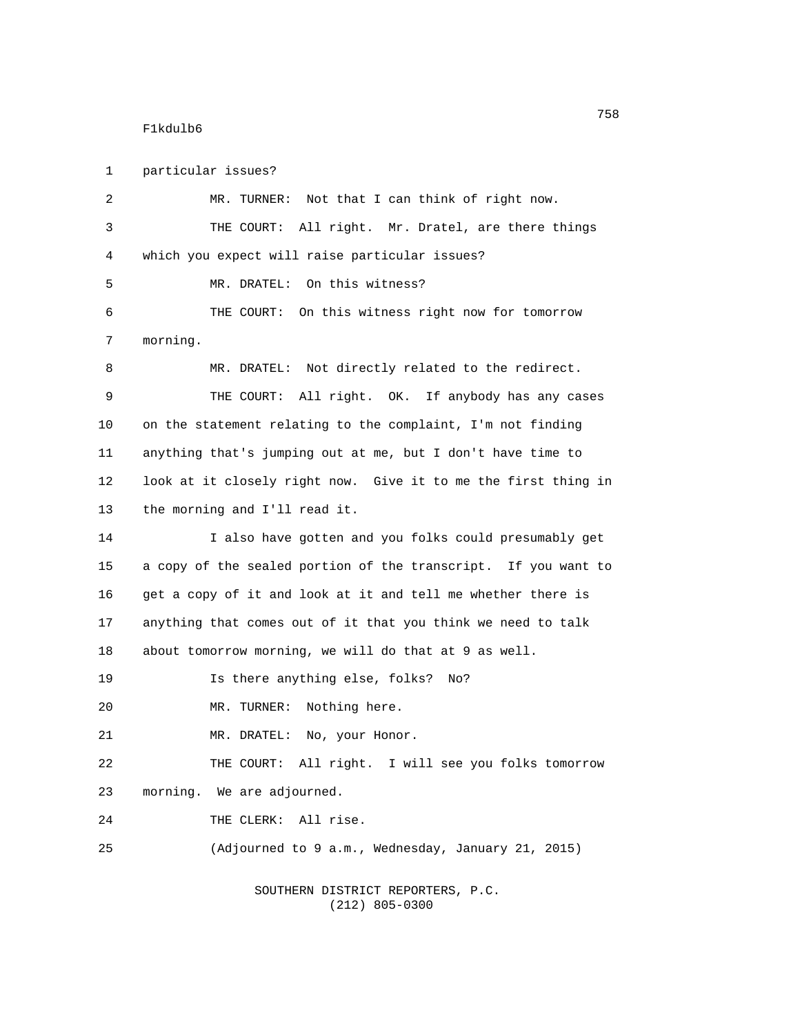1 particular issues?

2 MR. TURNER: Not that I can think of right now.

3 THE COURT: All right. Mr. Dratel, are there things

4 which you expect will raise particular issues?

5 MR. DRATEL: On this witness?

6 THE COURT: On this witness right now for tomorrow

7 morning.

8 MR. DRATEL: Not directly related to the redirect.

9 THE COURT: All right. OK. If anybody has any cases

10 on the statement relating to the complaint, I'm not finding

11 anything that's jumping out at me, but I don't have time to

12 look at it closely right now. Give it to me the first thing in

13 the morning and I'll read it.

14 I also have gotten and you folks could presumably get

15 a copy of the sealed portion of the transcript. If you want to

16 get a copy of it and look at it and tell me whether there is

17 anything that comes out of it that you think we need to talk

18 about tomorrow morning, we will do that at 9 as well.

19 Is there anything else, folks? No?

20 MR. TURNER: Nothing here.

21 MR. DRATEL: No, your Honor.

22 THE COURT: All right. I will see you folks tomorrow

23 morning. We are adjourned.

24 THE CLERK: All rise.

25 (Adjourned to 9 a.m., Wednesday, January 21, 2015)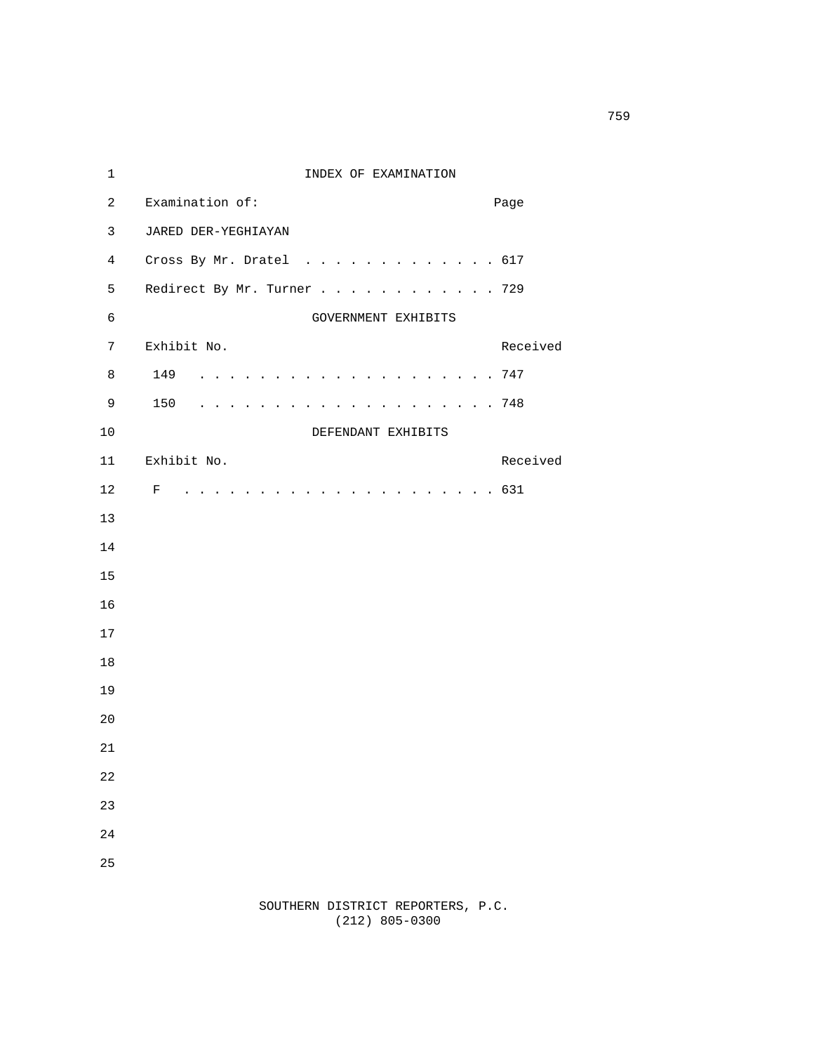INDEX OF EXAMINATION

| Examination of: | Page |
|---|---|
| JARED DER-YEGHIAYAN | |
| Cross By Mr. Dratel | 617 |
| Redirect By Mr. Turner | 729 |

GOVERNMENT EXHIBITS

| Exhibit No. | Received |
|---|---|
| 149 | 747 |
| 150 | 748 |

DEFENDANT EXHIBITS

| Exhibit No. | Received |
|---|---|
| F | 631 |

SOUTHERN DISTRICT REPORTERS, P.C.
(212) 805-0300